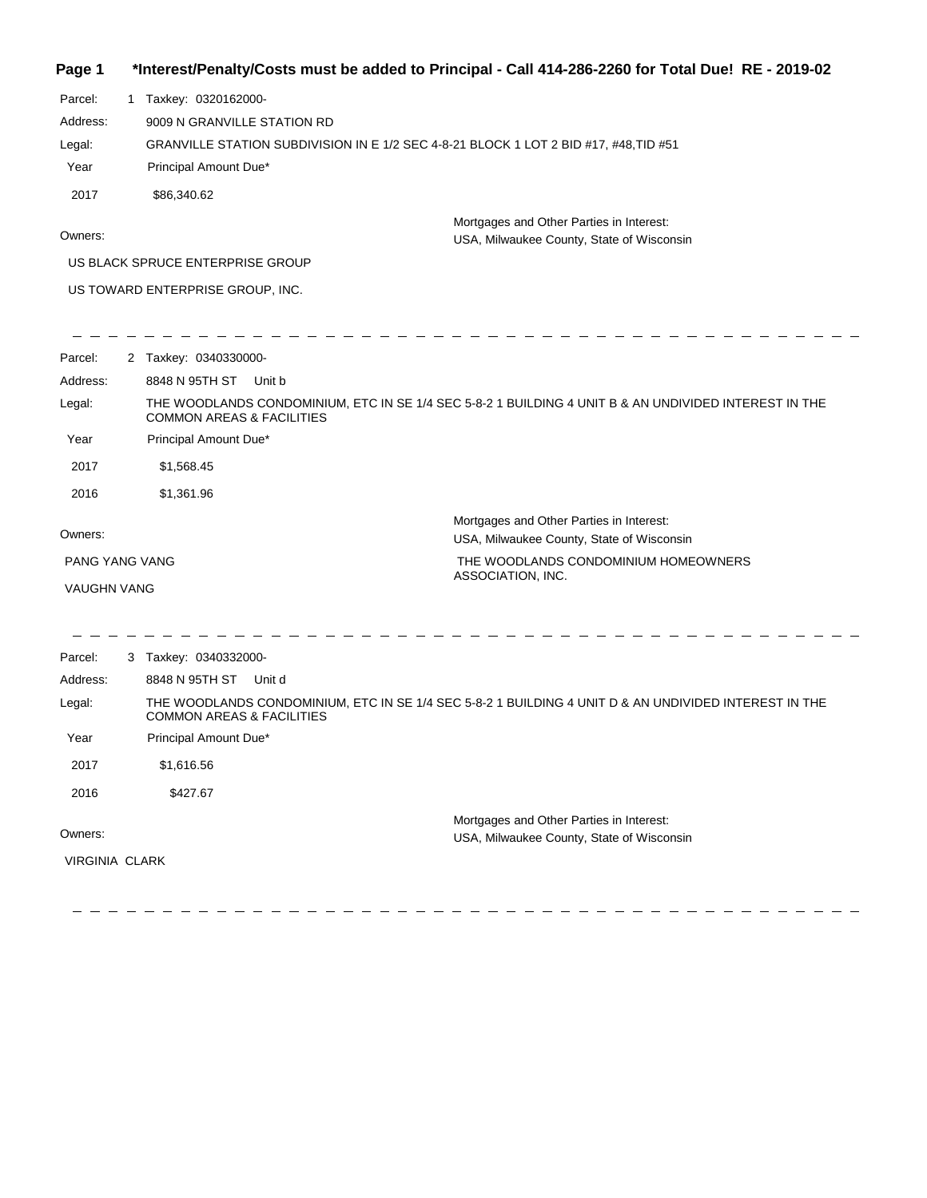**Page 1 \*Interest/Penalty/Costs must be added to Principal - Call 414-286-2260 for Total Due! RE - 2019-02**

Parcel: 1 Taxkey: 0320162000-

Address: 9009 N GRANVILLE STATION RD

Legal: GRANVILLE STATION SUBDIVISION IN E 1/2 SEC 4-8-21 BLOCK 1 LOT 2 BID #17, #48,TID #51

| Year | Principal Amount Due* |
|---|---|
| 2017 | $86,340.62 |

Owners:

US BLACK SPRUCE ENTERPRISE GROUP

US TOWARD ENTERPRISE GROUP, INC.

Mortgages and Other Parties in Interest:

USA, Milwaukee County, State of Wisconsin

---

Parcel: 2 Taxkey: 0340330000-

Address: 8848 N 95TH ST Unit b

Legal: THE WOODLANDS CONDOMINIUM, ETC IN SE 1/4 SEC 5-8-2 1 BUILDING 4 UNIT B & AN UNDIVIDED INTEREST IN THE COMMON AREAS & FACILITIES

| Year | Principal Amount Due* |
|---|---|
| 2017 | $1,568.45 |
| 2016 | $1,361.96 |

Owners:

PANG YANG VANG

VAUGHN VANG

Mortgages and Other Parties in Interest:

USA, Milwaukee County, State of Wisconsin

THE WOODLANDS CONDOMINIUM HOMEOWNERS ASSOCIATION, INC.

---

Parcel: 3 Taxkey: 0340332000-

Address: 8848 N 95TH ST Unit d

Legal: THE WOODLANDS CONDOMINIUM, ETC IN SE 1/4 SEC 5-8-2 1 BUILDING 4 UNIT D & AN UNDIVIDED INTEREST IN THE COMMON AREAS & FACILITIES

| Year | Principal Amount Due* |
|---|---|
| 2017 | $1,616.56 |
| 2016 | $427.67 |

Owners:

VIRGINIA CLARK

Mortgages and Other Parties in Interest:

USA, Milwaukee County, State of Wisconsin

---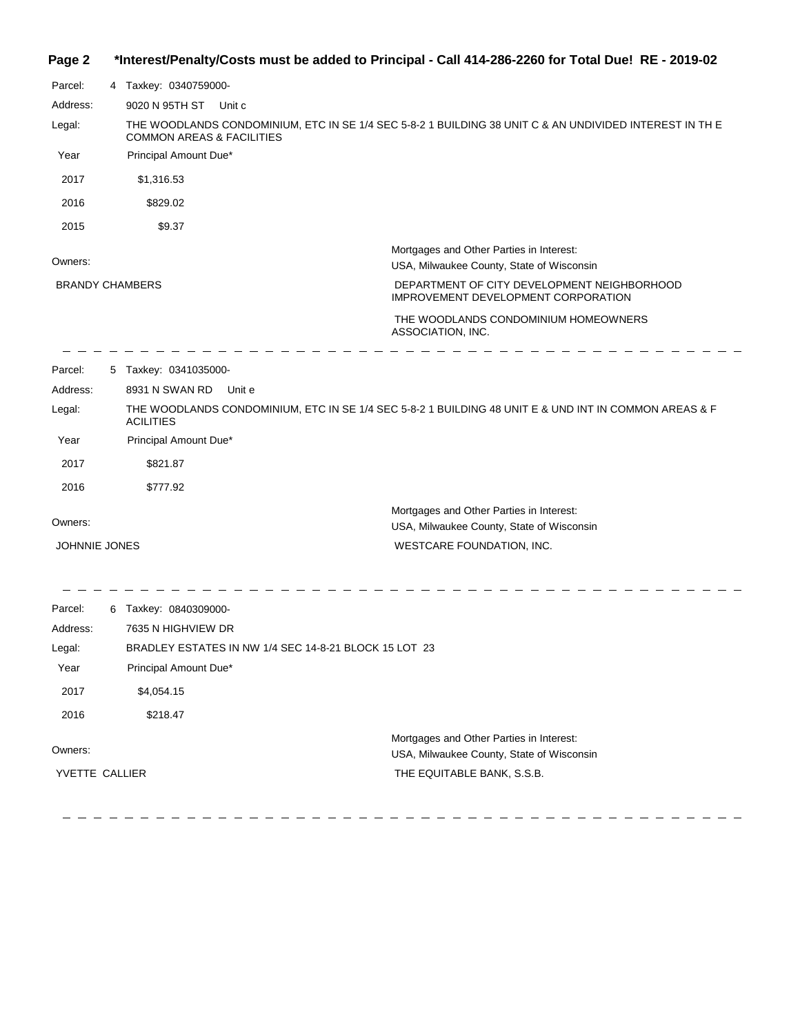**\*Interest/Penalty/Costs must be added to Principal - Call 414-286-2260 for Total Due! RE - 2019-02**

Parcel: 4 Taxkey: 0340759000-

Address: 9020 N 95TH ST Unit c

Legal: THE WOODLANDS CONDOMINIUM, ETC IN SE 1/4 SEC 5-8-2 1 BUILDING 38 UNIT C & AN UNDIVIDED INTEREST IN TH E COMMON AREAS & FACILITIES

| Year | Principal Amount Due* |
|---|---|
| 2017 | $1,316.53 |
| 2016 | $829.02 |
| 2015 | $9.37 |

Owners:

BRANDY CHAMBERS

Mortgages and Other Parties in Interest:

USA, Milwaukee County, State of Wisconsin

DEPARTMENT OF CITY DEVELOPMENT NEIGHBORHOOD IMPROVEMENT DEVELOPMENT CORPORATION

THE WOODLANDS CONDOMINIUM HOMEOWNERS ASSOCIATION, INC.

---

Parcel: 5 Taxkey: 0341035000-

Address: 8931 N SWAN RD Unit e

Legal: THE WOODLANDS CONDOMINIUM, ETC IN SE 1/4 SEC 5-8-2 1 BUILDING 48 UNIT E & UND INT IN COMMON AREAS & F ACILITIES

| Year | Principal Amount Due* |
|---|---|
| 2017 | $821.87 |
| 2016 | $777.92 |

Owners:

JOHNNIE JONES

Mortgages and Other Parties in Interest:

USA, Milwaukee County, State of Wisconsin

WESTCARE FOUNDATION, INC.

---

Parcel: 6 Taxkey: 0840309000-

Address: 7635 N HIGHVIEW DR

Legal: BRADLEY ESTATES IN NW 1/4 SEC 14-8-21 BLOCK 15 LOT 23

| Year | Principal Amount Due* |
|---|---|
| 2017 | $4,054.15 |
| 2016 | $218.47 |

Owners:

YVETTE CALLIER

Mortgages and Other Parties in Interest:

USA, Milwaukee County, State of Wisconsin

THE EQUITABLE BANK, S.S.B.

---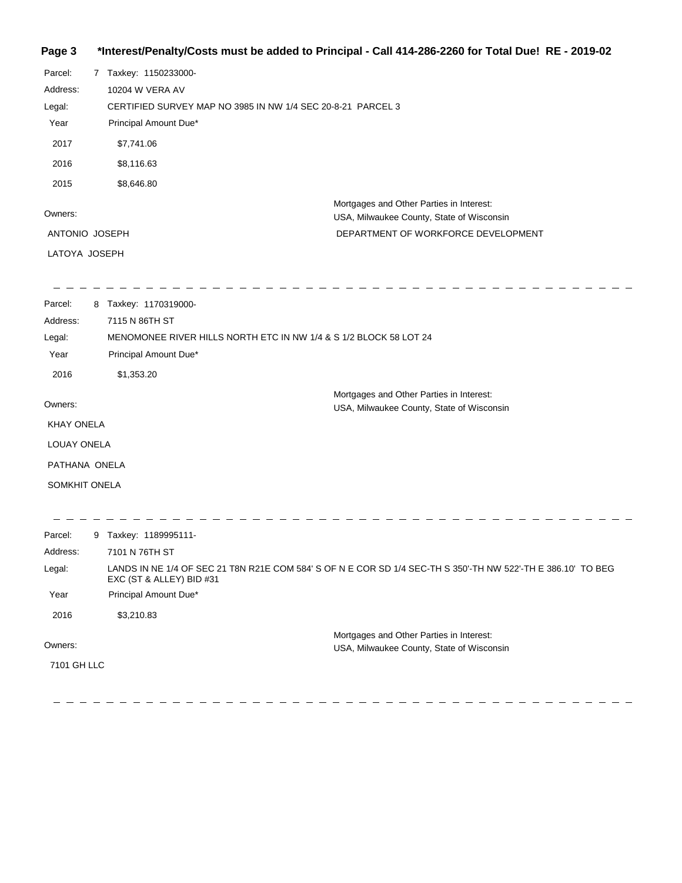**\*Interest/Penalty/Costs must be added to Principal - Call 414-286-2260 for Total Due! RE - 2019-02**

Parcel: 7 Taxkey: 1150233000-

Address: 10204 W VERA AV

Legal: CERTIFIED SURVEY MAP NO 3985 IN NW 1/4 SEC 20-8-21 PARCEL 3

| Year | Principal Amount Due* |
|---|---|
| 2017 | $7,741.06 |
| 2016 | $8,116.63 |
| 2015 | $8,646.80 |

Owners:

ANTONIO JOSEPH

LATOYA JOSEPH

Mortgages and Other Parties in Interest:

USA, Milwaukee County, State of Wisconsin

DEPARTMENT OF WORKFORCE DEVELOPMENT

---

Parcel: 8 Taxkey: 1170319000-

Address: 7115 N 86TH ST

Legal: MENOMONEE RIVER HILLS NORTH ETC IN NW 1/4 & S 1/2 BLOCK 58 LOT 24

| Year | Principal Amount Due* |
|---|---|
| 2016 | $1,353.20 |

Owners:

KHAY ONELA

LOUAY ONELA

PATHANA ONELA

SOMKHIT ONELA

Mortgages and Other Parties in Interest:

USA, Milwaukee County, State of Wisconsin

---

Parcel: 9 Taxkey: 1189995111-

Address: 7101 N 76TH ST

Legal: LANDS IN NE 1/4 OF SEC 21 T8N R21E COM 584' S OF N E COR SD 1/4 SEC-TH S 350'-TH NW 522'-TH E 386.10' TO BEG EXC (ST & ALLEY) BID #31

| Year | Principal Amount Due* |
|---|---|
| 2016 | $3,210.83 |

Owners:

7101 GH LLC

Mortgages and Other Parties in Interest:

USA, Milwaukee County, State of Wisconsin

---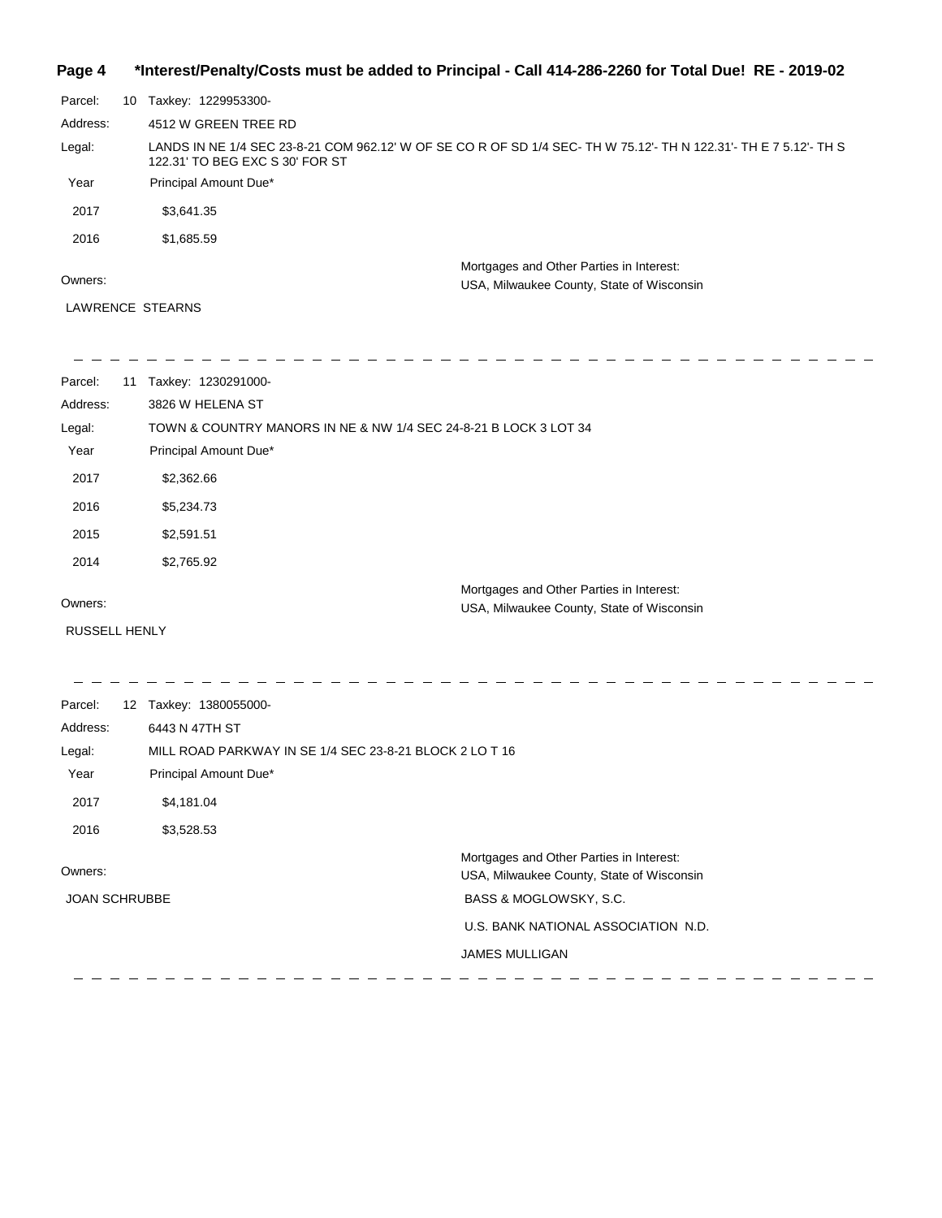**Page 4 — \*Interest/Penalty/Costs must be added to Principal - Call 414-286-2260 for Total Due! RE - 2019-02**

Parcel: 10 Taxkey: 1229953300-

Address: 4512 W GREEN TREE RD

Legal: LANDS IN NE 1/4 SEC 23-8-21 COM 962.12' W OF SE CO R OF SD 1/4 SEC- TH W 75.12'- TH N 122.31'- TH E 7 5.12'- TH S 122.31' TO BEG EXC S 30' FOR ST

| Year | Principal Amount Due* |
|---|---|
| 2017 | $3,641.35 |
| 2016 | $1,685.59 |

Owners:

LAWRENCE STEARNS

Mortgages and Other Parties in Interest:

USA, Milwaukee County, State of Wisconsin

---

Parcel: 11 Taxkey: 1230291000-

Address: 3826 W HELENA ST

Legal: TOWN & COUNTRY MANORS IN NE & NW 1/4 SEC 24-8-21 B LOCK 3 LOT 34

| Year | Principal Amount Due* |
|---|---|
| 2017 | $2,362.66 |
| 2016 | $5,234.73 |
| 2015 | $2,591.51 |
| 2014 | $2,765.92 |

Owners:

RUSSELL HENLY

Mortgages and Other Parties in Interest:

USA, Milwaukee County, State of Wisconsin

---

Parcel: 12 Taxkey: 1380055000-

Address: 6443 N 47TH ST

Legal: MILL ROAD PARKWAY IN SE 1/4 SEC 23-8-21 BLOCK 2 LO T 16

| Year | Principal Amount Due* |
|---|---|
| 2017 | $4,181.04 |
| 2016 | $3,528.53 |

Owners:

JOAN SCHRUBBE

Mortgages and Other Parties in Interest:

USA, Milwaukee County, State of Wisconsin

BASS & MOGLOWSKY, S.C.

U.S. BANK NATIONAL ASSOCIATION N.D.

JAMES MULLIGAN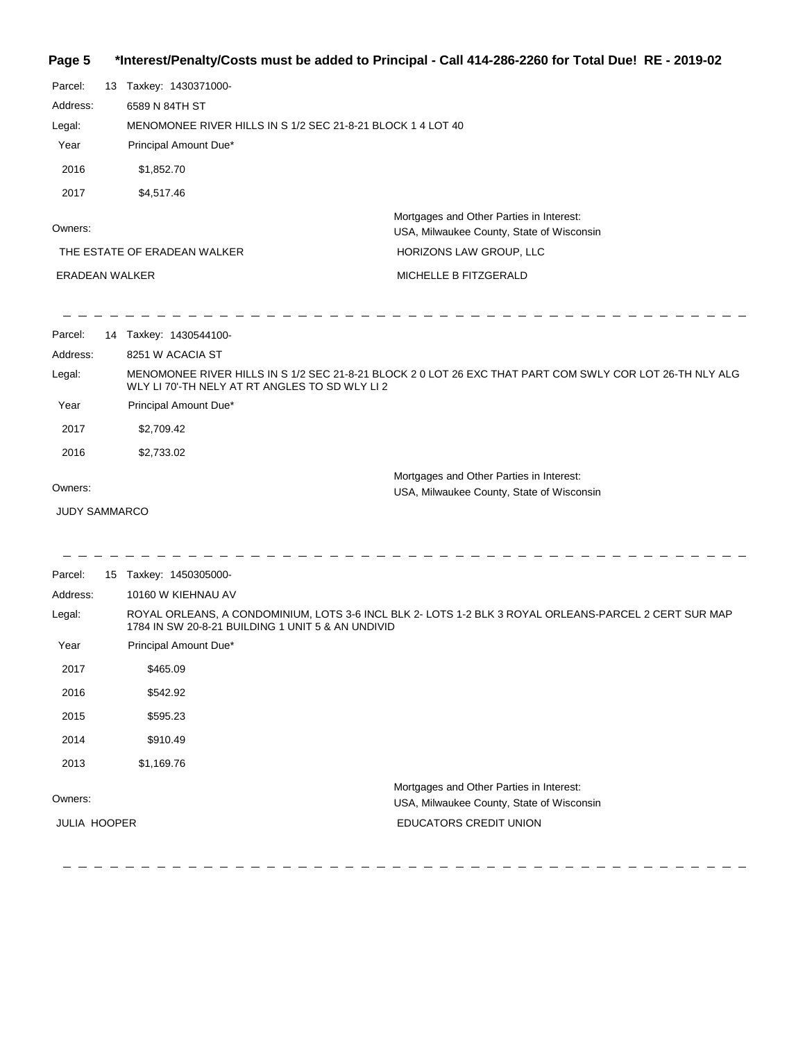**Page 5 \*Interest/Penalty/Costs must be added to Principal - Call 414-286-2260 for Total Due! RE - 2019-02**

Parcel: 13 Taxkey: 1430371000-

Address: 6589 N 84TH ST

Legal: MENOMONEE RIVER HILLS IN S 1/2 SEC 21-8-21 BLOCK 1 4 LOT 40

| Year | Principal Amount Due* |
|---|---|
| 2016 | $1,852.70 |
| 2017 | $4,517.46 |

| Owners: | Mortgages and Other Parties in Interest: |
|---|---|
| | USA, Milwaukee County, State of Wisconsin |
| THE ESTATE OF ERADEAN WALKER | HORIZONS LAW GROUP, LLC |
| ERADEAN WALKER | MICHELLE B FITZGERALD |

---

Parcel: 14 Taxkey: 1430544100-

Address: 8251 W ACACIA ST

Legal: MENOMONEE RIVER HILLS IN S 1/2 SEC 21-8-21 BLOCK 2 0 LOT 26 EXC THAT PART COM SWLY COR LOT 26-TH NLY ALG WLY LI 70'-TH NELY AT RT ANGLES TO SD WLY LI 2

| Year | Principal Amount Due* |
|---|---|
| 2017 | $2,709.42 |
| 2016 | $2,733.02 |

| Owners: | Mortgages and Other Parties in Interest: |
|---|---|
| | USA, Milwaukee County, State of Wisconsin |
| JUDY SAMMARCO | |

---

Parcel: 15 Taxkey: 1450305000-

Address: 10160 W KIEHNAU AV

Legal: ROYAL ORLEANS, A CONDOMINIUM, LOTS 3-6 INCL BLK 2- LOTS 1-2 BLK 3 ROYAL ORLEANS-PARCEL 2 CERT SUR MAP 1784 IN SW 20-8-21 BUILDING 1 UNIT 5 & AN UNDIVID

| Year | Principal Amount Due* |
|---|---|
| 2017 | $465.09 |
| 2016 | $542.92 |
| 2015 | $595.23 |
| 2014 | $910.49 |
| 2013 | $1,169.76 |

| Owners: | Mortgages and Other Parties in Interest: |
|---|---|
| | USA, Milwaukee County, State of Wisconsin |
| JULIA HOOPER | EDUCATORS CREDIT UNION |

---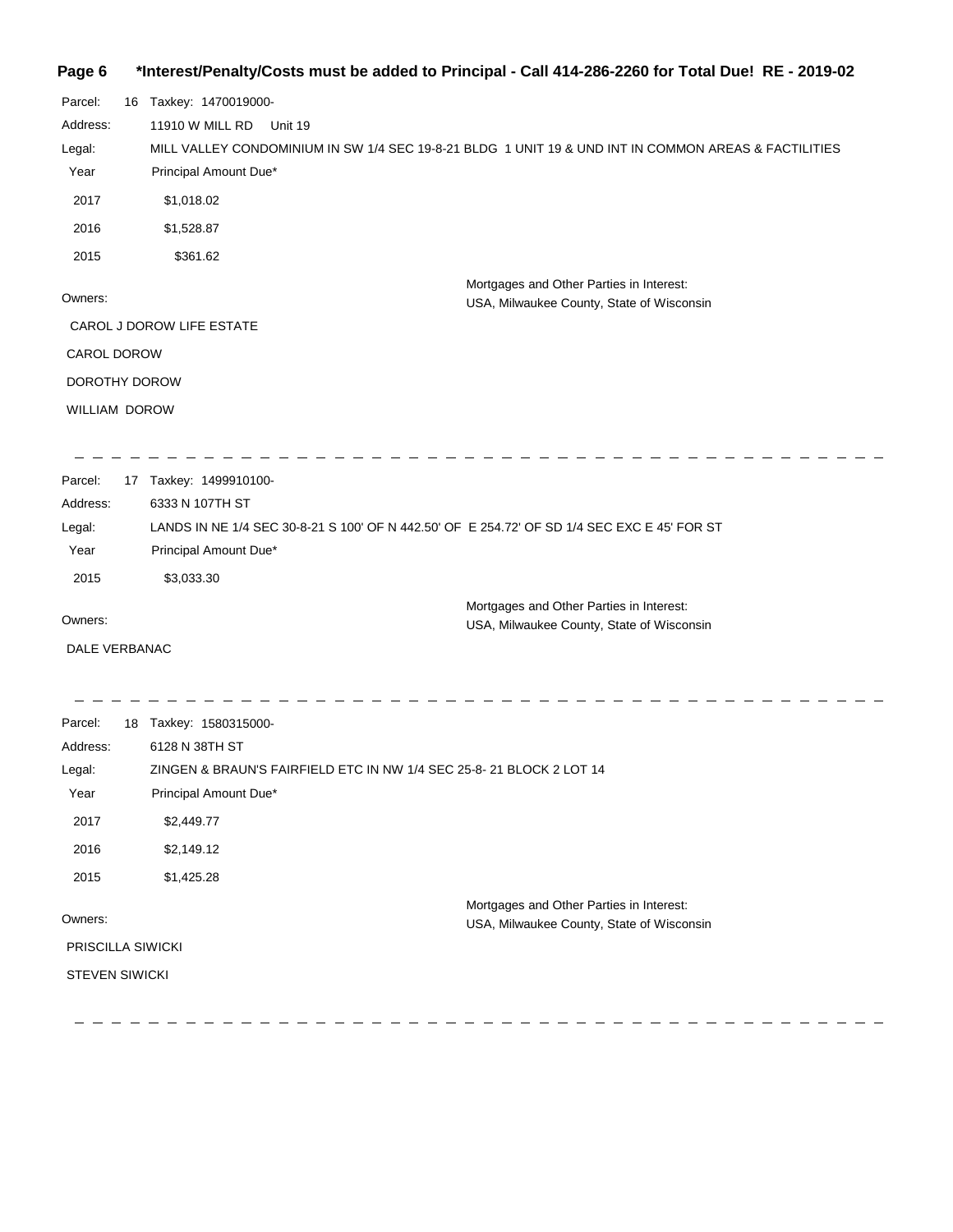**Parcel:** 16 Taxkey: 1470019000-

**Address:** 11910 W MILL RD Unit 19

**Legal:** MILL VALLEY CONDOMINIUM IN SW 1/4 SEC 19-8-21 BLDG 1 UNIT 19 & UND INT IN COMMON AREAS & FACTILITIES

| Year | Principal Amount Due* |
|---|---|
| 2017 | $1,018.02 |
| 2016 | $1,528.87 |
| 2015 | $361.62 |

**Owners:**

CAROL J DOROW LIFE ESTATE

CAROL DOROW

DOROTHY DOROW

WILLIAM DOROW

**Mortgages and Other Parties in Interest:**

USA, Milwaukee County, State of Wisconsin

---

**Parcel:** 17 Taxkey: 1499910100-

**Address:** 6333 N 107TH ST

**Legal:** LANDS IN NE 1/4 SEC 30-8-21 S 100' OF N 442.50' OF E 254.72' OF SD 1/4 SEC EXC E 45' FOR ST

| Year | Principal Amount Due* |
|---|---|
| 2015 | $3,033.30 |

**Owners:**

DALE VERBANAC

**Mortgages and Other Parties in Interest:**

USA, Milwaukee County, State of Wisconsin

---

**Parcel:** 18 Taxkey: 1580315000-

**Address:** 6128 N 38TH ST

**Legal:** ZINGEN & BRAUN'S FAIRFIELD ETC IN NW 1/4 SEC 25-8- 21 BLOCK 2 LOT 14

| Year | Principal Amount Due* |
|---|---|
| 2017 | $2,449.77 |
| 2016 | $2,149.12 |
| 2015 | $1,425.28 |

**Owners:**

PRISCILLA SIWICKI

STEVEN SIWICKI

**Mortgages and Other Parties in Interest:**

USA, Milwaukee County, State of Wisconsin

---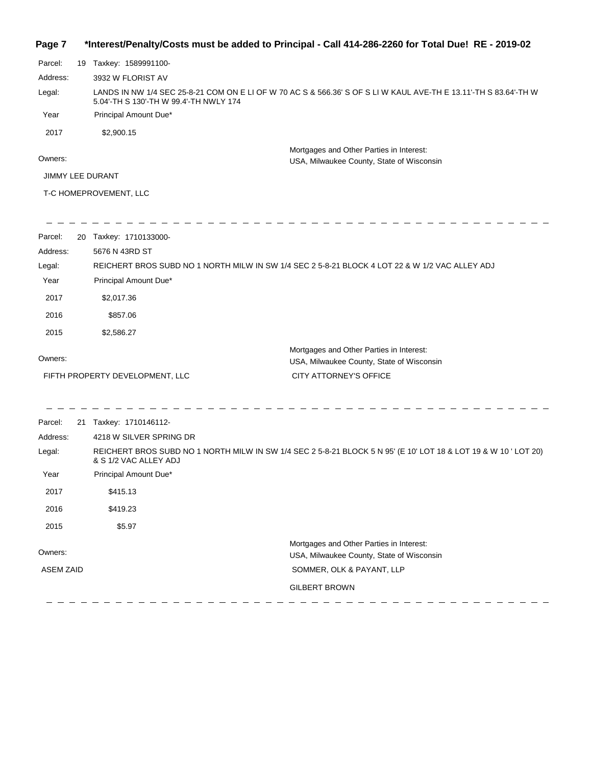**\*Interest/Penalty/Costs must be added to Principal - Call 414-286-2260 for Total Due! RE - 2019-02**

Parcel: 19 Taxkey: 1589991100-

Address: 3932 W FLORIST AV

Legal: LANDS IN NW 1/4 SEC 25-8-21 COM ON E LI OF W 70 AC S & 566.36' S OF S LI W KAUL AVE-TH E 13.11'-TH S 83.64'-TH W 5.04'-TH S 130'-TH W 99.4'-TH NWLY 174

| Year | Principal Amount Due* |
|---|---|
| 2017 | $2,900.15 |

Owners:

JIMMY LEE DURANT

T-C HOMEPROVEMENT, LLC

Mortgages and Other Parties in Interest:

USA, Milwaukee County, State of Wisconsin

---

Parcel: 20 Taxkey: 1710133000-

Address: 5676 N 43RD ST

Legal: REICHERT BROS SUBD NO 1 NORTH MILW IN SW 1/4 SEC 2 5-8-21 BLOCK 4 LOT 22 & W 1/2 VAC ALLEY ADJ

| Year | Principal Amount Due* |
|---|---|
| 2017 | $2,017.36 |
| 2016 | $857.06 |
| 2015 | $2,586.27 |

Owners:

FIFTH PROPERTY DEVELOPMENT, LLC

Mortgages and Other Parties in Interest:

USA, Milwaukee County, State of Wisconsin

CITY ATTORNEY'S OFFICE

---

Parcel: 21 Taxkey: 1710146112-

Address: 4218 W SILVER SPRING DR

Legal: REICHERT BROS SUBD NO 1 NORTH MILW IN SW 1/4 SEC 2 5-8-21 BLOCK 5 N 95' (E 10' LOT 18 & LOT 19 & W 10 ' LOT 20) & S 1/2 VAC ALLEY ADJ

| Year | Principal Amount Due* |
|---|---|
| 2017 | $415.13 |
| 2016 | $419.23 |
| 2015 | $5.97 |

Owners:

ASEM ZAID

Mortgages and Other Parties in Interest:

USA, Milwaukee County, State of Wisconsin

SOMMER, OLK & PAYANT, LLP

GILBERT BROWN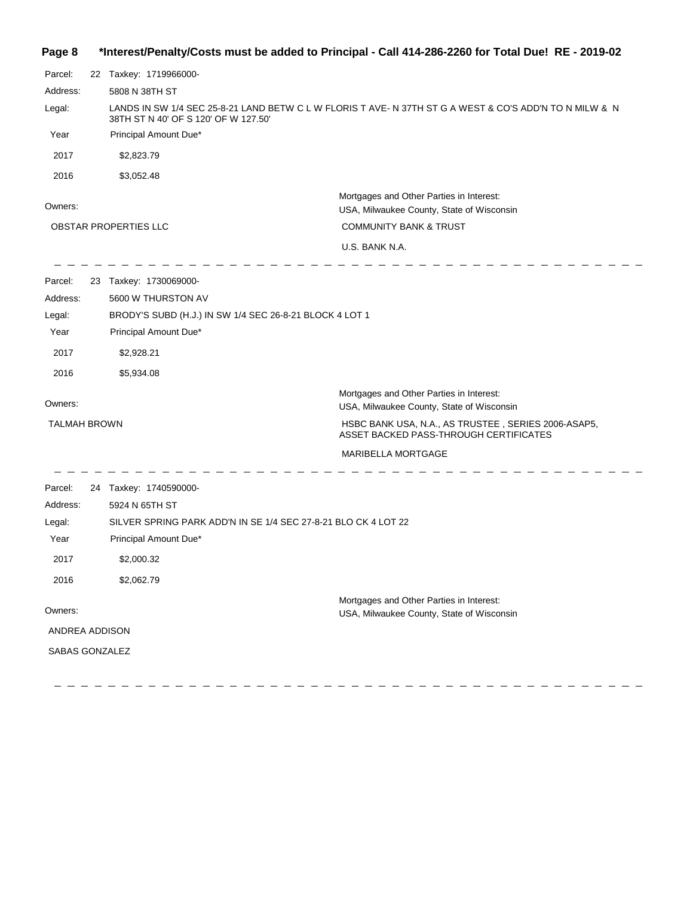**\*Interest/Penalty/Costs must be added to Principal - Call 414-286-2260 for Total Due! RE - 2019-02**

Parcel: 22 Taxkey: 1719966000-

Address: 5808 N 38TH ST

Legal: LANDS IN SW 1/4 SEC 25-8-21 LAND BETW C L W FLORIS T AVE- N 37TH ST G A WEST & CO'S ADD'N TO N MILW & N 38TH ST N 40' OF S 120' OF W 127.50'

| Year | Principal Amount Due* |
|---|---|
| 2017 | $2,823.79 |
| 2016 | $3,052.48 |

Owners:

OBSTAR PROPERTIES LLC

Mortgages and Other Parties in Interest:

USA, Milwaukee County, State of Wisconsin

COMMUNITY BANK & TRUST

U.S. BANK N.A.

---

Parcel: 23 Taxkey: 1730069000-

Address: 5600 W THURSTON AV

Legal: BRODY'S SUBD (H.J.) IN SW 1/4 SEC 26-8-21 BLOCK 4 LOT 1

| Year | Principal Amount Due* |
|---|---|
| 2017 | $2,928.21 |
| 2016 | $5,934.08 |

Owners:

TALMAH BROWN

Mortgages and Other Parties in Interest:

USA, Milwaukee County, State of Wisconsin

HSBC BANK USA, N.A., AS TRUSTEE , SERIES 2006-ASAP5, ASSET BACKED PASS-THROUGH CERTIFICATES

MARIBELLA MORTGAGE

---

Parcel: 24 Taxkey: 1740590000-

Address: 5924 N 65TH ST

Legal: SILVER SPRING PARK ADD'N IN SE 1/4 SEC 27-8-21 BLO CK 4 LOT 22

| Year | Principal Amount Due* |
|---|---|
| 2017 | $2,000.32 |
| 2016 | $2,062.79 |

Owners:

ANDREA ADDISON

SABAS GONZALEZ

Mortgages and Other Parties in Interest:

USA, Milwaukee County, State of Wisconsin

---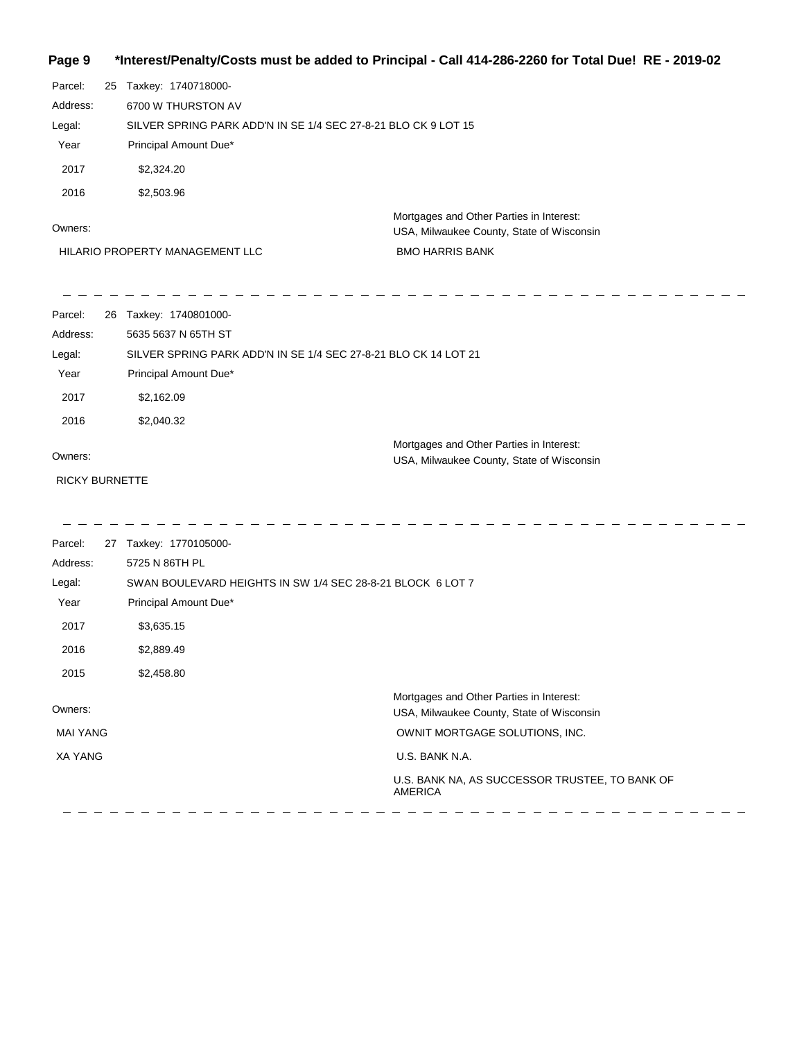**Page 9 \*Interest/Penalty/Costs must be added to Principal - Call 414-286-2260 for Total Due! RE - 2019-02**

Parcel: 25 Taxkey: 1740718000-

Address: 6700 W THURSTON AV

Legal: SILVER SPRING PARK ADD'N IN SE 1/4 SEC 27-8-21 BLO CK 9 LOT 15

| Year | Principal Amount Due* |
|---|---|
| 2017 | $2,324.20 |
| 2016 | $2,503.96 |

Owners:

HILARIO PROPERTY MANAGEMENT LLC

Mortgages and Other Parties in Interest:
USA, Milwaukee County, State of Wisconsin
BMO HARRIS BANK

---

Parcel: 26 Taxkey: 1740801000-

Address: 5635 5637 N 65TH ST

Legal: SILVER SPRING PARK ADD'N IN SE 1/4 SEC 27-8-21 BLO CK 14 LOT 21

| Year | Principal Amount Due* |
|---|---|
| 2017 | $2,162.09 |
| 2016 | $2,040.32 |

Owners:

RICKY BURNETTE

Mortgages and Other Parties in Interest:
USA, Milwaukee County, State of Wisconsin

---

Parcel: 27 Taxkey: 1770105000-

Address: 5725 N 86TH PL

Legal: SWAN BOULEVARD HEIGHTS IN SW 1/4 SEC 28-8-21 BLOCK 6 LOT 7

| Year | Principal Amount Due* |
|---|---|
| 2017 | $3,635.15 |
| 2016 | $2,889.49 |
| 2015 | $2,458.80 |

Owners:

MAI YANG
XA YANG

Mortgages and Other Parties in Interest:
USA, Milwaukee County, State of Wisconsin
OWNIT MORTGAGE SOLUTIONS, INC.
U.S. BANK N.A.
U.S. BANK NA, AS SUCCESSOR TRUSTEE, TO BANK OF AMERICA

---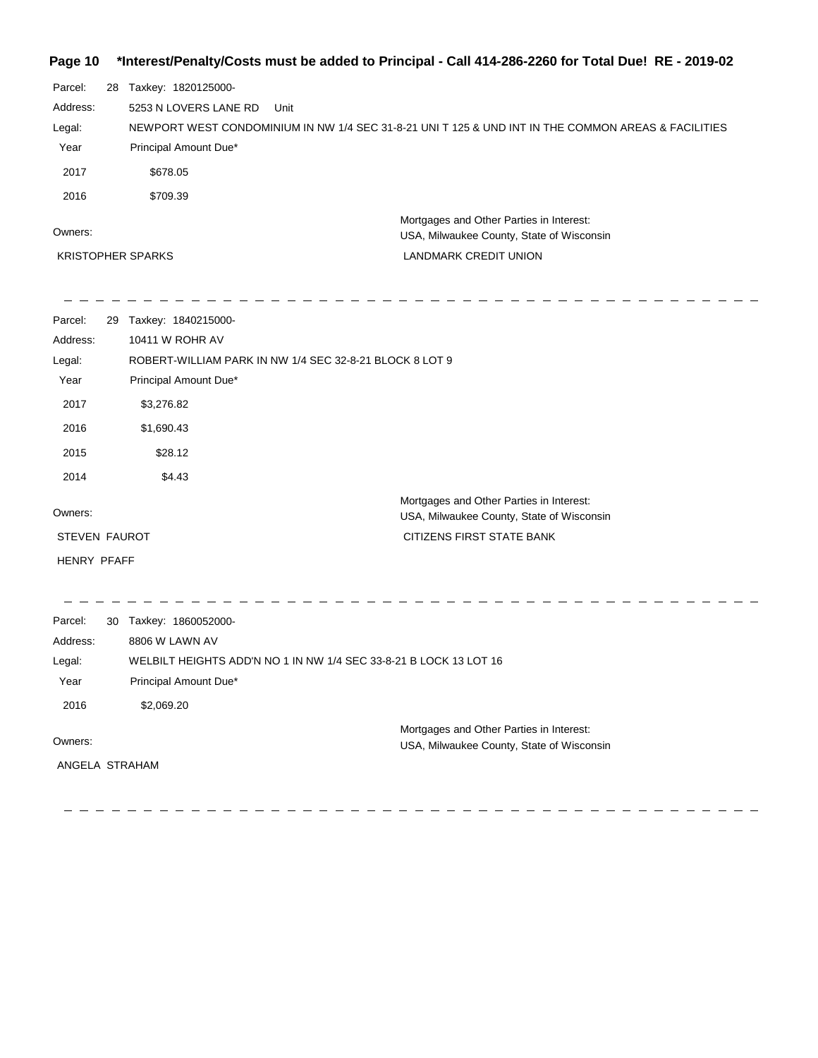**\*Interest/Penalty/Costs must be added to Principal - Call 414-286-2260 for Total Due! RE - 2019-02**

Parcel: 28 Taxkey: 1820125000-

Address: 5253 N LOVERS LANE RD Unit

Legal: NEWPORT WEST CONDOMINIUM IN NW 1/4 SEC 31-8-21 UNI T 125 & UND INT IN THE COMMON AREAS & FACILITIES

| Year | Principal Amount Due* |
| --- | --- |
| 2017 | $678.05 |
| 2016 | $709.39 |

Owners:

KRISTOPHER SPARKS

Mortgages and Other Parties in Interest:

USA, Milwaukee County, State of Wisconsin

LANDMARK CREDIT UNION

---

Parcel: 29 Taxkey: 1840215000-

Address: 10411 W ROHR AV

Legal: ROBERT-WILLIAM PARK IN NW 1/4 SEC 32-8-21 BLOCK 8 LOT 9

| Year | Principal Amount Due* |
| --- | --- |
| 2017 | $3,276.82 |
| 2016 | $1,690.43 |
| 2015 | $28.12 |
| 2014 | $4.43 |

Owners:

STEVEN FAUROT

HENRY PFAFF

Mortgages and Other Parties in Interest:

USA, Milwaukee County, State of Wisconsin

CITIZENS FIRST STATE BANK

---

Parcel: 30 Taxkey: 1860052000-

Address: 8806 W LAWN AV

Legal: WELBILT HEIGHTS ADD'N NO 1 IN NW 1/4 SEC 33-8-21 B LOCK 13 LOT 16

| Year | Principal Amount Due* |
| --- | --- |
| 2016 | $2,069.20 |

Owners:

ANGELA STRAHAM

Mortgages and Other Parties in Interest:

USA, Milwaukee County, State of Wisconsin

---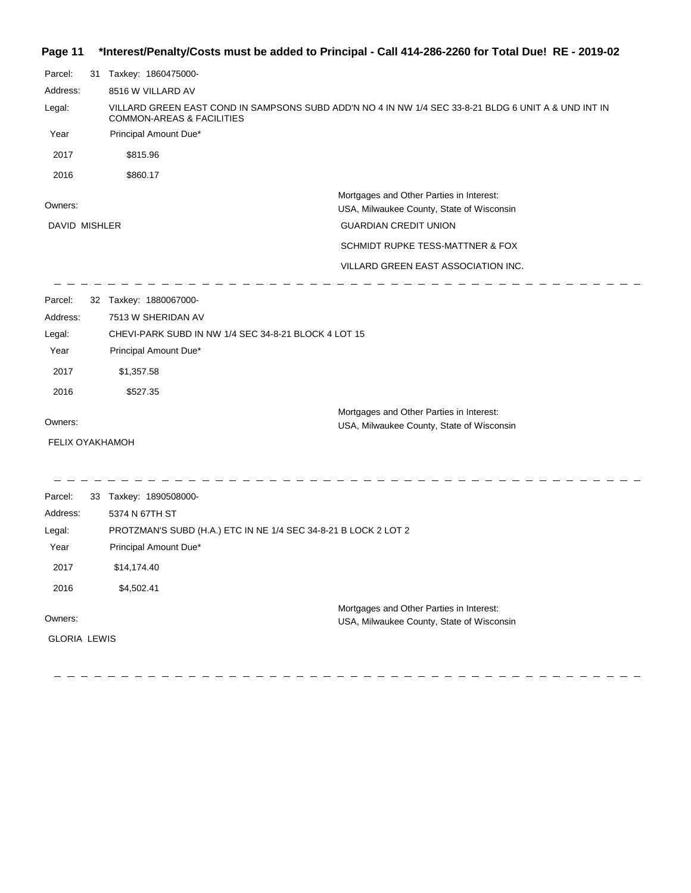**\*Interest/Penalty/Costs must be added to Principal - Call 414-286-2260 for Total Due! RE - 2019-02**

Parcel: 31 Taxkey: 1860475000-

Address: 8516 W VILLARD AV

Legal: VILLARD GREEN EAST COND IN SAMPSONS SUBD ADD'N NO 4 IN NW 1/4 SEC 33-8-21 BLDG 6 UNIT A & UND INT IN COMMON-AREAS & FACILITIES

| Year | Principal Amount Due* |
| --- | --- |
| 2017 | $815.96 |
| 2016 | $860.17 |

Owners:

DAVID MISHLER

Mortgages and Other Parties in Interest:

USA, Milwaukee County, State of Wisconsin

GUARDIAN CREDIT UNION

SCHMIDT RUPKE TESS-MATTNER & FOX

VILLARD GREEN EAST ASSOCIATION INC.

---

Parcel: 32 Taxkey: 1880067000-

Address: 7513 W SHERIDAN AV

Legal: CHEVI-PARK SUBD IN NW 1/4 SEC 34-8-21 BLOCK 4 LOT 15

| Year | Principal Amount Due* |
| --- | --- |
| 2017 | $1,357.58 |
| 2016 | $527.35 |

Owners:

FELIX OYAKHAMOH

Mortgages and Other Parties in Interest:

USA, Milwaukee County, State of Wisconsin

---

Parcel: 33 Taxkey: 1890508000-

Address: 5374 N 67TH ST

Legal: PROTZMAN'S SUBD (H.A.) ETC IN NE 1/4 SEC 34-8-21 B LOCK 2 LOT 2

| Year | Principal Amount Due* |
| --- | --- |
| 2017 | $14,174.40 |
| 2016 | $4,502.41 |

Owners:

GLORIA LEWIS

Mortgages and Other Parties in Interest:

USA, Milwaukee County, State of Wisconsin

---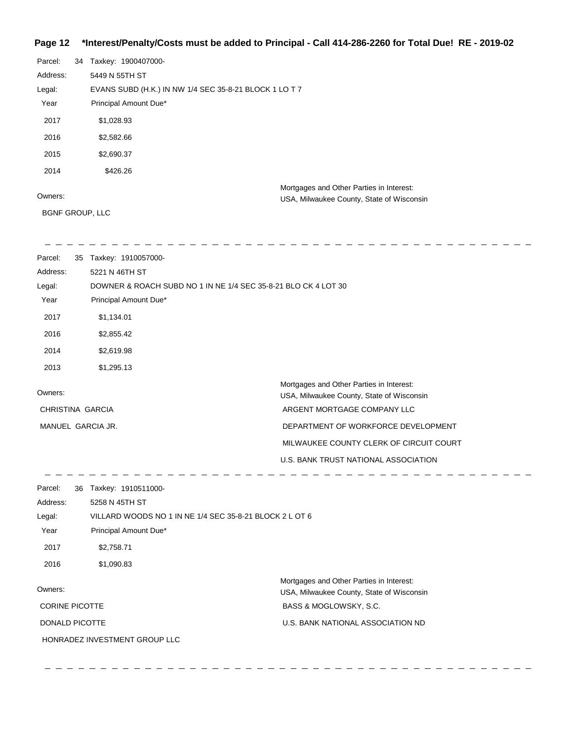**\*Interest/Penalty/Costs must be added to Principal - Call 414-286-2260 for Total Due! RE - 2019-02**

Parcel: 34 Taxkey: 1900407000-

Address: 5449 N 55TH ST

Legal: EVANS SUBD (H.K.) IN NW 1/4 SEC 35-8-21 BLOCK 1 LO T 7

| Year | Principal Amount Due* |
|---|---|
| 2017 | $1,028.93 |
| 2016 | $2,582.66 |
| 2015 | $2,690.37 |
| 2014 | $426.26 |

Owners:

BGNF GROUP, LLC

Mortgages and Other Parties in Interest:

USA, Milwaukee County, State of Wisconsin

---

Parcel: 35 Taxkey: 1910057000-

Address: 5221 N 46TH ST

Legal: DOWNER & ROACH SUBD NO 1 IN NE 1/4 SEC 35-8-21 BLO CK 4 LOT 30

| Year | Principal Amount Due* |
|---|---|
| 2017 | $1,134.01 |
| 2016 | $2,855.42 |
| 2014 | $2,619.98 |
| 2013 | $1,295.13 |

Owners:

CHRISTINA GARCIA

MANUEL GARCIA JR.

Mortgages and Other Parties in Interest:

USA, Milwaukee County, State of Wisconsin

ARGENT MORTGAGE COMPANY LLC

DEPARTMENT OF WORKFORCE DEVELOPMENT

MILWAUKEE COUNTY CLERK OF CIRCUIT COURT

U.S. BANK TRUST NATIONAL ASSOCIATION

---

Parcel: 36 Taxkey: 1910511000-

Address: 5258 N 45TH ST

Legal: VILLARD WOODS NO 1 IN NE 1/4 SEC 35-8-21 BLOCK 2 L OT 6

| Year | Principal Amount Due* |
|---|---|
| 2017 | $2,758.71 |
| 2016 | $1,090.83 |

Owners:

CORINE PICOTTE

DONALD PICOTTE

HONRADEZ INVESTMENT GROUP LLC

Mortgages and Other Parties in Interest:

USA, Milwaukee County, State of Wisconsin

BASS & MOGLOWSKY, S.C.

U.S. BANK NATIONAL ASSOCIATION ND

---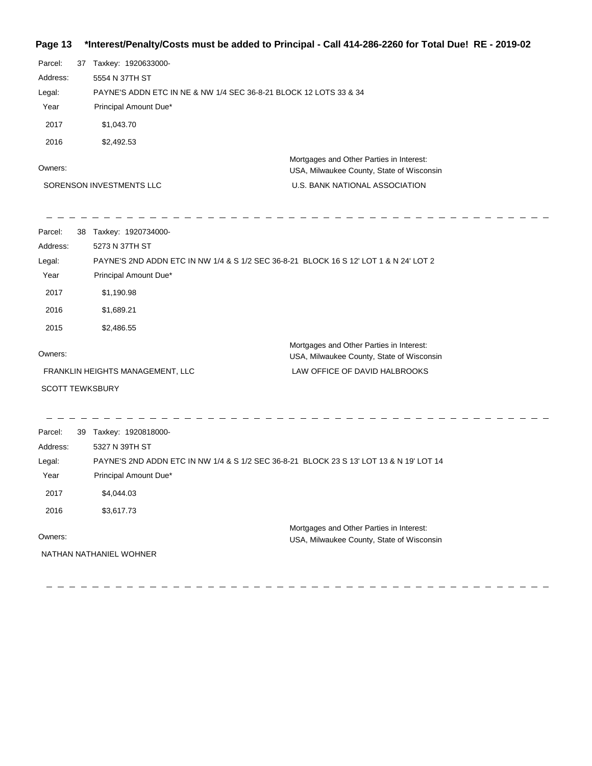**\*Interest/Penalty/Costs must be added to Principal - Call 414-286-2260 for Total Due! RE - 2019-02**

Parcel: 37 Taxkey: 1920633000-

Address: 5554 N 37TH ST

Legal: PAYNE'S ADDN ETC IN NE & NW 1/4 SEC 36-8-21 BLOCK 12 LOTS 33 & 34

| Year | Principal Amount Due* |
|---|---|
| 2017 | $1,043.70 |
| 2016 | $2,492.53 |

| Owners: | Mortgages and Other Parties in Interest: |
|---|---|
| | USA, Milwaukee County, State of Wisconsin |
| SORENSON INVESTMENTS LLC | U.S. BANK NATIONAL ASSOCIATION |

---

Parcel: 38 Taxkey: 1920734000-

Address: 5273 N 37TH ST

Legal: PAYNE'S 2ND ADDN ETC IN NW 1/4 & S 1/2 SEC 36-8-21 BLOCK 16 S 12' LOT 1 & N 24' LOT 2

| Year | Principal Amount Due* |
|---|---|
| 2017 | $1,190.98 |
| 2016 | $1,689.21 |
| 2015 | $2,486.55 |

| Owners: | Mortgages and Other Parties in Interest: |
|---|---|
| | USA, Milwaukee County, State of Wisconsin |
| FRANKLIN HEIGHTS MANAGEMENT, LLC | LAW OFFICE OF DAVID HALBROOKS |
| SCOTT TEWKSBURY | |

---

Parcel: 39 Taxkey: 1920818000-

Address: 5327 N 39TH ST

Legal: PAYNE'S 2ND ADDN ETC IN NW 1/4 & S 1/2 SEC 36-8-21 BLOCK 23 S 13' LOT 13 & N 19' LOT 14

| Year | Principal Amount Due* |
|---|---|
| 2017 | $4,044.03 |
| 2016 | $3,617.73 |

| Owners: | Mortgages and Other Parties in Interest: |
|---|---|
| | USA, Milwaukee County, State of Wisconsin |
| NATHAN NATHANIEL WOHNER | |

---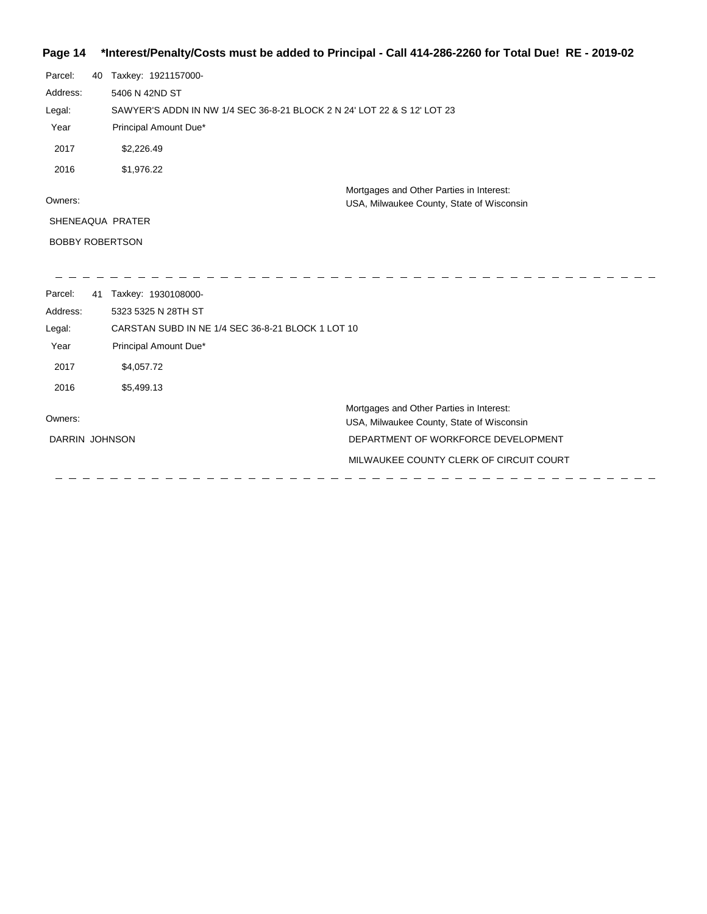Parcel: 40 Taxkey: 1921157000-

Address: 5406 N 42ND ST

Legal: SAWYER'S ADDN IN NW 1/4 SEC 36-8-21 BLOCK 2 N 24' LOT 22 & S 12' LOT 23

| Year | Principal Amount Due* |
|---|---|
| 2017 | $2,226.49 |
| 2016 | $1,976.22 |

Owners:

SHENEAQUA PRATER

BOBBY ROBERTSON

Mortgages and Other Parties in Interest:

USA, Milwaukee County, State of Wisconsin

---

Parcel: 41 Taxkey: 1930108000-

Address: 5323 5325 N 28TH ST

Legal: CARSTAN SUBD IN NE 1/4 SEC 36-8-21 BLOCK 1 LOT 10

| Year | Principal Amount Due* |
|---|---|
| 2017 | $4,057.72 |
| 2016 | $5,499.13 |

Owners:

DARRIN JOHNSON

Mortgages and Other Parties in Interest:

USA, Milwaukee County, State of Wisconsin

DEPARTMENT OF WORKFORCE DEVELOPMENT

MILWAUKEE COUNTY CLERK OF CIRCUIT COURT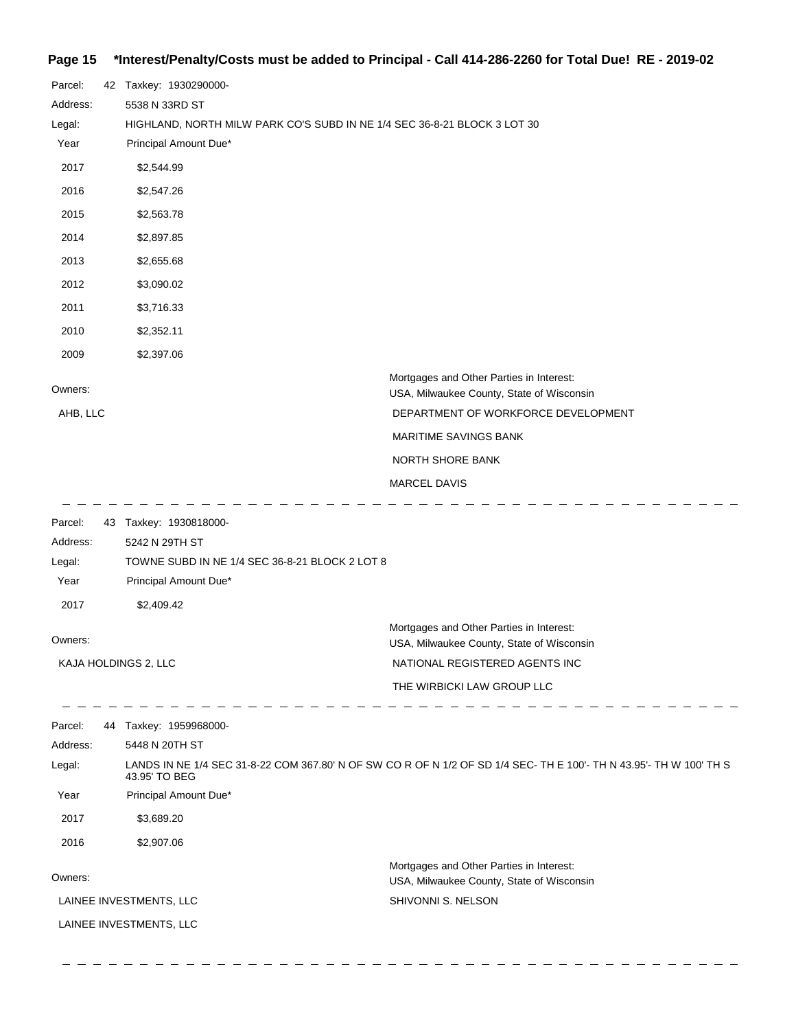**\*Interest/Penalty/Costs must be added to Principal - Call 414-286-2260 for Total Due! RE - 2019-02**

Parcel: 42 Taxkey: 1930290000-

Address: 5538 N 33RD ST

Legal: HIGHLAND, NORTH MILW PARK CO'S SUBD IN NE 1/4 SEC 36-8-21 BLOCK 3 LOT 30

| Year | Principal Amount Due* |
|---|---|
| 2017 | $2,544.99 |
| 2016 | $2,547.26 |
| 2015 | $2,563.78 |
| 2014 | $2,897.85 |
| 2013 | $2,655.68 |
| 2012 | $3,090.02 |
| 2011 | $3,716.33 |
| 2010 | $2,352.11 |
| 2009 | $2,397.06 |

Owners:

AHB, LLC

Mortgages and Other Parties in Interest:
USA, Milwaukee County, State of Wisconsin

DEPARTMENT OF WORKFORCE DEVELOPMENT

MARITIME SAVINGS BANK

NORTH SHORE BANK

MARCEL DAVIS

---

Parcel: 43 Taxkey: 1930818000-

Address: 5242 N 29TH ST

Legal: TOWNE SUBD IN NE 1/4 SEC 36-8-21 BLOCK 2 LOT 8

| Year | Principal Amount Due* |
|---|---|
| 2017 | $2,409.42 |

Owners:

KAJA HOLDINGS 2, LLC

Mortgages and Other Parties in Interest:
USA, Milwaukee County, State of Wisconsin

NATIONAL REGISTERED AGENTS INC

THE WIRBICKI LAW GROUP LLC

---

Parcel: 44 Taxkey: 1959968000-

Address: 5448 N 20TH ST

Legal: LANDS IN NE 1/4 SEC 31-8-22 COM 367.80' N OF SW CO R OF N 1/2 OF SD 1/4 SEC- TH E 100'- TH N 43.95'- TH W 100' TH S 43.95' TO BEG

| Year | Principal Amount Due* |
|---|---|
| 2017 | $3,689.20 |
| 2016 | $2,907.06 |

Owners:

LAINEE INVESTMENTS, LLC

LAINEE INVESTMENTS, LLC

Mortgages and Other Parties in Interest:
USA, Milwaukee County, State of Wisconsin

SHIVONNI S. NELSON

---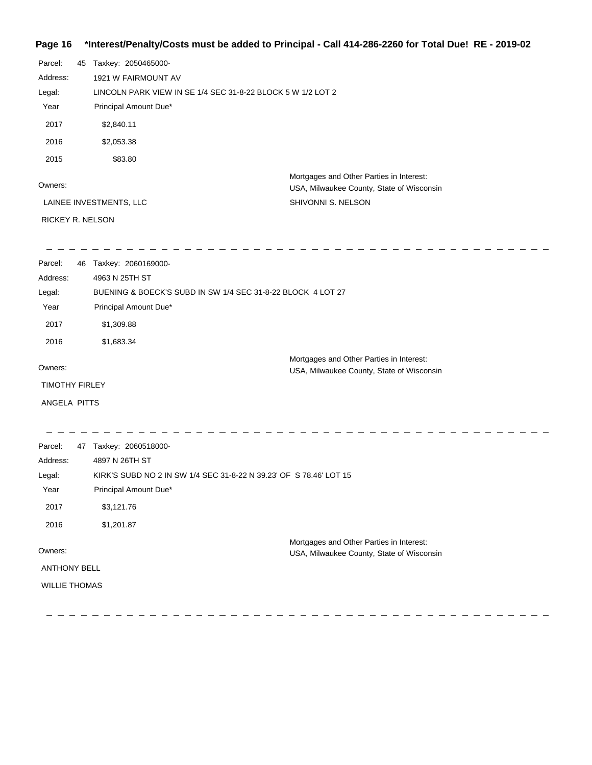**Page 16 *Interest/Penalty/Costs must be added to Principal - Call 414-286-2260 for Total Due! RE - 2019-02**

Parcel: 45 Taxkey: 2050465000-

Address: 1921 W FAIRMOUNT AV

Legal: LINCOLN PARK VIEW IN SE 1/4 SEC 31-8-22 BLOCK 5 W 1/2 LOT 2

| Year | Principal Amount Due* |
|---|---|
| 2017 | $2,840.11 |
| 2016 | $2,053.38 |
| 2015 | $83.80 |

Owners:

LAINEE INVESTMENTS, LLC

RICKEY R. NELSON

Mortgages and Other Parties in Interest:

USA, Milwaukee County, State of Wisconsin

SHIVONNI S. NELSON

---

Parcel: 46 Taxkey: 2060169000-

Address: 4963 N 25TH ST

Legal: BUENING & BOECK'S SUBD IN SW 1/4 SEC 31-8-22 BLOCK 4 LOT 27

| Year | Principal Amount Due* |
|---|---|
| 2017 | $1,309.88 |
| 2016 | $1,683.34 |

Owners:

TIMOTHY FIRLEY

ANGELA PITTS

Mortgages and Other Parties in Interest:

USA, Milwaukee County, State of Wisconsin

---

Parcel: 47 Taxkey: 2060518000-

Address: 4897 N 26TH ST

Legal: KIRK'S SUBD NO 2 IN SW 1/4 SEC 31-8-22 N 39.23' OF S 78.46' LOT 15

| Year | Principal Amount Due* |
|---|---|
| 2017 | $3,121.76 |
| 2016 | $1,201.87 |

Owners:

ANTHONY BELL

WILLIE THOMAS

Mortgages and Other Parties in Interest:

USA, Milwaukee County, State of Wisconsin

---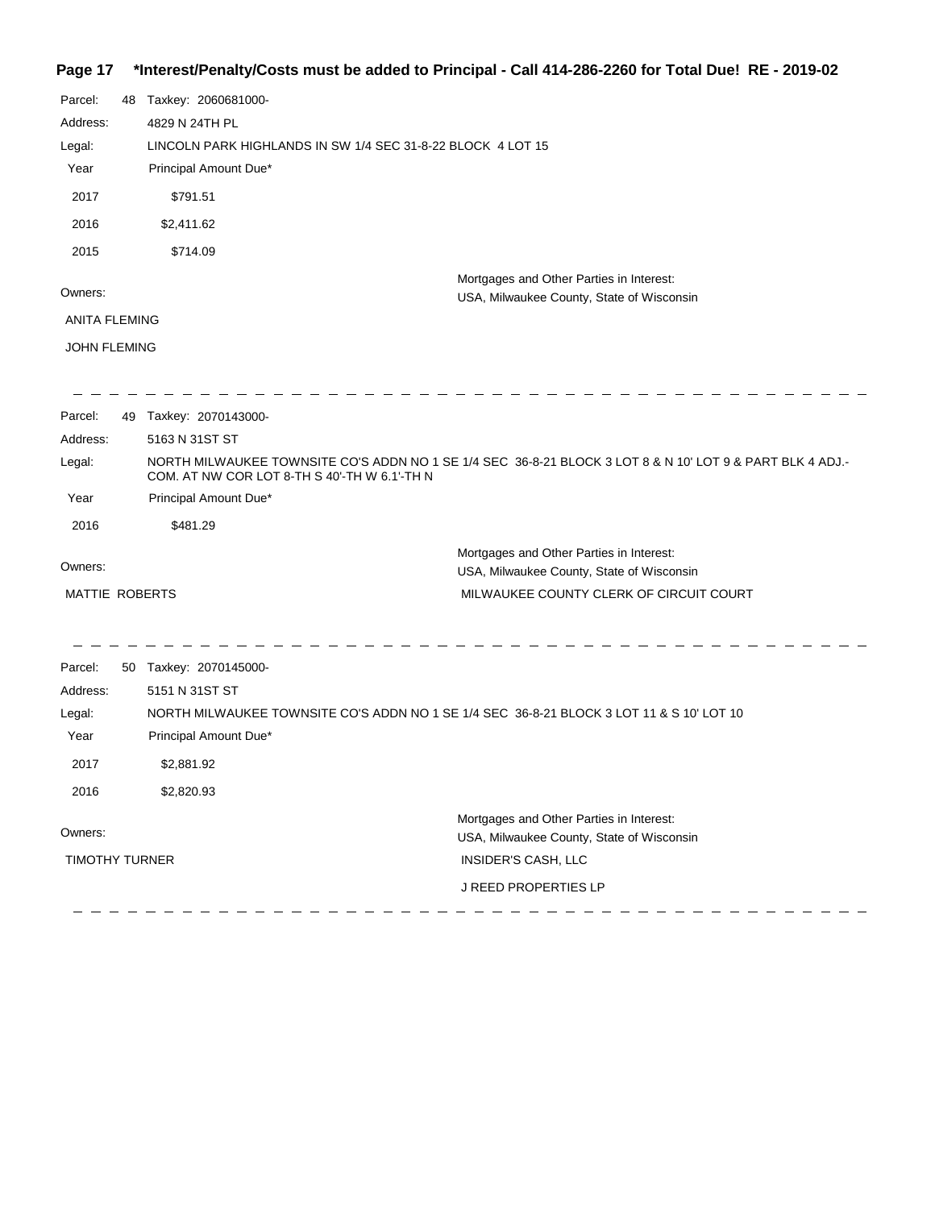**\*Interest/Penalty/Costs must be added to Principal - Call 414-286-2260 for Total Due! RE - 2019-02**

Parcel: 48 Taxkey: 2060681000-

Address: 4829 N 24TH PL

Legal: LINCOLN PARK HIGHLANDS IN SW 1/4 SEC 31-8-22 BLOCK 4 LOT 15

| Year | Principal Amount Due* |
|---|---|
| 2017 | $791.51 |
| 2016 | $2,411.62 |
| 2015 | $714.09 |

Owners:

ANITA FLEMING

JOHN FLEMING

Mortgages and Other Parties in Interest:

USA, Milwaukee County, State of Wisconsin

---

Parcel: 49 Taxkey: 2070143000-

Address: 5163 N 31ST ST

Legal: NORTH MILWAUKEE TOWNSITE CO'S ADDN NO 1 SE 1/4 SEC 36-8-21 BLOCK 3 LOT 8 & N 10' LOT 9 & PART BLK 4 ADJ.- COM. AT NW COR LOT 8-TH S 40'-TH W 6.1'-TH N

| Year | Principal Amount Due* |
|---|---|
| 2016 | $481.29 |

Owners:

MATTIE ROBERTS

Mortgages and Other Parties in Interest:

USA, Milwaukee County, State of Wisconsin

MILWAUKEE COUNTY CLERK OF CIRCUIT COURT

---

Parcel: 50 Taxkey: 2070145000-

Address: 5151 N 31ST ST

Legal: NORTH MILWAUKEE TOWNSITE CO'S ADDN NO 1 SE 1/4 SEC 36-8-21 BLOCK 3 LOT 11 & S 10' LOT 10

| Year | Principal Amount Due* |
|---|---|
| 2017 | $2,881.92 |
| 2016 | $2,820.93 |

Owners:

TIMOTHY TURNER

Mortgages and Other Parties in Interest:

USA, Milwaukee County, State of Wisconsin

INSIDER'S CASH, LLC

J REED PROPERTIES LP

---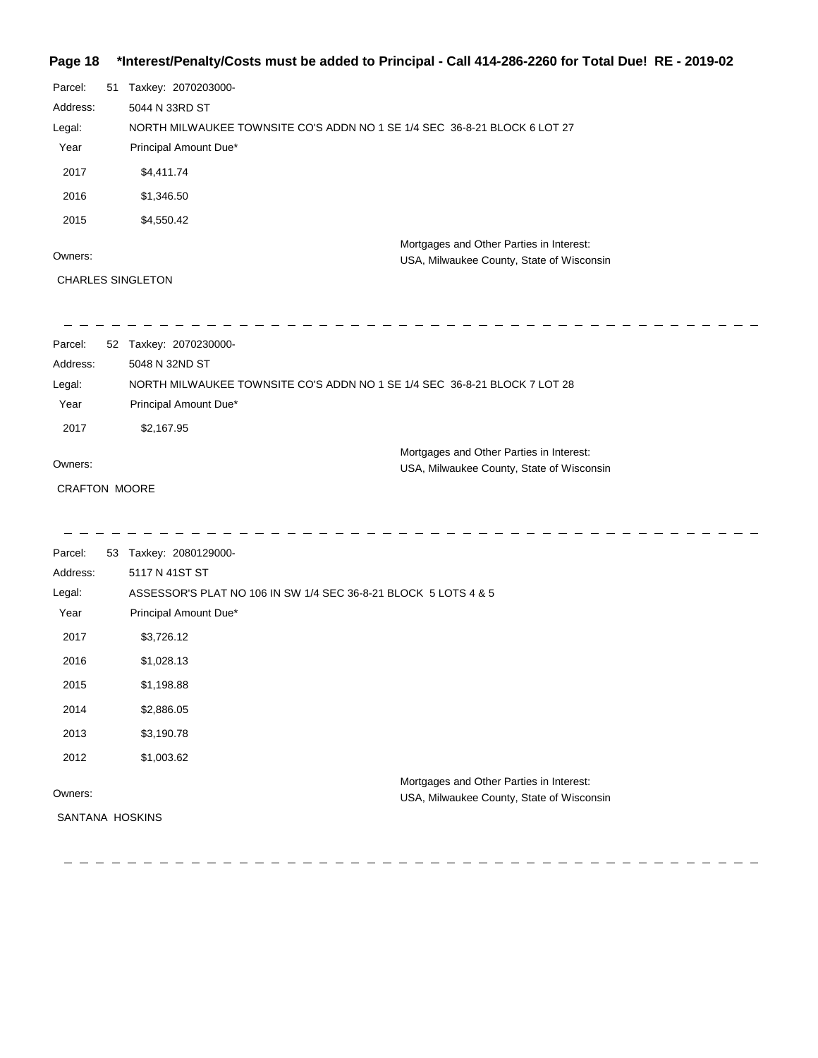**\*Interest/Penalty/Costs must be added to Principal - Call 414-286-2260 for Total Due! RE - 2019-02**

Parcel: 51 Taxkey: 2070203000-

Address: 5044 N 33RD ST

Legal: NORTH MILWAUKEE TOWNSITE CO'S ADDN NO 1 SE 1/4 SEC 36-8-21 BLOCK 6 LOT 27

| Year | Principal Amount Due* |
|---|---|
| 2017 | $4,411.74 |
| 2016 | $1,346.50 |
| 2015 | $4,550.42 |

Owners:

CHARLES SINGLETON

Mortgages and Other Parties in Interest:
USA, Milwaukee County, State of Wisconsin

---

Parcel: 52 Taxkey: 2070230000-

Address: 5048 N 32ND ST

Legal: NORTH MILWAUKEE TOWNSITE CO'S ADDN NO 1 SE 1/4 SEC 36-8-21 BLOCK 7 LOT 28

| Year | Principal Amount Due* |
|---|---|
| 2017 | $2,167.95 |

Owners:

CRAFTON MOORE

Mortgages and Other Parties in Interest:
USA, Milwaukee County, State of Wisconsin

---

Parcel: 53 Taxkey: 2080129000-

Address: 5117 N 41ST ST

Legal: ASSESSOR'S PLAT NO 106 IN SW 1/4 SEC 36-8-21 BLOCK 5 LOTS 4 & 5

| Year | Principal Amount Due* |
|---|---|
| 2017 | $3,726.12 |
| 2016 | $1,028.13 |
| 2015 | $1,198.88 |
| 2014 | $2,886.05 |
| 2013 | $3,190.78 |
| 2012 | $1,003.62 |

Owners:

SANTANA HOSKINS

Mortgages and Other Parties in Interest:
USA, Milwaukee County, State of Wisconsin

---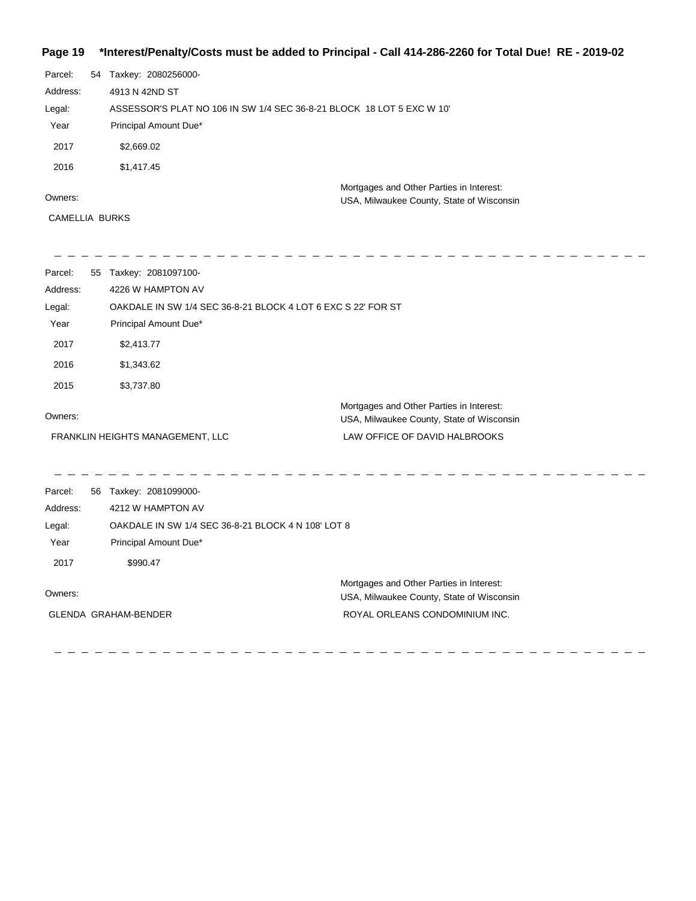**\*Interest/Penalty/Costs must be added to Principal - Call 414-286-2260 for Total Due! RE - 2019-02**

Parcel: 54 Taxkey: 2080256000-

Address: 4913 N 42ND ST

Legal: ASSESSOR'S PLAT NO 106 IN SW 1/4 SEC 36-8-21 BLOCK 18 LOT 5 EXC W 10'

| Year | Principal Amount Due* |
|---|---|
| 2017 | $2,669.02 |
| 2016 | $1,417.45 |

Owners:

CAMELLIA BURKS

Mortgages and Other Parties in Interest:

USA, Milwaukee County, State of Wisconsin

---

Parcel: 55 Taxkey: 2081097100-

Address: 4226 W HAMPTON AV

Legal: OAKDALE IN SW 1/4 SEC 36-8-21 BLOCK 4 LOT 6 EXC S 22' FOR ST

| Year | Principal Amount Due* |
|---|---|
| 2017 | $2,413.77 |
| 2016 | $1,343.62 |
| 2015 | $3,737.80 |

Owners:

FRANKLIN HEIGHTS MANAGEMENT, LLC

Mortgages and Other Parties in Interest:

USA, Milwaukee County, State of Wisconsin

LAW OFFICE OF DAVID HALBROOKS

---

Parcel: 56 Taxkey: 2081099000-

Address: 4212 W HAMPTON AV

Legal: OAKDALE IN SW 1/4 SEC 36-8-21 BLOCK 4 N 108' LOT 8

| Year | Principal Amount Due* |
|---|---|
| 2017 | $990.47 |

Owners:

GLENDA GRAHAM-BENDER

Mortgages and Other Parties in Interest:

USA, Milwaukee County, State of Wisconsin

ROYAL ORLEANS CONDOMINIUM INC.

---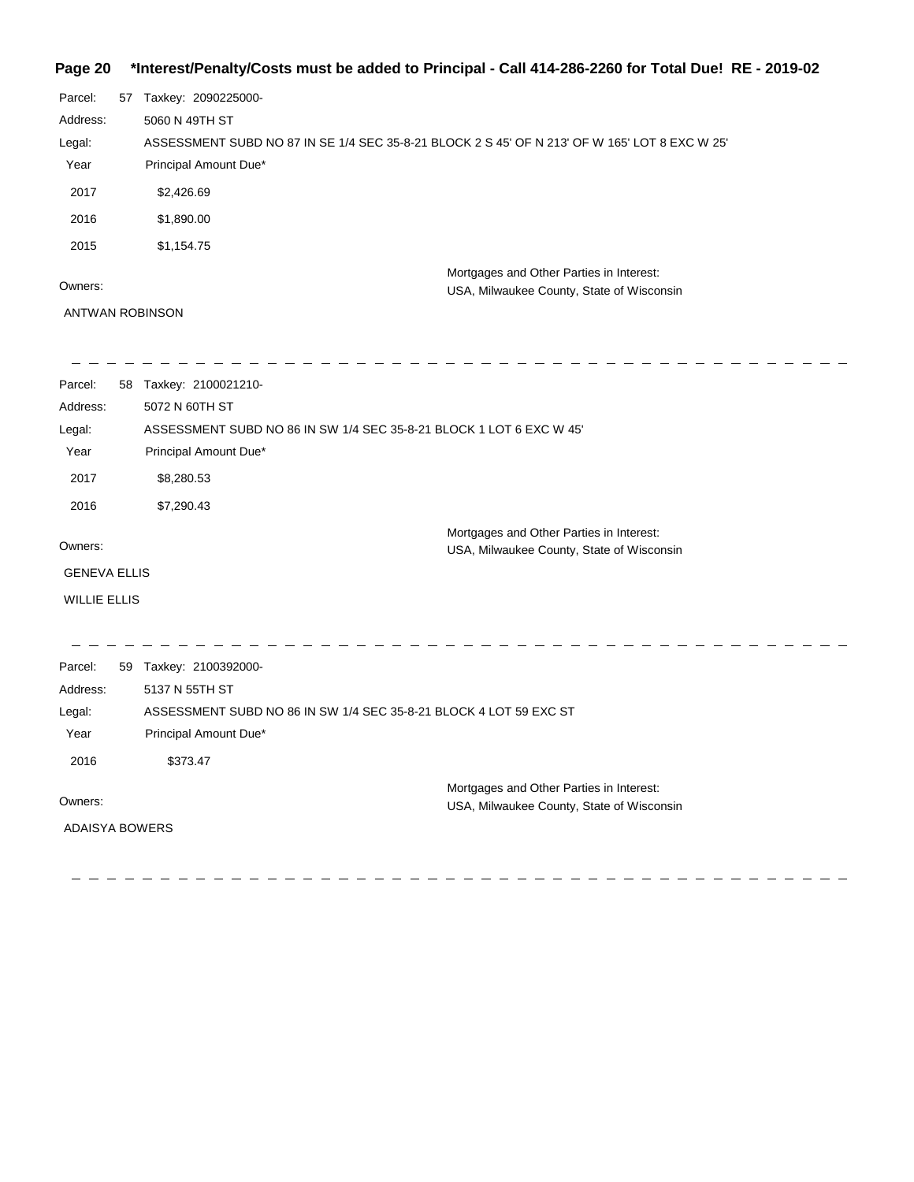**\*Interest/Penalty/Costs must be added to Principal - Call 414-286-2260 for Total Due! RE - 2019-02**

Parcel: 57 Taxkey: 2090225000-

Address: 5060 N 49TH ST

Legal: ASSESSMENT SUBD NO 87 IN SE 1/4 SEC 35-8-21 BLOCK 2 S 45' OF N 213' OF W 165' LOT 8 EXC W 25'

| Year | Principal Amount Due* |
|---|---|
| 2017 | $2,426.69 |
| 2016 | $1,890.00 |
| 2015 | $1,154.75 |

Owners:

ANTWAN ROBINSON

Mortgages and Other Parties in Interest:
USA, Milwaukee County, State of Wisconsin

---

Parcel: 58 Taxkey: 2100021210-

Address: 5072 N 60TH ST

Legal: ASSESSMENT SUBD NO 86 IN SW 1/4 SEC 35-8-21 BLOCK 1 LOT 6 EXC W 45'

| Year | Principal Amount Due* |
|---|---|
| 2017 | $8,280.53 |
| 2016 | $7,290.43 |

Owners:

GENEVA ELLIS

WILLIE ELLIS

Mortgages and Other Parties in Interest:
USA, Milwaukee County, State of Wisconsin

---

Parcel: 59 Taxkey: 2100392000-

Address: 5137 N 55TH ST

Legal: ASSESSMENT SUBD NO 86 IN SW 1/4 SEC 35-8-21 BLOCK 4 LOT 59 EXC ST

| Year | Principal Amount Due* |
|---|---|
| 2016 | $373.47 |

Owners:

ADAISYA BOWERS

Mortgages and Other Parties in Interest:
USA, Milwaukee County, State of Wisconsin

---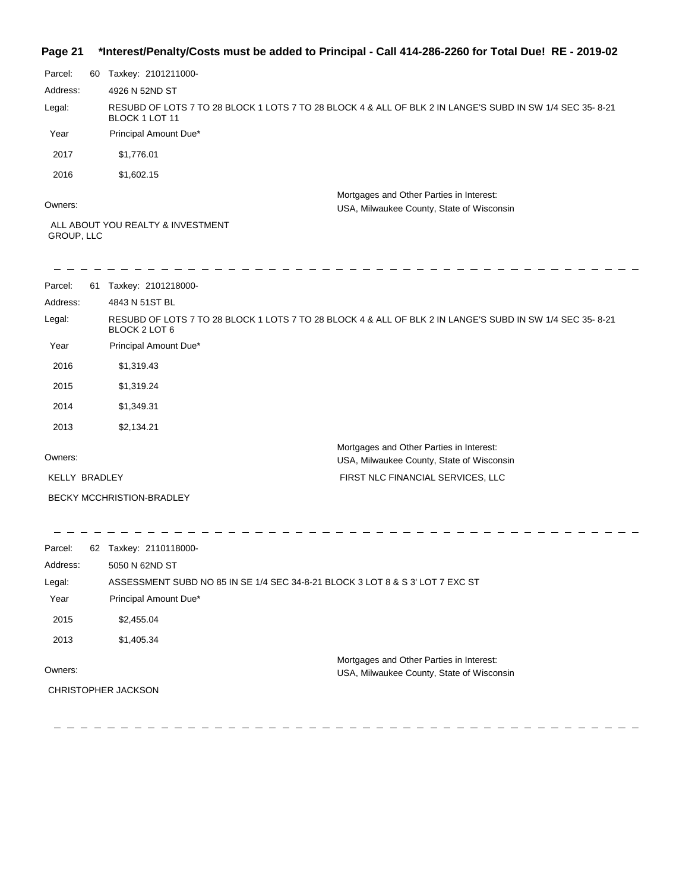**Page 21 \*Interest/Penalty/Costs must be added to Principal - Call 414-286-2260 for Total Due! RE - 2019-02**

Parcel: 60 Taxkey: 2101211000-

Address: 4926 N 52ND ST

Legal: RESUBD OF LOTS 7 TO 28 BLOCK 1 LOTS 7 TO 28 BLOCK 4 & ALL OF BLK 2 IN LANGE'S SUBD IN SW 1/4 SEC 35- 8-21 BLOCK 1 LOT 11

| Year | Principal Amount Due* |
|---|---|
| 2017 | $1,776.01 |
| 2016 | $1,602.15 |

Owners:

ALL ABOUT YOU REALTY & INVESTMENT GROUP, LLC

Mortgages and Other Parties in Interest:

USA, Milwaukee County, State of Wisconsin

---

Parcel: 61 Taxkey: 2101218000-

Address: 4843 N 51ST BL

Legal: RESUBD OF LOTS 7 TO 28 BLOCK 1 LOTS 7 TO 28 BLOCK 4 & ALL OF BLK 2 IN LANGE'S SUBD IN SW 1/4 SEC 35- 8-21 BLOCK 2 LOT 6

| Year | Principal Amount Due* |
|---|---|
| 2016 | $1,319.43 |
| 2015 | $1,319.24 |
| 2014 | $1,349.31 |
| 2013 | $2,134.21 |

Owners:

KELLY BRADLEY

BECKY MCCHRISTION-BRADLEY

Mortgages and Other Parties in Interest:

USA, Milwaukee County, State of Wisconsin

FIRST NLC FINANCIAL SERVICES, LLC

---

Parcel: 62 Taxkey: 2110118000-

Address: 5050 N 62ND ST

Legal: ASSESSMENT SUBD NO 85 IN SE 1/4 SEC 34-8-21 BLOCK 3 LOT 8 & S 3' LOT 7 EXC ST

| Year | Principal Amount Due* |
|---|---|
| 2015 | $2,455.04 |
| 2013 | $1,405.34 |

Owners:

CHRISTOPHER JACKSON

Mortgages and Other Parties in Interest:

USA, Milwaukee County, State of Wisconsin

---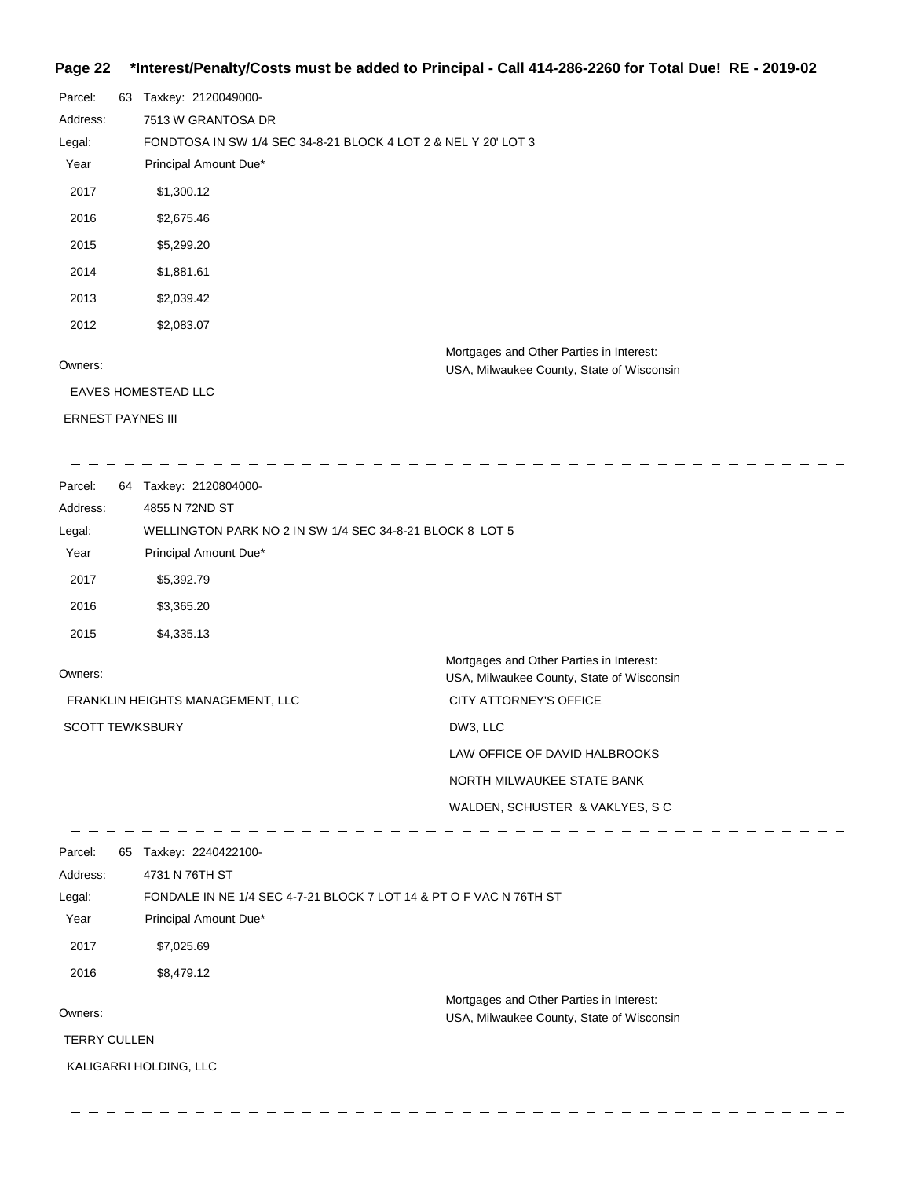Parcel: 63 Taxkey: 2120049000-
Address: 7513 W GRANTOSA DR
Legal: FONDTOSA IN SW 1/4 SEC 34-8-21 BLOCK 4 LOT 2 & NEL Y 20' LOT 3

| Year | Principal Amount Due* |
|---|---|
| 2017 | $1,300.12 |
| 2016 | $2,675.46 |
| 2015 | $5,299.20 |
| 2014 | $1,881.61 |
| 2013 | $2,039.42 |
| 2012 | $2,083.07 |

Owners:
EAVES HOMESTEAD LLC
ERNEST PAYNES III

Mortgages and Other Parties in Interest:
USA, Milwaukee County, State of Wisconsin

---

Parcel: 64 Taxkey: 2120804000-
Address: 4855 N 72ND ST
Legal: WELLINGTON PARK NO 2 IN SW 1/4 SEC 34-8-21 BLOCK 8 LOT 5

| Year | Principal Amount Due* |
|---|---|
| 2017 | $5,392.79 |
| 2016 | $3,365.20 |
| 2015 | $4,335.13 |

Owners:
FRANKLIN HEIGHTS MANAGEMENT, LLC
SCOTT TEWKSBURY

Mortgages and Other Parties in Interest:
USA, Milwaukee County, State of Wisconsin
CITY ATTORNEY'S OFFICE
DW3, LLC
LAW OFFICE OF DAVID HALBROOKS
NORTH MILWAUKEE STATE BANK
WALDEN, SCHUSTER & VAKLYES, S C

---

Parcel: 65 Taxkey: 2240422100-
Address: 4731 N 76TH ST
Legal: FONDALE IN NE 1/4 SEC 4-7-21 BLOCK 7 LOT 14 & PT O F VAC N 76TH ST

| Year | Principal Amount Due* |
|---|---|
| 2017 | $7,025.69 |
| 2016 | $8,479.12 |

Owners:
TERRY CULLEN
KALIGARRI HOLDING, LLC

Mortgages and Other Parties in Interest:
USA, Milwaukee County, State of Wisconsin

---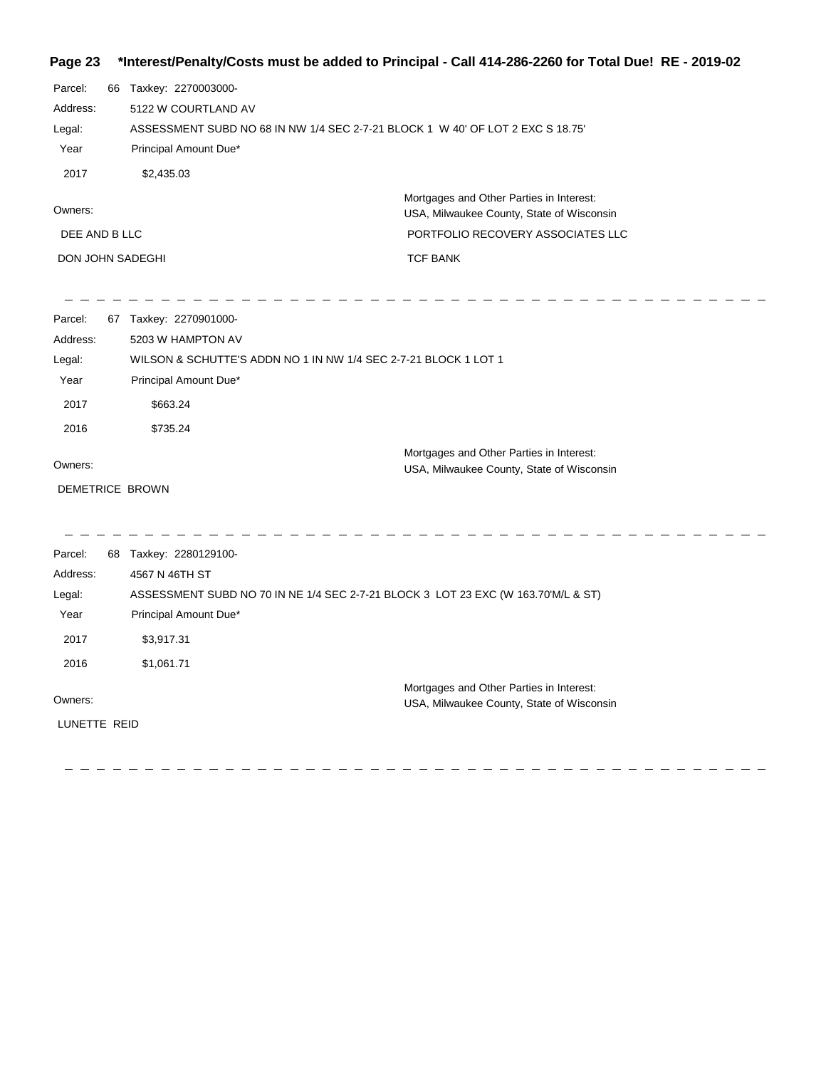**\*Interest/Penalty/Costs must be added to Principal - Call 414-286-2260 for Total Due! RE - 2019-02**

Parcel: 66 Taxkey: 2270003000-

Address: 5122 W COURTLAND AV

Legal: ASSESSMENT SUBD NO 68 IN NW 1/4 SEC 2-7-21 BLOCK 1 W 40' OF LOT 2 EXC S 18.75'

| Year | Principal Amount Due* |
| --- | --- |
| 2017 | $2,435.03 |

Owners:

- DEE AND B LLC
- DON JOHN SADEGHI

Mortgages and Other Parties in Interest:

- USA, Milwaukee County, State of Wisconsin
- PORTFOLIO RECOVERY ASSOCIATES LLC
- TCF BANK

---

Parcel: 67 Taxkey: 2270901000-

Address: 5203 W HAMPTON AV

Legal: WILSON & SCHUTTE'S ADDN NO 1 IN NW 1/4 SEC 2-7-21 BLOCK 1 LOT 1

| Year | Principal Amount Due* |
| --- | --- |
| 2017 | $663.24 |
| 2016 | $735.24 |

Owners:

- DEMETRICE BROWN

Mortgages and Other Parties in Interest:

- USA, Milwaukee County, State of Wisconsin

---

Parcel: 68 Taxkey: 2280129100-

Address: 4567 N 46TH ST

Legal: ASSESSMENT SUBD NO 70 IN NE 1/4 SEC 2-7-21 BLOCK 3 LOT 23 EXC (W 163.70'M/L & ST)

| Year | Principal Amount Due* |
| --- | --- |
| 2017 | $3,917.31 |
| 2016 | $1,061.71 |

Owners:

- LUNETTE REID

Mortgages and Other Parties in Interest:

- USA, Milwaukee County, State of Wisconsin

---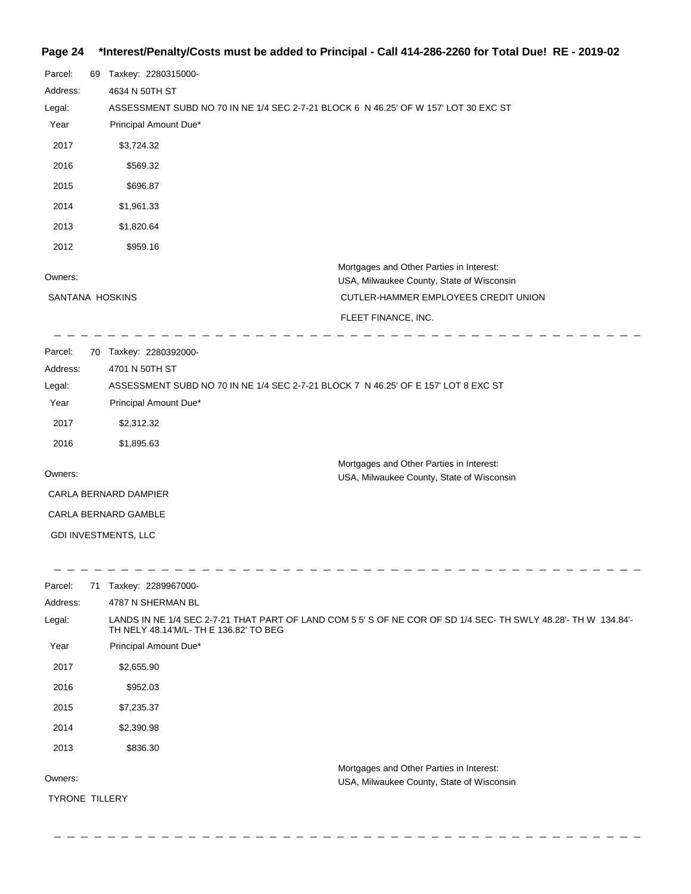**\*Interest/Penalty/Costs must be added to Principal - Call 414-286-2260 for Total Due! RE - 2019-02**

Parcel: 69 Taxkey: 2280315000-

Address: 4634 N 50TH ST

Legal: ASSESSMENT SUBD NO 70 IN NE 1/4 SEC 2-7-21 BLOCK 6 N 46.25' OF W 157' LOT 30 EXC ST

| Year | Principal Amount Due* |
|---|---|
| 2017 | $3,724.32 |
| 2016 | $569.32 |
| 2015 | $696.87 |
| 2014 | $1,961.33 |
| 2013 | $1,820.64 |
| 2012 | $959.16 |

Owners:

SANTANA HOSKINS

Mortgages and Other Parties in Interest:

USA, Milwaukee County, State of Wisconsin

CUTLER-HAMMER EMPLOYEES CREDIT UNION

FLEET FINANCE, INC.

---

Parcel: 70 Taxkey: 2280392000-

Address: 4701 N 50TH ST

Legal: ASSESSMENT SUBD NO 70 IN NE 1/4 SEC 2-7-21 BLOCK 7 N 46.25' OF E 157' LOT 8 EXC ST

| Year | Principal Amount Due* |
|---|---|
| 2017 | $2,312.32 |
| 2016 | $1,895.63 |

Owners:

CARLA BERNARD DAMPIER

CARLA BERNARD GAMBLE

GDI INVESTMENTS, LLC

Mortgages and Other Parties in Interest:

USA, Milwaukee County, State of Wisconsin

---

Parcel: 71 Taxkey: 2289967000-

Address: 4787 N SHERMAN BL

Legal: LANDS IN NE 1/4 SEC 2-7-21 THAT PART OF LAND COM 5 5' S OF NE COR OF SD 1/4 SEC- TH SWLY 48.28'- TH W 134.84'- TH NELY 48.14'M/L- TH E 136.82' TO BEG

| Year | Principal Amount Due* |
|---|---|
| 2017 | $2,655.90 |
| 2016 | $952.03 |
| 2015 | $7,235.37 |
| 2014 | $2,390.98 |
| 2013 | $836.30 |

Owners:

TYRONE TILLERY

Mortgages and Other Parties in Interest:

USA, Milwaukee County, State of Wisconsin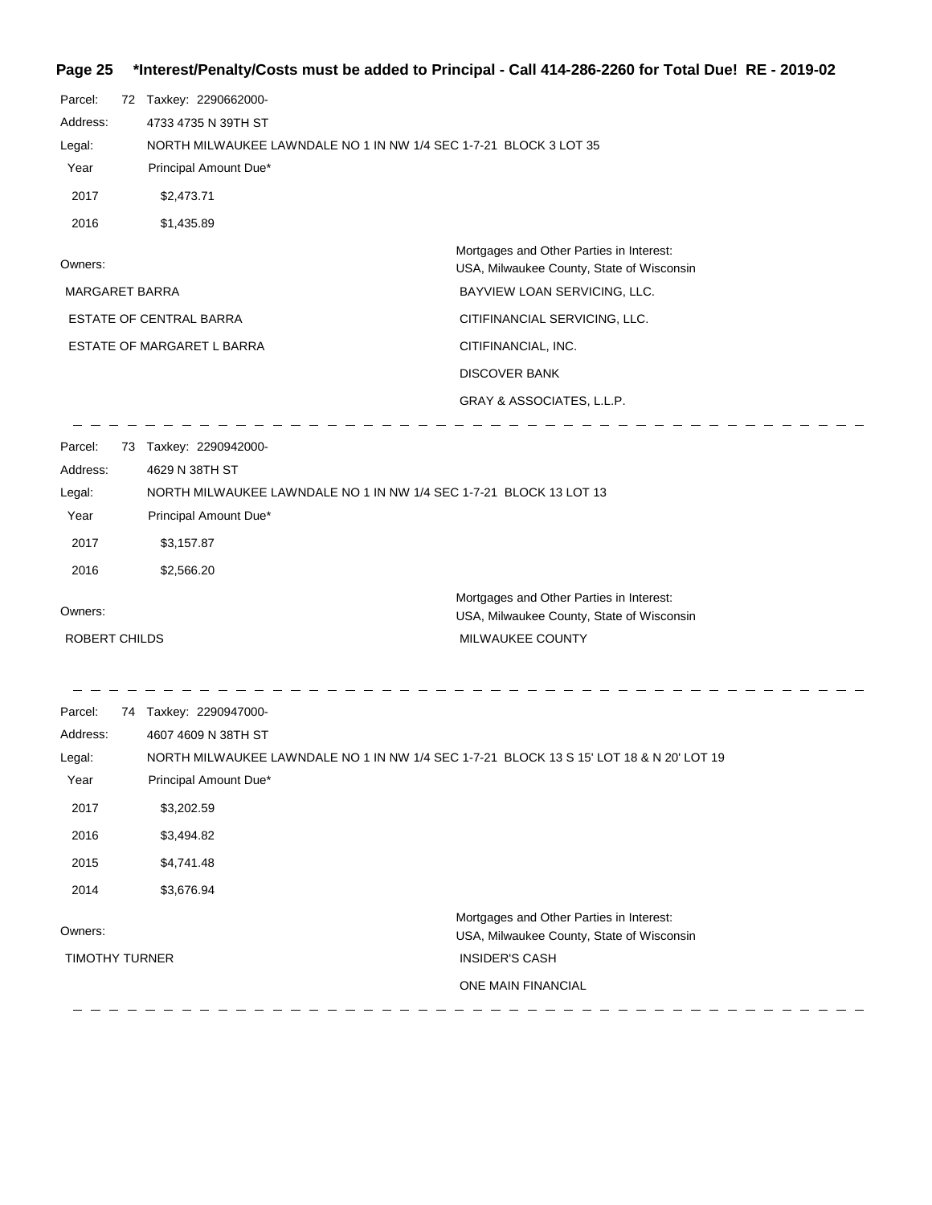**Page 25 \*Interest/Penalty/Costs must be added to Principal - Call 414-286-2260 for Total Due! RE - 2019-02**

Parcel: 72 Taxkey: 2290662000-
Address: 4733 4735 N 39TH ST
Legal: NORTH MILWAUKEE LAWNDALE NO 1 IN NW 1/4 SEC 1-7-21 BLOCK 3 LOT 35

| Year | Principal Amount Due* |
|---|---|
| 2017 | $2,473.71 |
| 2016 | $1,435.89 |

| Owners: | Mortgages and Other Parties in Interest: USA, Milwaukee County, State of Wisconsin |
|---|---|
| MARGARET BARRA | BAYVIEW LOAN SERVICING, LLC. |
| ESTATE OF CENTRAL BARRA | CITIFINANCIAL SERVICING, LLC. |
| ESTATE OF MARGARET L BARRA | CITIFINANCIAL, INC. |
| | DISCOVER BANK |
| | GRAY & ASSOCIATES, L.L.P. |

---

Parcel: 73 Taxkey: 2290942000-
Address: 4629 N 38TH ST
Legal: NORTH MILWAUKEE LAWNDALE NO 1 IN NW 1/4 SEC 1-7-21 BLOCK 13 LOT 13

| Year | Principal Amount Due* |
|---|---|
| 2017 | $3,157.87 |
| 2016 | $2,566.20 |

| Owners: | Mortgages and Other Parties in Interest: USA, Milwaukee County, State of Wisconsin |
|---|---|
| ROBERT CHILDS | MILWAUKEE COUNTY |

---

Parcel: 74 Taxkey: 2290947000-
Address: 4607 4609 N 38TH ST
Legal: NORTH MILWAUKEE LAWNDALE NO 1 IN NW 1/4 SEC 1-7-21 BLOCK 13 S 15' LOT 18 & N 20' LOT 19

| Year | Principal Amount Due* |
|---|---|
| 2017 | $3,202.59 |
| 2016 | $3,494.82 |
| 2015 | $4,741.48 |
| 2014 | $3,676.94 |

| Owners: | Mortgages and Other Parties in Interest: USA, Milwaukee County, State of Wisconsin |
|---|---|
| TIMOTHY TURNER | INSIDER'S CASH |
| | ONE MAIN FINANCIAL |

---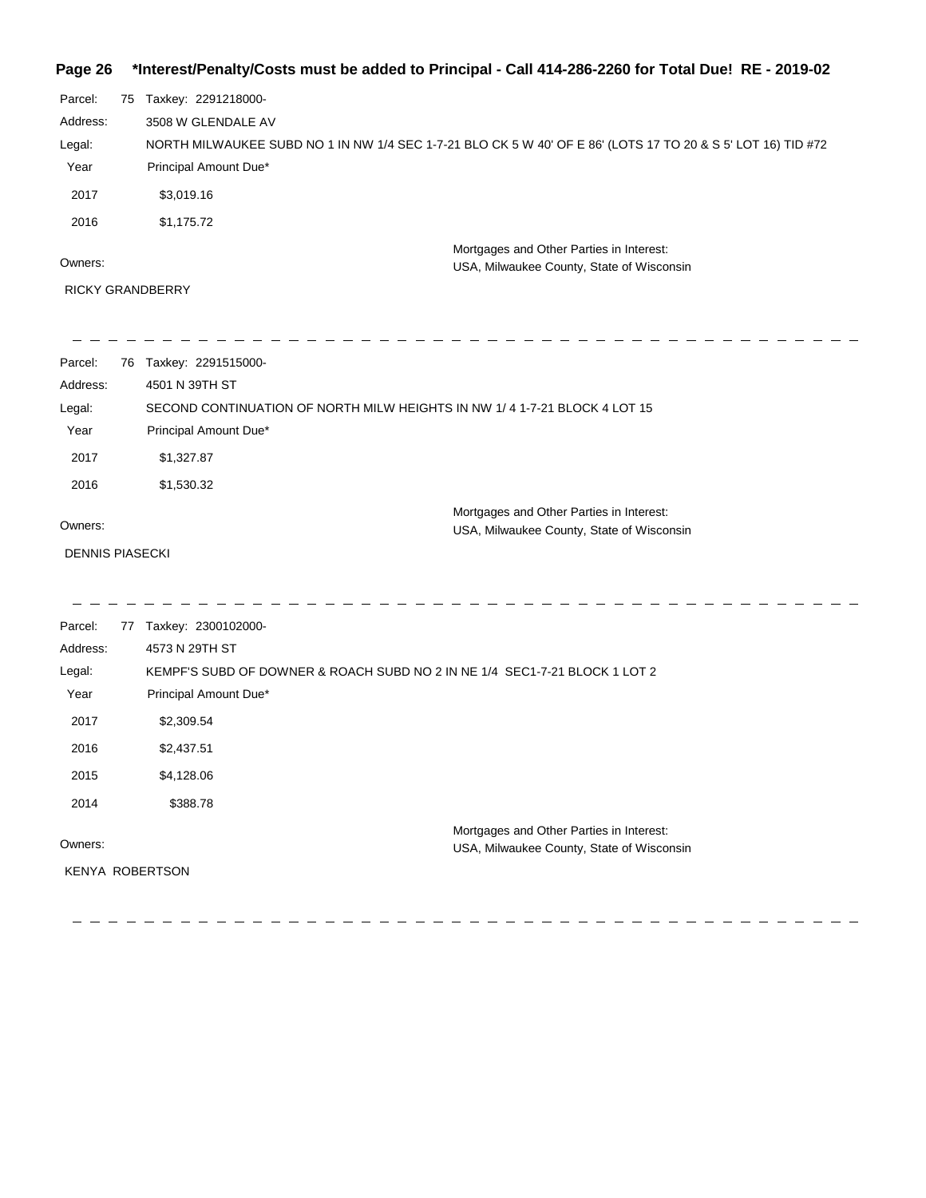**\*Interest/Penalty/Costs must be added to Principal - Call 414-286-2260 for Total Due! RE - 2019-02**

Parcel: 75 Taxkey: 2291218000-

Address: 3508 W GLENDALE AV

Legal: NORTH MILWAUKEE SUBD NO 1 IN NW 1/4 SEC 1-7-21 BLO CK 5 W 40' OF E 86' (LOTS 17 TO 20 & S 5' LOT 16) TID #72

| Year | Principal Amount Due* |
|---|---|
| 2017 | $3,019.16 |
| 2016 | $1,175.72 |

Owners:

RICKY GRANDBERRY

Mortgages and Other Parties in Interest:
USA, Milwaukee County, State of Wisconsin

---

Parcel: 76 Taxkey: 2291515000-

Address: 4501 N 39TH ST

Legal: SECOND CONTINUATION OF NORTH MILW HEIGHTS IN NW 1/ 4 1-7-21 BLOCK 4 LOT 15

| Year | Principal Amount Due* |
|---|---|
| 2017 | $1,327.87 |
| 2016 | $1,530.32 |

Owners:

DENNIS PIASECKI

Mortgages and Other Parties in Interest:
USA, Milwaukee County, State of Wisconsin

---

Parcel: 77 Taxkey: 2300102000-

Address: 4573 N 29TH ST

Legal: KEMPF'S SUBD OF DOWNER & ROACH SUBD NO 2 IN NE 1/4 SEC1-7-21 BLOCK 1 LOT 2

| Year | Principal Amount Due* |
|---|---|
| 2017 | $2,309.54 |
| 2016 | $2,437.51 |
| 2015 | $4,128.06 |
| 2014 | $388.78 |

Owners:

KENYA ROBERTSON

Mortgages and Other Parties in Interest:
USA, Milwaukee County, State of Wisconsin

---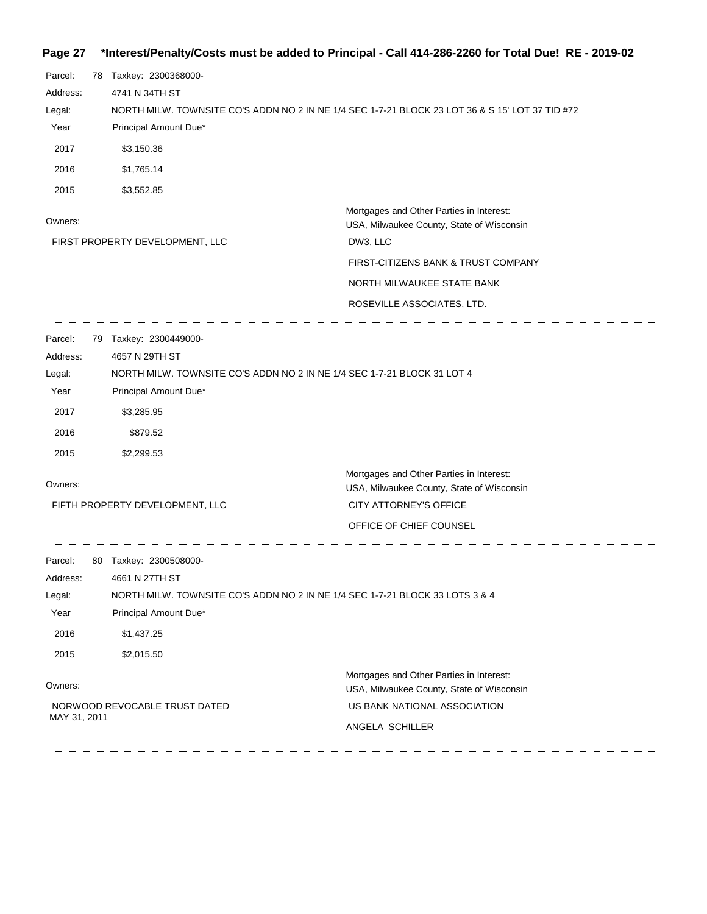**\*Interest/Penalty/Costs must be added to Principal - Call 414-286-2260 for Total Due! RE - 2019-02**

Parcel: 78 Taxkey: 2300368000-
Address: 4741 N 34TH ST
Legal: NORTH MILW. TOWNSITE CO'S ADDN NO 2 IN NE 1/4 SEC 1-7-21 BLOCK 23 LOT 36 & S 15' LOT 37 TID #72

| Year | Principal Amount Due* |
|---|---|
| 2017 | $3,150.36 |
| 2016 | $1,765.14 |
| 2015 | $3,552.85 |

Owners:
FIRST PROPERTY DEVELOPMENT, LLC

Mortgages and Other Parties in Interest:
USA, Milwaukee County, State of Wisconsin
DW3, LLC
FIRST-CITIZENS BANK & TRUST COMPANY
NORTH MILWAUKEE STATE BANK
ROSEVILLE ASSOCIATES, LTD.

---

Parcel: 79 Taxkey: 2300449000-
Address: 4657 N 29TH ST
Legal: NORTH MILW. TOWNSITE CO'S ADDN NO 2 IN NE 1/4 SEC 1-7-21 BLOCK 31 LOT 4

| Year | Principal Amount Due* |
|---|---|
| 2017 | $3,285.95 |
| 2016 | $879.52 |
| 2015 | $2,299.53 |

Owners:
FIFTH PROPERTY DEVELOPMENT, LLC

Mortgages and Other Parties in Interest:
USA, Milwaukee County, State of Wisconsin
CITY ATTORNEY'S OFFICE
OFFICE OF CHIEF COUNSEL

---

Parcel: 80 Taxkey: 2300508000-
Address: 4661 N 27TH ST
Legal: NORTH MILW. TOWNSITE CO'S ADDN NO 2 IN NE 1/4 SEC 1-7-21 BLOCK 33 LOTS 3 & 4

| Year | Principal Amount Due* |
|---|---|
| 2016 | $1,437.25 |
| 2015 | $2,015.50 |

Owners:
NORWOOD REVOCABLE TRUST DATED MAY 31, 2011

Mortgages and Other Parties in Interest:
USA, Milwaukee County, State of Wisconsin
US BANK NATIONAL ASSOCIATION
ANGELA SCHILLER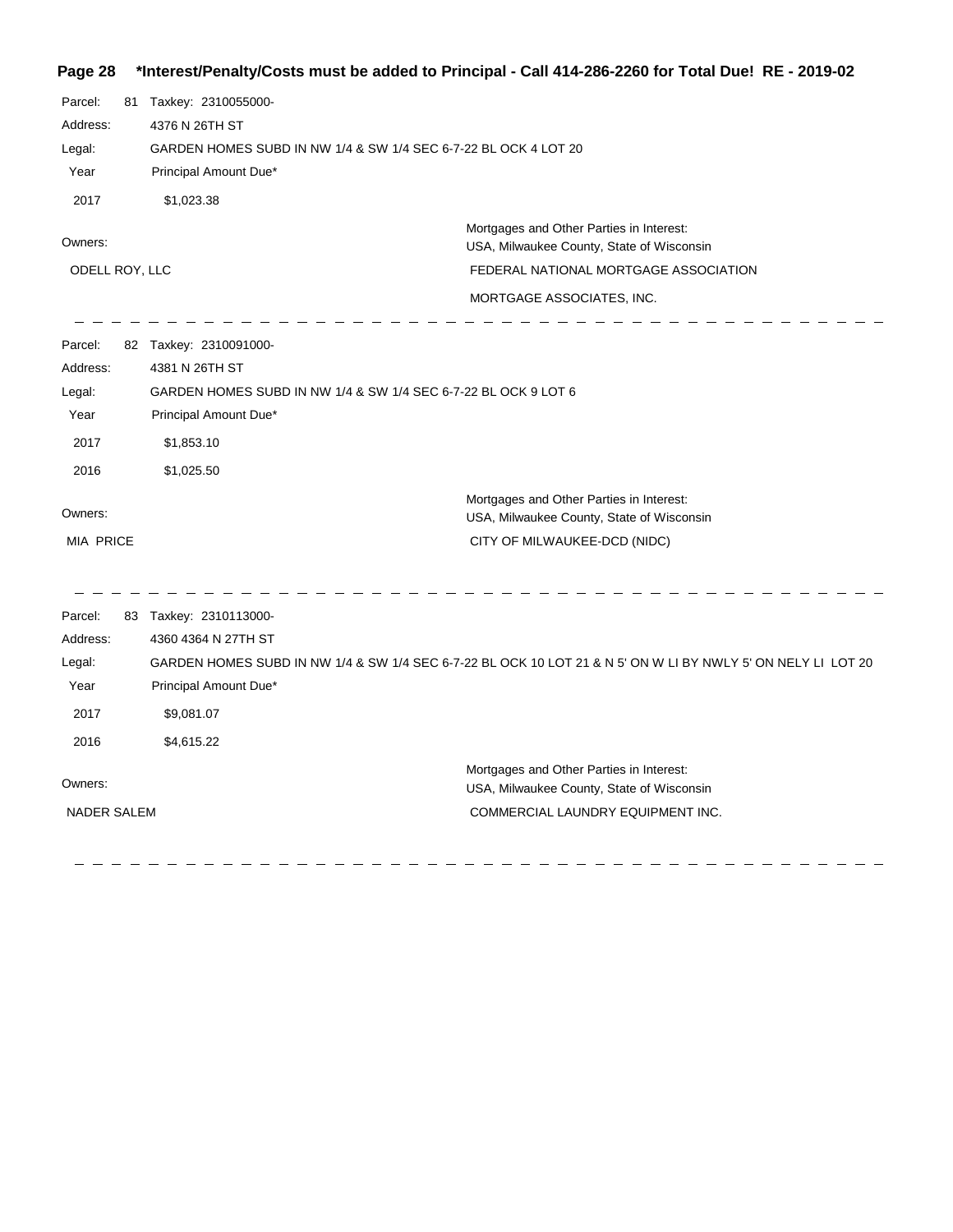**Page 28 *Interest/Penalty/Costs must be added to Principal - Call 414-286-2260 for Total Due! RE - 2019-02**

Parcel: 81 Taxkey: 2310055000-

Address: 4376 N 26TH ST

Legal: GARDEN HOMES SUBD IN NW 1/4 & SW 1/4 SEC 6-7-22 BL OCK 4 LOT 20

| Year | Principal Amount Due* |
|---|---|
| 2017 | $1,023.38 |

Owners:

ODELL ROY, LLC

Mortgages and Other Parties in Interest:

USA, Milwaukee County, State of Wisconsin

FEDERAL NATIONAL MORTGAGE ASSOCIATION

MORTGAGE ASSOCIATES, INC.

---

Parcel: 82 Taxkey: 2310091000-

Address: 4381 N 26TH ST

Legal: GARDEN HOMES SUBD IN NW 1/4 & SW 1/4 SEC 6-7-22 BL OCK 9 LOT 6

| Year | Principal Amount Due* |
|---|---|
| 2017 | $1,853.10 |
| 2016 | $1,025.50 |

Owners:

MIA PRICE

Mortgages and Other Parties in Interest:

USA, Milwaukee County, State of Wisconsin

CITY OF MILWAUKEE-DCD (NIDC)

---

Parcel: 83 Taxkey: 2310113000-

Address: 4360 4364 N 27TH ST

Legal: GARDEN HOMES SUBD IN NW 1/4 & SW 1/4 SEC 6-7-22 BL OCK 10 LOT 21 & N 5' ON W LI BY NWLY 5' ON NELY LI LOT 20

| Year | Principal Amount Due* |
|---|---|
| 2017 | $9,081.07 |
| 2016 | $4,615.22 |

Owners:

NADER SALEM

Mortgages and Other Parties in Interest:

USA, Milwaukee County, State of Wisconsin

COMMERCIAL LAUNDRY EQUIPMENT INC.

---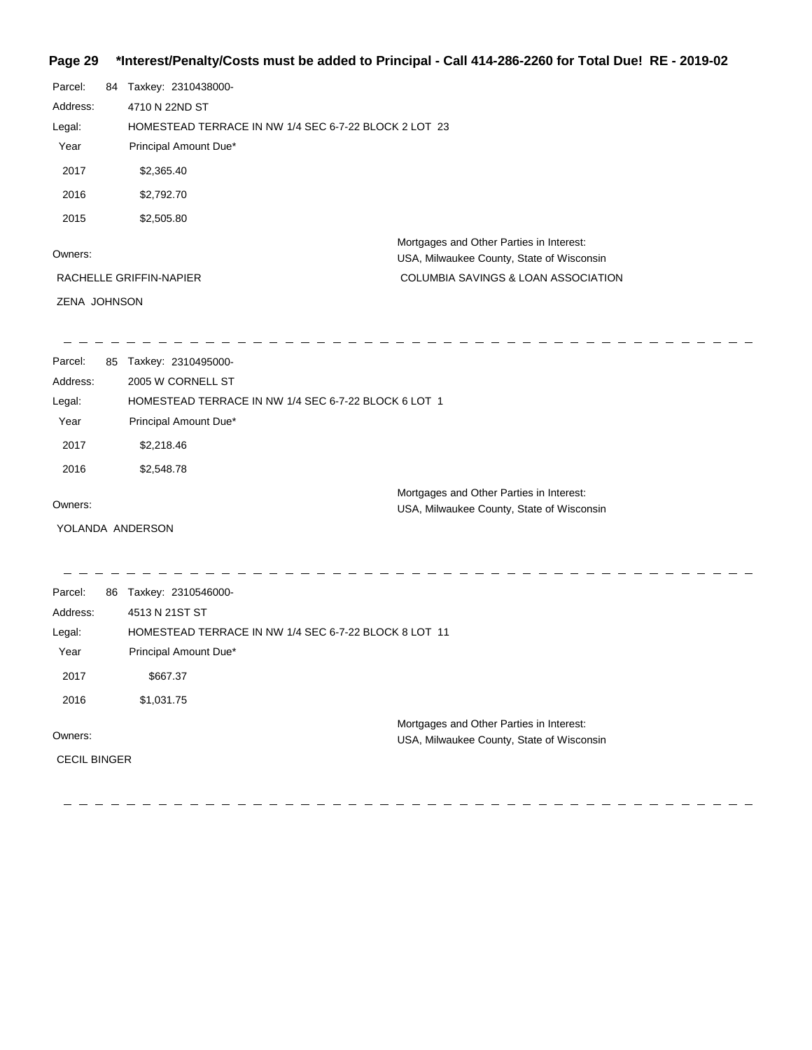**\*Interest/Penalty/Costs must be added to Principal - Call 414-286-2260 for Total Due! RE - 2019-02**

Parcel: 84 Taxkey: 2310438000-

Address: 4710 N 22ND ST

Legal: HOMESTEAD TERRACE IN NW 1/4 SEC 6-7-22 BLOCK 2 LOT 23

| Year | Principal Amount Due* |
|---|---|
| 2017 | $2,365.40 |
| 2016 | $2,792.70 |
| 2015 | $2,505.80 |

Owners:

RACHELLE GRIFFIN-NAPIER

ZENA JOHNSON

Mortgages and Other Parties in Interest:

USA, Milwaukee County, State of Wisconsin

COLUMBIA SAVINGS & LOAN ASSOCIATION

---

Parcel: 85 Taxkey: 2310495000-

Address: 2005 W CORNELL ST

Legal: HOMESTEAD TERRACE IN NW 1/4 SEC 6-7-22 BLOCK 6 LOT 1

| Year | Principal Amount Due* |
|---|---|
| 2017 | $2,218.46 |
| 2016 | $2,548.78 |

Owners:

YOLANDA ANDERSON

Mortgages and Other Parties in Interest:

USA, Milwaukee County, State of Wisconsin

---

Parcel: 86 Taxkey: 2310546000-

Address: 4513 N 21ST ST

Legal: HOMESTEAD TERRACE IN NW 1/4 SEC 6-7-22 BLOCK 8 LOT 11

| Year | Principal Amount Due* |
|---|---|
| 2017 | $667.37 |
| 2016 | $1,031.75 |

Owners:

CECIL BINGER

Mortgages and Other Parties in Interest:

USA, Milwaukee County, State of Wisconsin

---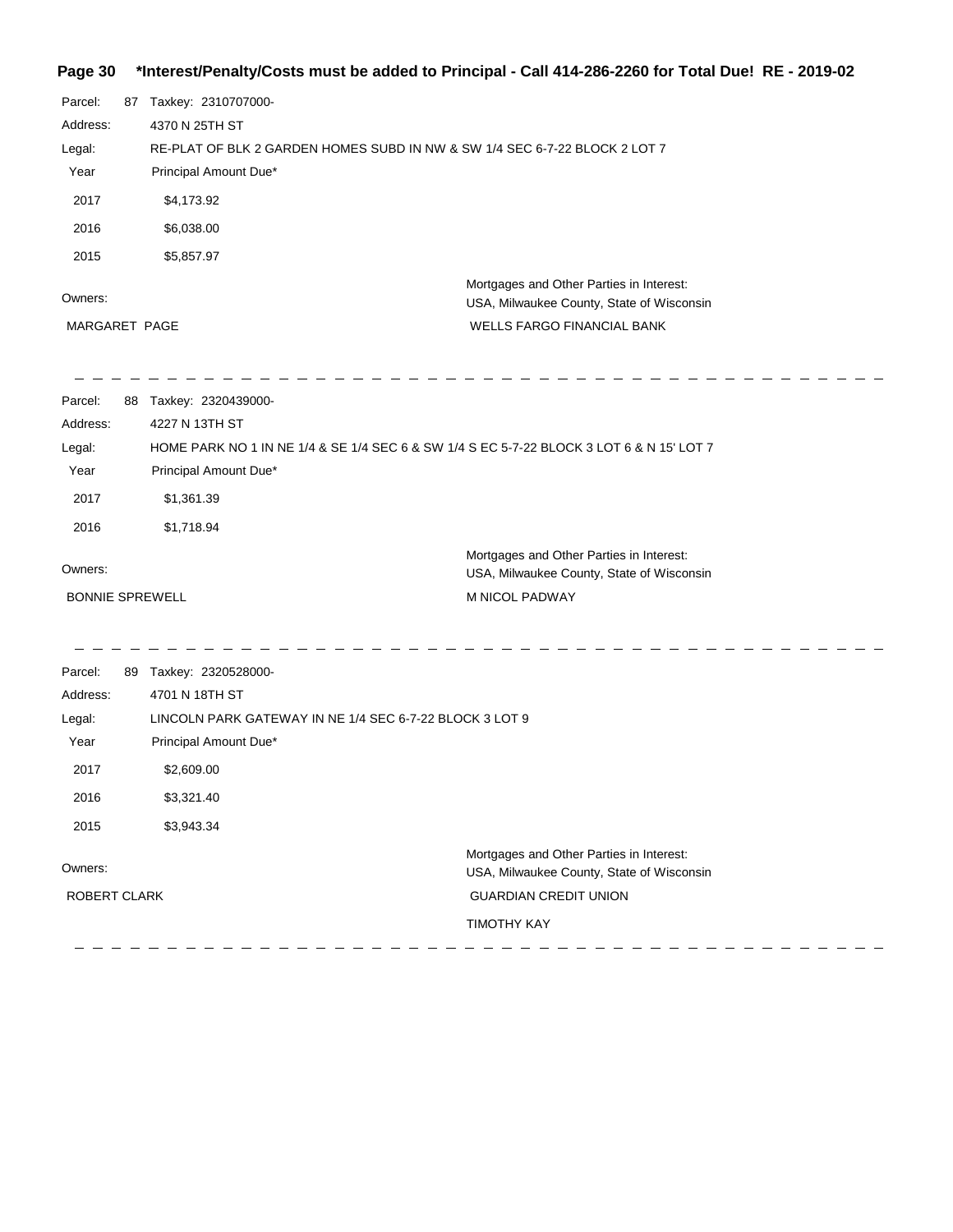**Page 30 \*Interest/Penalty/Costs must be added to Principal - Call 414-286-2260 for Total Due! RE - 2019-02**

Parcel: 87 Taxkey: 2310707000-
Address: 4370 N 25TH ST
Legal: RE-PLAT OF BLK 2 GARDEN HOMES SUBD IN NW & SW 1/4 SEC 6-7-22 BLOCK 2 LOT 7

| Year | Principal Amount Due* |
|---|---|
| 2017 | $4,173.92 |
| 2016 | $6,038.00 |
| 2015 | $5,857.97 |

Owners:
MARGARET PAGE

Mortgages and Other Parties in Interest:
USA, Milwaukee County, State of Wisconsin
WELLS FARGO FINANCIAL BANK

---

Parcel: 88 Taxkey: 2320439000-
Address: 4227 N 13TH ST
Legal: HOME PARK NO 1 IN NE 1/4 & SE 1/4 SEC 6 & SW 1/4 S EC 5-7-22 BLOCK 3 LOT 6 & N 15' LOT 7

| Year | Principal Amount Due* |
|---|---|
| 2017 | $1,361.39 |
| 2016 | $1,718.94 |

Owners:
BONNIE SPREWELL

Mortgages and Other Parties in Interest:
USA, Milwaukee County, State of Wisconsin
M NICOL PADWAY

---

Parcel: 89 Taxkey: 2320528000-
Address: 4701 N 18TH ST
Legal: LINCOLN PARK GATEWAY IN NE 1/4 SEC 6-7-22 BLOCK 3 LOT 9

| Year | Principal Amount Due* |
|---|---|
| 2017 | $2,609.00 |
| 2016 | $3,321.40 |
| 2015 | $3,943.34 |

Owners:
ROBERT CLARK

Mortgages and Other Parties in Interest:
USA, Milwaukee County, State of Wisconsin
GUARDIAN CREDIT UNION
TIMOTHY KAY

---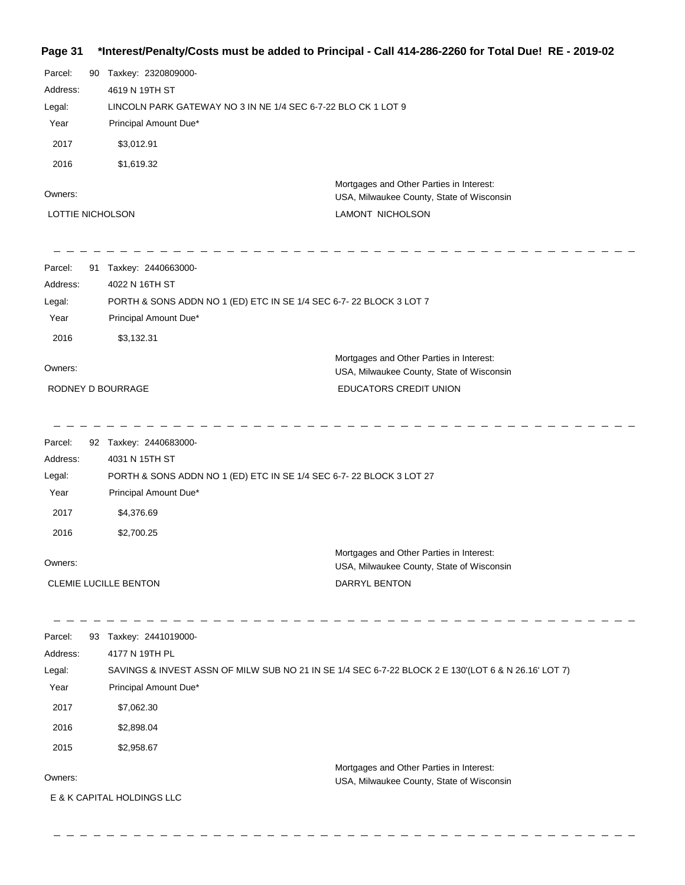**Page 31 *Interest/Penalty/Costs must be added to Principal - Call 414-286-2260 for Total Due! RE - 2019-02**

Parcel: 90 Taxkey: 2320809000-
Address: 4619 N 19TH ST
Legal: LINCOLN PARK GATEWAY NO 3 IN NE 1/4 SEC 6-7-22 BLO CK 1 LOT 9

| Year | Principal Amount Due* |
|---|---|
| 2017 | $3,012.91 |
| 2016 | $1,619.32 |

Owners:
LOTTIE NICHOLSON

Mortgages and Other Parties in Interest:
USA, Milwaukee County, State of Wisconsin
LAMONT NICHOLSON

---

Parcel: 91 Taxkey: 2440663000-
Address: 4022 N 16TH ST
Legal: PORTH & SONS ADDN NO 1 (ED) ETC IN SE 1/4 SEC 6-7- 22 BLOCK 3 LOT 7

| Year | Principal Amount Due* |
|---|---|
| 2016 | $3,132.31 |

Owners:
RODNEY D BOURRAGE

Mortgages and Other Parties in Interest:
USA, Milwaukee County, State of Wisconsin
EDUCATORS CREDIT UNION

---

Parcel: 92 Taxkey: 2440683000-
Address: 4031 N 15TH ST
Legal: PORTH & SONS ADDN NO 1 (ED) ETC IN SE 1/4 SEC 6-7- 22 BLOCK 3 LOT 27

| Year | Principal Amount Due* |
|---|---|
| 2017 | $4,376.69 |
| 2016 | $2,700.25 |

Owners:
CLEMIE LUCILLE BENTON

Mortgages and Other Parties in Interest:
USA, Milwaukee County, State of Wisconsin
DARRYL BENTON

---

Parcel: 93 Taxkey: 2441019000-
Address: 4177 N 19TH PL
Legal: SAVINGS & INVEST ASSN OF MILW SUB NO 21 IN SE 1/4 SEC 6-7-22 BLOCK 2 E 130'(LOT 6 & N 26.16' LOT 7)

| Year | Principal Amount Due* |
|---|---|
| 2017 | $7,062.30 |
| 2016 | $2,898.04 |
| 2015 | $2,958.67 |

Owners:
E & K CAPITAL HOLDINGS LLC

Mortgages and Other Parties in Interest:
USA, Milwaukee County, State of Wisconsin

---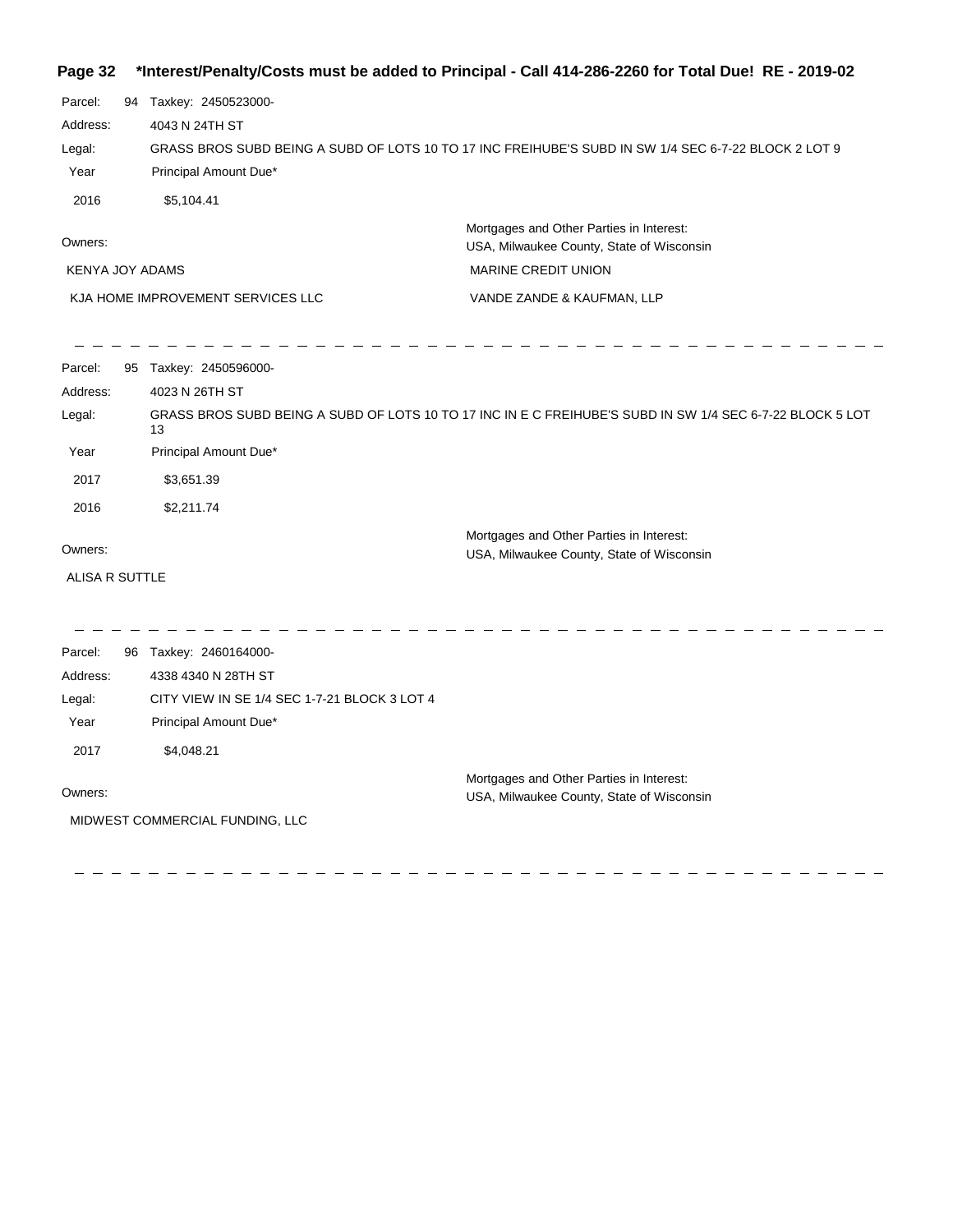Parcel: 94 Taxkey: 2450523000-

Address: 4043 N 24TH ST

Legal: GRASS BROS SUBD BEING A SUBD OF LOTS 10 TO 17 INC FREIHUBE'S SUBD IN SW 1/4 SEC 6-7-22 BLOCK 2 LOT 9

| Year | Principal Amount Due* |
|---|---|
| 2016 | $5,104.41 |

Owners:

KENYA JOY ADAMS

KJA HOME IMPROVEMENT SERVICES LLC

Mortgages and Other Parties in Interest:
USA, Milwaukee County, State of Wisconsin

MARINE CREDIT UNION

VANDE ZANDE & KAUFMAN, LLP

---

Parcel: 95 Taxkey: 2450596000-

Address: 4023 N 26TH ST

Legal: GRASS BROS SUBD BEING A SUBD OF LOTS 10 TO 17 INC IN E C FREIHUBE'S SUBD IN SW 1/4 SEC 6-7-22 BLOCK 5 LOT 13

| Year | Principal Amount Due* |
|---|---|
| 2017 | $3,651.39 |
| 2016 | $2,211.74 |

Owners:

ALISA R SUTTLE

Mortgages and Other Parties in Interest:
USA, Milwaukee County, State of Wisconsin

---

Parcel: 96 Taxkey: 2460164000-

Address: 4338 4340 N 28TH ST

Legal: CITY VIEW IN SE 1/4 SEC 1-7-21 BLOCK 3 LOT 4

| Year | Principal Amount Due* |
|---|---|
| 2017 | $4,048.21 |

Owners:

MIDWEST COMMERCIAL FUNDING, LLC

Mortgages and Other Parties in Interest:
USA, Milwaukee County, State of Wisconsin

---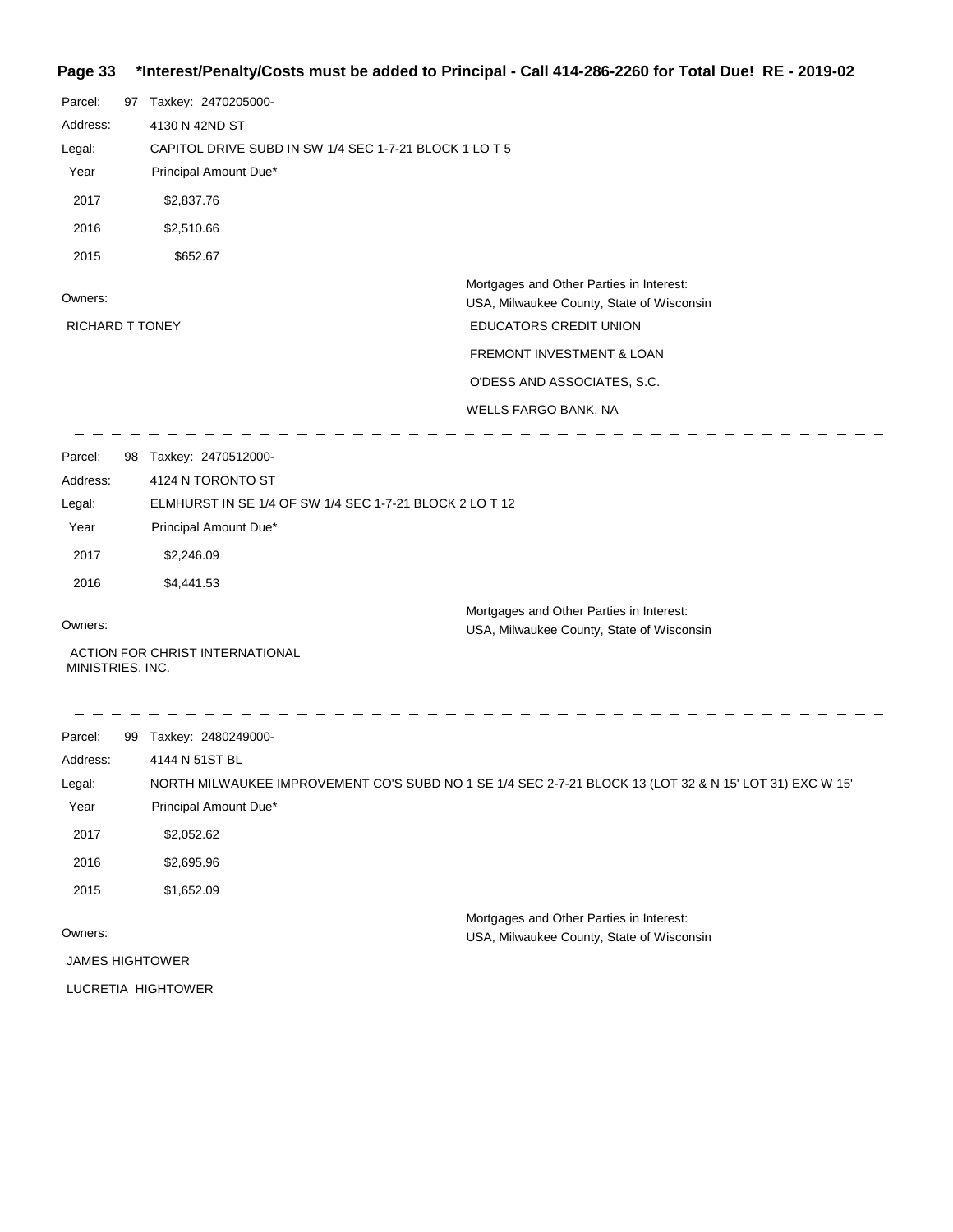**Page 33 *Interest/Penalty/Costs must be added to Principal - Call 414-286-2260 for Total Due! RE - 2019-02**

Parcel: 97 Taxkey: 2470205000-

Address: 4130 N 42ND ST

Legal: CAPITOL DRIVE SUBD IN SW 1/4 SEC 1-7-21 BLOCK 1 LO T 5

| Year | Principal Amount Due* |
|---|---|
| 2017 | $2,837.76 |
| 2016 | $2,510.66 |
| 2015 | $652.67 |

Owners:

RICHARD T TONEY

Mortgages and Other Parties in Interest:

USA, Milwaukee County, State of Wisconsin

EDUCATORS CREDIT UNION

FREMONT INVESTMENT & LOAN

O'DESS AND ASSOCIATES, S.C.

WELLS FARGO BANK, NA

---

Parcel: 98 Taxkey: 2470512000-

Address: 4124 N TORONTO ST

Legal: ELMHURST IN SE 1/4 OF SW 1/4 SEC 1-7-21 BLOCK 2 LO T 12

| Year | Principal Amount Due* |
|---|---|
| 2017 | $2,246.09 |
| 2016 | $4,441.53 |

Owners:

ACTION FOR CHRIST INTERNATIONAL MINISTRIES, INC.

Mortgages and Other Parties in Interest:

USA, Milwaukee County, State of Wisconsin

---

Parcel: 99 Taxkey: 2480249000-

Address: 4144 N 51ST BL

Legal: NORTH MILWAUKEE IMPROVEMENT CO'S SUBD NO 1 SE 1/4 SEC 2-7-21 BLOCK 13 (LOT 32 & N 15' LOT 31) EXC W 15'

| Year | Principal Amount Due* |
|---|---|
| 2017 | $2,052.62 |
| 2016 | $2,695.96 |
| 2015 | $1,652.09 |

Owners:

JAMES HIGHTOWER

LUCRETIA HIGHTOWER

Mortgages and Other Parties in Interest:

USA, Milwaukee County, State of Wisconsin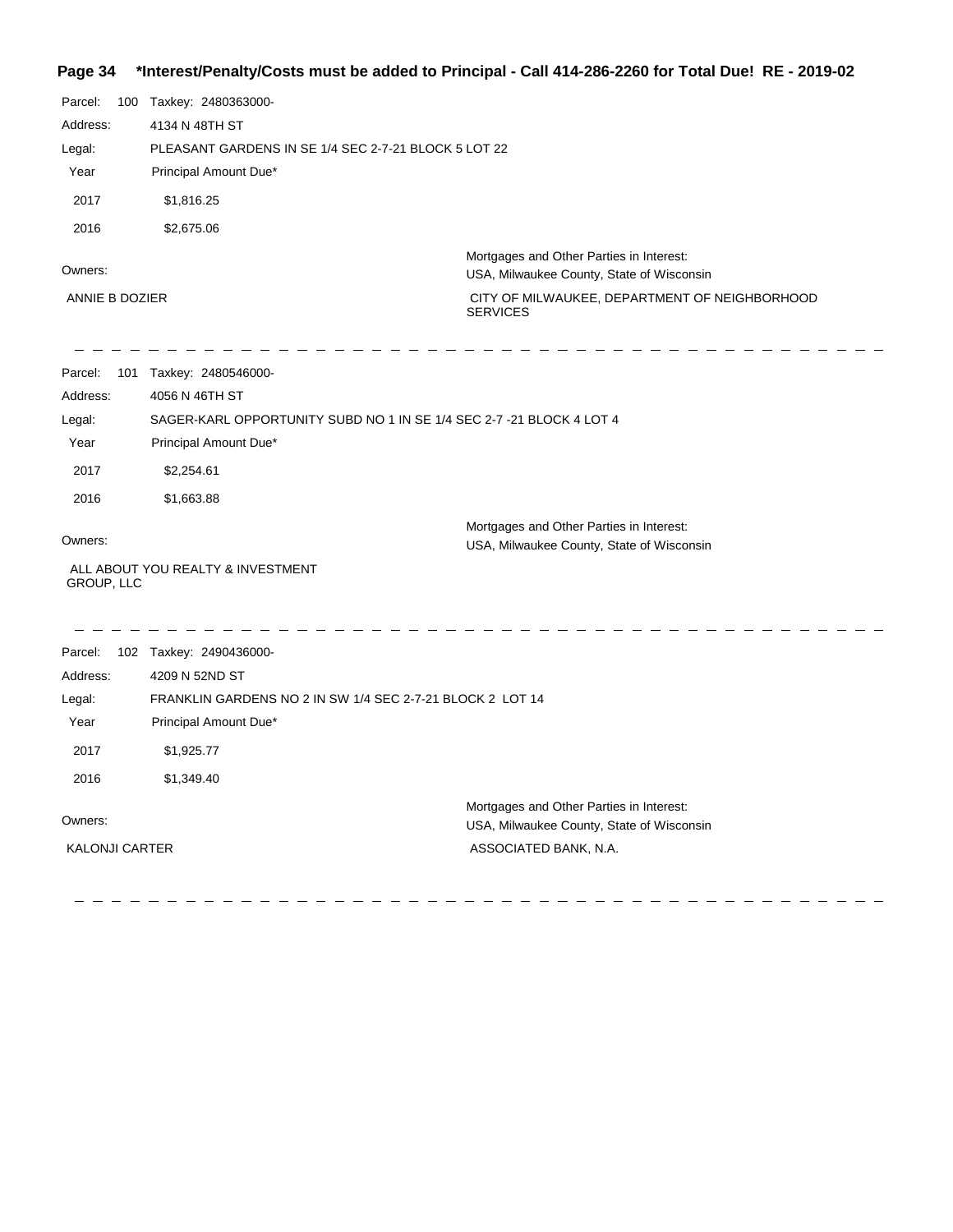**Page 34 \*Interest/Penalty/Costs must be added to Principal - Call 414-286-2260 for Total Due! RE - 2019-02**

Parcel: 100 Taxkey: 2480363000-

Address: 4134 N 48TH ST

Legal: PLEASANT GARDENS IN SE 1/4 SEC 2-7-21 BLOCK 5 LOT 22

| Year | Principal Amount Due* |
|---|---|
| 2017 | $1,816.25 |
| 2016 | $2,675.06 |

Owners:

ANNIE B DOZIER

Mortgages and Other Parties in Interest:

USA, Milwaukee County, State of Wisconsin

CITY OF MILWAUKEE, DEPARTMENT OF NEIGHBORHOOD SERVICES

---

Parcel: 101 Taxkey: 2480546000-

Address: 4056 N 46TH ST

Legal: SAGER-KARL OPPORTUNITY SUBD NO 1 IN SE 1/4 SEC 2-7 -21 BLOCK 4 LOT 4

| Year | Principal Amount Due* |
|---|---|
| 2017 | $2,254.61 |
| 2016 | $1,663.88 |

Owners:

ALL ABOUT YOU REALTY & INVESTMENT GROUP, LLC

Mortgages and Other Parties in Interest:

USA, Milwaukee County, State of Wisconsin

---

Parcel: 102 Taxkey: 2490436000-

Address: 4209 N 52ND ST

Legal: FRANKLIN GARDENS NO 2 IN SW 1/4 SEC 2-7-21 BLOCK 2 LOT 14

| Year | Principal Amount Due* |
|---|---|
| 2017 | $1,925.77 |
| 2016 | $1,349.40 |

Owners:

KALONJI CARTER

Mortgages and Other Parties in Interest:

USA, Milwaukee County, State of Wisconsin

ASSOCIATED BANK, N.A.

---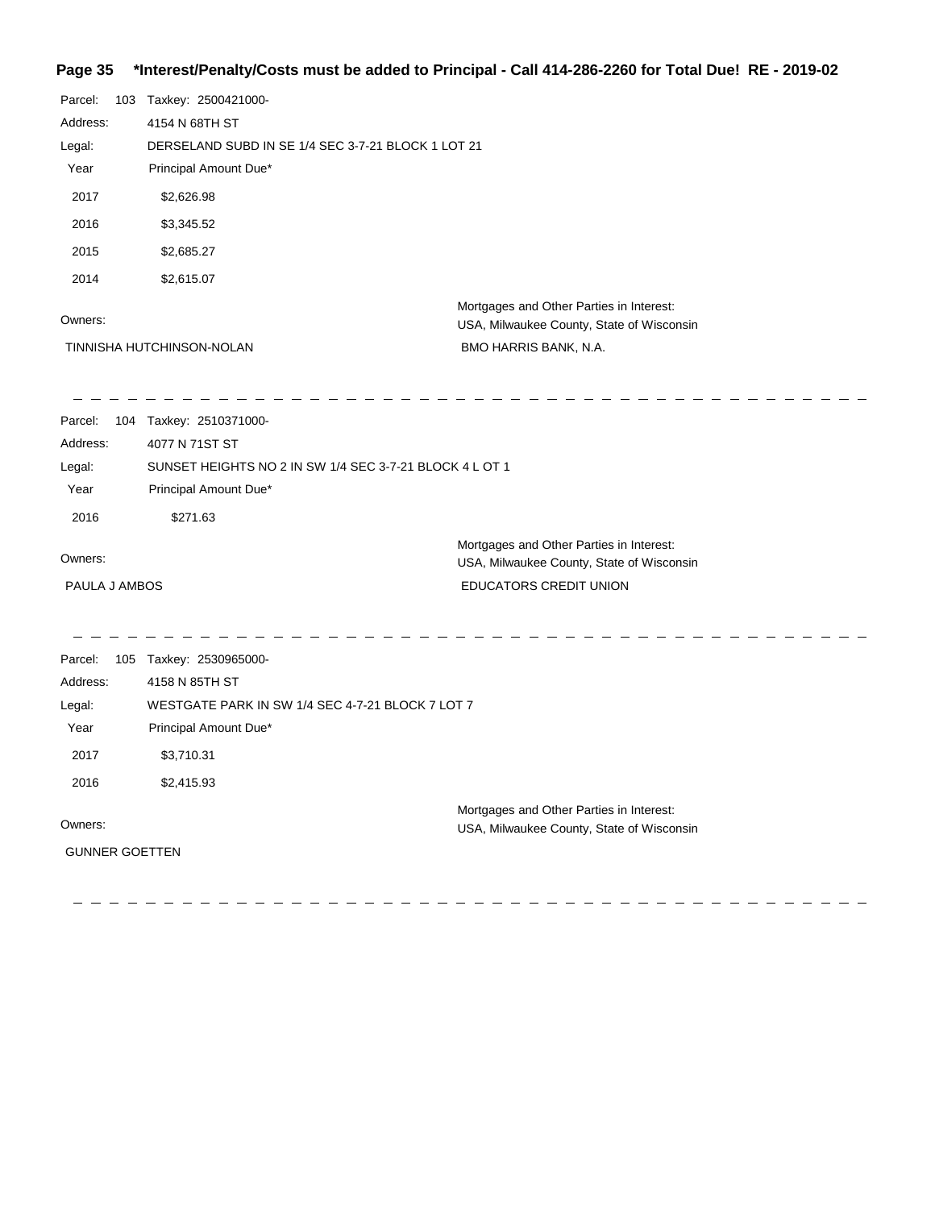**\*Interest/Penalty/Costs must be added to Principal - Call 414-286-2260 for Total Due! RE - 2019-02**

Parcel: 103 Taxkey: 2500421000-

Address: 4154 N 68TH ST

Legal: DERSELAND SUBD IN SE 1/4 SEC 3-7-21 BLOCK 1 LOT 21

| Year | Principal Amount Due* |
|---|---|
| 2017 | $2,626.98 |
| 2016 | $3,345.52 |
| 2015 | $2,685.27 |
| 2014 | $2,615.07 |

Owners:

TINNISHA HUTCHINSON-NOLAN

Mortgages and Other Parties in Interest:
USA, Milwaukee County, State of Wisconsin
BMO HARRIS BANK, N.A.

---

Parcel: 104 Taxkey: 2510371000-

Address: 4077 N 71ST ST

Legal: SUNSET HEIGHTS NO 2 IN SW 1/4 SEC 3-7-21 BLOCK 4 L OT 1

| Year | Principal Amount Due* |
|---|---|
| 2016 | $271.63 |

Owners:

PAULA J AMBOS

Mortgages and Other Parties in Interest:
USA, Milwaukee County, State of Wisconsin
EDUCATORS CREDIT UNION

---

Parcel: 105 Taxkey: 2530965000-

Address: 4158 N 85TH ST

Legal: WESTGATE PARK IN SW 1/4 SEC 4-7-21 BLOCK 7 LOT 7

| Year | Principal Amount Due* |
|---|---|
| 2017 | $3,710.31 |
| 2016 | $2,415.93 |

Owners:

GUNNER GOETTEN

Mortgages and Other Parties in Interest:
USA, Milwaukee County, State of Wisconsin

---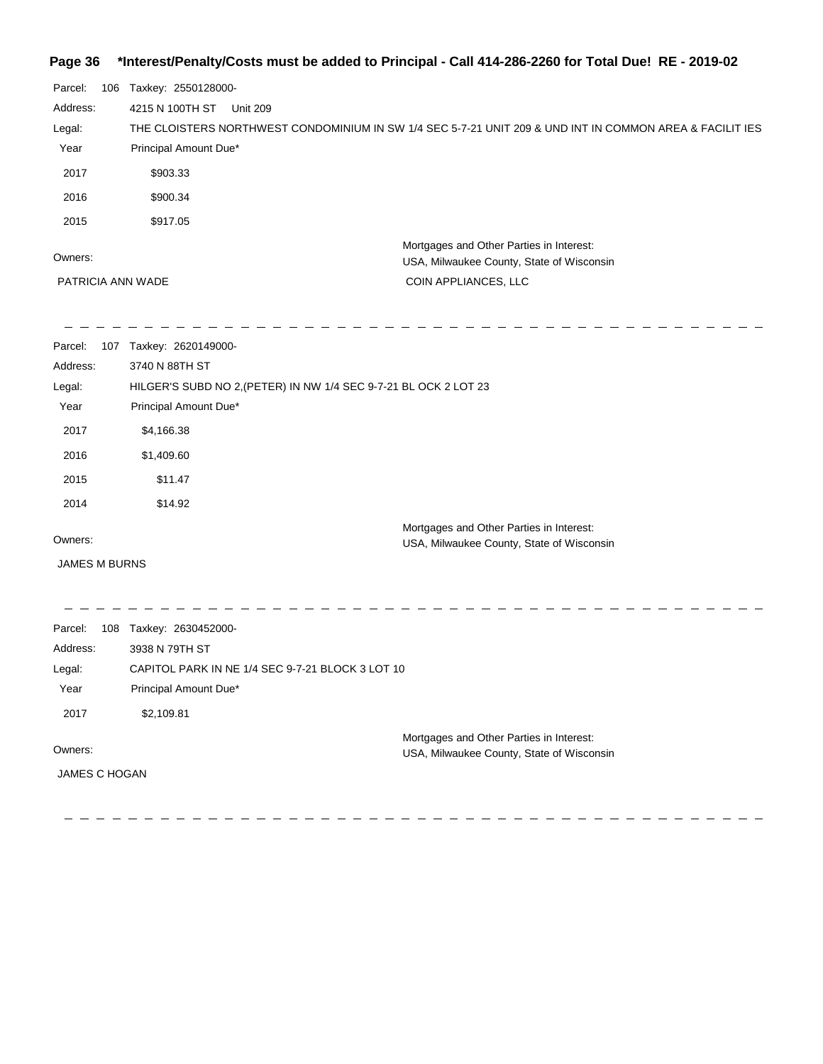**Page 36 \*Interest/Penalty/Costs must be added to Principal - Call 414-286-2260 for Total Due! RE - 2019-02**

Parcel: 106 Taxkey: 2550128000-

Address: 4215 N 100TH ST Unit 209

Legal: THE CLOISTERS NORTHWEST CONDOMINIUM IN SW 1/4 SEC 5-7-21 UNIT 209 & UND INT IN COMMON AREA & FACILIT IES

| Year | Principal Amount Due* |
|---|---|
| 2017 | $903.33 |
| 2016 | $900.34 |
| 2015 | $917.05 |

Owners:

PATRICIA ANN WADE

Mortgages and Other Parties in Interest:

USA, Milwaukee County, State of Wisconsin

COIN APPLIANCES, LLC

---

Parcel: 107 Taxkey: 2620149000-

Address: 3740 N 88TH ST

Legal: HILGER'S SUBD NO 2,(PETER) IN NW 1/4 SEC 9-7-21 BL OCK 2 LOT 23

| Year | Principal Amount Due* |
|---|---|
| 2017 | $4,166.38 |
| 2016 | $1,409.60 |
| 2015 | $11.47 |
| 2014 | $14.92 |

Owners:

JAMES M BURNS

Mortgages and Other Parties in Interest:

USA, Milwaukee County, State of Wisconsin

---

Parcel: 108 Taxkey: 2630452000-

Address: 3938 N 79TH ST

Legal: CAPITOL PARK IN NE 1/4 SEC 9-7-21 BLOCK 3 LOT 10

| Year | Principal Amount Due* |
|---|---|
| 2017 | $2,109.81 |

Owners:

JAMES C HOGAN

Mortgages and Other Parties in Interest:

USA, Milwaukee County, State of Wisconsin

---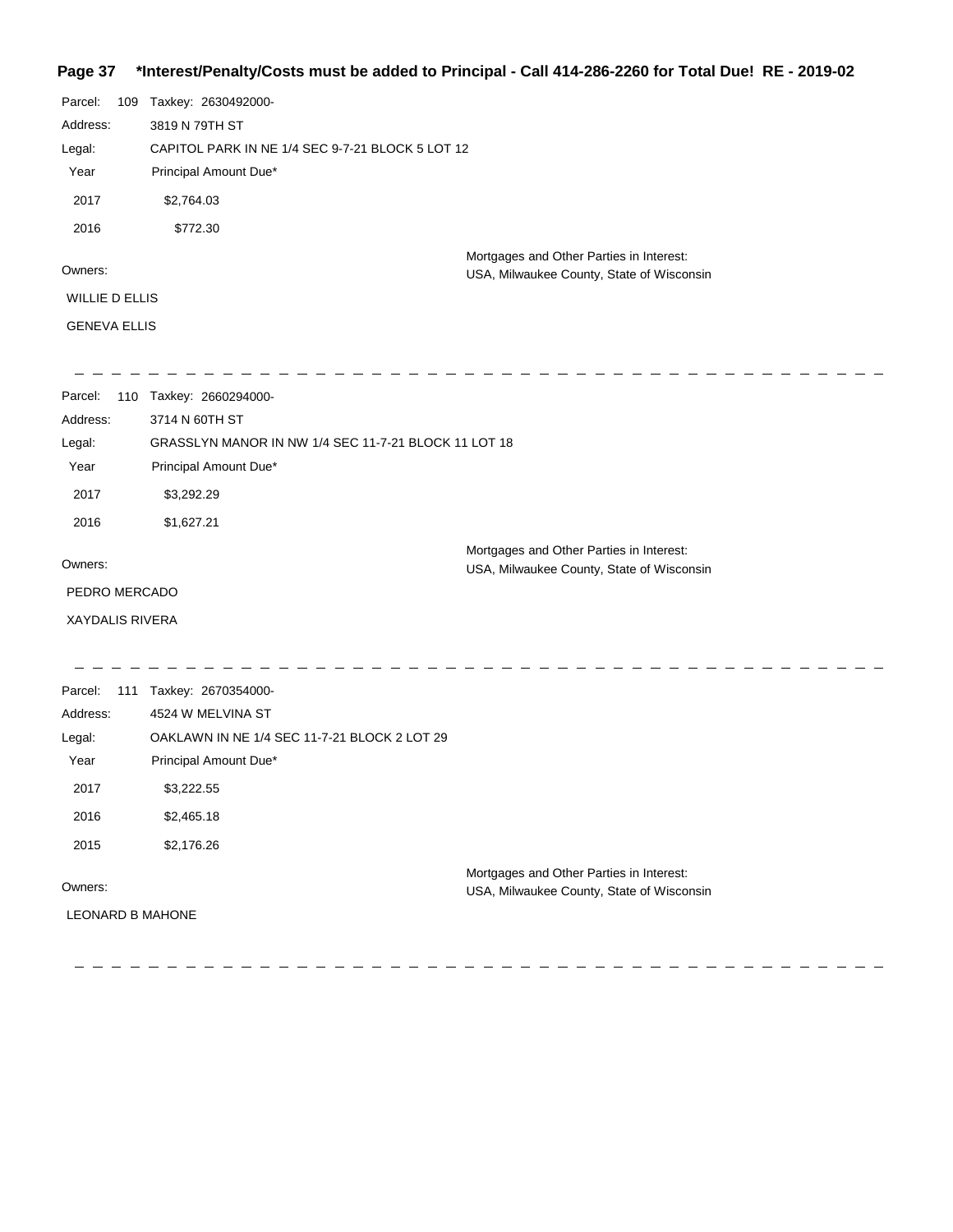**\*Interest/Penalty/Costs must be added to Principal - Call 414-286-2260 for Total Due! RE - 2019-02**

Parcel: 109 Taxkey: 2630492000-

Address: 3819 N 79TH ST

Legal: CAPITOL PARK IN NE 1/4 SEC 9-7-21 BLOCK 5 LOT 12

| Year | Principal Amount Due* |
|---|---|
| 2017 | $2,764.03 |
| 2016 | $772.30 |

Owners:

WILLIE D ELLIS

GENEVA ELLIS

Mortgages and Other Parties in Interest:
USA, Milwaukee County, State of Wisconsin

---

Parcel: 110 Taxkey: 2660294000-

Address: 3714 N 60TH ST

Legal: GRASSLYN MANOR IN NW 1/4 SEC 11-7-21 BLOCK 11 LOT 18

| Year | Principal Amount Due* |
|---|---|
| 2017 | $3,292.29 |
| 2016 | $1,627.21 |

Owners:

PEDRO MERCADO

XAYDALIS RIVERA

Mortgages and Other Parties in Interest:
USA, Milwaukee County, State of Wisconsin

---

Parcel: 111 Taxkey: 2670354000-

Address: 4524 W MELVINA ST

Legal: OAKLAWN IN NE 1/4 SEC 11-7-21 BLOCK 2 LOT 29

| Year | Principal Amount Due* |
|---|---|
| 2017 | $3,222.55 |
| 2016 | $2,465.18 |
| 2015 | $2,176.26 |

Owners:

LEONARD B MAHONE

Mortgages and Other Parties in Interest:
USA, Milwaukee County, State of Wisconsin

---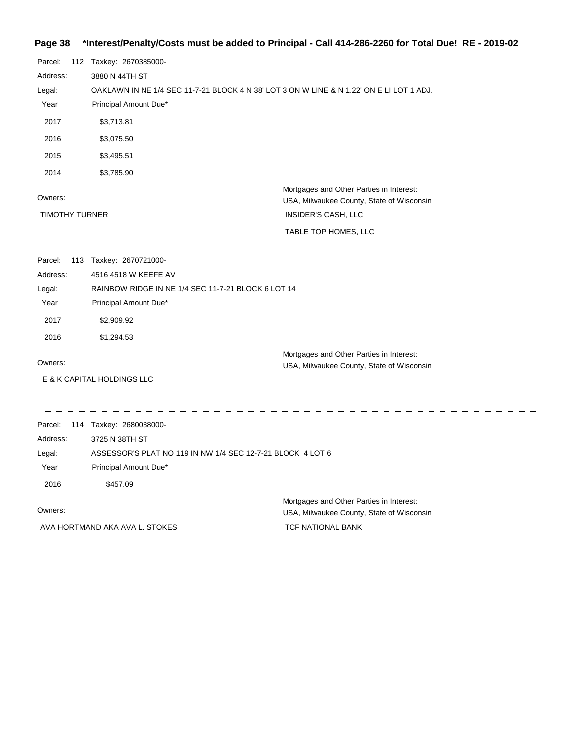Parcel: 112 Taxkey: 2670385000-

Address: 3880 N 44TH ST

Legal: OAKLAWN IN NE 1/4 SEC 11-7-21 BLOCK 4 N 38' LOT 3 ON W LINE & N 1.22' ON E LI LOT 1 ADJ.

| Year | Principal Amount Due* |
| --- | --- |
| 2017 | $3,713.81 |
| 2016 | $3,075.50 |
| 2015 | $3,495.51 |
| 2014 | $3,785.90 |

Owners:

TIMOTHY TURNER

Mortgages and Other Parties in Interest:

USA, Milwaukee County, State of Wisconsin

INSIDER'S CASH, LLC

TABLE TOP HOMES, LLC

---

Parcel: 113 Taxkey: 2670721000-

Address: 4516 4518 W KEEFE AV

Legal: RAINBOW RIDGE IN NE 1/4 SEC 11-7-21 BLOCK 6 LOT 14

| Year | Principal Amount Due* |
| --- | --- |
| 2017 | $2,909.92 |
| 2016 | $1,294.53 |

Owners:

E & K CAPITAL HOLDINGS LLC

Mortgages and Other Parties in Interest:

USA, Milwaukee County, State of Wisconsin

---

Parcel: 114 Taxkey: 2680038000-

Address: 3725 N 38TH ST

Legal: ASSESSOR'S PLAT NO 119 IN NW 1/4 SEC 12-7-21 BLOCK 4 LOT 6

| Year | Principal Amount Due* |
| --- | --- |
| 2016 | $457.09 |

Owners:

AVA HORTMAND AKA AVA L. STOKES

Mortgages and Other Parties in Interest:

USA, Milwaukee County, State of Wisconsin

TCF NATIONAL BANK

---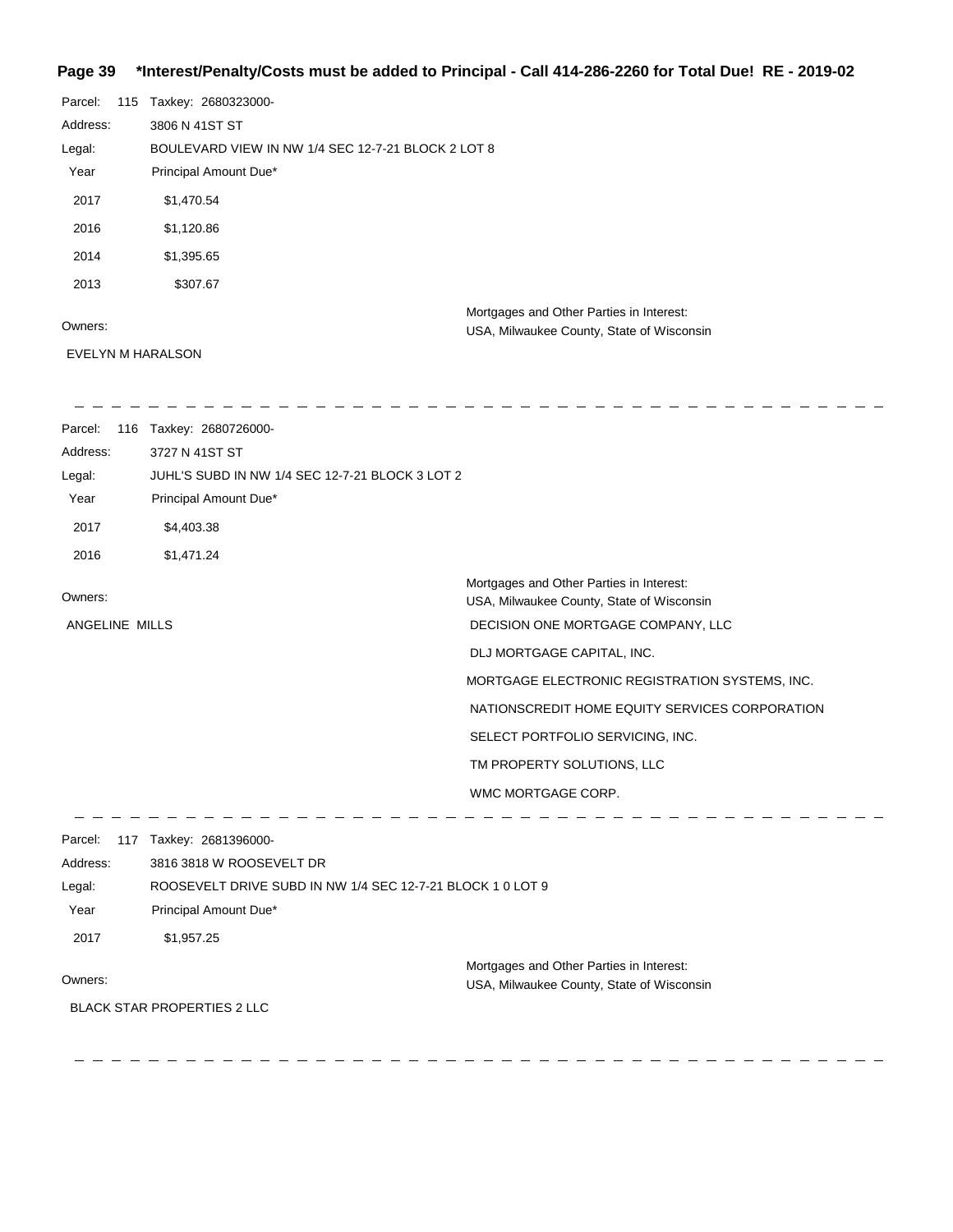**Page 39 \*Interest/Penalty/Costs must be added to Principal - Call 414-286-2260 for Total Due! RE - 2019-02**

Parcel: 115 Taxkey: 2680323000-
Address: 3806 N 41ST ST
Legal: BOULEVARD VIEW IN NW 1/4 SEC 12-7-21 BLOCK 2 LOT 8

| Year | Principal Amount Due* |
| --- | --- |
| 2017 | $1,470.54 |
| 2016 | $1,120.86 |
| 2014 | $1,395.65 |
| 2013 | $307.67 |

Owners:
EVELYN M HARALSON

Mortgages and Other Parties in Interest:
USA, Milwaukee County, State of Wisconsin

---

Parcel: 116 Taxkey: 2680726000-
Address: 3727 N 41ST ST
Legal: JUHL'S SUBD IN NW 1/4 SEC 12-7-21 BLOCK 3 LOT 2

| Year | Principal Amount Due* |
| --- | --- |
| 2017 | $4,403.38 |
| 2016 | $1,471.24 |

Owners:
ANGELINE MILLS

Mortgages and Other Parties in Interest:
USA, Milwaukee County, State of Wisconsin
DECISION ONE MORTGAGE COMPANY, LLC
DLJ MORTGAGE CAPITAL, INC.
MORTGAGE ELECTRONIC REGISTRATION SYSTEMS, INC.
NATIONSCREDIT HOME EQUITY SERVICES CORPORATION
SELECT PORTFOLIO SERVICING, INC.
TM PROPERTY SOLUTIONS, LLC
WMC MORTGAGE CORP.

---

Parcel: 117 Taxkey: 2681396000-
Address: 3816 3818 W ROOSEVELT DR
Legal: ROOSEVELT DRIVE SUBD IN NW 1/4 SEC 12-7-21 BLOCK 1 0 LOT 9

| Year | Principal Amount Due* |
| --- | --- |
| 2017 | $1,957.25 |

Owners:
BLACK STAR PROPERTIES 2 LLC

Mortgages and Other Parties in Interest:
USA, Milwaukee County, State of Wisconsin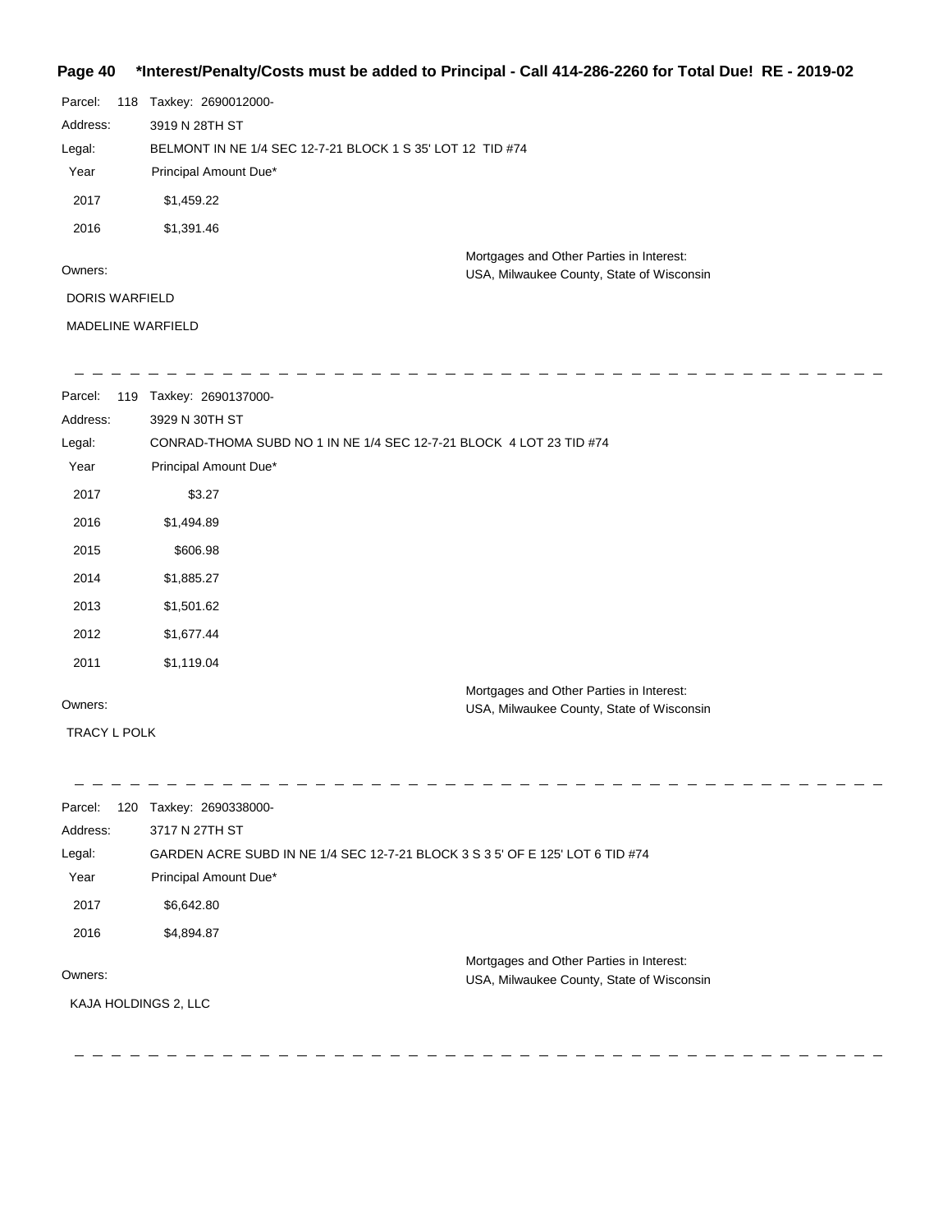**Page 40 *Interest/Penalty/Costs must be added to Principal - Call 414-286-2260 for Total Due! RE - 2019-02**

Parcel: 118 Taxkey: 2690012000-

Address: 3919 N 28TH ST

Legal: BELMONT IN NE 1/4 SEC 12-7-21 BLOCK 1 S 35' LOT 12 TID #74

| Year | Principal Amount Due* |
|---|---|
| 2017 | $1,459.22 |
| 2016 | $1,391.46 |

Owners:

DORIS WARFIELD

MADELINE WARFIELD

Mortgages and Other Parties in Interest:
USA, Milwaukee County, State of Wisconsin

---

Parcel: 119 Taxkey: 2690137000-

Address: 3929 N 30TH ST

Legal: CONRAD-THOMA SUBD NO 1 IN NE 1/4 SEC 12-7-21 BLOCK 4 LOT 23 TID #74

| Year | Principal Amount Due* |
|---|---|
| 2017 | $3.27 |
| 2016 | $1,494.89 |
| 2015 | $606.98 |
| 2014 | $1,885.27 |
| 2013 | $1,501.62 |
| 2012 | $1,677.44 |
| 2011 | $1,119.04 |

Owners:

TRACY L POLK

Mortgages and Other Parties in Interest:
USA, Milwaukee County, State of Wisconsin

---

Parcel: 120 Taxkey: 2690338000-

Address: 3717 N 27TH ST

Legal: GARDEN ACRE SUBD IN NE 1/4 SEC 12-7-21 BLOCK 3 S 3 5' OF E 125' LOT 6 TID #74

| Year | Principal Amount Due* |
|---|---|
| 2017 | $6,642.80 |
| 2016 | $4,894.87 |

Owners:

KAJA HOLDINGS 2, LLC

Mortgages and Other Parties in Interest:
USA, Milwaukee County, State of Wisconsin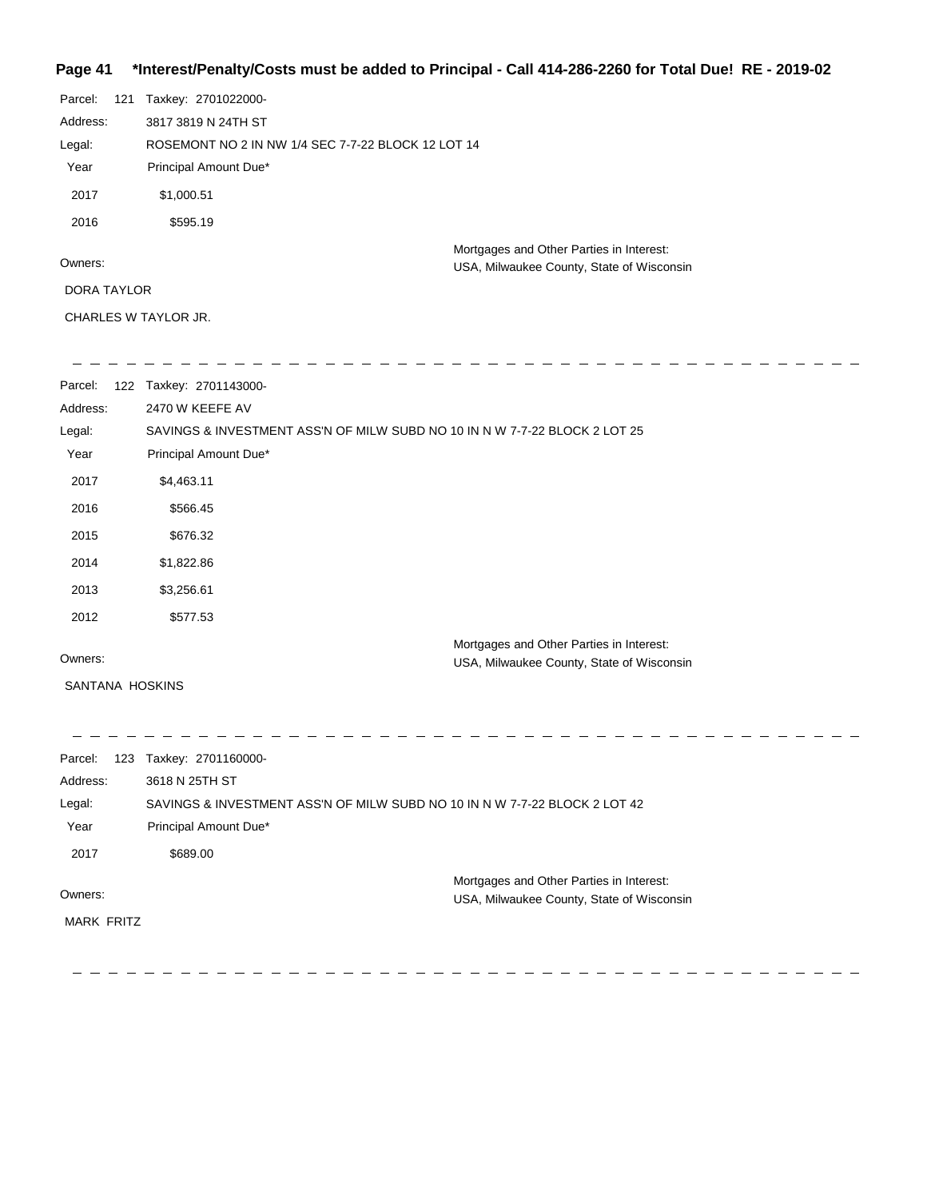**\*Interest/Penalty/Costs must be added to Principal - Call 414-286-2260 for Total Due! RE - 2019-02**

Parcel: 121 Taxkey: 2701022000-

Address: 3817 3819 N 24TH ST

Legal: ROSEMONT NO 2 IN NW 1/4 SEC 7-7-22 BLOCK 12 LOT 14

| Year | Principal Amount Due* |
| --- | --- |
| 2017 | $1,000.51 |
| 2016 | $595.19 |

Owners:

DORA TAYLOR

CHARLES W TAYLOR JR.

Mortgages and Other Parties in Interest:
USA, Milwaukee County, State of Wisconsin

---

Parcel: 122 Taxkey: 2701143000-

Address: 2470 W KEEFE AV

Legal: SAVINGS & INVESTMENT ASS'N OF MILW SUBD NO 10 IN N W 7-7-22 BLOCK 2 LOT 25

| Year | Principal Amount Due* |
| --- | --- |
| 2017 | $4,463.11 |
| 2016 | $566.45 |
| 2015 | $676.32 |
| 2014 | $1,822.86 |
| 2013 | $3,256.61 |
| 2012 | $577.53 |

Owners:

SANTANA HOSKINS

Mortgages and Other Parties in Interest:
USA, Milwaukee County, State of Wisconsin

---

Parcel: 123 Taxkey: 2701160000-

Address: 3618 N 25TH ST

Legal: SAVINGS & INVESTMENT ASS'N OF MILW SUBD NO 10 IN N W 7-7-22 BLOCK 2 LOT 42

| Year | Principal Amount Due* |
| --- | --- |
| 2017 | $689.00 |

Owners:

MARK FRITZ

Mortgages and Other Parties in Interest:
USA, Milwaukee County, State of Wisconsin

---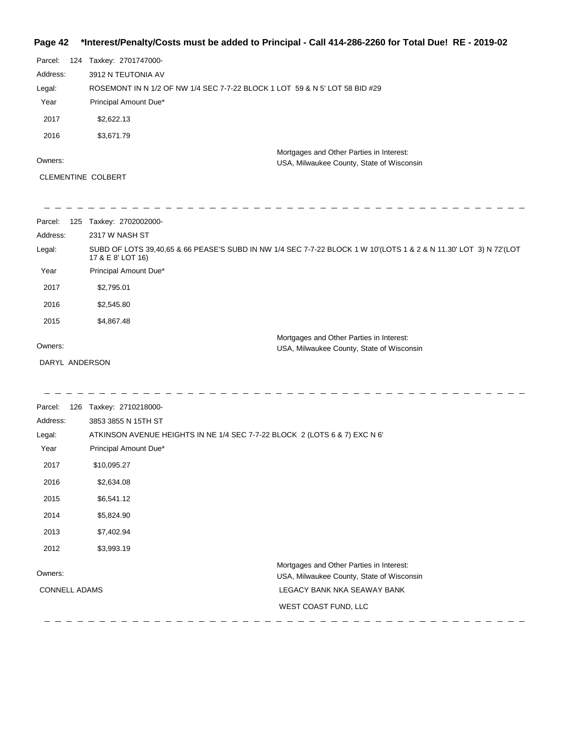Parcel: 124 Taxkey: 2701747000-

Address: 3912 N TEUTONIA AV

Legal: ROSEMONT IN N 1/2 OF NW 1/4 SEC 7-7-22 BLOCK 1 LOT 59 & N 5' LOT 58 BID #29

| Year | Principal Amount Due* |
|---|---|
| 2017 | $2,622.13 |
| 2016 | $3,671.79 |

Owners:

CLEMENTINE COLBERT

Mortgages and Other Parties in Interest:

USA, Milwaukee County, State of Wisconsin

---

Parcel: 125 Taxkey: 2702002000-

Address: 2317 W NASH ST

Legal: SUBD OF LOTS 39,40,65 & 66 PEASE'S SUBD IN NW 1/4 SEC 7-7-22 BLOCK 1 W 10'(LOTS 1 & 2 & N 11.30' LOT 3) N 72'(LOT 17 & E 8' LOT 16)

| Year | Principal Amount Due* |
|---|---|
| 2017 | $2,795.01 |
| 2016 | $2,545.80 |
| 2015 | $4,867.48 |

Owners:

DARYL ANDERSON

Mortgages and Other Parties in Interest:

USA, Milwaukee County, State of Wisconsin

---

Parcel: 126 Taxkey: 2710218000-

Address: 3853 3855 N 15TH ST

Legal: ATKINSON AVENUE HEIGHTS IN NE 1/4 SEC 7-7-22 BLOCK 2 (LOTS 6 & 7) EXC N 6'

| Year | Principal Amount Due* |
|---|---|
| 2017 | $10,095.27 |
| 2016 | $2,634.08 |
| 2015 | $6,541.12 |
| 2014 | $5,824.90 |
| 2013 | $7,402.94 |
| 2012 | $3,993.19 |

Owners:

CONNELL ADAMS

Mortgages and Other Parties in Interest:

USA, Milwaukee County, State of Wisconsin

LEGACY BANK NKA SEAWAY BANK

WEST COAST FUND, LLC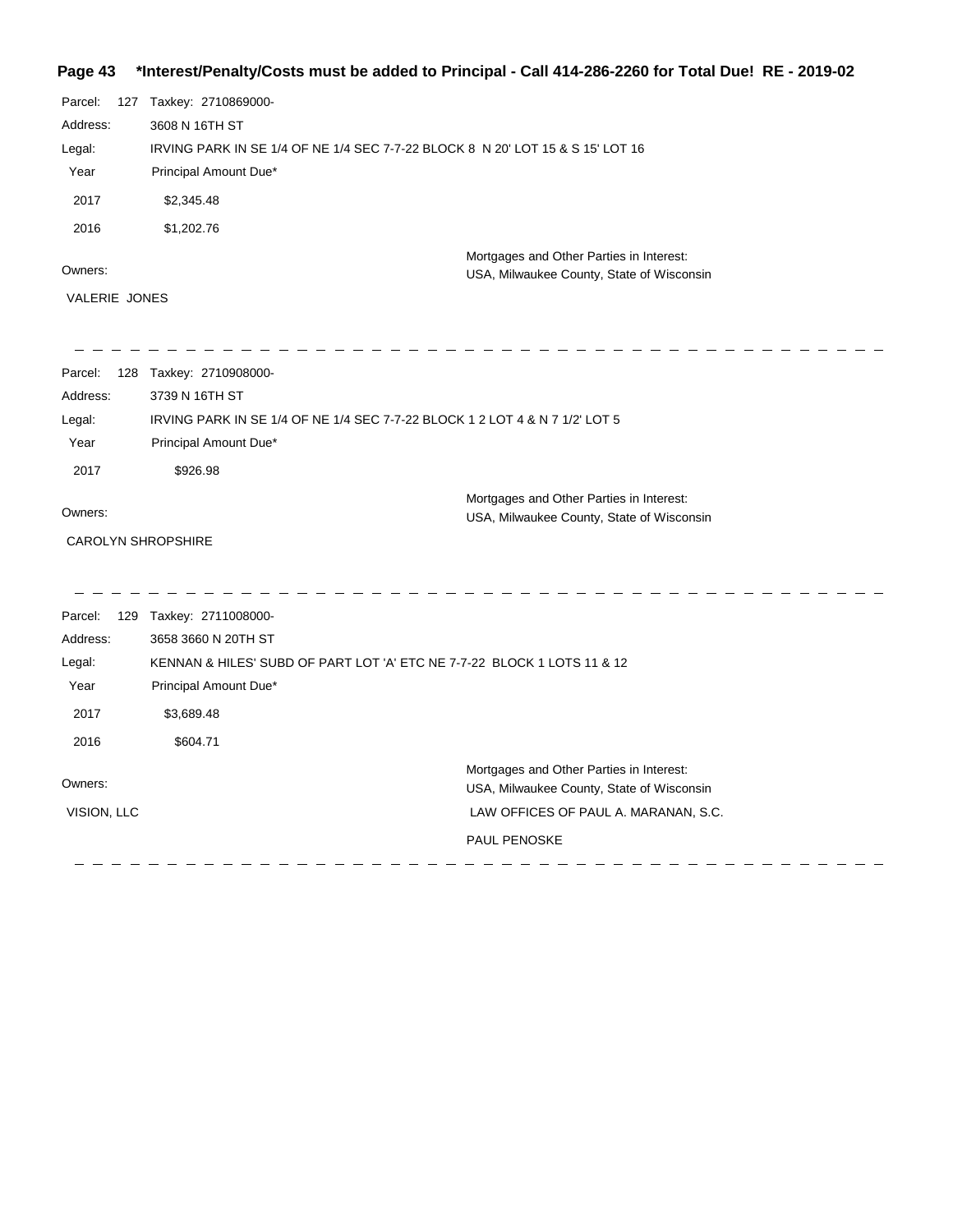**Page 43 \*Interest/Penalty/Costs must be added to Principal - Call 414-286-2260 for Total Due! RE - 2019-02**

Parcel: 127 Taxkey: 2710869000-

Address: 3608 N 16TH ST

Legal: IRVING PARK IN SE 1/4 OF NE 1/4 SEC 7-7-22 BLOCK 8 N 20' LOT 15 & S 15' LOT 16

| Year | Principal Amount Due* |
|---|---|
| 2017 | $2,345.48 |
| 2016 | $1,202.76 |

Owners:

VALERIE JONES

Mortgages and Other Parties in Interest:

USA, Milwaukee County, State of Wisconsin

---

Parcel: 128 Taxkey: 2710908000-

Address: 3739 N 16TH ST

Legal: IRVING PARK IN SE 1/4 OF NE 1/4 SEC 7-7-22 BLOCK 1 2 LOT 4 & N 7 1/2' LOT 5

| Year | Principal Amount Due* |
|---|---|
| 2017 | $926.98 |

Owners:

CAROLYN SHROPSHIRE

Mortgages and Other Parties in Interest:

USA, Milwaukee County, State of Wisconsin

---

Parcel: 129 Taxkey: 2711008000-

Address: 3658 3660 N 20TH ST

Legal: KENNAN & HILES' SUBD OF PART LOT 'A' ETC NE 7-7-22 BLOCK 1 LOTS 11 & 12

| Year | Principal Amount Due* |
|---|---|
| 2017 | $3,689.48 |
| 2016 | $604.71 |

Owners:

VISION, LLC

Mortgages and Other Parties in Interest:

USA, Milwaukee County, State of Wisconsin

LAW OFFICES OF PAUL A. MARANAN, S.C.

PAUL PENOSKE

---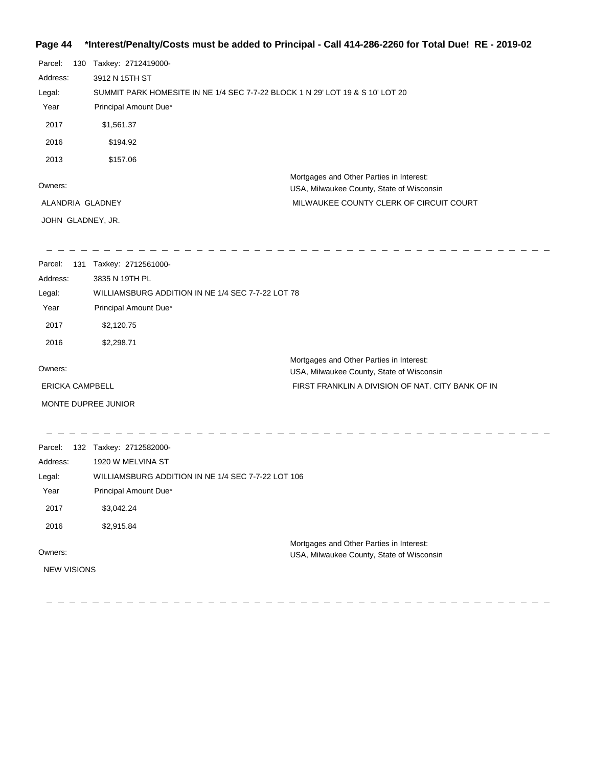**Page 44 \*Interest/Penalty/Costs must be added to Principal - Call 414-286-2260 for Total Due! RE - 2019-02**

Parcel: 130 Taxkey: 2712419000-
Address: 3912 N 15TH ST
Legal: SUMMIT PARK HOMESITE IN NE 1/4 SEC 7-7-22 BLOCK 1 N 29' LOT 19 & S 10' LOT 20

| Year | Principal Amount Due* |
|---|---|
| 2017 | $1,561.37 |
| 2016 | $194.92 |
| 2013 | $157.06 |

Owners:
ALANDRIA GLADNEY
JOHN GLADNEY, JR.

Mortgages and Other Parties in Interest:
USA, Milwaukee County, State of Wisconsin
MILWAUKEE COUNTY CLERK OF CIRCUIT COURT

---

Parcel: 131 Taxkey: 2712561000-
Address: 3835 N 19TH PL
Legal: WILLIAMSBURG ADDITION IN NE 1/4 SEC 7-7-22 LOT 78

| Year | Principal Amount Due* |
|---|---|
| 2017 | $2,120.75 |
| 2016 | $2,298.71 |

Owners:
ERICKA CAMPBELL
MONTE DUPREE JUNIOR

Mortgages and Other Parties in Interest:
USA, Milwaukee County, State of Wisconsin
FIRST FRANKLIN A DIVISION OF NAT. CITY BANK OF IN

---

Parcel: 132 Taxkey: 2712582000-
Address: 1920 W MELVINA ST
Legal: WILLIAMSBURG ADDITION IN NE 1/4 SEC 7-7-22 LOT 106

| Year | Principal Amount Due* |
|---|---|
| 2017 | $3,042.24 |
| 2016 | $2,915.84 |

Owners:
NEW VISIONS

Mortgages and Other Parties in Interest:
USA, Milwaukee County, State of Wisconsin

---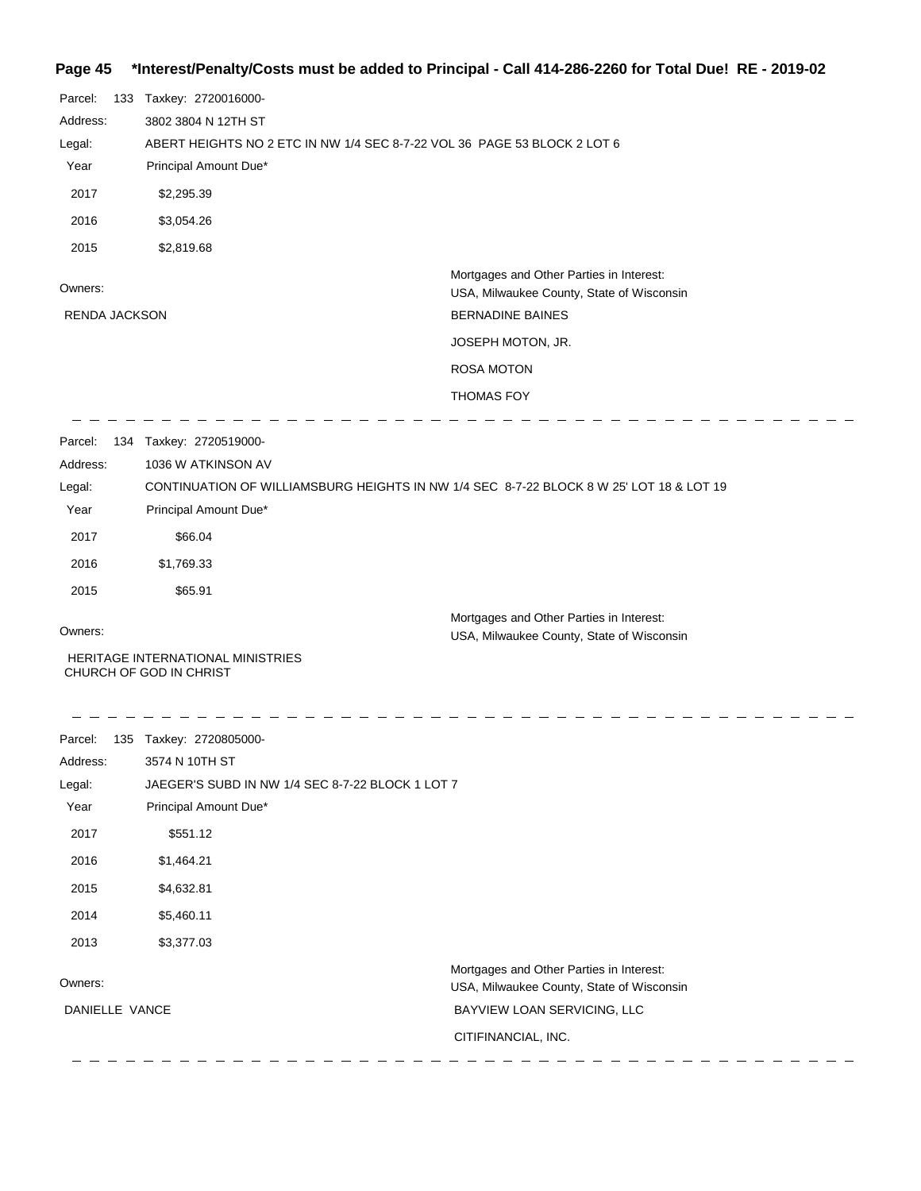**\*Interest/Penalty/Costs must be added to Principal - Call 414-286-2260 for Total Due! RE - 2019-02**

Parcel: 133 Taxkey: 2720016000-

Address: 3802 3804 N 12TH ST

Legal: ABERT HEIGHTS NO 2 ETC IN NW 1/4 SEC 8-7-22 VOL 36 PAGE 53 BLOCK 2 LOT 6

| Year | Principal Amount Due* |
|---|---|
| 2017 | $2,295.39 |
| 2016 | $3,054.26 |
| 2015 | $2,819.68 |

Owners:

RENDA JACKSON

Mortgages and Other Parties in Interest:

USA, Milwaukee County, State of Wisconsin

BERNADINE BAINES

JOSEPH MOTON, JR.

ROSA MOTON

THOMAS FOY

---

Parcel: 134 Taxkey: 2720519000-

Address: 1036 W ATKINSON AV

Legal: CONTINUATION OF WILLIAMSBURG HEIGHTS IN NW 1/4 SEC 8-7-22 BLOCK 8 W 25' LOT 18 & LOT 19

| Year | Principal Amount Due* |
|---|---|
| 2017 | $66.04 |
| 2016 | $1,769.33 |
| 2015 | $65.91 |

Owners:

HERITAGE INTERNATIONAL MINISTRIES CHURCH OF GOD IN CHRIST

Mortgages and Other Parties in Interest:

USA, Milwaukee County, State of Wisconsin

---

Parcel: 135 Taxkey: 2720805000-

Address: 3574 N 10TH ST

Legal: JAEGER'S SUBD IN NW 1/4 SEC 8-7-22 BLOCK 1 LOT 7

| Year | Principal Amount Due* |
|---|---|
| 2017 | $551.12 |
| 2016 | $1,464.21 |
| 2015 | $4,632.81 |
| 2014 | $5,460.11 |
| 2013 | $3,377.03 |

Owners:

DANIELLE VANCE

Mortgages and Other Parties in Interest:

USA, Milwaukee County, State of Wisconsin

BAYVIEW LOAN SERVICING, LLC

CITIFINANCIAL, INC.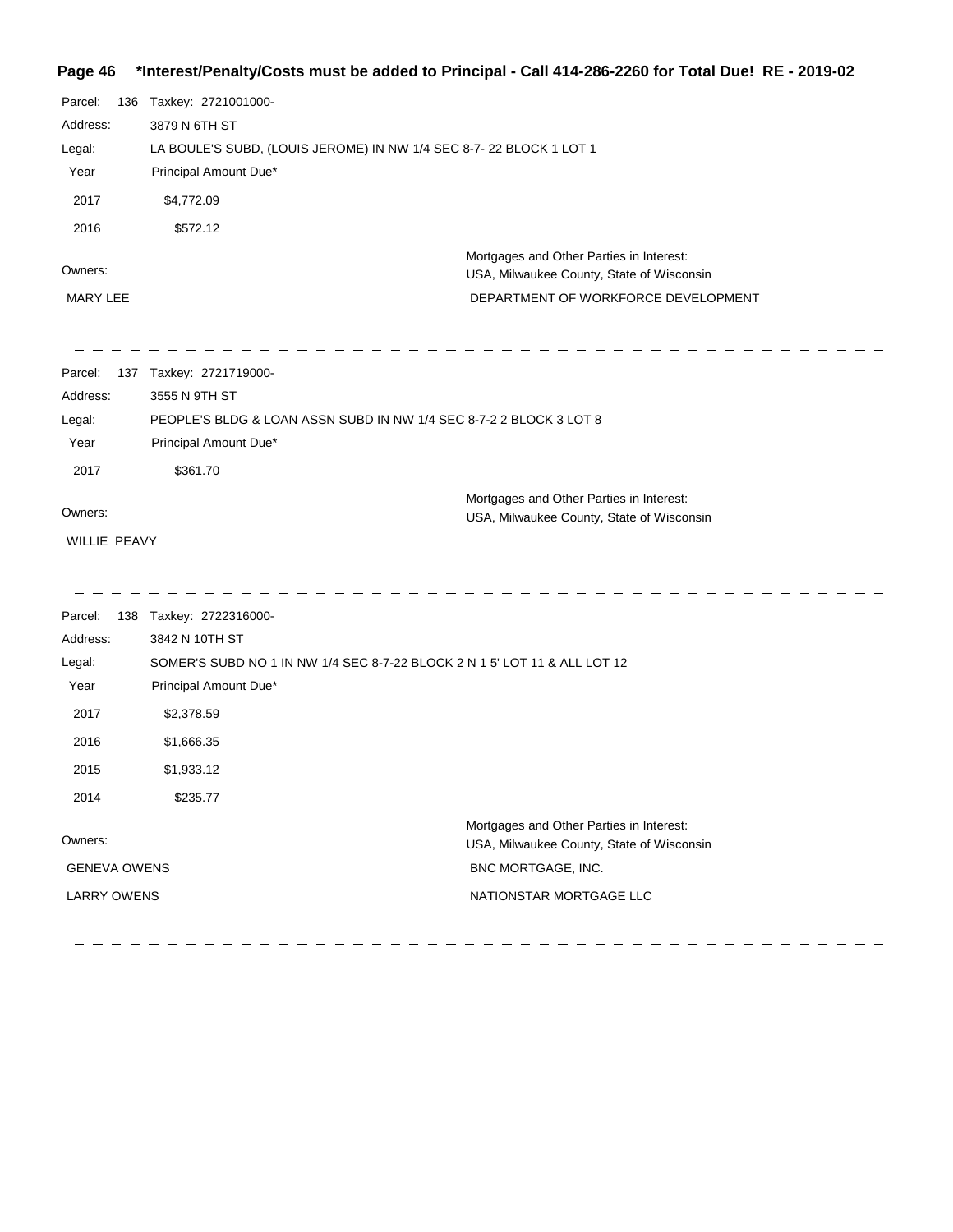**Page 46 \*Interest/Penalty/Costs must be added to Principal - Call 414-286-2260 for Total Due! RE - 2019-02**

Parcel: 136 Taxkey: 2721001000-
Address: 3879 N 6TH ST
Legal: LA BOULE'S SUBD, (LOUIS JEROME) IN NW 1/4 SEC 8-7- 22 BLOCK 1 LOT 1

| Year | Principal Amount Due* |
|---|---|
| 2017 | $4,772.09 |
| 2016 | $572.12 |

| Owners: | Mortgages and Other Parties in Interest: |
|---|---|
| | USA, Milwaukee County, State of Wisconsin |
| MARY LEE | DEPARTMENT OF WORKFORCE DEVELOPMENT |

---

Parcel: 137 Taxkey: 2721719000-
Address: 3555 N 9TH ST
Legal: PEOPLE'S BLDG & LOAN ASSN SUBD IN NW 1/4 SEC 8-7-2 2 BLOCK 3 LOT 8

| Year | Principal Amount Due* |
|---|---|
| 2017 | $361.70 |

| Owners: | Mortgages and Other Parties in Interest: |
|---|---|
| | USA, Milwaukee County, State of Wisconsin |
| WILLIE PEAVY | |

---

Parcel: 138 Taxkey: 2722316000-
Address: 3842 N 10TH ST
Legal: SOMER'S SUBD NO 1 IN NW 1/4 SEC 8-7-22 BLOCK 2 N 1 5' LOT 11 & ALL LOT 12

| Year | Principal Amount Due* |
|---|---|
| 2017 | $2,378.59 |
| 2016 | $1,666.35 |
| 2015 | $1,933.12 |
| 2014 | $235.77 |

| Owners: | Mortgages and Other Parties in Interest: |
|---|---|
| | USA, Milwaukee County, State of Wisconsin |
| GENEVA OWENS | BNC MORTGAGE, INC. |
| LARRY OWENS | NATIONSTAR MORTGAGE LLC |

---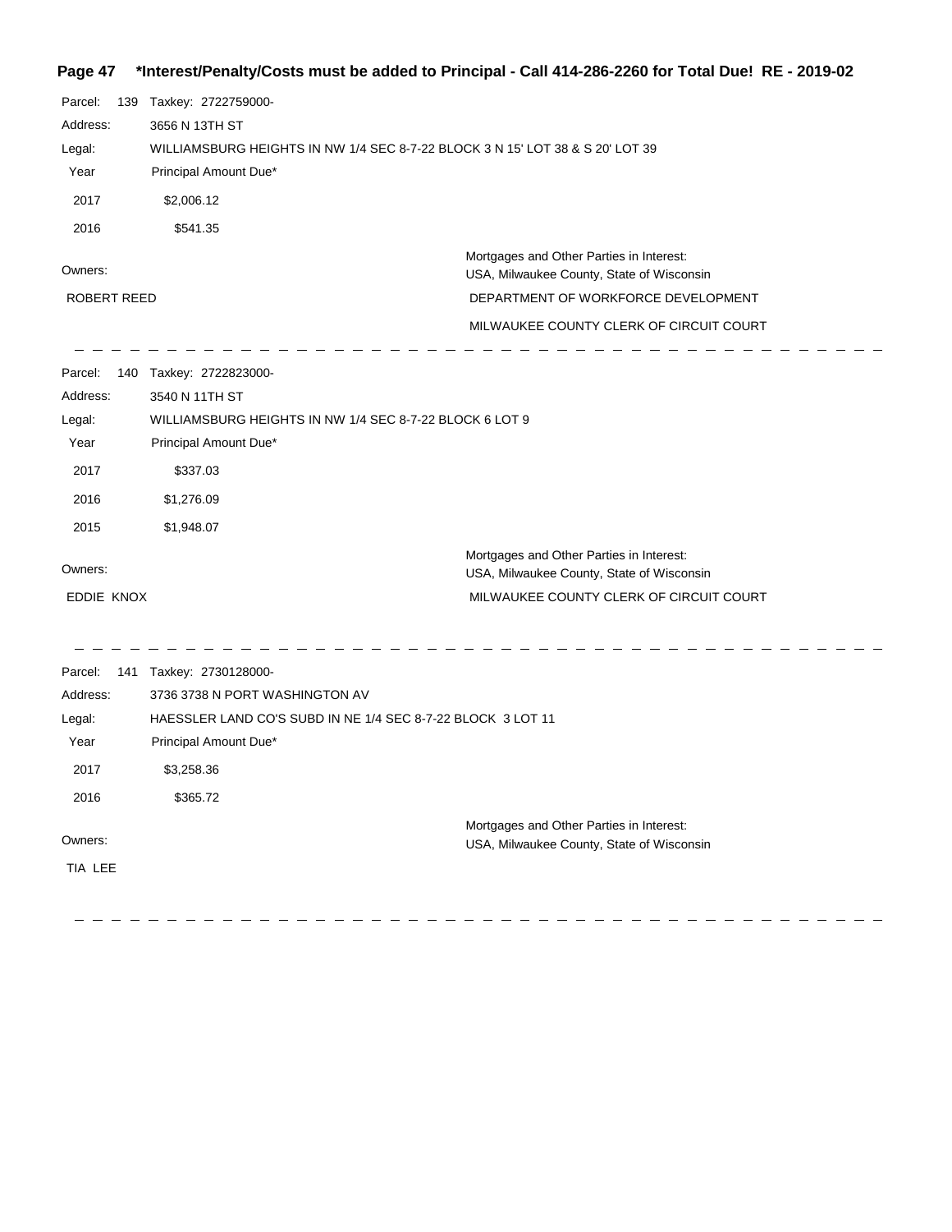**\*Interest/Penalty/Costs must be added to Principal - Call 414-286-2260 for Total Due! RE - 2019-02**

Parcel: 139 Taxkey: 2722759000-

Address: 3656 N 13TH ST

Legal: WILLIAMSBURG HEIGHTS IN NW 1/4 SEC 8-7-22 BLOCK 3 N 15' LOT 38 & S 20' LOT 39

| Year | Principal Amount Due* |
|---|---|
| 2017 | $2,006.12 |
| 2016 | $541.35 |

Owners:

ROBERT REED

Mortgages and Other Parties in Interest:

USA, Milwaukee County, State of Wisconsin

DEPARTMENT OF WORKFORCE DEVELOPMENT

MILWAUKEE COUNTY CLERK OF CIRCUIT COURT

---

Parcel: 140 Taxkey: 2722823000-

Address: 3540 N 11TH ST

Legal: WILLIAMSBURG HEIGHTS IN NW 1/4 SEC 8-7-22 BLOCK 6 LOT 9

| Year | Principal Amount Due* |
|---|---|
| 2017 | $337.03 |
| 2016 | $1,276.09 |
| 2015 | $1,948.07 |

Owners:

EDDIE KNOX

Mortgages and Other Parties in Interest:

USA, Milwaukee County, State of Wisconsin

MILWAUKEE COUNTY CLERK OF CIRCUIT COURT

---

Parcel: 141 Taxkey: 2730128000-

Address: 3736 3738 N PORT WASHINGTON AV

Legal: HAESSLER LAND CO'S SUBD IN NE 1/4 SEC 8-7-22 BLOCK 3 LOT 11

| Year | Principal Amount Due* |
|---|---|
| 2017 | $3,258.36 |
| 2016 | $365.72 |

Owners:

TIA LEE

Mortgages and Other Parties in Interest:

USA, Milwaukee County, State of Wisconsin

---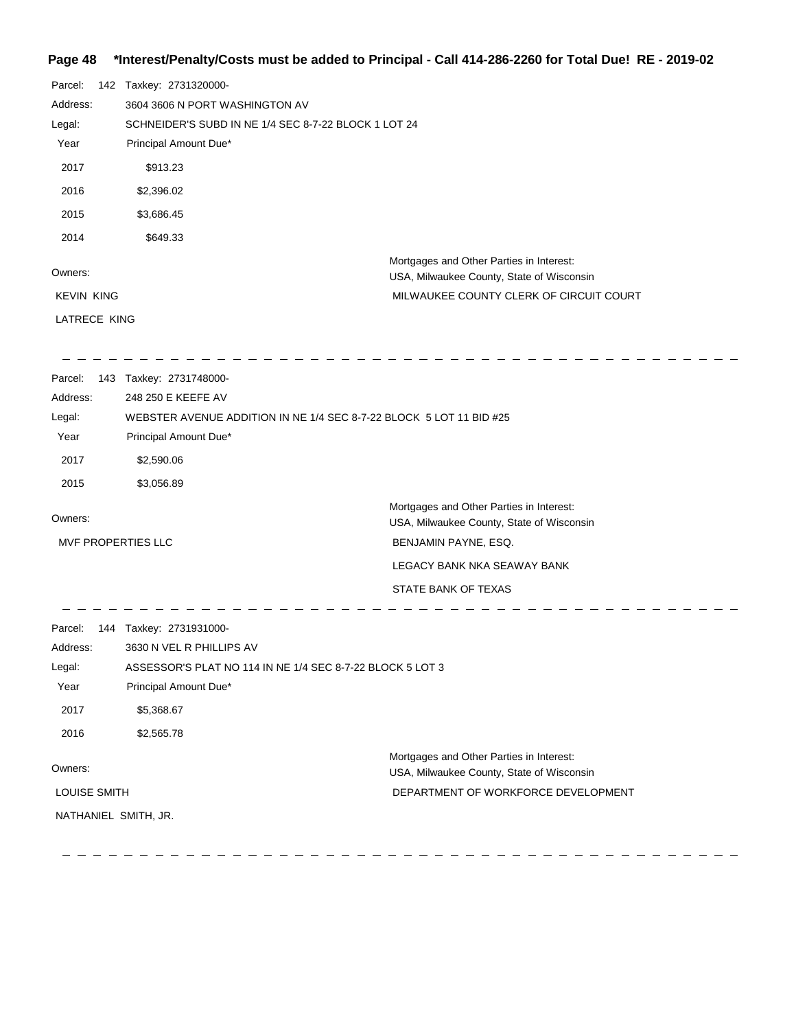**\*Interest/Penalty/Costs must be added to Principal - Call 414-286-2260 for Total Due! RE - 2019-02**

Parcel: 142 Taxkey: 2731320000-

Address: 3604 3606 N PORT WASHINGTON AV

Legal: SCHNEIDER'S SUBD IN NE 1/4 SEC 8-7-22 BLOCK 1 LOT 24

| Year | Principal Amount Due* |
|---|---|
| 2017 | $913.23 |
| 2016 | $2,396.02 |
| 2015 | $3,686.45 |
| 2014 | $649.33 |

Owners:

KEVIN KING

LATRECE KING

Mortgages and Other Parties in Interest:

USA, Milwaukee County, State of Wisconsin

MILWAUKEE COUNTY CLERK OF CIRCUIT COURT

---

Parcel: 143 Taxkey: 2731748000-

Address: 248 250 E KEEFE AV

Legal: WEBSTER AVENUE ADDITION IN NE 1/4 SEC 8-7-22 BLOCK 5 LOT 11 BID #25

| Year | Principal Amount Due* |
|---|---|
| 2017 | $2,590.06 |
| 2015 | $3,056.89 |

Owners:

MVF PROPERTIES LLC

Mortgages and Other Parties in Interest:

USA, Milwaukee County, State of Wisconsin

BENJAMIN PAYNE, ESQ.

LEGACY BANK NKA SEAWAY BANK

STATE BANK OF TEXAS

---

Parcel: 144 Taxkey: 2731931000-

Address: 3630 N VEL R PHILLIPS AV

Legal: ASSESSOR'S PLAT NO 114 IN NE 1/4 SEC 8-7-22 BLOCK 5 LOT 3

| Year | Principal Amount Due* |
|---|---|
| 2017 | $5,368.67 |
| 2016 | $2,565.78 |

Owners:

LOUISE SMITH

NATHANIEL SMITH, JR.

Mortgages and Other Parties in Interest:

USA, Milwaukee County, State of Wisconsin

DEPARTMENT OF WORKFORCE DEVELOPMENT

---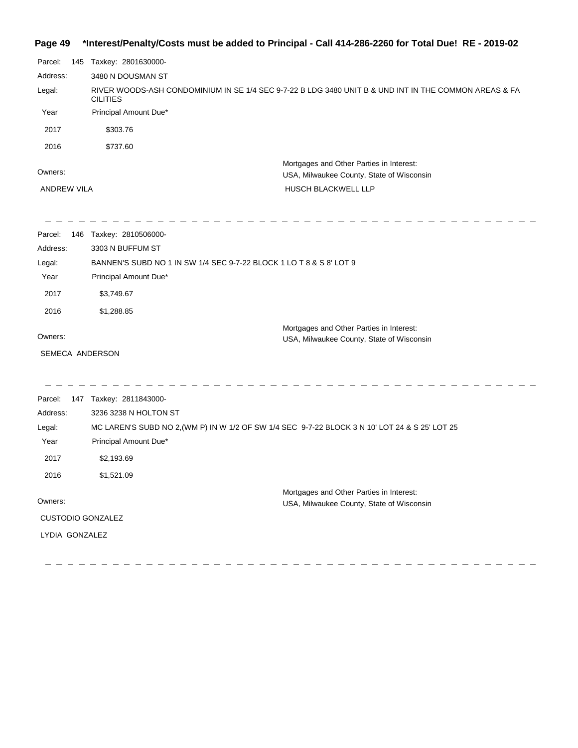**Page 49 \*Interest/Penalty/Costs must be added to Principal - Call 414-286-2260 for Total Due! RE - 2019-02**

Parcel: 145 Taxkey: 2801630000-

Address: 3480 N DOUSMAN ST

Legal: RIVER WOODS-ASH CONDOMINIUM IN SE 1/4 SEC 9-7-22 B LDG 3480 UNIT B & UND INT IN THE COMMON AREAS & FA CILITIES

| Year | Principal Amount Due* |
|---|---|
| 2017 | $303.76 |
| 2016 | $737.60 |

Owners:

ANDREW VILA

Mortgages and Other Parties in Interest:

USA, Milwaukee County, State of Wisconsin

HUSCH BLACKWELL LLP

---

Parcel: 146 Taxkey: 2810506000-

Address: 3303 N BUFFUM ST

Legal: BANNEN'S SUBD NO 1 IN SW 1/4 SEC 9-7-22 BLOCK 1 LO T 8 & S 8' LOT 9

| Year | Principal Amount Due* |
|---|---|
| 2017 | $3,749.67 |
| 2016 | $1,288.85 |

Owners:

SEMECA ANDERSON

Mortgages and Other Parties in Interest:

USA, Milwaukee County, State of Wisconsin

---

Parcel: 147 Taxkey: 2811843000-

Address: 3236 3238 N HOLTON ST

Legal: MC LAREN'S SUBD NO 2,(WM P) IN W 1/2 OF SW 1/4 SEC 9-7-22 BLOCK 3 N 10' LOT 24 & S 25' LOT 25

| Year | Principal Amount Due* |
|---|---|
| 2017 | $2,193.69 |
| 2016 | $1,521.09 |

Owners:

CUSTODIO GONZALEZ

LYDIA GONZALEZ

Mortgages and Other Parties in Interest:

USA, Milwaukee County, State of Wisconsin

---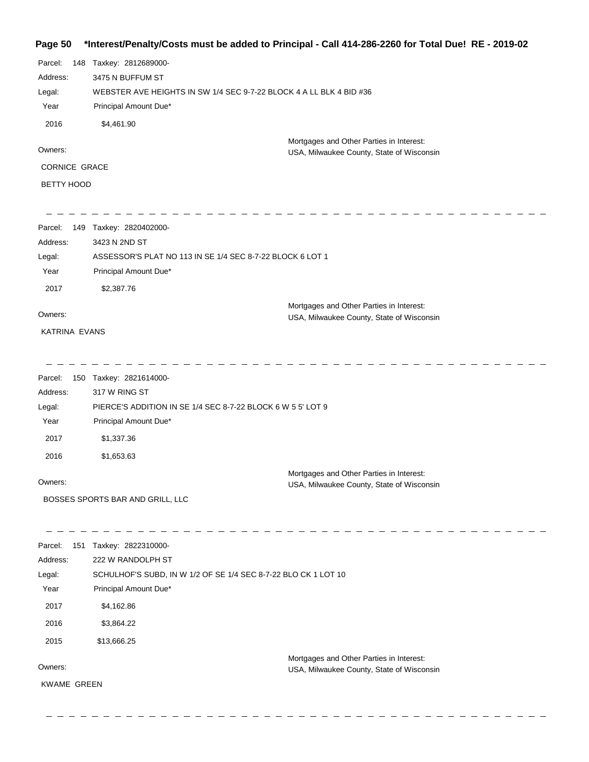**\*Interest/Penalty/Costs must be added to Principal - Call 414-286-2260 for Total Due! RE - 2019-02**

Parcel: 148 Taxkey: 2812689000-

Address: 3475 N BUFFUM ST

Legal: WEBSTER AVE HEIGHTS IN SW 1/4 SEC 9-7-22 BLOCK 4 A LL BLK 4 BID #36

| Year | Principal Amount Due* |
|---|---|
| 2016 | $4,461.90 |

Owners:

CORNICE GRACE

BETTY HOOD

Mortgages and Other Parties in Interest:
USA, Milwaukee County, State of Wisconsin

---

Parcel: 149 Taxkey: 2820402000-

Address: 3423 N 2ND ST

Legal: ASSESSOR'S PLAT NO 113 IN SE 1/4 SEC 8-7-22 BLOCK 6 LOT 1

| Year | Principal Amount Due* |
|---|---|
| 2017 | $2,387.76 |

Owners:

KATRINA EVANS

Mortgages and Other Parties in Interest:
USA, Milwaukee County, State of Wisconsin

---

Parcel: 150 Taxkey: 2821614000-

Address: 317 W RING ST

Legal: PIERCE'S ADDITION IN SE 1/4 SEC 8-7-22 BLOCK 6 W 5 5' LOT 9

| Year | Principal Amount Due* |
|---|---|
| 2017 | $1,337.36 |
| 2016 | $1,653.63 |

Owners:

BOSSES SPORTS BAR AND GRILL, LLC

Mortgages and Other Parties in Interest:
USA, Milwaukee County, State of Wisconsin

---

Parcel: 151 Taxkey: 2822310000-

Address: 222 W RANDOLPH ST

Legal: SCHULHOF'S SUBD, IN W 1/2 OF SE 1/4 SEC 8-7-22 BLO CK 1 LOT 10

| Year | Principal Amount Due* |
|---|---|
| 2017 | $4,162.86 |
| 2016 | $3,864.22 |
| 2015 | $13,666.25 |

Owners:

KWAME GREEN

Mortgages and Other Parties in Interest:
USA, Milwaukee County, State of Wisconsin

---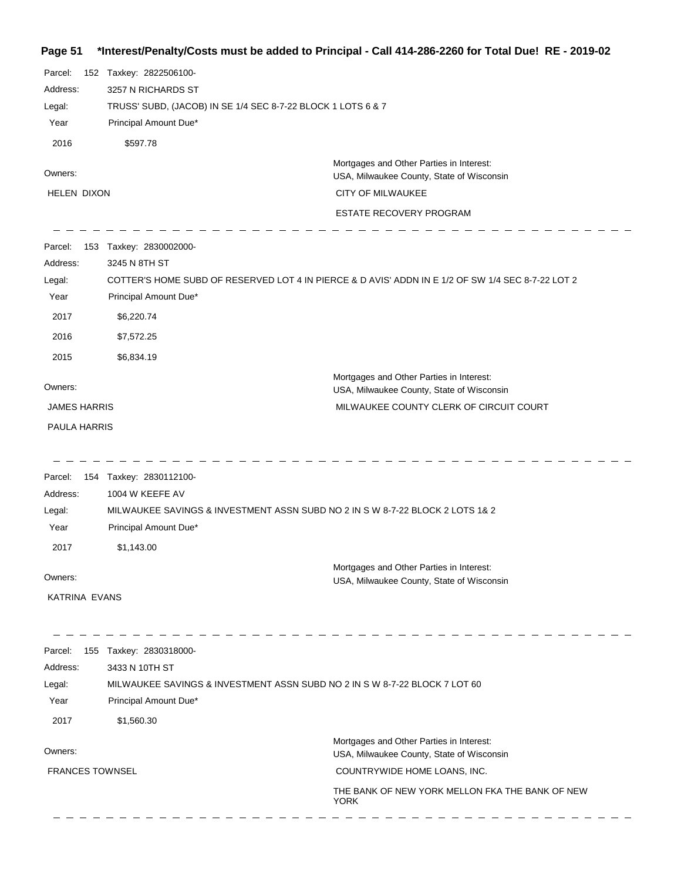**Page 51 \*Interest/Penalty/Costs must be added to Principal - Call 414-286-2260 for Total Due! RE - 2019-02**

Parcel: 152 Taxkey: 2822506100-
Address: 3257 N RICHARDS ST
Legal: TRUSS' SUBD, (JACOB) IN SE 1/4 SEC 8-7-22 BLOCK 1 LOTS 6 & 7

| Year | Principal Amount Due* |
|---|---|
| 2016 | $597.78 |

Owners:
HELEN DIXON

Mortgages and Other Parties in Interest:
USA, Milwaukee County, State of Wisconsin
CITY OF MILWAUKEE
ESTATE RECOVERY PROGRAM

---

Parcel: 153 Taxkey: 2830002000-
Address: 3245 N 8TH ST
Legal: COTTER'S HOME SUBD OF RESERVED LOT 4 IN PIERCE & D AVIS' ADDN IN E 1/2 OF SW 1/4 SEC 8-7-22 LOT 2

| Year | Principal Amount Due* |
|---|---|
| 2017 | $6,220.74 |
| 2016 | $7,572.25 |
| 2015 | $6,834.19 |

Owners:
JAMES HARRIS
PAULA HARRIS

Mortgages and Other Parties in Interest:
USA, Milwaukee County, State of Wisconsin
MILWAUKEE COUNTY CLERK OF CIRCUIT COURT

---

Parcel: 154 Taxkey: 2830112100-
Address: 1004 W KEEFE AV
Legal: MILWAUKEE SAVINGS & INVESTMENT ASSN SUBD NO 2 IN S W 8-7-22 BLOCK 2 LOTS 1& 2

| Year | Principal Amount Due* |
|---|---|
| 2017 | $1,143.00 |

Owners:
KATRINA EVANS

Mortgages and Other Parties in Interest:
USA, Milwaukee County, State of Wisconsin

---

Parcel: 155 Taxkey: 2830318000-
Address: 3433 N 10TH ST
Legal: MILWAUKEE SAVINGS & INVESTMENT ASSN SUBD NO 2 IN S W 8-7-22 BLOCK 7 LOT 60

| Year | Principal Amount Due* |
|---|---|
| 2017 | $1,560.30 |

Owners:
FRANCES TOWNSEL

Mortgages and Other Parties in Interest:
USA, Milwaukee County, State of Wisconsin
COUNTRYWIDE HOME LOANS, INC.
THE BANK OF NEW YORK MELLON FKA THE BANK OF NEW YORK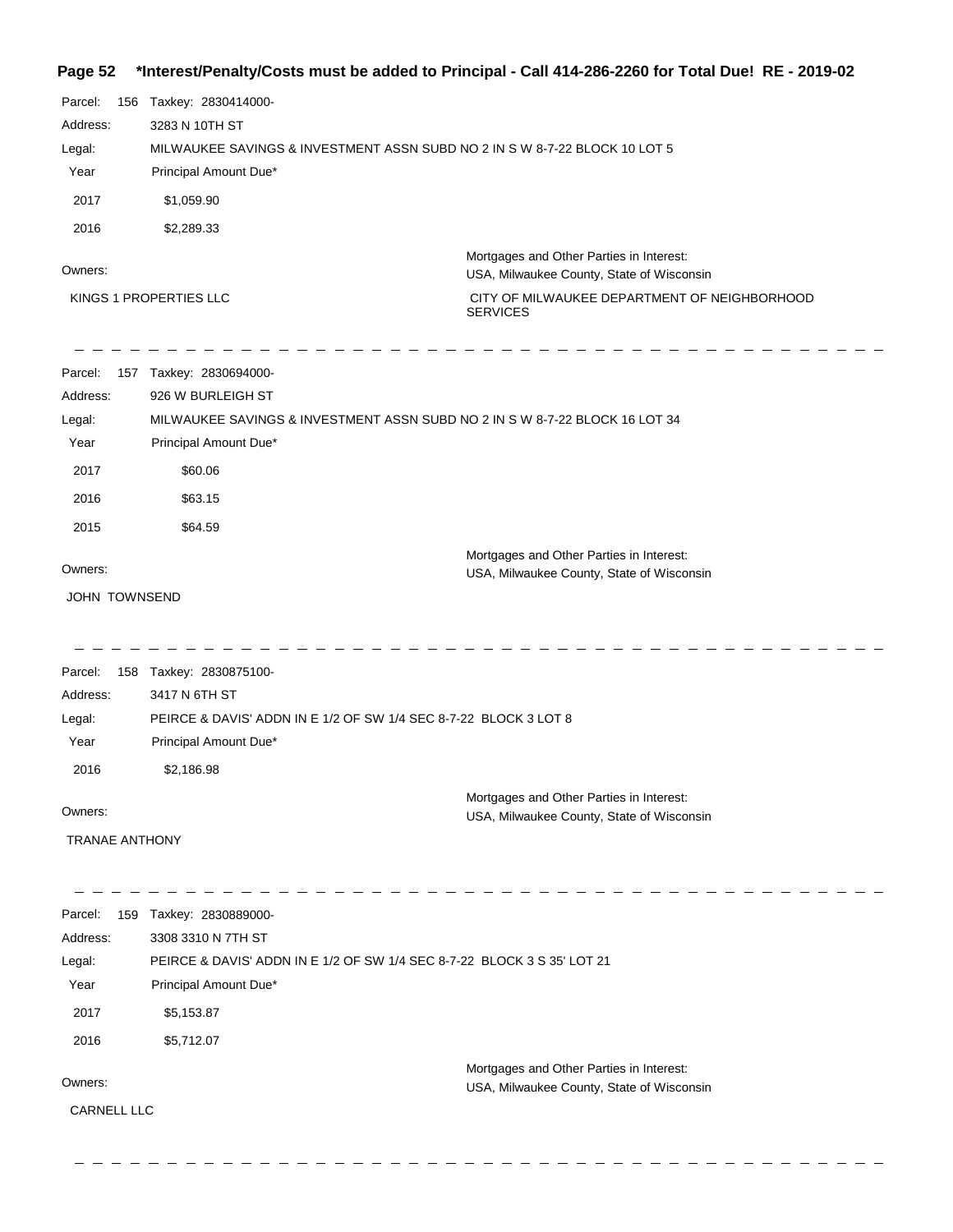**\*Interest/Penalty/Costs must be added to Principal - Call 414-286-2260 for Total Due! RE - 2019-02**

Parcel: 156 Taxkey: 2830414000-

Address: 3283 N 10TH ST

Legal: MILWAUKEE SAVINGS & INVESTMENT ASSN SUBD NO 2 IN S W 8-7-22 BLOCK 10 LOT 5

| Year | Principal Amount Due* |
|---|---|
| 2017 | $1,059.90 |
| 2016 | $2,289.33 |

Owners:

KINGS 1 PROPERTIES LLC

Mortgages and Other Parties in Interest:

USA, Milwaukee County, State of Wisconsin

CITY OF MILWAUKEE DEPARTMENT OF NEIGHBORHOOD SERVICES

---

Parcel: 157 Taxkey: 2830694000-

Address: 926 W BURLEIGH ST

Legal: MILWAUKEE SAVINGS & INVESTMENT ASSN SUBD NO 2 IN S W 8-7-22 BLOCK 16 LOT 34

| Year | Principal Amount Due* |
|---|---|
| 2017 | $60.06 |
| 2016 | $63.15 |
| 2015 | $64.59 |

Owners:

JOHN TOWNSEND

Mortgages and Other Parties in Interest:

USA, Milwaukee County, State of Wisconsin

---

Parcel: 158 Taxkey: 2830875100-

Address: 3417 N 6TH ST

Legal: PEIRCE & DAVIS' ADDN IN E 1/2 OF SW 1/4 SEC 8-7-22 BLOCK 3 LOT 8

| Year | Principal Amount Due* |
|---|---|
| 2016 | $2,186.98 |

Owners:

TRANAE ANTHONY

Mortgages and Other Parties in Interest:

USA, Milwaukee County, State of Wisconsin

---

Parcel: 159 Taxkey: 2830889000-

Address: 3308 3310 N 7TH ST

Legal: PEIRCE & DAVIS' ADDN IN E 1/2 OF SW 1/4 SEC 8-7-22 BLOCK 3 S 35' LOT 21

| Year | Principal Amount Due* |
|---|---|
| 2017 | $5,153.87 |
| 2016 | $5,712.07 |

Owners:

CARNELL LLC

Mortgages and Other Parties in Interest:

USA, Milwaukee County, State of Wisconsin

---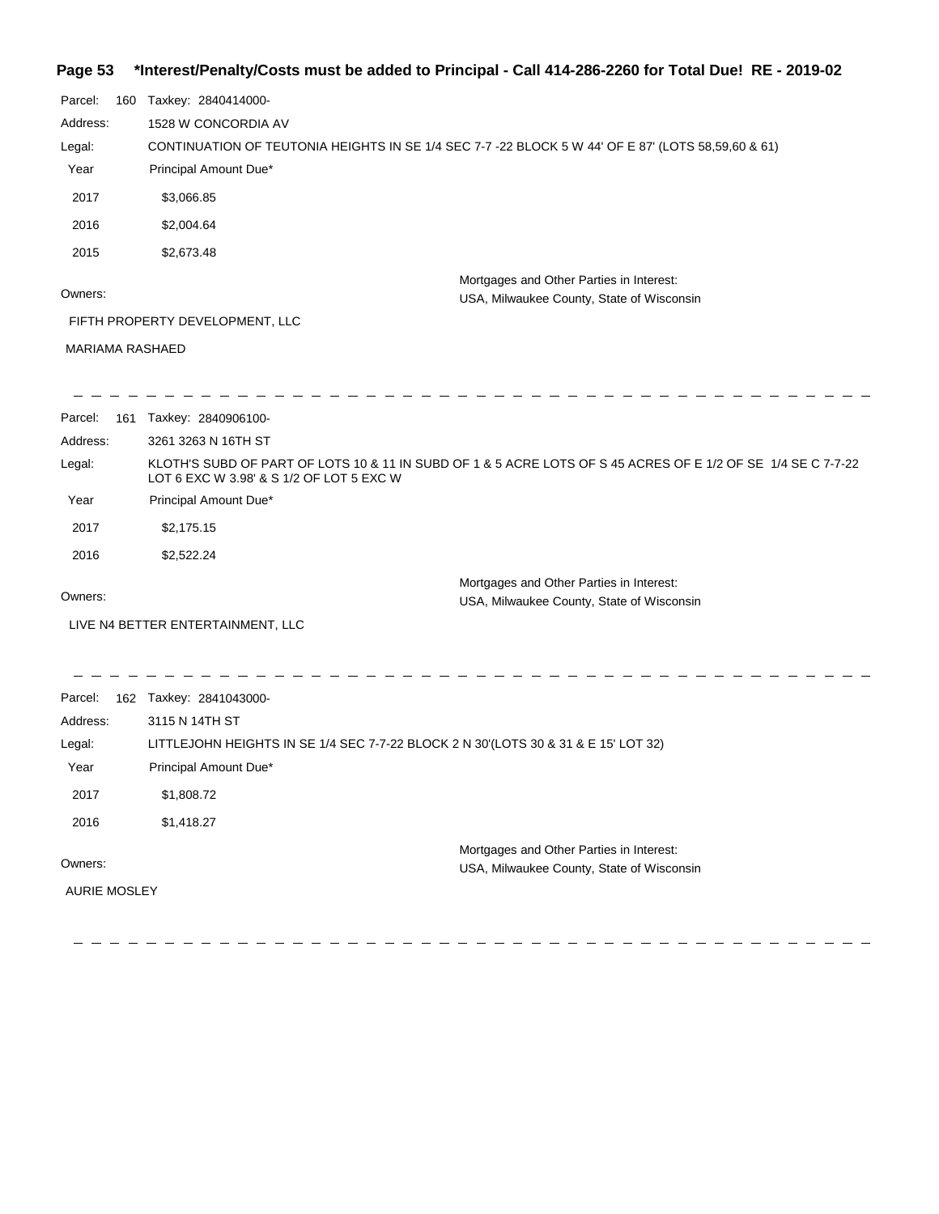**\*Interest/Penalty/Costs must be added to Principal - Call 414-286-2260 for Total Due! RE - 2019-02**

Parcel: 160 Taxkey: 2840414000-

Address: 1528 W CONCORDIA AV

Legal: CONTINUATION OF TEUTONIA HEIGHTS IN SE 1/4 SEC 7-7 -22 BLOCK 5 W 44' OF E 87' (LOTS 58,59,60 & 61)

| Year | Principal Amount Due* |
|---|---|
| 2017 | $3,066.85 |
| 2016 | $2,004.64 |
| 2015 | $2,673.48 |

Owners:

FIFTH PROPERTY DEVELOPMENT, LLC

MARIAMA RASHAED

Mortgages and Other Parties in Interest:

USA, Milwaukee County, State of Wisconsin

---

Parcel: 161 Taxkey: 2840906100-

Address: 3261 3263 N 16TH ST

Legal: KLOTH'S SUBD OF PART OF LOTS 10 & 11 IN SUBD OF 1 & 5 ACRE LOTS OF S 45 ACRES OF E 1/2 OF SE 1/4 SE C 7-7-22 LOT 6 EXC W 3.98' & S 1/2 OF LOT 5 EXC W

| Year | Principal Amount Due* |
|---|---|
| 2017 | $2,175.15 |
| 2016 | $2,522.24 |

Owners:

LIVE N4 BETTER ENTERTAINMENT, LLC

Mortgages and Other Parties in Interest:

USA, Milwaukee County, State of Wisconsin

---

Parcel: 162 Taxkey: 2841043000-

Address: 3115 N 14TH ST

Legal: LITTLEJOHN HEIGHTS IN SE 1/4 SEC 7-7-22 BLOCK 2 N 30'(LOTS 30 & 31 & E 15' LOT 32)

| Year | Principal Amount Due* |
|---|---|
| 2017 | $1,808.72 |
| 2016 | $1,418.27 |

Owners:

AURIE MOSLEY

Mortgages and Other Parties in Interest:

USA, Milwaukee County, State of Wisconsin

---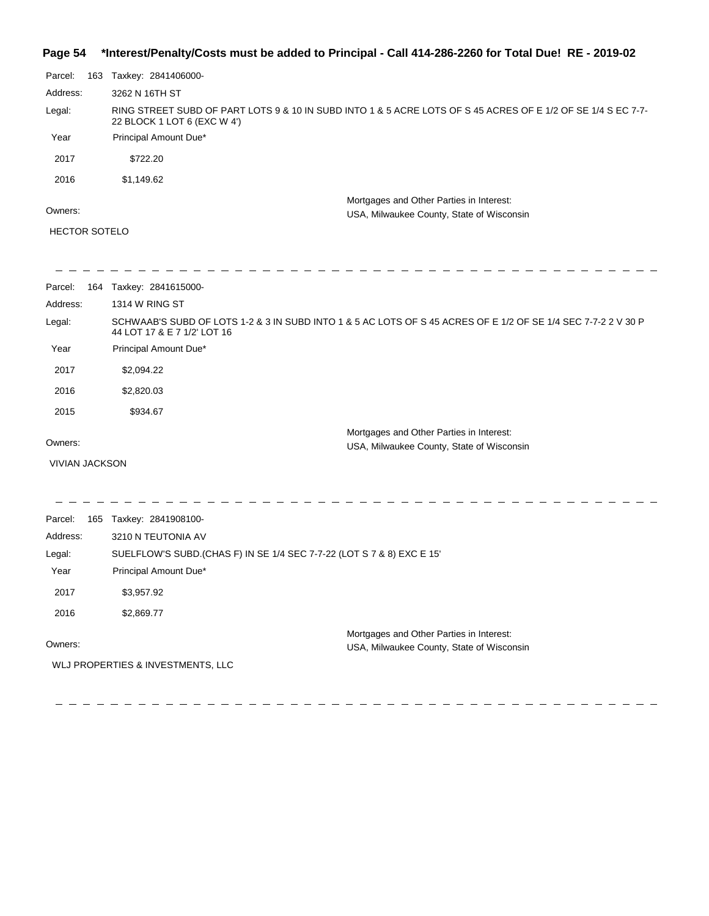**Page 54 \*Interest/Penalty/Costs must be added to Principal - Call 414-286-2260 for Total Due! RE - 2019-02**

Parcel: 163 Taxkey: 2841406000-

Address: 3262 N 16TH ST

Legal: RING STREET SUBD OF PART LOTS 9 & 10 IN SUBD INTO 1 & 5 ACRE LOTS OF S 45 ACRES OF E 1/2 OF SE 1/4 S EC 7-7-22 BLOCK 1 LOT 6 (EXC W 4')

| Year | Principal Amount Due* |
| --- | --- |
| 2017 | $722.20 |
| 2016 | $1,149.62 |

Owners:

HECTOR SOTELO

Mortgages and Other Parties in Interest:
USA, Milwaukee County, State of Wisconsin

---

Parcel: 164 Taxkey: 2841615000-

Address: 1314 W RING ST

Legal: SCHWAAB'S SUBD OF LOTS 1-2 & 3 IN SUBD INTO 1 & 5 AC LOTS OF S 45 ACRES OF E 1/2 OF SE 1/4 SEC 7-7-2 2 V 30 P 44 LOT 17 & E 7 1/2' LOT 16

| Year | Principal Amount Due* |
| --- | --- |
| 2017 | $2,094.22 |
| 2016 | $2,820.03 |
| 2015 | $934.67 |

Owners:

VIVIAN JACKSON

Mortgages and Other Parties in Interest:
USA, Milwaukee County, State of Wisconsin

---

Parcel: 165 Taxkey: 2841908100-

Address: 3210 N TEUTONIA AV

Legal: SUELFLOW'S SUBD.(CHAS F) IN SE 1/4 SEC 7-7-22 (LOT S 7 & 8) EXC E 15'

| Year | Principal Amount Due* |
| --- | --- |
| 2017 | $3,957.92 |
| 2016 | $2,869.77 |

Owners:

WLJ PROPERTIES & INVESTMENTS, LLC

Mortgages and Other Parties in Interest:
USA, Milwaukee County, State of Wisconsin

---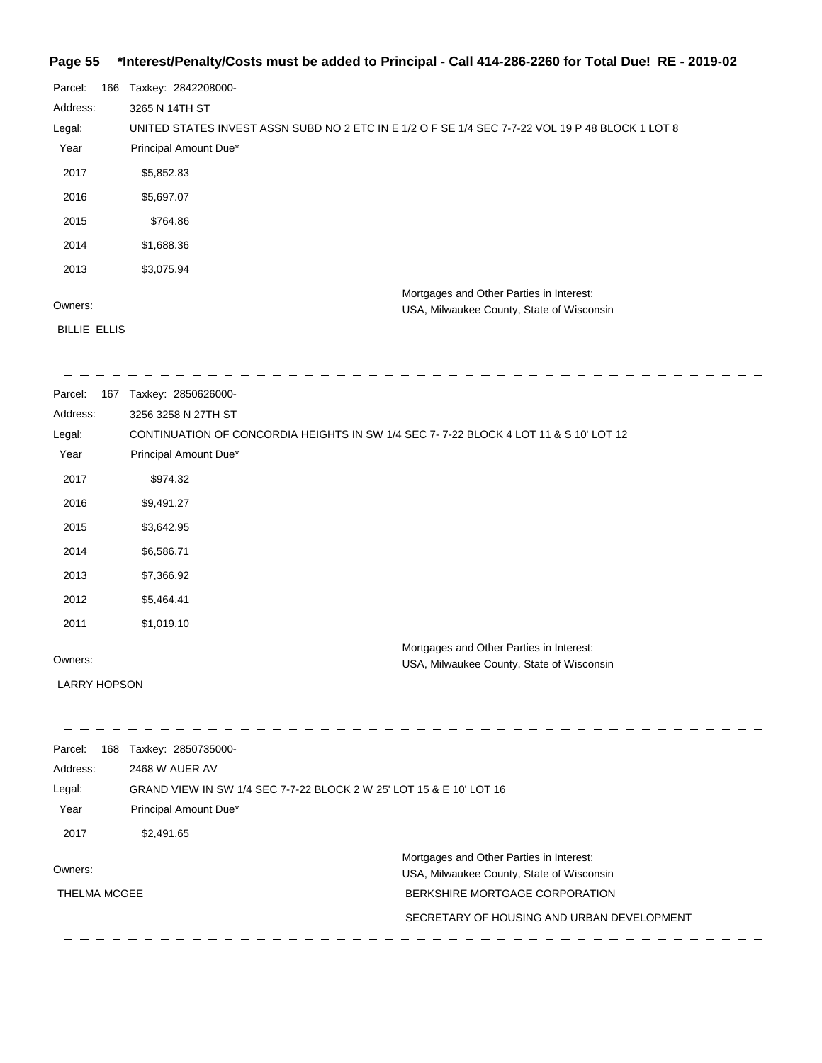**Page 55 \*Interest/Penalty/Costs must be added to Principal - Call 414-286-2260 for Total Due! RE - 2019-02**

Parcel: 166 Taxkey: 2842208000-

Address: 3265 N 14TH ST

Legal: UNITED STATES INVEST ASSN SUBD NO 2 ETC IN E 1/2 O F SE 1/4 SEC 7-7-22 VOL 19 P 48 BLOCK 1 LOT 8

| Year | Principal Amount Due* |
|---|---|
| 2017 | $5,852.83 |
| 2016 | $5,697.07 |
| 2015 | $764.86 |
| 2014 | $1,688.36 |
| 2013 | $3,075.94 |

Owners:

BILLIE ELLIS

Mortgages and Other Parties in Interest:
USA, Milwaukee County, State of Wisconsin

---

Parcel: 167 Taxkey: 2850626000-

Address: 3256 3258 N 27TH ST

Legal: CONTINUATION OF CONCORDIA HEIGHTS IN SW 1/4 SEC 7- 7-22 BLOCK 4 LOT 11 & S 10' LOT 12

| Year | Principal Amount Due* |
|---|---|
| 2017 | $974.32 |
| 2016 | $9,491.27 |
| 2015 | $3,642.95 |
| 2014 | $6,586.71 |
| 2013 | $7,366.92 |
| 2012 | $5,464.41 |
| 2011 | $1,019.10 |

Owners:

LARRY HOPSON

Mortgages and Other Parties in Interest:
USA, Milwaukee County, State of Wisconsin

---

Parcel: 168 Taxkey: 2850735000-

Address: 2468 W AUER AV

Legal: GRAND VIEW IN SW 1/4 SEC 7-7-22 BLOCK 2 W 25' LOT 15 & E 10' LOT 16

| Year | Principal Amount Due* |
|---|---|
| 2017 | $2,491.65 |

Owners:

THELMA MCGEE

Mortgages and Other Parties in Interest:
USA, Milwaukee County, State of Wisconsin
BERKSHIRE MORTGAGE CORPORATION
SECRETARY OF HOUSING AND URBAN DEVELOPMENT

---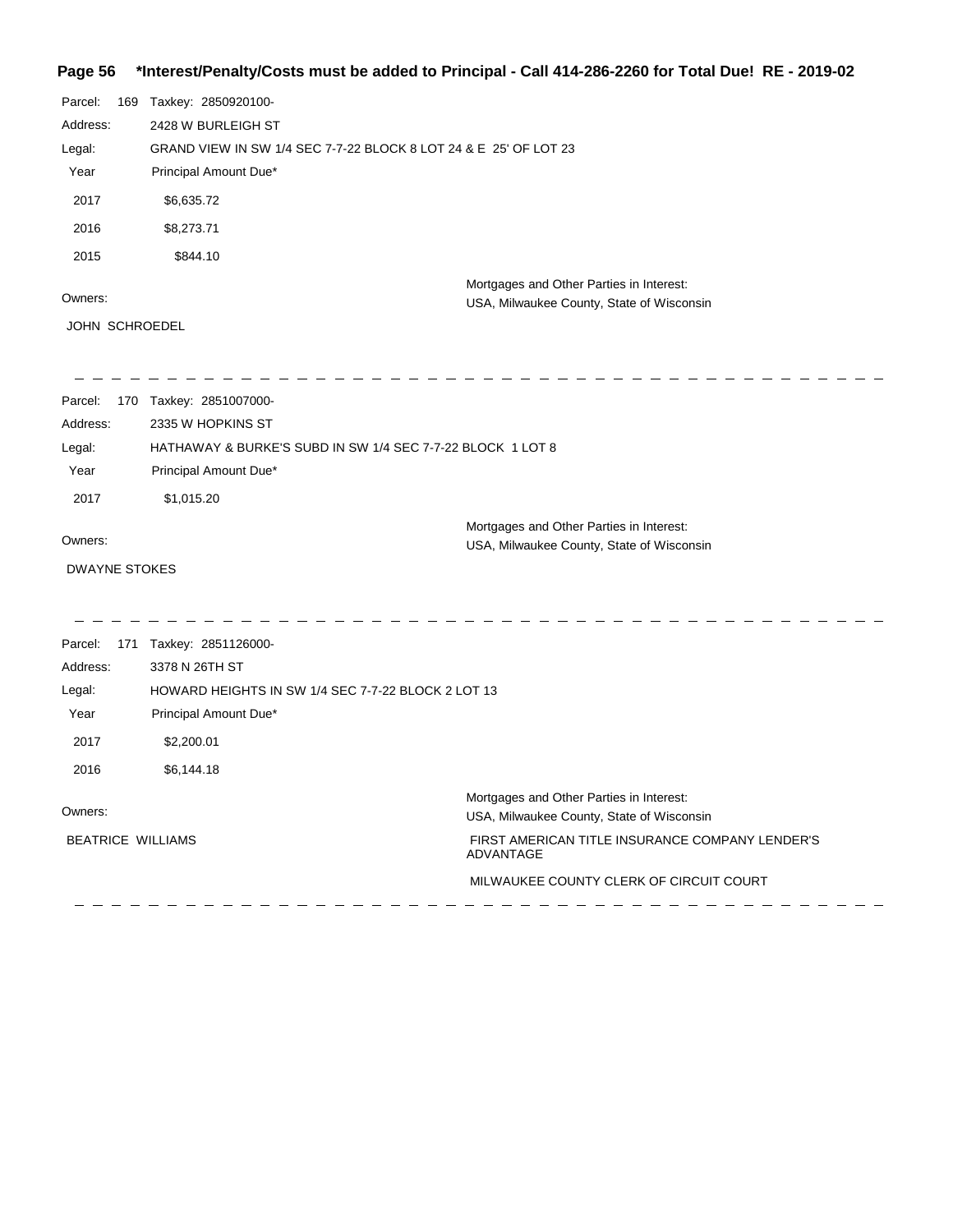**Page 56 \*Interest/Penalty/Costs must be added to Principal - Call 414-286-2260 for Total Due! RE - 2019-02**

Parcel: 169 Taxkey: 2850920100-

Address: 2428 W BURLEIGH ST

Legal: GRAND VIEW IN SW 1/4 SEC 7-7-22 BLOCK 8 LOT 24 & E 25' OF LOT 23

| Year | Principal Amount Due* |
|---|---|
| 2017 | $6,635.72 |
| 2016 | $8,273.71 |
| 2015 | $844.10 |

Owners:

JOHN SCHROEDEL

Mortgages and Other Parties in Interest:

USA, Milwaukee County, State of Wisconsin

---

Parcel: 170 Taxkey: 2851007000-

Address: 2335 W HOPKINS ST

Legal: HATHAWAY & BURKE'S SUBD IN SW 1/4 SEC 7-7-22 BLOCK 1 LOT 8

| Year | Principal Amount Due* |
|---|---|
| 2017 | $1,015.20 |

Owners:

DWAYNE STOKES

Mortgages and Other Parties in Interest:

USA, Milwaukee County, State of Wisconsin

---

Parcel: 171 Taxkey: 2851126000-

Address: 3378 N 26TH ST

Legal: HOWARD HEIGHTS IN SW 1/4 SEC 7-7-22 BLOCK 2 LOT 13

| Year | Principal Amount Due* |
|---|---|
| 2017 | $2,200.01 |
| 2016 | $6,144.18 |

Owners:

BEATRICE WILLIAMS

Mortgages and Other Parties in Interest:

USA, Milwaukee County, State of Wisconsin

FIRST AMERICAN TITLE INSURANCE COMPANY LENDER'S ADVANTAGE

MILWAUKEE COUNTY CLERK OF CIRCUIT COURT

---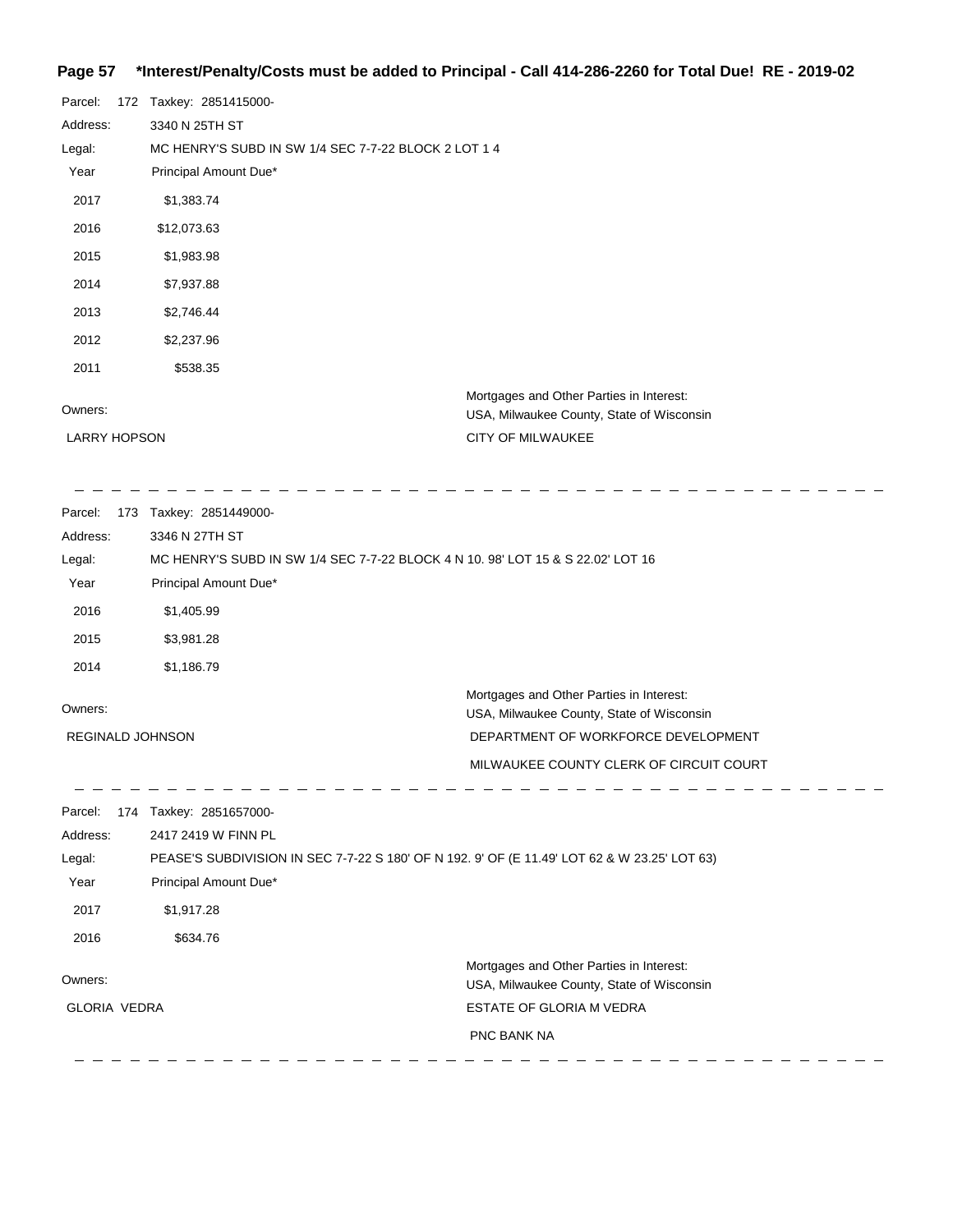Parcel: 172 Taxkey: 2851415000-

Address: 3340 N 25TH ST

Legal: MC HENRY'S SUBD IN SW 1/4 SEC 7-7-22 BLOCK 2 LOT 1 4

| Year | Principal Amount Due* |
|---|---|
| 2017 | $1,383.74 |
| 2016 | $12,073.63 |
| 2015 | $1,983.98 |
| 2014 | $7,937.88 |
| 2013 | $2,746.44 |
| 2012 | $2,237.96 |
| 2011 | $538.35 |

Owners: LARRY HOPSON

Mortgages and Other Parties in Interest: USA, Milwaukee County, State of Wisconsin
CITY OF MILWAUKEE

---

Parcel: 173 Taxkey: 2851449000-

Address: 3346 N 27TH ST

Legal: MC HENRY'S SUBD IN SW 1/4 SEC 7-7-22 BLOCK 4 N 10. 98' LOT 15 & S 22.02' LOT 16

| Year | Principal Amount Due* |
|---|---|
| 2016 | $1,405.99 |
| 2015 | $3,981.28 |
| 2014 | $1,186.79 |

Owners: REGINALD JOHNSON

Mortgages and Other Parties in Interest: USA, Milwaukee County, State of Wisconsin
DEPARTMENT OF WORKFORCE DEVELOPMENT
MILWAUKEE COUNTY CLERK OF CIRCUIT COURT

---

Parcel: 174 Taxkey: 2851657000-

Address: 2417 2419 W FINN PL

Legal: PEASE'S SUBDIVISION IN SEC 7-7-22 S 180' OF N 192. 9' OF (E 11.49' LOT 62 & W 23.25' LOT 63)

| Year | Principal Amount Due* |
|---|---|
| 2017 | $1,917.28 |
| 2016 | $634.76 |

Owners: GLORIA VEDRA

Mortgages and Other Parties in Interest: USA, Milwaukee County, State of Wisconsin
ESTATE OF GLORIA M VEDRA
PNC BANK NA

---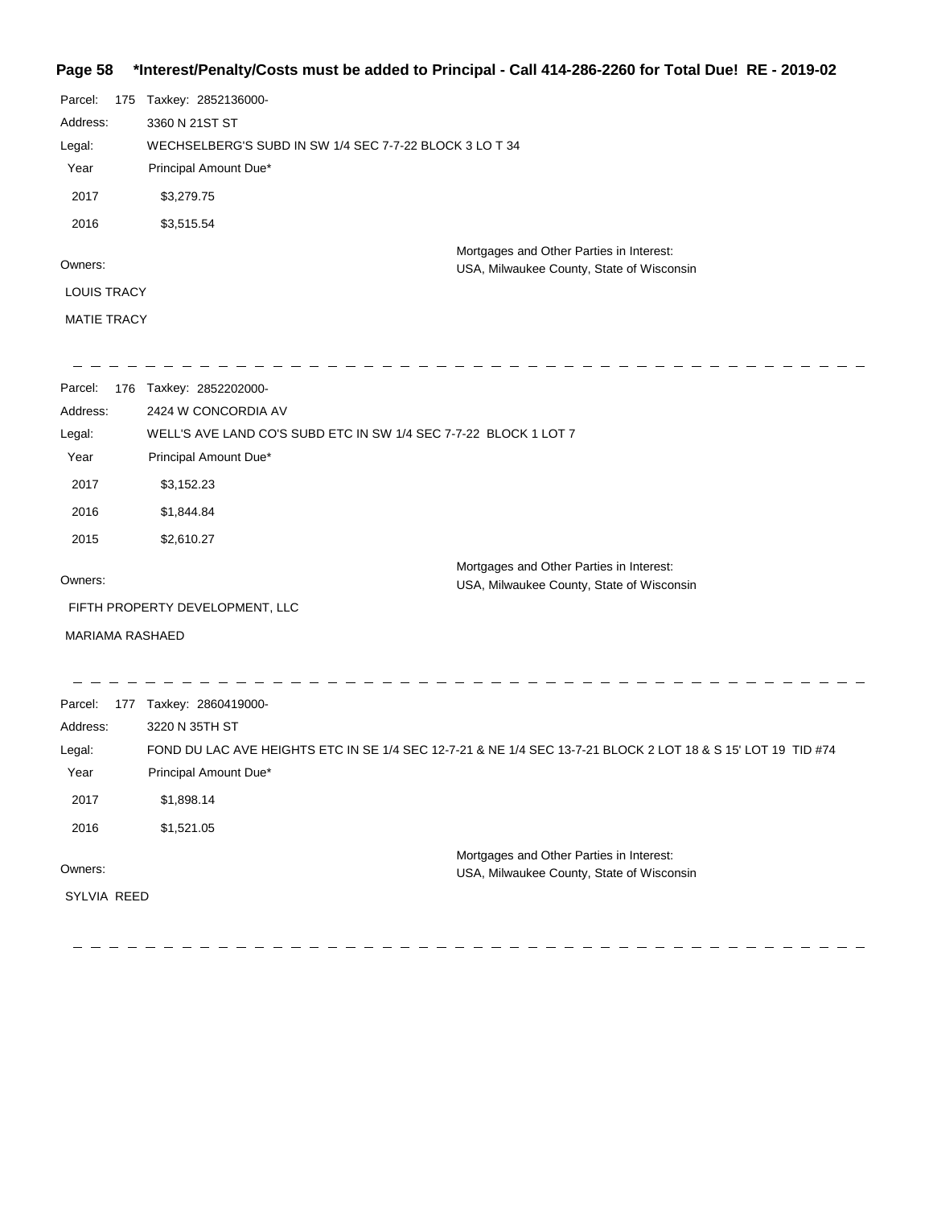**\*Interest/Penalty/Costs must be added to Principal - Call 414-286-2260 for Total Due! RE - 2019-02**

Parcel: 175 Taxkey: 2852136000-

Address: 3360 N 21ST ST

Legal: WECHSELBERG'S SUBD IN SW 1/4 SEC 7-7-22 BLOCK 3 LO T 34

| Year | Principal Amount Due* |
|---|---|
| 2017 | $3,279.75 |
| 2016 | $3,515.54 |

Owners:

LOUIS TRACY

MATIE TRACY

Mortgages and Other Parties in Interest:
USA, Milwaukee County, State of Wisconsin

---

Parcel: 176 Taxkey: 2852202000-

Address: 2424 W CONCORDIA AV

Legal: WELL'S AVE LAND CO'S SUBD ETC IN SW 1/4 SEC 7-7-22 BLOCK 1 LOT 7

| Year | Principal Amount Due* |
|---|---|
| 2017 | $3,152.23 |
| 2016 | $1,844.84 |
| 2015 | $2,610.27 |

Owners:

FIFTH PROPERTY DEVELOPMENT, LLC

MARIAMA RASHAED

Mortgages and Other Parties in Interest:
USA, Milwaukee County, State of Wisconsin

---

Parcel: 177 Taxkey: 2860419000-

Address: 3220 N 35TH ST

Legal: FOND DU LAC AVE HEIGHTS ETC IN SE 1/4 SEC 12-7-21 & NE 1/4 SEC 13-7-21 BLOCK 2 LOT 18 & S 15' LOT 19 TID #74

| Year | Principal Amount Due* |
|---|---|
| 2017 | $1,898.14 |
| 2016 | $1,521.05 |

Owners:

SYLVIA REED

Mortgages and Other Parties in Interest:
USA, Milwaukee County, State of Wisconsin

---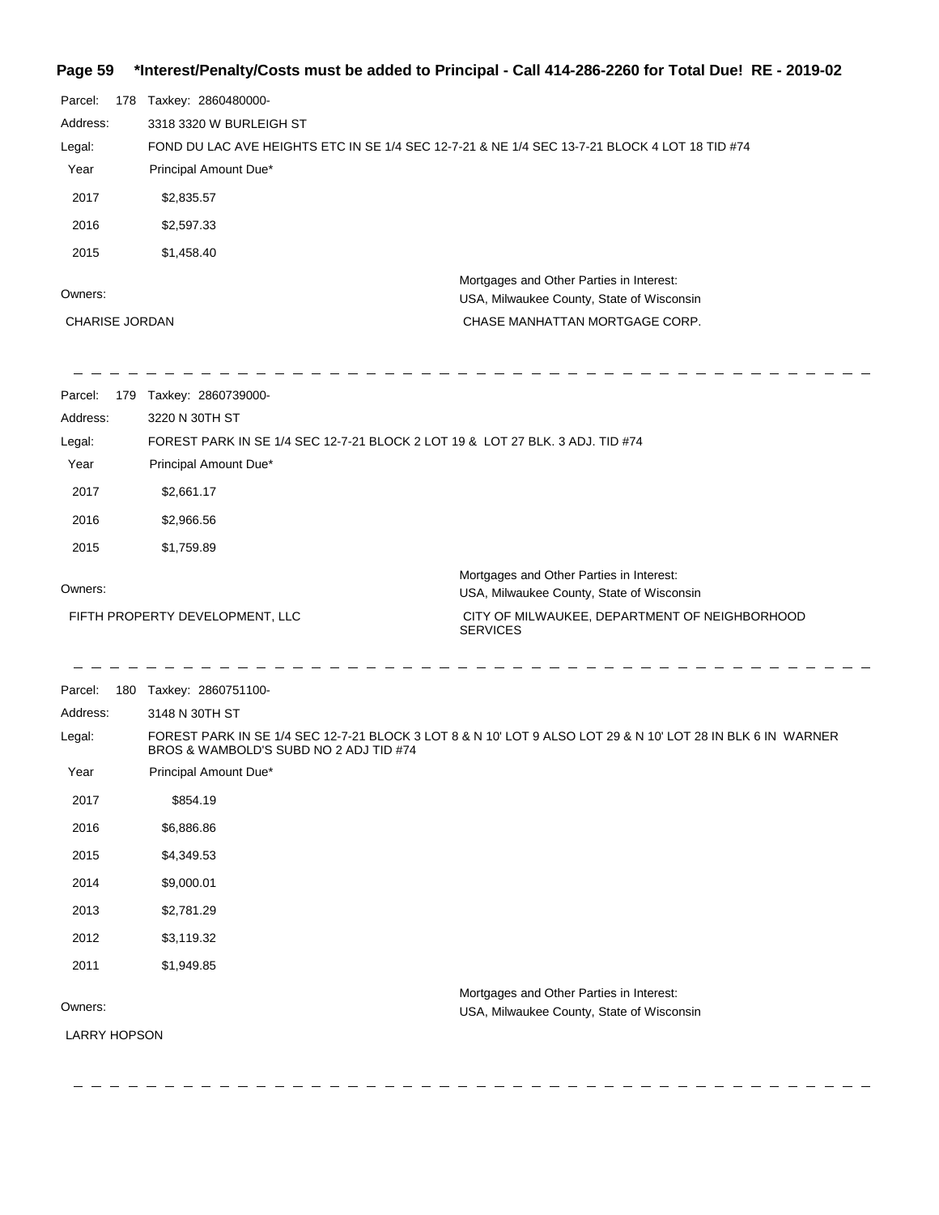**\*Interest/Penalty/Costs must be added to Principal - Call 414-286-2260 for Total Due! RE - 2019-02**

Parcel: 178 Taxkey: 2860480000-

Address: 3318 3320 W BURLEIGH ST

Legal: FOND DU LAC AVE HEIGHTS ETC IN SE 1/4 SEC 12-7-21 & NE 1/4 SEC 13-7-21 BLOCK 4 LOT 18 TID #74

| Year | Principal Amount Due* |
|---|---|
| 2017 | $2,835.57 |
| 2016 | $2,597.33 |
| 2015 | $1,458.40 |

Owners:

CHARISE JORDAN

Mortgages and Other Parties in Interest:

USA, Milwaukee County, State of Wisconsin

CHASE MANHATTAN MORTGAGE CORP.

---

Parcel: 179 Taxkey: 2860739000-

Address: 3220 N 30TH ST

Legal: FOREST PARK IN SE 1/4 SEC 12-7-21 BLOCK 2 LOT 19 & LOT 27 BLK. 3 ADJ. TID #74

| Year | Principal Amount Due* |
|---|---|
| 2017 | $2,661.17 |
| 2016 | $2,966.56 |
| 2015 | $1,759.89 |

Owners:

FIFTH PROPERTY DEVELOPMENT, LLC

Mortgages and Other Parties in Interest:

USA, Milwaukee County, State of Wisconsin

CITY OF MILWAUKEE, DEPARTMENT OF NEIGHBORHOOD SERVICES

---

Parcel: 180 Taxkey: 2860751100-

Address: 3148 N 30TH ST

Legal: FOREST PARK IN SE 1/4 SEC 12-7-21 BLOCK 3 LOT 8 & N 10' LOT 9 ALSO LOT 29 & N 10' LOT 28 IN BLK 6 IN WARNER BROS & WAMBOLD'S SUBD NO 2 ADJ TID #74

| Year | Principal Amount Due* |
|---|---|
| 2017 | $854.19 |
| 2016 | $6,886.86 |
| 2015 | $4,349.53 |
| 2014 | $9,000.01 |
| 2013 | $2,781.29 |
| 2012 | $3,119.32 |
| 2011 | $1,949.85 |

Owners:

LARRY HOPSON

Mortgages and Other Parties in Interest:

USA, Milwaukee County, State of Wisconsin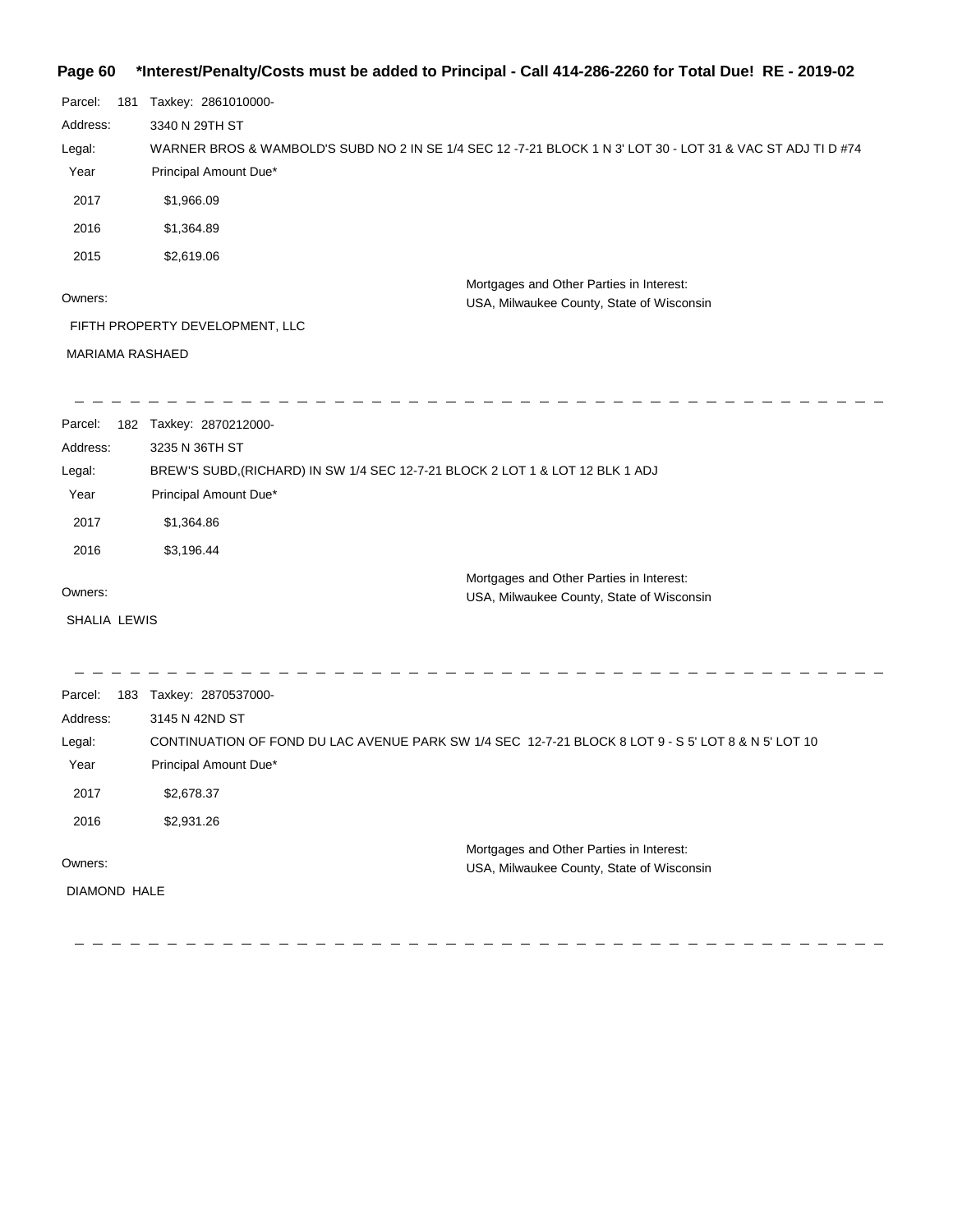Parcel: 181 Taxkey: 2861010000-

Address: 3340 N 29TH ST

Legal: WARNER BROS & WAMBOLD'S SUBD NO 2 IN SE 1/4 SEC 12 -7-21 BLOCK 1 N 3' LOT 30 - LOT 31 & VAC ST ADJ TI D #74

| Year | Principal Amount Due* |
|---|---|
| 2017 | $1,966.09 |
| 2016 | $1,364.89 |
| 2015 | $2,619.06 |

Owners:

FIFTH PROPERTY DEVELOPMENT, LLC

MARIAMA RASHAED

Mortgages and Other Parties in Interest:
USA, Milwaukee County, State of Wisconsin

---

Parcel: 182 Taxkey: 2870212000-

Address: 3235 N 36TH ST

Legal: BREW'S SUBD,(RICHARD) IN SW 1/4 SEC 12-7-21 BLOCK 2 LOT 1 & LOT 12 BLK 1 ADJ

| Year | Principal Amount Due* |
|---|---|
| 2017 | $1,364.86 |
| 2016 | $3,196.44 |

Owners:

SHALIA LEWIS

Mortgages and Other Parties in Interest:
USA, Milwaukee County, State of Wisconsin

---

Parcel: 183 Taxkey: 2870537000-

Address: 3145 N 42ND ST

Legal: CONTINUATION OF FOND DU LAC AVENUE PARK SW 1/4 SEC 12-7-21 BLOCK 8 LOT 9 - S 5' LOT 8 & N 5' LOT 10

| Year | Principal Amount Due* |
|---|---|
| 2017 | $2,678.37 |
| 2016 | $2,931.26 |

Owners:

DIAMOND HALE

Mortgages and Other Parties in Interest:
USA, Milwaukee County, State of Wisconsin

---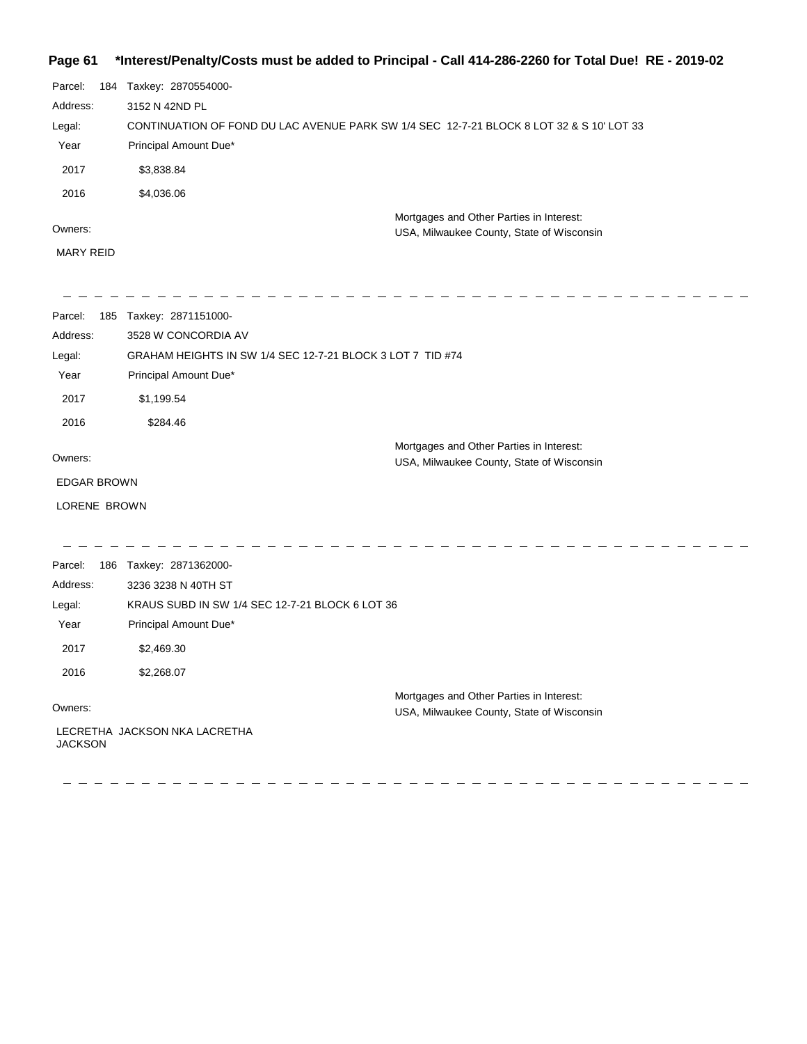**\*Interest/Penalty/Costs must be added to Principal - Call 414-286-2260 for Total Due! RE - 2019-02**

Parcel: 184 Taxkey: 2870554000-

Address: 3152 N 42ND PL

Legal: CONTINUATION OF FOND DU LAC AVENUE PARK SW 1/4 SEC 12-7-21 BLOCK 8 LOT 32 & S 10' LOT 33

| Year | Principal Amount Due* |
|---|---|
| 2017 | $3,838.84 |
| 2016 | $4,036.06 |

Owners:

MARY REID

Mortgages and Other Parties in Interest:
USA, Milwaukee County, State of Wisconsin

---

Parcel: 185 Taxkey: 2871151000-

Address: 3528 W CONCORDIA AV

Legal: GRAHAM HEIGHTS IN SW 1/4 SEC 12-7-21 BLOCK 3 LOT 7 TID #74

| Year | Principal Amount Due* |
|---|---|
| 2017 | $1,199.54 |
| 2016 | $284.46 |

Owners:

EDGAR BROWN

LORENE BROWN

Mortgages and Other Parties in Interest:
USA, Milwaukee County, State of Wisconsin

---

Parcel: 186 Taxkey: 2871362000-

Address: 3236 3238 N 40TH ST

Legal: KRAUS SUBD IN SW 1/4 SEC 12-7-21 BLOCK 6 LOT 36

| Year | Principal Amount Due* |
|---|---|
| 2017 | $2,469.30 |
| 2016 | $2,268.07 |

Owners:

LECRETHA JACKSON NKA LACRETHA JACKSON

Mortgages and Other Parties in Interest:
USA, Milwaukee County, State of Wisconsin

---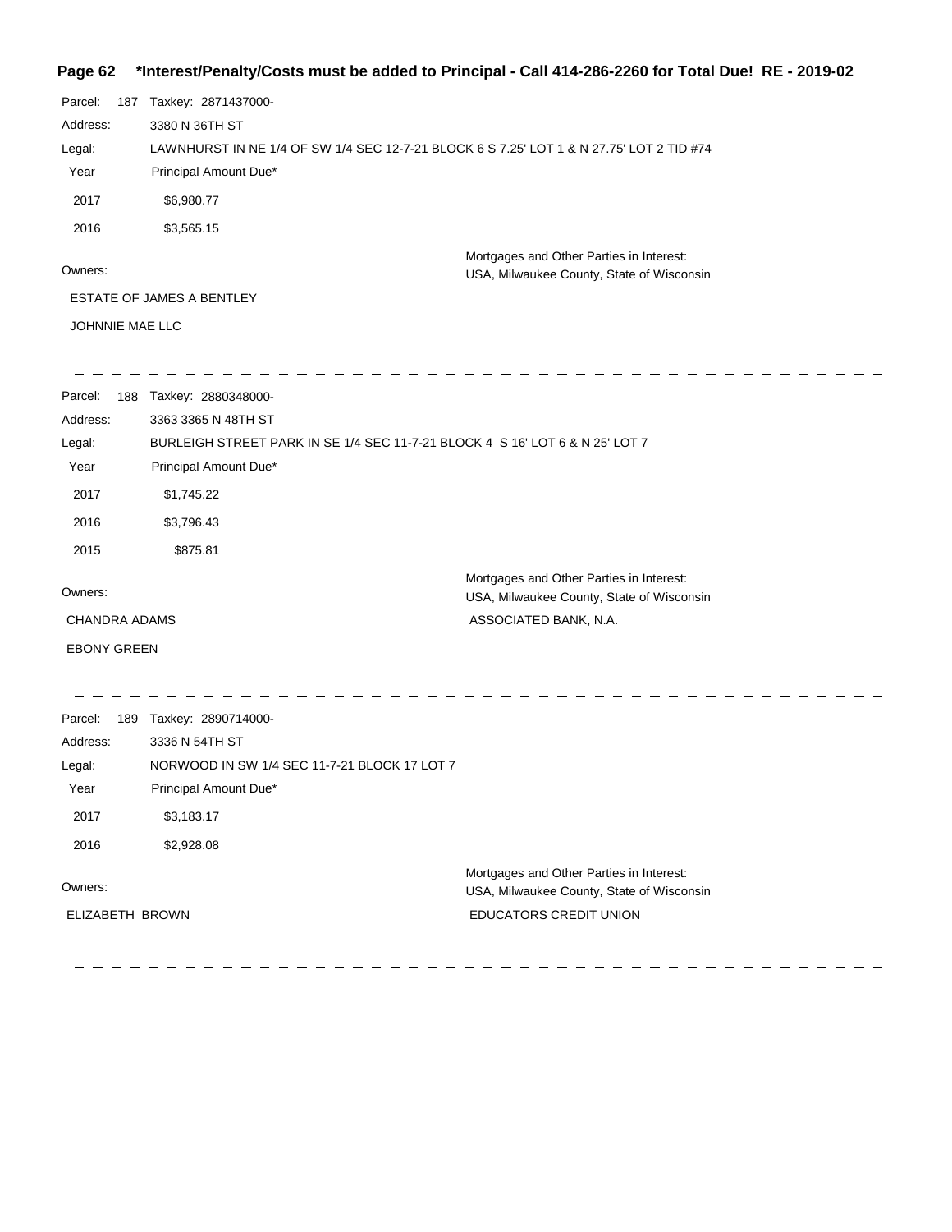Parcel: 187 Taxkey: 2871437000-

Address: 3380 N 36TH ST

Legal: LAWNHURST IN NE 1/4 OF SW 1/4 SEC 12-7-21 BLOCK 6 S 7.25' LOT 1 & N 27.75' LOT 2 TID #74

| Year | Principal Amount Due* |
|---|---|
| 2017 | $6,980.77 |
| 2016 | $3,565.15 |

Owners:

ESTATE OF JAMES A BENTLEY

JOHNNIE MAE LLC

Mortgages and Other Parties in Interest:
USA, Milwaukee County, State of Wisconsin

---

Parcel: 188 Taxkey: 2880348000-

Address: 3363 3365 N 48TH ST

Legal: BURLEIGH STREET PARK IN SE 1/4 SEC 11-7-21 BLOCK 4 S 16' LOT 6 & N 25' LOT 7

| Year | Principal Amount Due* |
|---|---|
| 2017 | $1,745.22 |
| 2016 | $3,796.43 |
| 2015 | $875.81 |

Owners:

CHANDRA ADAMS

EBONY GREEN

Mortgages and Other Parties in Interest:
USA, Milwaukee County, State of Wisconsin
ASSOCIATED BANK, N.A.

---

Parcel: 189 Taxkey: 2890714000-

Address: 3336 N 54TH ST

Legal: NORWOOD IN SW 1/4 SEC 11-7-21 BLOCK 17 LOT 7

| Year | Principal Amount Due* |
|---|---|
| 2017 | $3,183.17 |
| 2016 | $2,928.08 |

Owners:

ELIZABETH BROWN

Mortgages and Other Parties in Interest:
USA, Milwaukee County, State of Wisconsin
EDUCATORS CREDIT UNION

---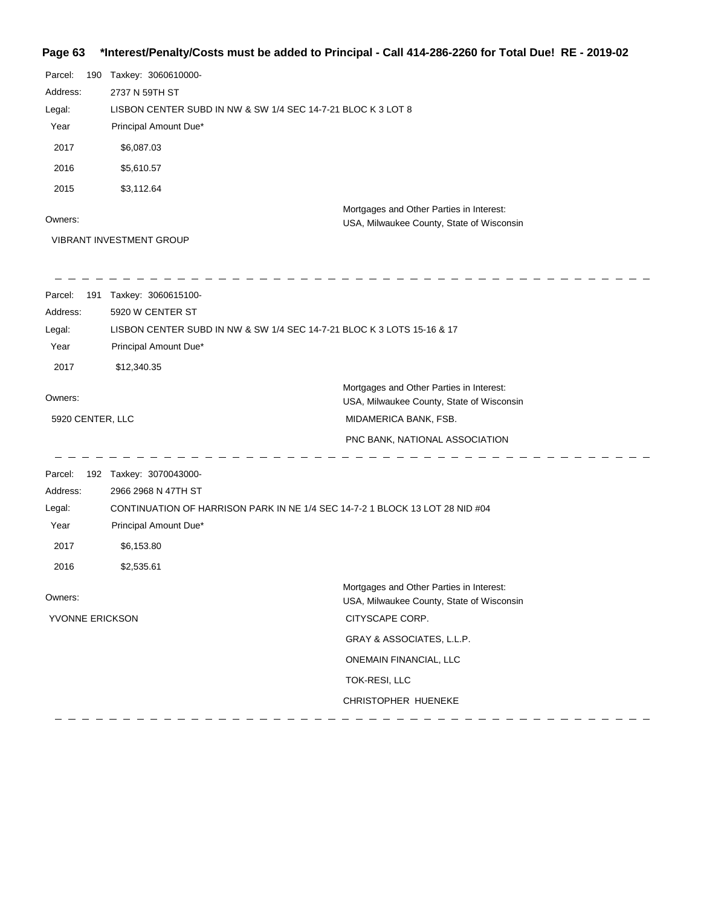**Page 63 \*Interest/Penalty/Costs must be added to Principal - Call 414-286-2260 for Total Due! RE - 2019-02**

Parcel: 190 Taxkey: 3060610000-

Address: 2737 N 59TH ST

Legal: LISBON CENTER SUBD IN NW & SW 1/4 SEC 14-7-21 BLOC K 3 LOT 8

| Year | Principal Amount Due* |
|---|---|
| 2017 | $6,087.03 |
| 2016 | $5,610.57 |
| 2015 | $3,112.64 |

Owners:

VIBRANT INVESTMENT GROUP

Mortgages and Other Parties in Interest:

USA, Milwaukee County, State of Wisconsin

---

Parcel: 191 Taxkey: 3060615100-

Address: 5920 W CENTER ST

Legal: LISBON CENTER SUBD IN NW & SW 1/4 SEC 14-7-21 BLOC K 3 LOTS 15-16 & 17

| Year | Principal Amount Due* |
|---|---|
| 2017 | $12,340.35 |

Owners:

5920 CENTER, LLC

Mortgages and Other Parties in Interest:

USA, Milwaukee County, State of Wisconsin

MIDAMERICA BANK, FSB.

PNC BANK, NATIONAL ASSOCIATION

---

Parcel: 192 Taxkey: 3070043000-

Address: 2966 2968 N 47TH ST

Legal: CONTINUATION OF HARRISON PARK IN NE 1/4 SEC 14-7-2 1 BLOCK 13 LOT 28 NID #04

| Year | Principal Amount Due* |
|---|---|
| 2017 | $6,153.80 |
| 2016 | $2,535.61 |

Owners:

YVONNE ERICKSON

Mortgages and Other Parties in Interest:

USA, Milwaukee County, State of Wisconsin

CITYSCAPE CORP.

GRAY & ASSOCIATES, L.L.P.

ONEMAIN FINANCIAL, LLC

TOK-RESI, LLC

CHRISTOPHER HUENEKE

---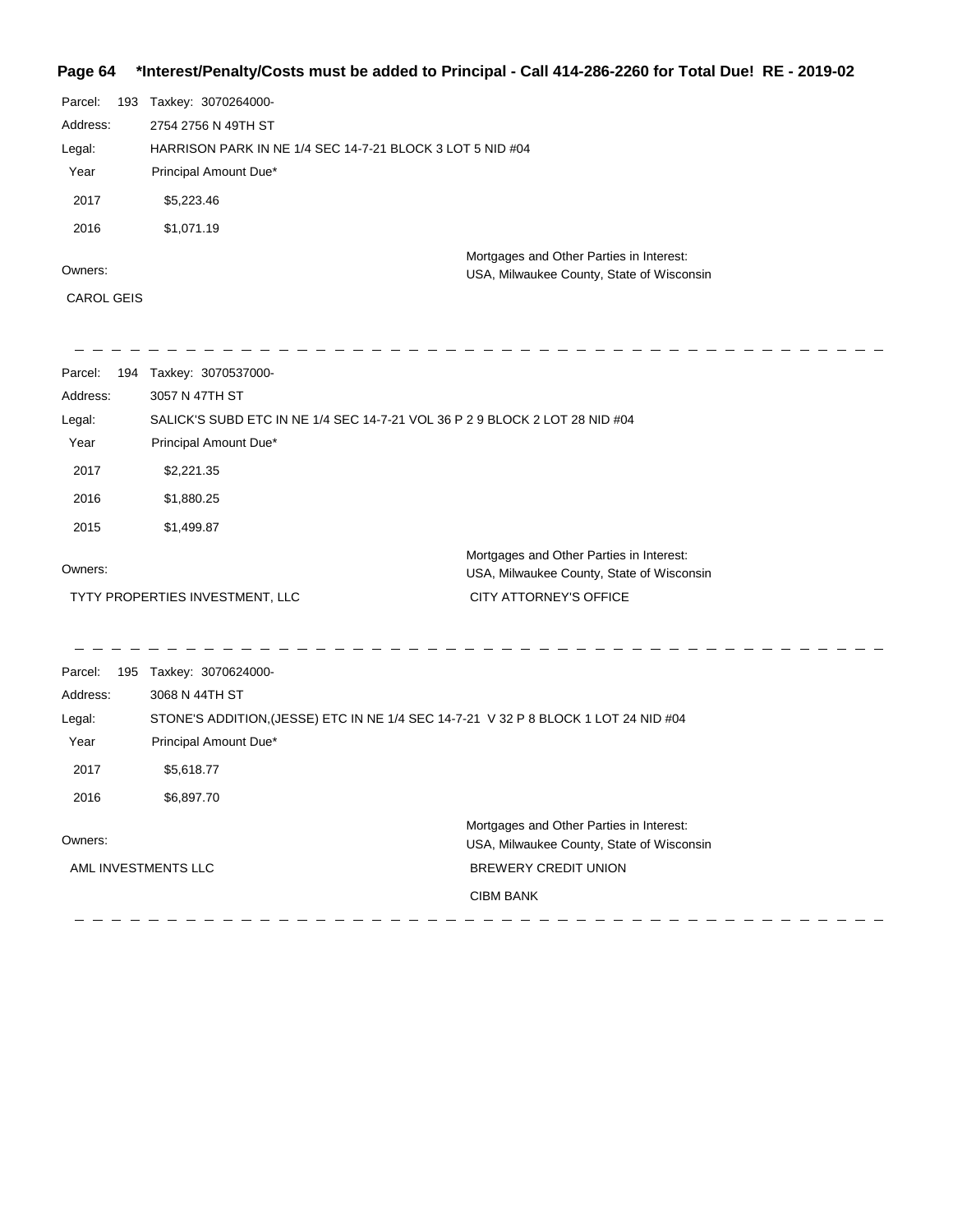**Page 64 *Interest/Penalty/Costs must be added to Principal - Call 414-286-2260 for Total Due! RE - 2019-02**

Parcel: 193 Taxkey: 3070264000-

Address: 2754 2756 N 49TH ST

Legal: HARRISON PARK IN NE 1/4 SEC 14-7-21 BLOCK 3 LOT 5 NID #04

| Year | Principal Amount Due* |
|---|---|
| 2017 | $5,223.46 |
| 2016 | $1,071.19 |

Owners:

CAROL GEIS

Mortgages and Other Parties in Interest:
USA, Milwaukee County, State of Wisconsin

---

Parcel: 194 Taxkey: 3070537000-

Address: 3057 N 47TH ST

Legal: SALICK'S SUBD ETC IN NE 1/4 SEC 14-7-21 VOL 36 P 2 9 BLOCK 2 LOT 28 NID #04

| Year | Principal Amount Due* |
|---|---|
| 2017 | $2,221.35 |
| 2016 | $1,880.25 |
| 2015 | $1,499.87 |

Owners:

TYTY PROPERTIES INVESTMENT, LLC

Mortgages and Other Parties in Interest:
USA, Milwaukee County, State of Wisconsin
CITY ATTORNEY'S OFFICE

---

Parcel: 195 Taxkey: 3070624000-

Address: 3068 N 44TH ST

Legal: STONE'S ADDITION,(JESSE) ETC IN NE 1/4 SEC 14-7-21 V 32 P 8 BLOCK 1 LOT 24 NID #04

| Year | Principal Amount Due* |
|---|---|
| 2017 | $5,618.77 |
| 2016 | $6,897.70 |

Owners:

AML INVESTMENTS LLC

Mortgages and Other Parties in Interest:
USA, Milwaukee County, State of Wisconsin
BREWERY CREDIT UNION
CIBM BANK

---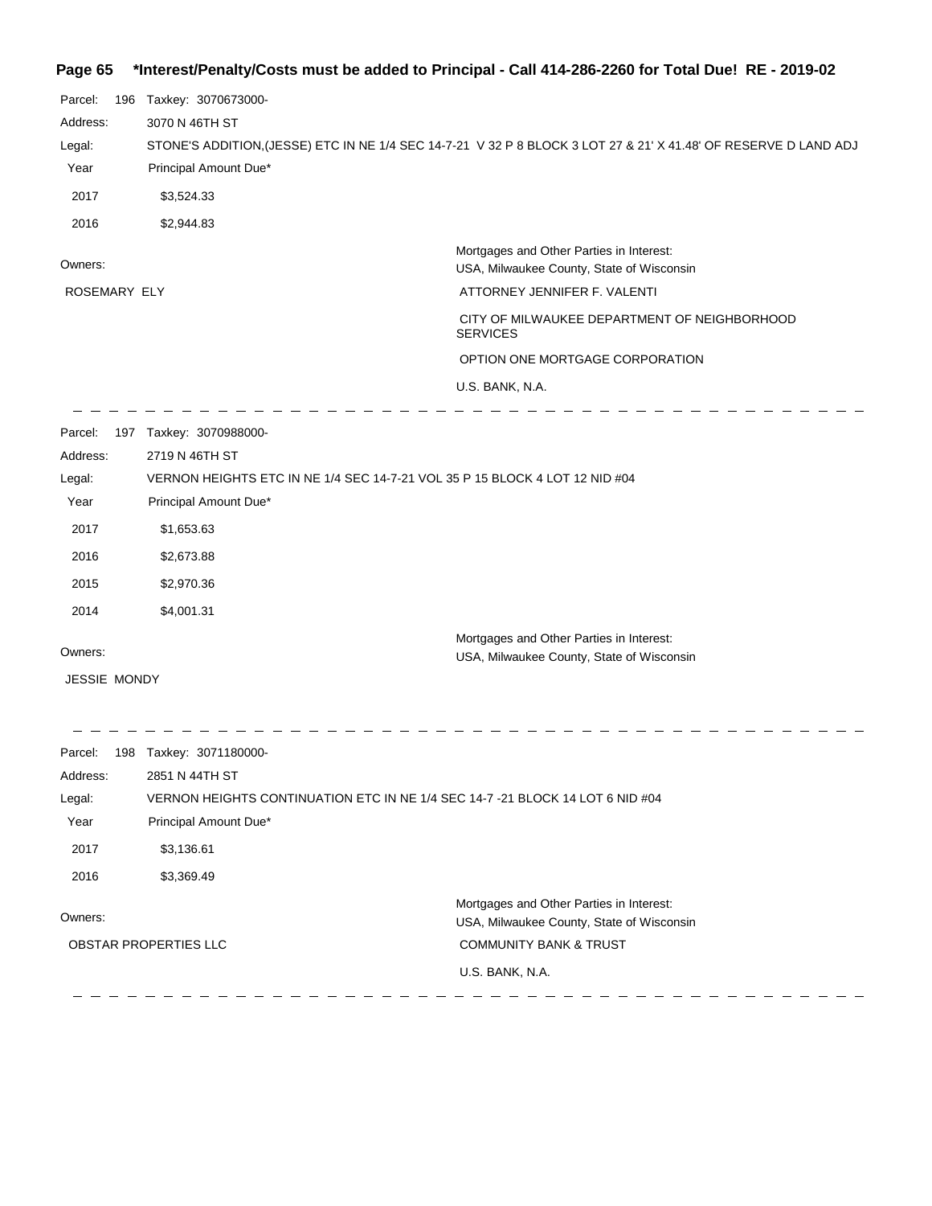**Page 65 *Interest/Penalty/Costs must be added to Principal - Call 414-286-2260 for Total Due! RE - 2019-02**

Parcel: 196 Taxkey: 3070673000-

Address: 3070 N 46TH ST

Legal: STONE'S ADDITION,(JESSE) ETC IN NE 1/4 SEC 14-7-21 V 32 P 8 BLOCK 3 LOT 27 & 21' X 41.48' OF RESERVE D LAND ADJ

| Year | Principal Amount Due* |
|---|---|
| 2017 | $3,524.33 |
| 2016 | $2,944.83 |

Owners:

ROSEMARY ELY

Mortgages and Other Parties in Interest:

USA, Milwaukee County, State of Wisconsin

ATTORNEY JENNIFER F. VALENTI

CITY OF MILWAUKEE DEPARTMENT OF NEIGHBORHOOD SERVICES

OPTION ONE MORTGAGE CORPORATION

U.S. BANK, N.A.

---

Parcel: 197 Taxkey: 3070988000-

Address: 2719 N 46TH ST

Legal: VERNON HEIGHTS ETC IN NE 1/4 SEC 14-7-21 VOL 35 P 15 BLOCK 4 LOT 12 NID #04

| Year | Principal Amount Due* |
|---|---|
| 2017 | $1,653.63 |
| 2016 | $2,673.88 |
| 2015 | $2,970.36 |
| 2014 | $4,001.31 |

Owners:

JESSIE MONDY

Mortgages and Other Parties in Interest:

USA, Milwaukee County, State of Wisconsin

---

Parcel: 198 Taxkey: 3071180000-

Address: 2851 N 44TH ST

Legal: VERNON HEIGHTS CONTINUATION ETC IN NE 1/4 SEC 14-7 -21 BLOCK 14 LOT 6 NID #04

| Year | Principal Amount Due* |
|---|---|
| 2017 | $3,136.61 |
| 2016 | $3,369.49 |

Owners:

OBSTAR PROPERTIES LLC

Mortgages and Other Parties in Interest:

USA, Milwaukee County, State of Wisconsin

COMMUNITY BANK & TRUST

U.S. BANK, N.A.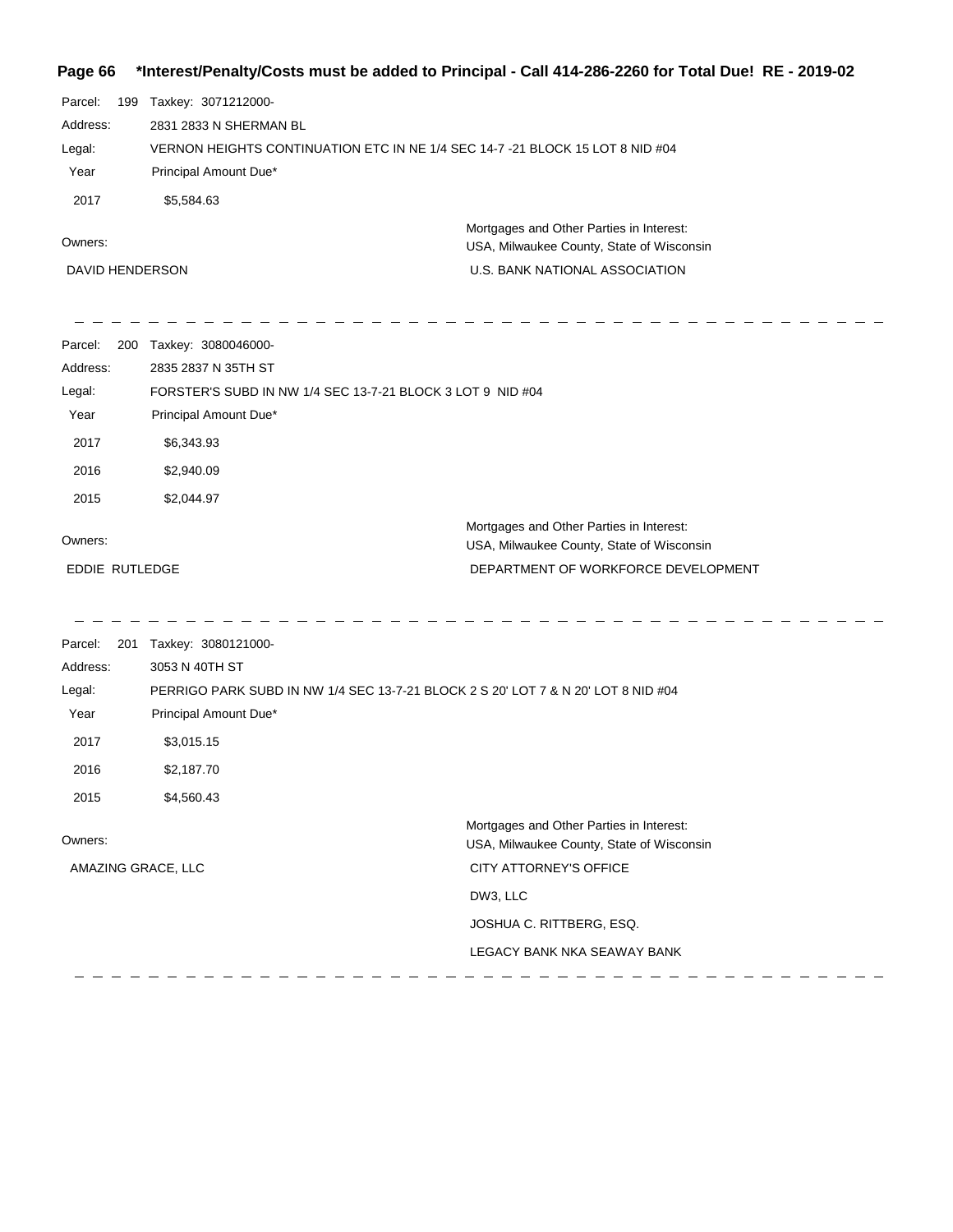**Page 66 \*Interest/Penalty/Costs must be added to Principal - Call 414-286-2260 for Total Due! RE - 2019-02**

Parcel: 199 Taxkey: 3071212000-

Address: 2831 2833 N SHERMAN BL

Legal: VERNON HEIGHTS CONTINUATION ETC IN NE 1/4 SEC 14-7 -21 BLOCK 15 LOT 8 NID #04

| Year | Principal Amount Due* |
|---|---|
| 2017 | $5,584.63 |

Owners:

DAVID HENDERSON

Mortgages and Other Parties in Interest:
USA, Milwaukee County, State of Wisconsin
U.S. BANK NATIONAL ASSOCIATION

---

Parcel: 200 Taxkey: 3080046000-

Address: 2835 2837 N 35TH ST

Legal: FORSTER'S SUBD IN NW 1/4 SEC 13-7-21 BLOCK 3 LOT 9 NID #04

| Year | Principal Amount Due* |
|---|---|
| 2017 | $6,343.93 |
| 2016 | $2,940.09 |
| 2015 | $2,044.97 |

Owners:

EDDIE RUTLEDGE

Mortgages and Other Parties in Interest:
USA, Milwaukee County, State of Wisconsin
DEPARTMENT OF WORKFORCE DEVELOPMENT

---

Parcel: 201 Taxkey: 3080121000-

Address: 3053 N 40TH ST

Legal: PERRIGO PARK SUBD IN NW 1/4 SEC 13-7-21 BLOCK 2 S 20' LOT 7 & N 20' LOT 8 NID #04

| Year | Principal Amount Due* |
|---|---|
| 2017 | $3,015.15 |
| 2016 | $2,187.70 |
| 2015 | $4,560.43 |

Owners:

AMAZING GRACE, LLC

Mortgages and Other Parties in Interest:
USA, Milwaukee County, State of Wisconsin
CITY ATTORNEY'S OFFICE
DW3, LLC
JOSHUA C. RITTBERG, ESQ.
LEGACY BANK NKA SEAWAY BANK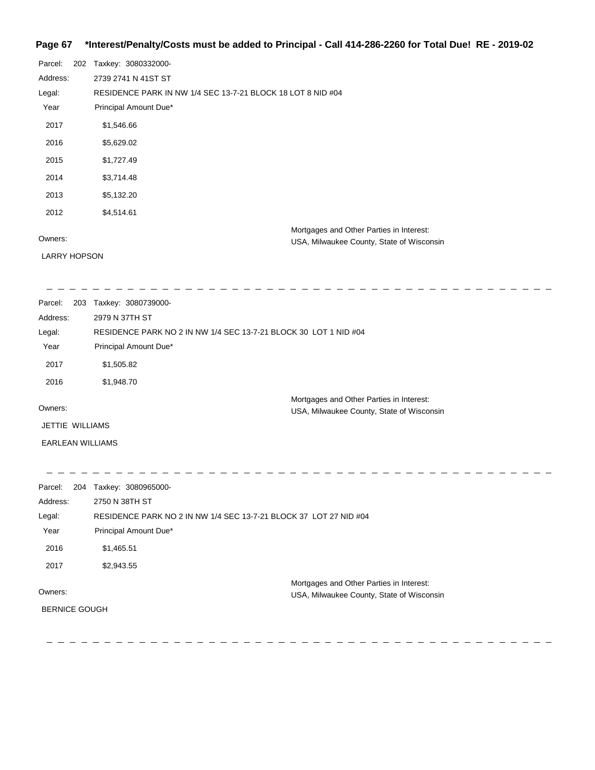**\*Interest/Penalty/Costs must be added to Principal - Call 414-286-2260 for Total Due! RE - 2019-02**

Parcel: 202 Taxkey: 3080332000-

Address: 2739 2741 N 41ST ST

Legal: RESIDENCE PARK IN NW 1/4 SEC 13-7-21 BLOCK 18 LOT 8 NID #04

| Year | Principal Amount Due* |
|---|---|
| 2017 | $1,546.66 |
| 2016 | $5,629.02 |
| 2015 | $1,727.49 |
| 2014 | $3,714.48 |
| 2013 | $5,132.20 |
| 2012 | $4,514.61 |

Owners:

LARRY HOPSON

Mortgages and Other Parties in Interest:
USA, Milwaukee County, State of Wisconsin

---

Parcel: 203 Taxkey: 3080739000-

Address: 2979 N 37TH ST

Legal: RESIDENCE PARK NO 2 IN NW 1/4 SEC 13-7-21 BLOCK 30 LOT 1 NID #04

| Year | Principal Amount Due* |
|---|---|
| 2017 | $1,505.82 |
| 2016 | $1,948.70 |

Owners:

JETTIE WILLIAMS

EARLEAN WILLIAMS

Mortgages and Other Parties in Interest:
USA, Milwaukee County, State of Wisconsin

---

Parcel: 204 Taxkey: 3080965000-

Address: 2750 N 38TH ST

Legal: RESIDENCE PARK NO 2 IN NW 1/4 SEC 13-7-21 BLOCK 37 LOT 27 NID #04

| Year | Principal Amount Due* |
|---|---|
| 2016 | $1,465.51 |
| 2017 | $2,943.55 |

Owners:

BERNICE GOUGH

Mortgages and Other Parties in Interest:
USA, Milwaukee County, State of Wisconsin

---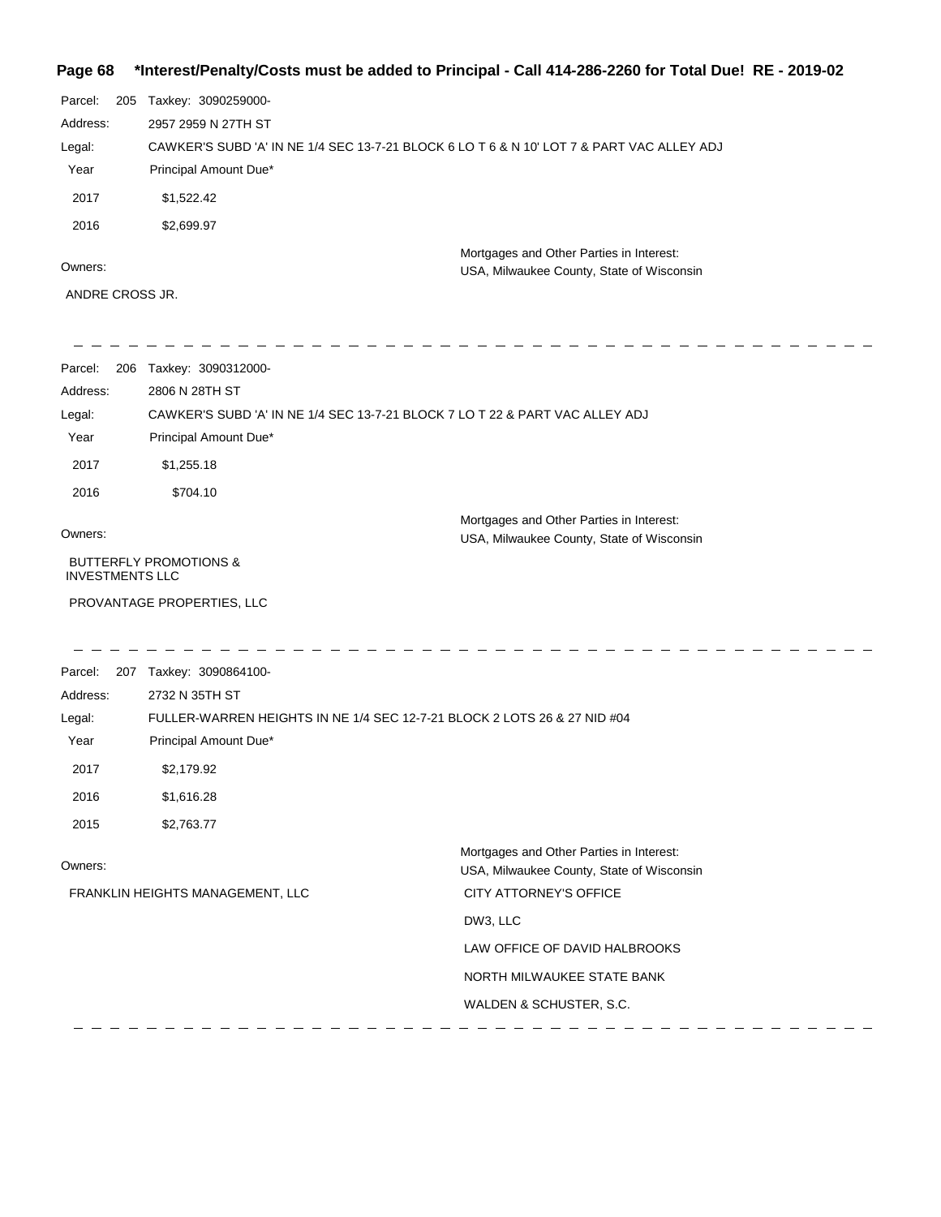**Page 68 \*Interest/Penalty/Costs must be added to Principal - Call 414-286-2260 for Total Due! RE - 2019-02**

Parcel: 205 Taxkey: 3090259000-

Address: 2957 2959 N 27TH ST

Legal: CAWKER'S SUBD 'A' IN NE 1/4 SEC 13-7-21 BLOCK 6 LO T 6 & N 10' LOT 7 & PART VAC ALLEY ADJ

| Year | Principal Amount Due* |
|---|---|
| 2017 | $1,522.42 |
| 2016 | $2,699.97 |

Owners:

ANDRE CROSS JR.

Mortgages and Other Parties in Interest:

USA, Milwaukee County, State of Wisconsin

---

Parcel: 206 Taxkey: 3090312000-

Address: 2806 N 28TH ST

Legal: CAWKER'S SUBD 'A' IN NE 1/4 SEC 13-7-21 BLOCK 7 LO T 22 & PART VAC ALLEY ADJ

| Year | Principal Amount Due* |
|---|---|
| 2017 | $1,255.18 |
| 2016 | $704.10 |

Owners:

BUTTERFLY PROMOTIONS & INVESTMENTS LLC

PROVANTAGE PROPERTIES, LLC

Mortgages and Other Parties in Interest:

USA, Milwaukee County, State of Wisconsin

---

Parcel: 207 Taxkey: 3090864100-

Address: 2732 N 35TH ST

Legal: FULLER-WARREN HEIGHTS IN NE 1/4 SEC 12-7-21 BLOCK 2 LOTS 26 & 27 NID #04

| Year | Principal Amount Due* |
|---|---|
| 2017 | $2,179.92 |
| 2016 | $1,616.28 |
| 2015 | $2,763.77 |

Owners:

FRANKLIN HEIGHTS MANAGEMENT, LLC

Mortgages and Other Parties in Interest:

USA, Milwaukee County, State of Wisconsin

CITY ATTORNEY'S OFFICE

DW3, LLC

LAW OFFICE OF DAVID HALBROOKS

NORTH MILWAUKEE STATE BANK

WALDEN & SCHUSTER, S.C.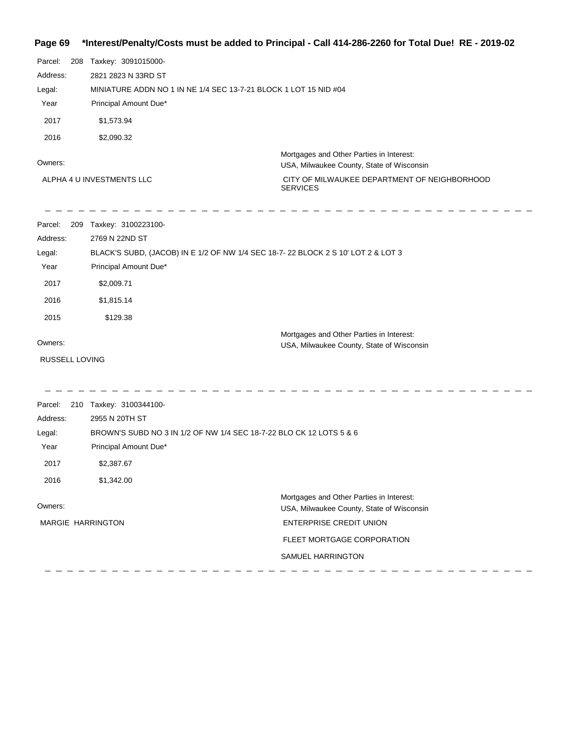**Page 69 \*Interest/Penalty/Costs must be added to Principal - Call 414-286-2260 for Total Due! RE - 2019-02**

Parcel: 208 Taxkey: 3091015000-

Address: 2821 2823 N 33RD ST

Legal: MINIATURE ADDN NO 1 IN NE 1/4 SEC 13-7-21 BLOCK 1 LOT 15 NID #04

| Year | Principal Amount Due* |
|---|---|
| 2017 | $1,573.94 |
| 2016 | $2,090.32 |

Owners:

ALPHA 4 U INVESTMENTS LLC

Mortgages and Other Parties in Interest:

USA, Milwaukee County, State of Wisconsin

CITY OF MILWAUKEE DEPARTMENT OF NEIGHBORHOOD SERVICES

---

Parcel: 209 Taxkey: 3100223100-

Address: 2769 N 22ND ST

Legal: BLACK'S SUBD, (JACOB) IN E 1/2 OF NW 1/4 SEC 18-7- 22 BLOCK 2 S 10' LOT 2 & LOT 3

| Year | Principal Amount Due* |
|---|---|
| 2017 | $2,009.71 |
| 2016 | $1,815.14 |
| 2015 | $129.38 |

Owners:

RUSSELL LOVING

Mortgages and Other Parties in Interest:

USA, Milwaukee County, State of Wisconsin

---

Parcel: 210 Taxkey: 3100344100-

Address: 2955 N 20TH ST

Legal: BROWN'S SUBD NO 3 IN 1/2 OF NW 1/4 SEC 18-7-22 BLO CK 12 LOTS 5 & 6

| Year | Principal Amount Due* |
|---|---|
| 2017 | $2,387.67 |
| 2016 | $1,342.00 |

Owners:

MARGIE HARRINGTON

Mortgages and Other Parties in Interest:

USA, Milwaukee County, State of Wisconsin

ENTERPRISE CREDIT UNION

FLEET MORTGAGE CORPORATION

SAMUEL HARRINGTON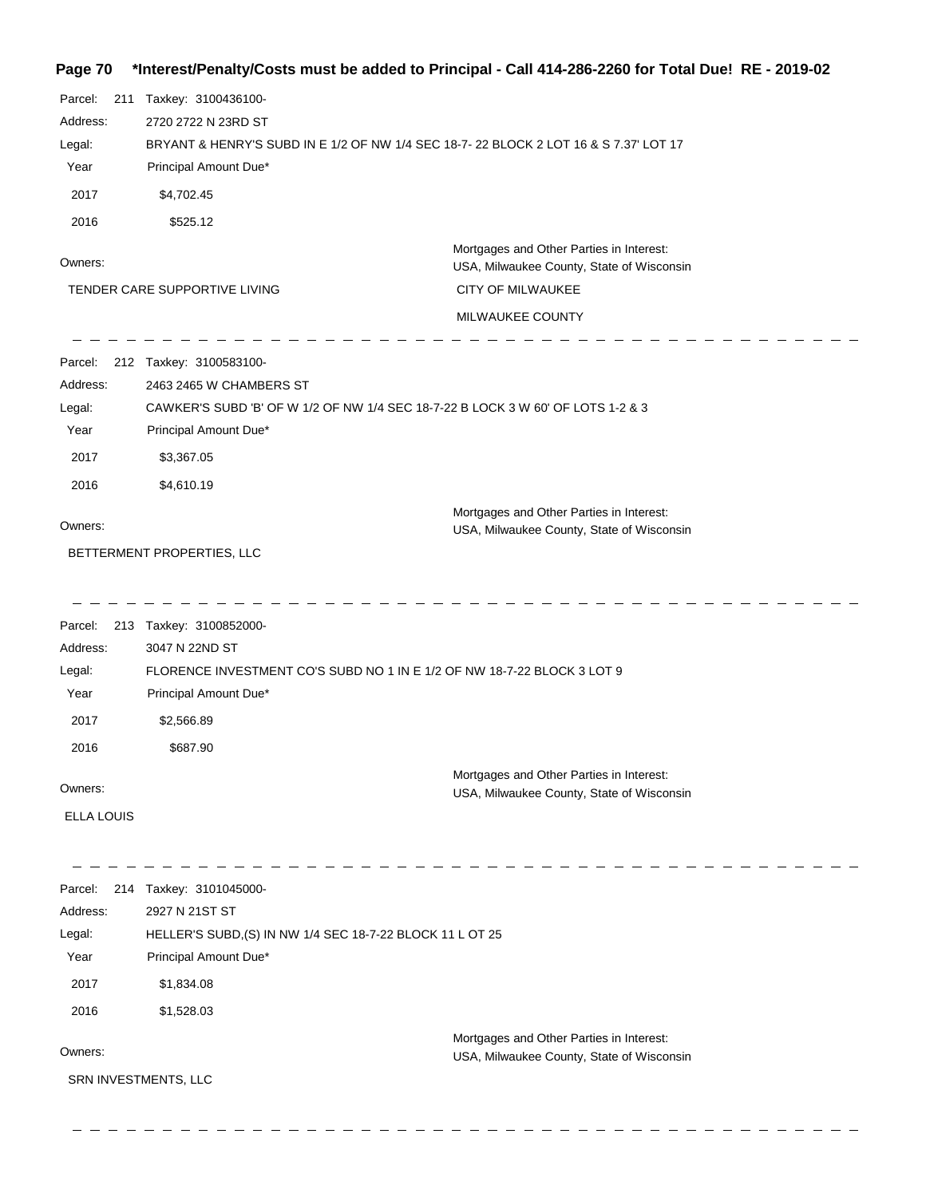*Interest/Penalty/Costs must be added to Principal - Call 414-286-2260 for Total Due! RE - 2019-02

Parcel: 211 Taxkey: 3100436100-

Address: 2720 2722 N 23RD ST

Legal: BRYANT & HENRY'S SUBD IN E 1/2 OF NW 1/4 SEC 18-7- 22 BLOCK 2 LOT 16 & S 7.37' LOT 17

| Year | Principal Amount Due* |
|---|---|
| 2017 | $4,702.45 |
| 2016 | $525.12 |

Owners:

TENDER CARE SUPPORTIVE LIVING

Mortgages and Other Parties in Interest:
USA, Milwaukee County, State of Wisconsin
CITY OF MILWAUKEE
MILWAUKEE COUNTY

---

Parcel: 212 Taxkey: 3100583100-

Address: 2463 2465 W CHAMBERS ST

Legal: CAWKER'S SUBD 'B' OF W 1/2 OF NW 1/4 SEC 18-7-22 B LOCK 3 W 60' OF LOTS 1-2 & 3

| Year | Principal Amount Due* |
|---|---|
| 2017 | $3,367.05 |
| 2016 | $4,610.19 |

Owners:

BETTERMENT PROPERTIES, LLC

Mortgages and Other Parties in Interest:
USA, Milwaukee County, State of Wisconsin

---

Parcel: 213 Taxkey: 3100852000-

Address: 3047 N 22ND ST

Legal: FLORENCE INVESTMENT CO'S SUBD NO 1 IN E 1/2 OF NW 18-7-22 BLOCK 3 LOT 9

| Year | Principal Amount Due* |
|---|---|
| 2017 | $2,566.89 |
| 2016 | $687.90 |

Owners:

ELLA LOUIS

Mortgages and Other Parties in Interest:
USA, Milwaukee County, State of Wisconsin

---

Parcel: 214 Taxkey: 3101045000-

Address: 2927 N 21ST ST

Legal: HELLER'S SUBD,(S) IN NW 1/4 SEC 18-7-22 BLOCK 11 L OT 25

| Year | Principal Amount Due* |
|---|---|
| 2017 | $1,834.08 |
| 2016 | $1,528.03 |

Owners:

SRN INVESTMENTS, LLC

Mortgages and Other Parties in Interest:
USA, Milwaukee County, State of Wisconsin

---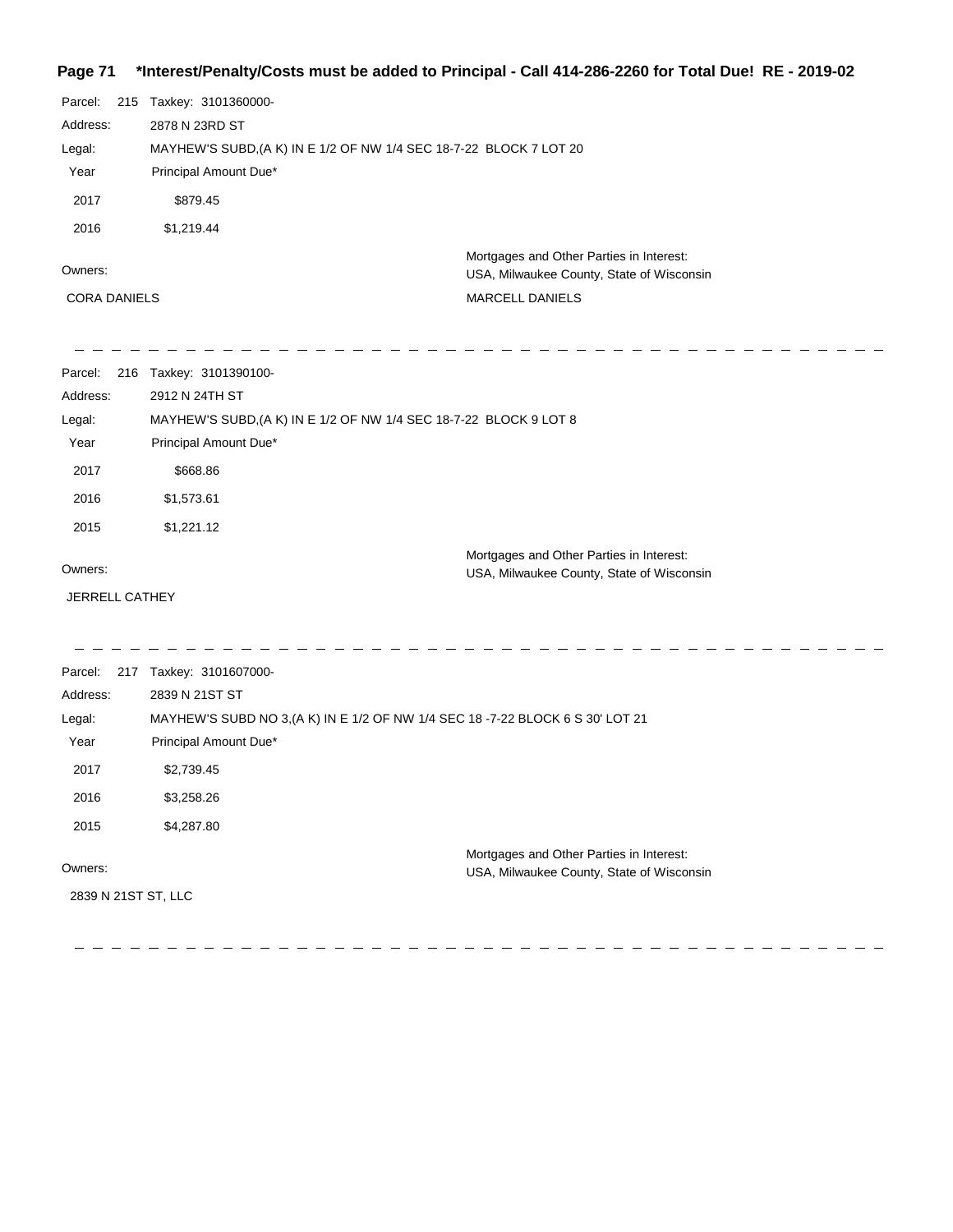**\*Interest/Penalty/Costs must be added to Principal - Call 414-286-2260 for Total Due! RE - 2019-02**

Parcel: 215 Taxkey: 3101360000-

Address: 2878 N 23RD ST

Legal: MAYHEW'S SUBD,(A K) IN E 1/2 OF NW 1/4 SEC 18-7-22 BLOCK 7 LOT 20

| Year | Principal Amount Due* |
| --- | --- |
| 2017 | $879.45 |
| 2016 | $1,219.44 |

Owners:

CORA DANIELS

Mortgages and Other Parties in Interest:
USA, Milwaukee County, State of Wisconsin
MARCELL DANIELS

---

Parcel: 216 Taxkey: 3101390100-

Address: 2912 N 24TH ST

Legal: MAYHEW'S SUBD,(A K) IN E 1/2 OF NW 1/4 SEC 18-7-22 BLOCK 9 LOT 8

| Year | Principal Amount Due* |
| --- | --- |
| 2017 | $668.86 |
| 2016 | $1,573.61 |
| 2015 | $1,221.12 |

Owners:

JERRELL CATHEY

Mortgages and Other Parties in Interest:
USA, Milwaukee County, State of Wisconsin

---

Parcel: 217 Taxkey: 3101607000-

Address: 2839 N 21ST ST

Legal: MAYHEW'S SUBD NO 3,(A K) IN E 1/2 OF NW 1/4 SEC 18 -7-22 BLOCK 6 S 30' LOT 21

| Year | Principal Amount Due* |
| --- | --- |
| 2017 | $2,739.45 |
| 2016 | $3,258.26 |
| 2015 | $4,287.80 |

Owners:

2839 N 21ST ST, LLC

Mortgages and Other Parties in Interest:
USA, Milwaukee County, State of Wisconsin

---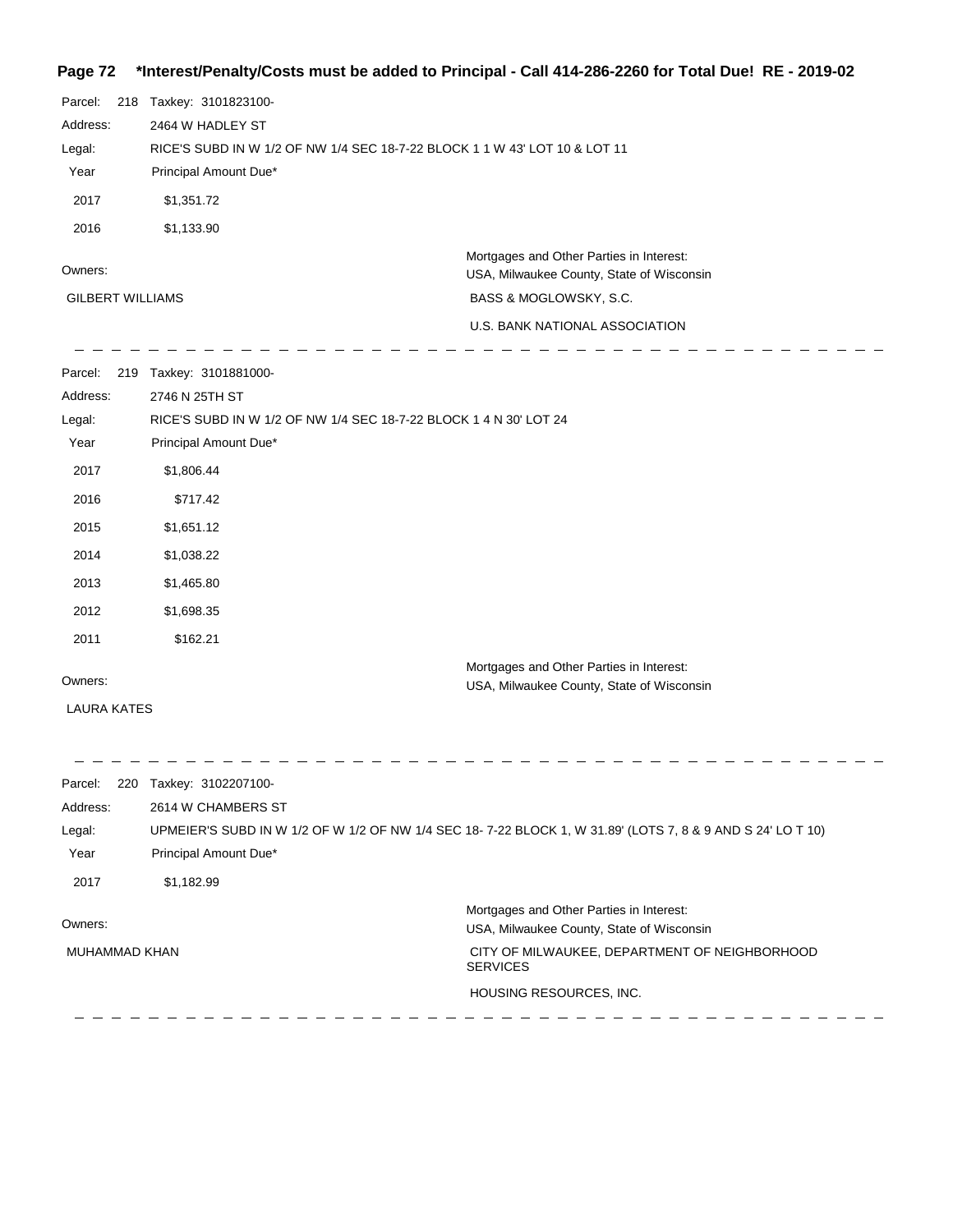**\*Interest/Penalty/Costs must be added to Principal - Call 414-286-2260 for Total Due! RE - 2019-02**

Parcel: 218 Taxkey: 3101823100-

Address: 2464 W HADLEY ST

Legal: RICE'S SUBD IN W 1/2 OF NW 1/4 SEC 18-7-22 BLOCK 1 1 W 43' LOT 10 & LOT 11

| Year | Principal Amount Due* |
|---|---|
| 2017 | $1,351.72 |
| 2016 | $1,133.90 |

Owners:

GILBERT WILLIAMS

Mortgages and Other Parties in Interest:

USA, Milwaukee County, State of Wisconsin

BASS & MOGLOWSKY, S.C.

U.S. BANK NATIONAL ASSOCIATION

---

Parcel: 219 Taxkey: 3101881000-

Address: 2746 N 25TH ST

Legal: RICE'S SUBD IN W 1/2 OF NW 1/4 SEC 18-7-22 BLOCK 1 4 N 30' LOT 24

| Year | Principal Amount Due* |
|---|---|
| 2017 | $1,806.44 |
| 2016 | $717.42 |
| 2015 | $1,651.12 |
| 2014 | $1,038.22 |
| 2013 | $1,465.80 |
| 2012 | $1,698.35 |
| 2011 | $162.21 |

Owners:

LAURA KATES

Mortgages and Other Parties in Interest:

USA, Milwaukee County, State of Wisconsin

---

Parcel: 220 Taxkey: 3102207100-

Address: 2614 W CHAMBERS ST

Legal: UPMEIER'S SUBD IN W 1/2 OF W 1/2 OF NW 1/4 SEC 18- 7-22 BLOCK 1, W 31.89' (LOTS 7, 8 & 9 AND S 24' LO T 10)

| Year | Principal Amount Due* |
|---|---|
| 2017 | $1,182.99 |

Owners:

MUHAMMAD KHAN

Mortgages and Other Parties in Interest:

USA, Milwaukee County, State of Wisconsin

CITY OF MILWAUKEE, DEPARTMENT OF NEIGHBORHOOD SERVICES

HOUSING RESOURCES, INC.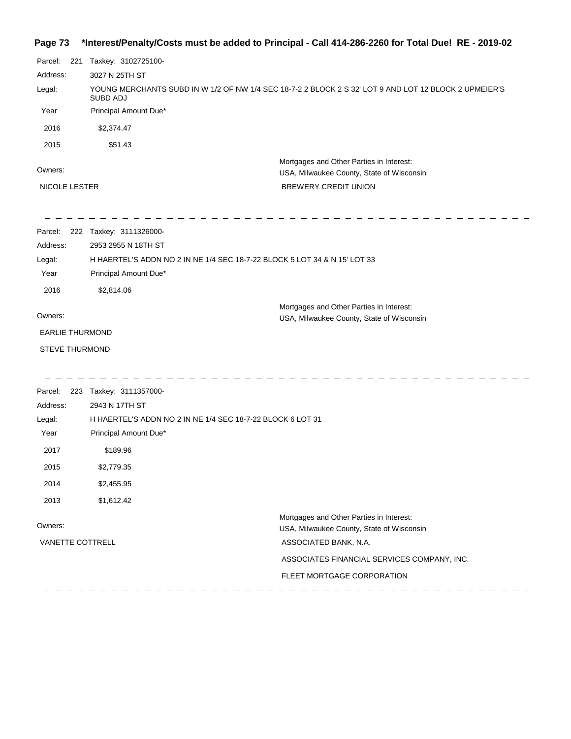**Page 73 \*Interest/Penalty/Costs must be added to Principal - Call 414-286-2260 for Total Due! RE - 2019-02**

Parcel: 221 Taxkey: 3102725100-

Address: 3027 N 25TH ST

Legal: YOUNG MERCHANTS SUBD IN W 1/2 OF NW 1/4 SEC 18-7-2 2 BLOCK 2 S 32' LOT 9 AND LOT 12 BLOCK 2 UPMEIER'S SUBD ADJ

| Year | Principal Amount Due* |
|---|---|
| 2016 | $2,374.47 |
| 2015 | $51.43 |

Owners:

NICOLE LESTER

Mortgages and Other Parties in Interest:

USA, Milwaukee County, State of Wisconsin

BREWERY CREDIT UNION

---

Parcel: 222 Taxkey: 3111326000-

Address: 2953 2955 N 18TH ST

Legal: H HAERTEL'S ADDN NO 2 IN NE 1/4 SEC 18-7-22 BLOCK 5 LOT 34 & N 15' LOT 33

| Year | Principal Amount Due* |
|---|---|
| 2016 | $2,814.06 |

Owners:

EARLIE THURMOND

STEVE THURMOND

Mortgages and Other Parties in Interest:

USA, Milwaukee County, State of Wisconsin

---

Parcel: 223 Taxkey: 3111357000-

Address: 2943 N 17TH ST

Legal: H HAERTEL'S ADDN NO 2 IN NE 1/4 SEC 18-7-22 BLOCK 6 LOT 31

| Year | Principal Amount Due* |
|---|---|
| 2017 | $189.96 |
| 2015 | $2,779.35 |
| 2014 | $2,455.95 |
| 2013 | $1,612.42 |

Owners:

VANETTE COTTRELL

Mortgages and Other Parties in Interest:

USA, Milwaukee County, State of Wisconsin

ASSOCIATED BANK, N.A.

ASSOCIATES FINANCIAL SERVICES COMPANY, INC.

FLEET MORTGAGE CORPORATION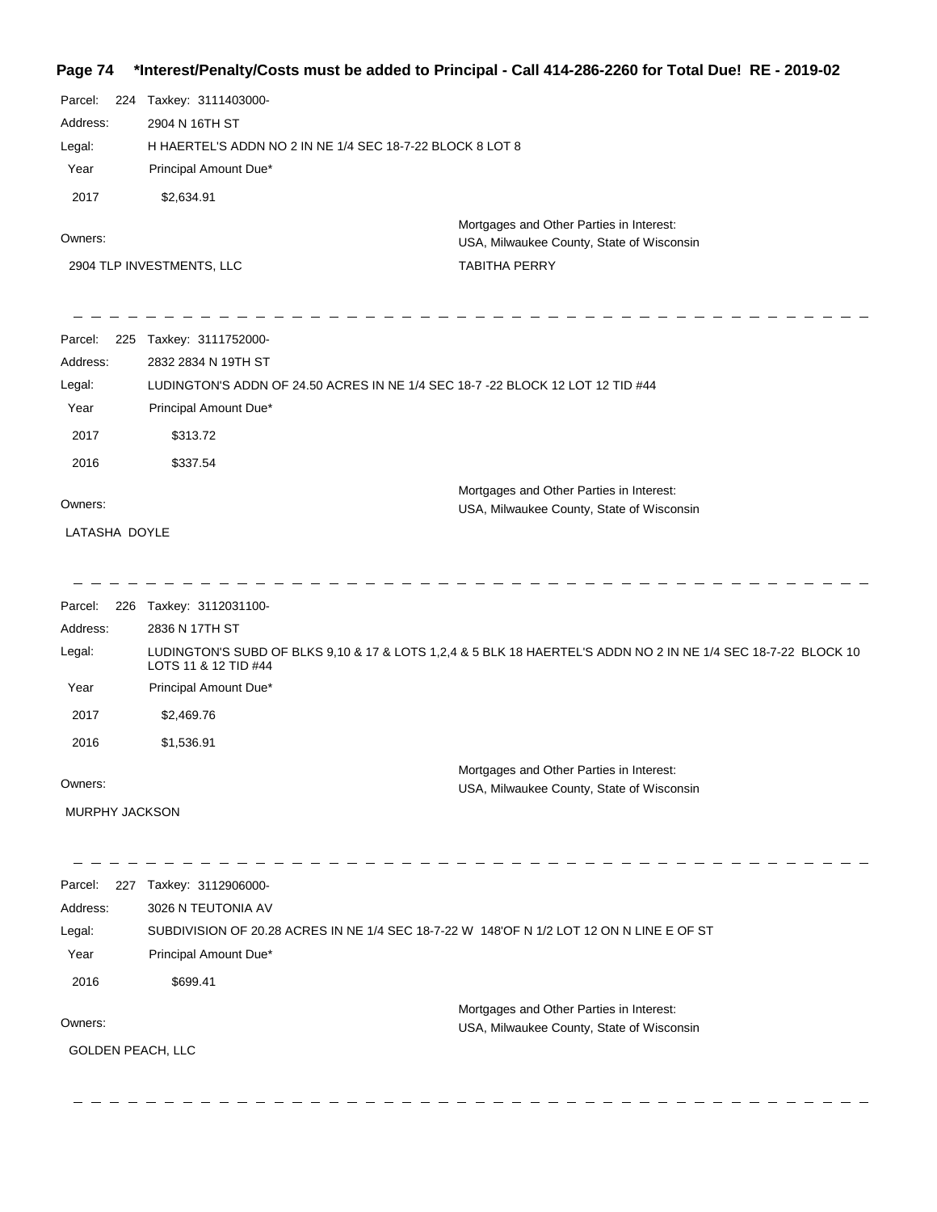**\*Interest/Penalty/Costs must be added to Principal - Call 414-286-2260 for Total Due! RE - 2019-02**

Parcel: 224 Taxkey: 3111403000-

Address: 2904 N 16TH ST

Legal: H HAERTEL'S ADDN NO 2 IN NE 1/4 SEC 18-7-22 BLOCK 8 LOT 8

| Year | Principal Amount Due* |
|---|---|
| 2017 | $2,634.91 |

Owners:

2904 TLP INVESTMENTS, LLC

Mortgages and Other Parties in Interest:
USA, Milwaukee County, State of Wisconsin
TABITHA PERRY

---

Parcel: 225 Taxkey: 3111752000-

Address: 2832 2834 N 19TH ST

Legal: LUDINGTON'S ADDN OF 24.50 ACRES IN NE 1/4 SEC 18-7 -22 BLOCK 12 LOT 12 TID #44

| Year | Principal Amount Due* |
|---|---|
| 2017 | $313.72 |
| 2016 | $337.54 |

Owners:

LATASHA DOYLE

Mortgages and Other Parties in Interest:
USA, Milwaukee County, State of Wisconsin

---

Parcel: 226 Taxkey: 3112031100-

Address: 2836 N 17TH ST

Legal: LUDINGTON'S SUBD OF BLKS 9,10 & 17 & LOTS 1,2,4 & 5 BLK 18 HAERTEL'S ADDN NO 2 IN NE 1/4 SEC 18-7-22 BLOCK 10 LOTS 11 & 12 TID #44

| Year | Principal Amount Due* |
|---|---|
| 2017 | $2,469.76 |
| 2016 | $1,536.91 |

Owners:

MURPHY JACKSON

Mortgages and Other Parties in Interest:
USA, Milwaukee County, State of Wisconsin

---

Parcel: 227 Taxkey: 3112906000-

Address: 3026 N TEUTONIA AV

Legal: SUBDIVISION OF 20.28 ACRES IN NE 1/4 SEC 18-7-22 W 148'OF N 1/2 LOT 12 ON N LINE E OF ST

| Year | Principal Amount Due* |
|---|---|
| 2016 | $699.41 |

Owners:

GOLDEN PEACH, LLC

Mortgages and Other Parties in Interest:
USA, Milwaukee County, State of Wisconsin

---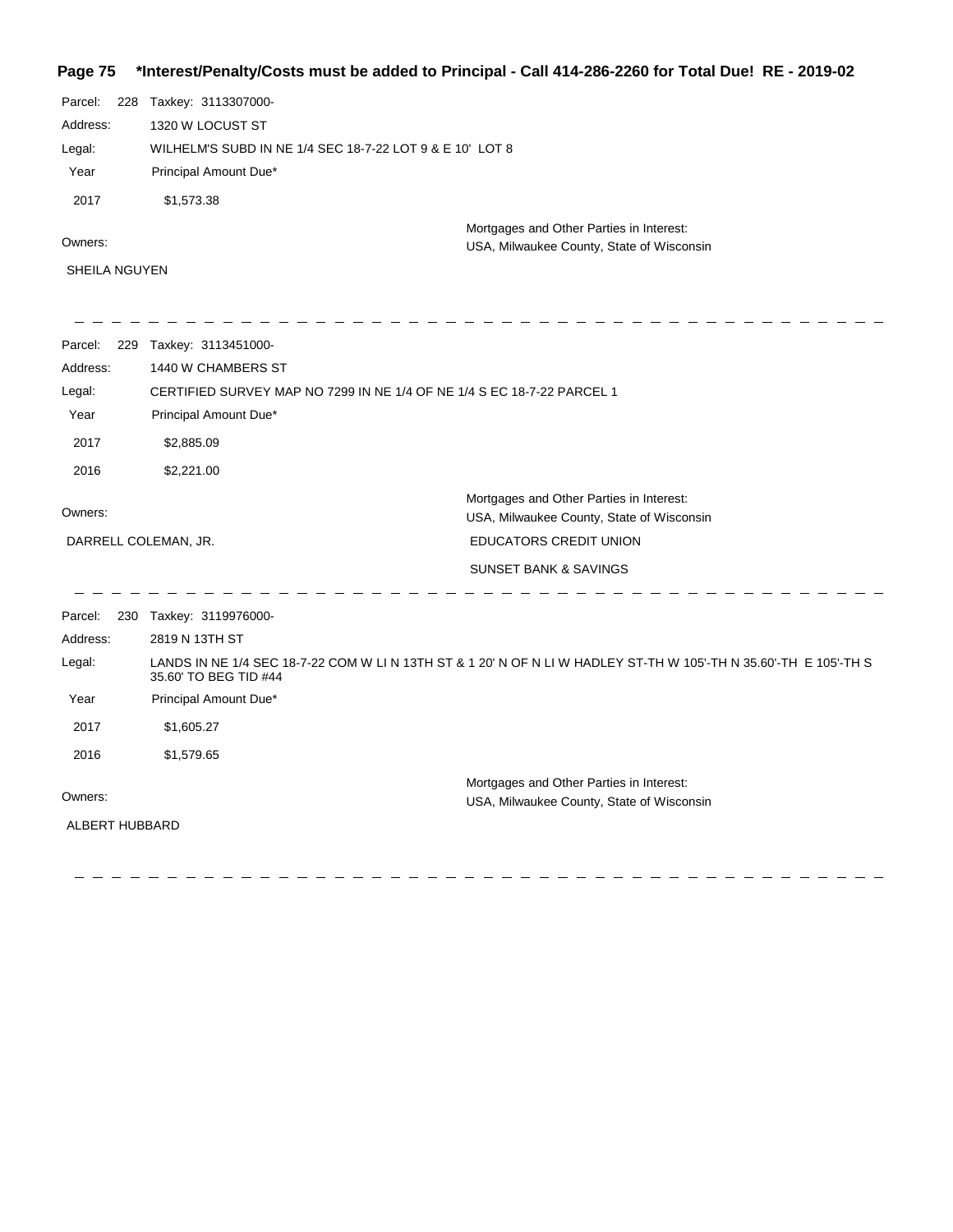Parcel: 228 Taxkey: 3113307000-

Address: 1320 W LOCUST ST

Legal: WILHELM'S SUBD IN NE 1/4 SEC 18-7-22 LOT 9 & E 10' LOT 8

| Year | Principal Amount Due* |
|---|---|
| 2017 | $1,573.38 |

Owners:

SHEILA NGUYEN

Mortgages and Other Parties in Interest:
USA, Milwaukee County, State of Wisconsin

---

Parcel: 229 Taxkey: 3113451000-

Address: 1440 W CHAMBERS ST

Legal: CERTIFIED SURVEY MAP NO 7299 IN NE 1/4 OF NE 1/4 S EC 18-7-22 PARCEL 1

| Year | Principal Amount Due* |
|---|---|
| 2017 | $2,885.09 |
| 2016 | $2,221.00 |

Owners:

DARRELL COLEMAN, JR.

Mortgages and Other Parties in Interest:
USA, Milwaukee County, State of Wisconsin
EDUCATORS CREDIT UNION
SUNSET BANK & SAVINGS

---

Parcel: 230 Taxkey: 3119976000-

Address: 2819 N 13TH ST

Legal: LANDS IN NE 1/4 SEC 18-7-22 COM W LI N 13TH ST & 1 20' N OF N LI W HADLEY ST-TH W 105'-TH N 35.60'-TH E 105'-TH S 35.60' TO BEG TID #44

| Year | Principal Amount Due* |
|---|---|
| 2017 | $1,605.27 |
| 2016 | $1,579.65 |

Owners:

ALBERT HUBBARD

Mortgages and Other Parties in Interest:
USA, Milwaukee County, State of Wisconsin

---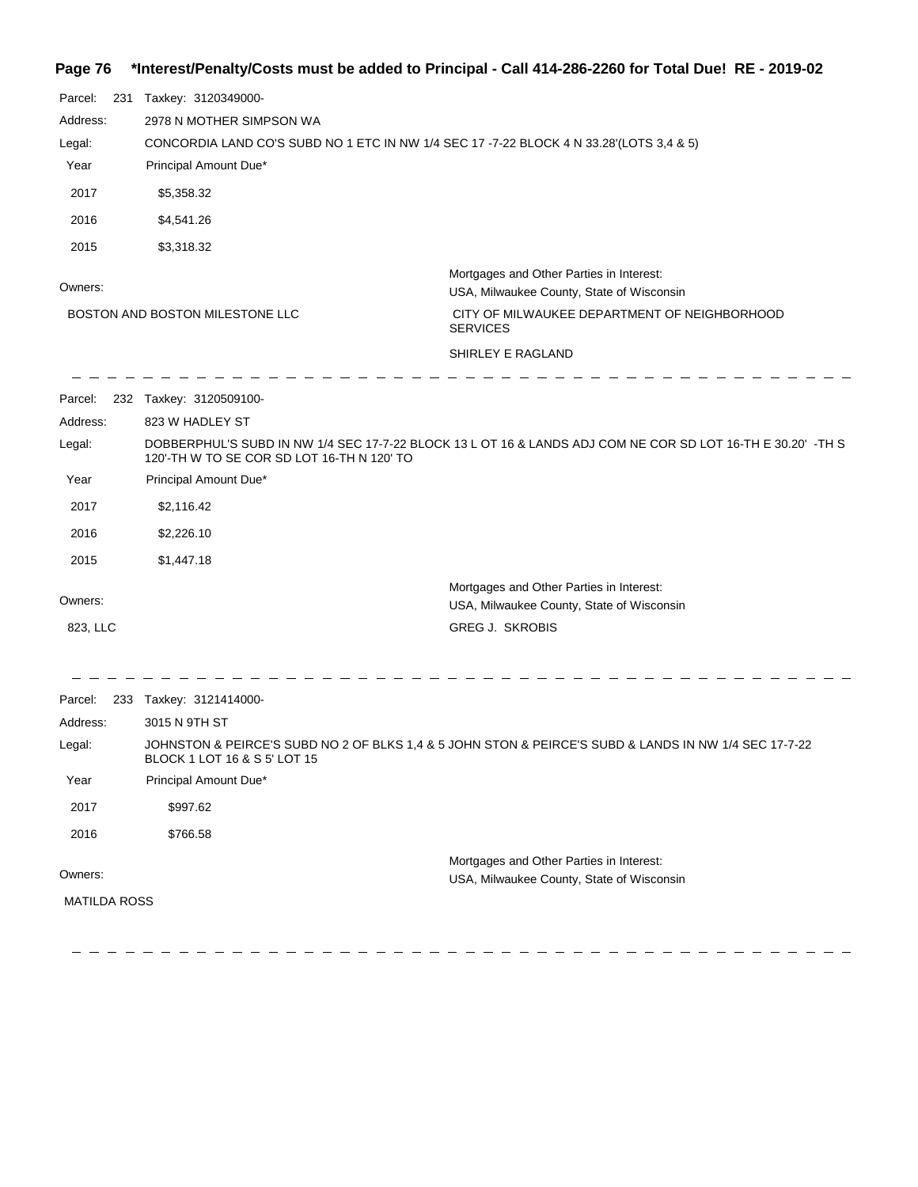**\*Interest/Penalty/Costs must be added to Principal - Call 414-286-2260 for Total Due! RE - 2019-02**

Parcel: 231 Taxkey: 3120349000-

Address: 2978 N MOTHER SIMPSON WA

Legal: CONCORDIA LAND CO'S SUBD NO 1 ETC IN NW 1/4 SEC 17 -7-22 BLOCK 4 N 33.28'(LOTS 3,4 & 5)

| Year | Principal Amount Due* |
|---|---|
| 2017 | $5,358.32 |
| 2016 | $4,541.26 |
| 2015 | $3,318.32 |

Owners:

BOSTON AND BOSTON MILESTONE LLC

Mortgages and Other Parties in Interest:

USA, Milwaukee County, State of Wisconsin

CITY OF MILWAUKEE DEPARTMENT OF NEIGHBORHOOD SERVICES

SHIRLEY E RAGLAND

---

Parcel: 232 Taxkey: 3120509100-

Address: 823 W HADLEY ST

Legal: DOBBERPHUL'S SUBD IN NW 1/4 SEC 17-7-22 BLOCK 13 L OT 16 & LANDS ADJ COM NE COR SD LOT 16-TH E 30.20' -TH S 120'-TH W TO SE COR SD LOT 16-TH N 120' TO

| Year | Principal Amount Due* |
|---|---|
| 2017 | $2,116.42 |
| 2016 | $2,226.10 |
| 2015 | $1,447.18 |

Owners:

823, LLC

Mortgages and Other Parties in Interest:

USA, Milwaukee County, State of Wisconsin

GREG J. SKROBIS

---

Parcel: 233 Taxkey: 3121414000-

Address: 3015 N 9TH ST

Legal: JOHNSTON & PEIRCE'S SUBD NO 2 OF BLKS 1,4 & 5 JOHN STON & PEIRCE'S SUBD & LANDS IN NW 1/4 SEC 17-7-22 BLOCK 1 LOT 16 & S 5' LOT 15

| Year | Principal Amount Due* |
|---|---|
| 2017 | $997.62 |
| 2016 | $766.58 |

Owners:

MATILDA ROSS

Mortgages and Other Parties in Interest:

USA, Milwaukee County, State of Wisconsin

---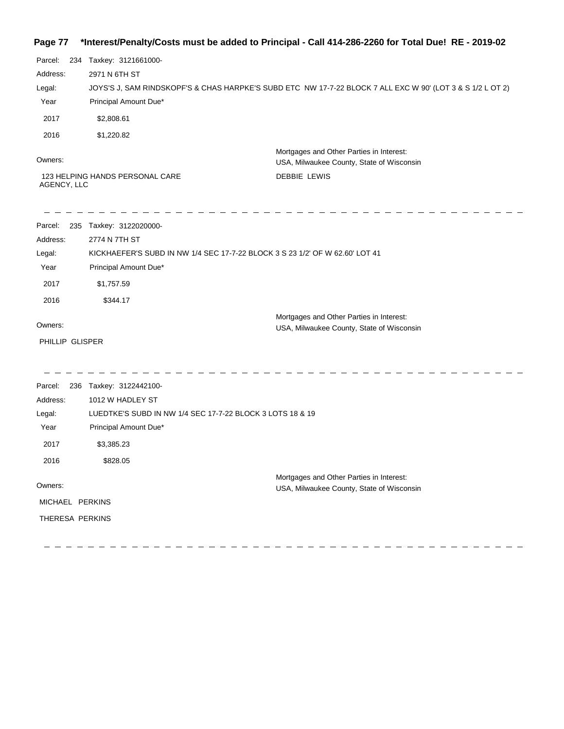**Page 77 \*Interest/Penalty/Costs must be added to Principal - Call 414-286-2260 for Total Due! RE - 2019-02**

Parcel: 234 Taxkey: 3121661000-

Address: 2971 N 6TH ST

Legal: JOYS'S J, SAM RINDSKOPF'S & CHAS HARPKE'S SUBD ETC NW 17-7-22 BLOCK 7 ALL EXC W 90' (LOT 3 & S 1/2 L OT 2)

| Year | Principal Amount Due* |
|---|---|
| 2017 | $2,808.61 |
| 2016 | $1,220.82 |

Owners:

123 HELPING HANDS PERSONAL CARE AGENCY, LLC

Mortgages and Other Parties in Interest:
USA, Milwaukee County, State of Wisconsin

DEBBIE LEWIS

---

Parcel: 235 Taxkey: 3122020000-

Address: 2774 N 7TH ST

Legal: KICKHAEFER'S SUBD IN NW 1/4 SEC 17-7-22 BLOCK 3 S 23 1/2' OF W 62.60' LOT 41

| Year | Principal Amount Due* |
|---|---|
| 2017 | $1,757.59 |
| 2016 | $344.17 |

Owners:

PHILLIP GLISPER

Mortgages and Other Parties in Interest:
USA, Milwaukee County, State of Wisconsin

---

Parcel: 236 Taxkey: 3122442100-

Address: 1012 W HADLEY ST

Legal: LUEDTKE'S SUBD IN NW 1/4 SEC 17-7-22 BLOCK 3 LOTS 18 & 19

| Year | Principal Amount Due* |
|---|---|
| 2017 | $3,385.23 |
| 2016 | $828.05 |

Owners:

MICHAEL PERKINS

THERESA PERKINS

Mortgages and Other Parties in Interest:
USA, Milwaukee County, State of Wisconsin

---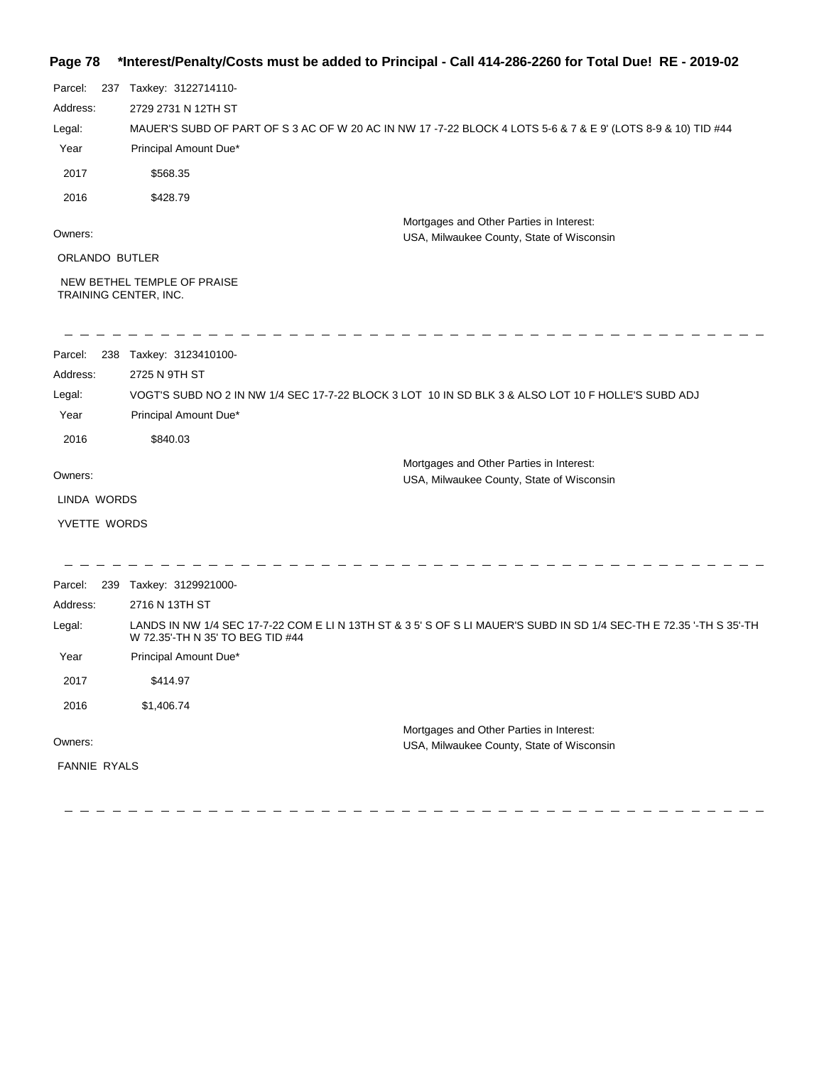**\*Interest/Penalty/Costs must be added to Principal - Call 414-286-2260 for Total Due! RE - 2019-02**

Parcel: 237 Taxkey: 3122714110-

Address: 2729 2731 N 12TH ST

Legal: MAUER'S SUBD OF PART OF S 3 AC OF W 20 AC IN NW 17 -7-22 BLOCK 4 LOTS 5-6 & 7 & E 9' (LOTS 8-9 & 10) TID #44

| Year | Principal Amount Due* |
|---|---|
| 2017 | $568.35 |
| 2016 | $428.79 |

Owners:

ORLANDO BUTLER

NEW BETHEL TEMPLE OF PRAISE TRAINING CENTER, INC.

Mortgages and Other Parties in Interest:
USA, Milwaukee County, State of Wisconsin

---

Parcel: 238 Taxkey: 3123410100-

Address: 2725 N 9TH ST

Legal: VOGT'S SUBD NO 2 IN NW 1/4 SEC 17-7-22 BLOCK 3 LOT 10 IN SD BLK 3 & ALSO LOT 10 F HOLLE'S SUBD ADJ

| Year | Principal Amount Due* |
|---|---|
| 2016 | $840.03 |

Owners:

LINDA WORDS

YVETTE WORDS

Mortgages and Other Parties in Interest:
USA, Milwaukee County, State of Wisconsin

---

Parcel: 239 Taxkey: 3129921000-

Address: 2716 N 13TH ST

Legal: LANDS IN NW 1/4 SEC 17-7-22 COM E LI N 13TH ST & 3 5' S OF S LI MAUER'S SUBD IN SD 1/4 SEC-TH E 72.35 '-TH S 35'-TH W 72.35'-TH N 35' TO BEG TID #44

| Year | Principal Amount Due* |
|---|---|
| 2017 | $414.97 |
| 2016 | $1,406.74 |

Owners:

FANNIE RYALS

Mortgages and Other Parties in Interest:
USA, Milwaukee County, State of Wisconsin

---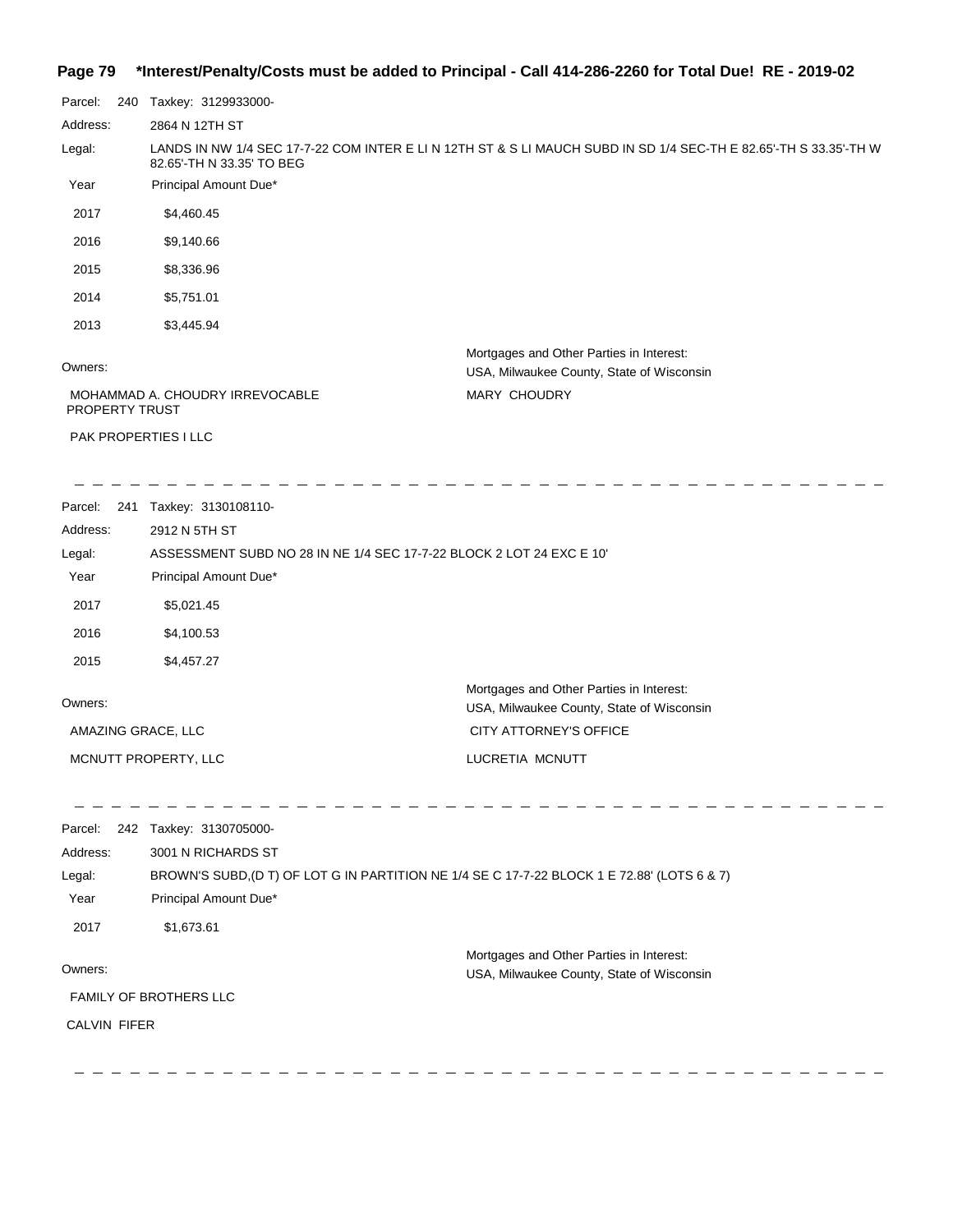**Page 79 \*Interest/Penalty/Costs must be added to Principal - Call 414-286-2260 for Total Due! RE - 2019-02**

Parcel: 240 Taxkey: 3129933000-

Address: 2864 N 12TH ST

Legal: LANDS IN NW 1/4 SEC 17-7-22 COM INTER E LI N 12TH ST & S LI MAUCH SUBD IN SD 1/4 SEC-TH E 82.65'-TH S 33.35'-TH W 82.65'-TH N 33.35' TO BEG

| Year | Principal Amount Due* |
|---|---|
| 2017 | $4,460.45 |
| 2016 | $9,140.66 |
| 2015 | $8,336.96 |
| 2014 | $5,751.01 |
| 2013 | $3,445.94 |

Owners:

MOHAMMAD A. CHOUDRY IRREVOCABLE PROPERTY TRUST

PAK PROPERTIES I LLC

Mortgages and Other Parties in Interest:

USA, Milwaukee County, State of Wisconsin

MARY CHOUDRY

---

Parcel: 241 Taxkey: 3130108110-

Address: 2912 N 5TH ST

Legal: ASSESSMENT SUBD NO 28 IN NE 1/4 SEC 17-7-22 BLOCK 2 LOT 24 EXC E 10'

| Year | Principal Amount Due* |
|---|---|
| 2017 | $5,021.45 |
| 2016 | $4,100.53 |
| 2015 | $4,457.27 |

Owners:

AMAZING GRACE, LLC

MCNUTT PROPERTY, LLC

Mortgages and Other Parties in Interest:

USA, Milwaukee County, State of Wisconsin

CITY ATTORNEY'S OFFICE

LUCRETIA MCNUTT

---

Parcel: 242 Taxkey: 3130705000-

Address: 3001 N RICHARDS ST

Legal: BROWN'S SUBD,(D T) OF LOT G IN PARTITION NE 1/4 SE C 17-7-22 BLOCK 1 E 72.88' (LOTS 6 & 7)

| Year | Principal Amount Due* |
|---|---|
| 2017 | $1,673.61 |

Owners:

FAMILY OF BROTHERS LLC

CALVIN FIFER

Mortgages and Other Parties in Interest:

USA, Milwaukee County, State of Wisconsin

---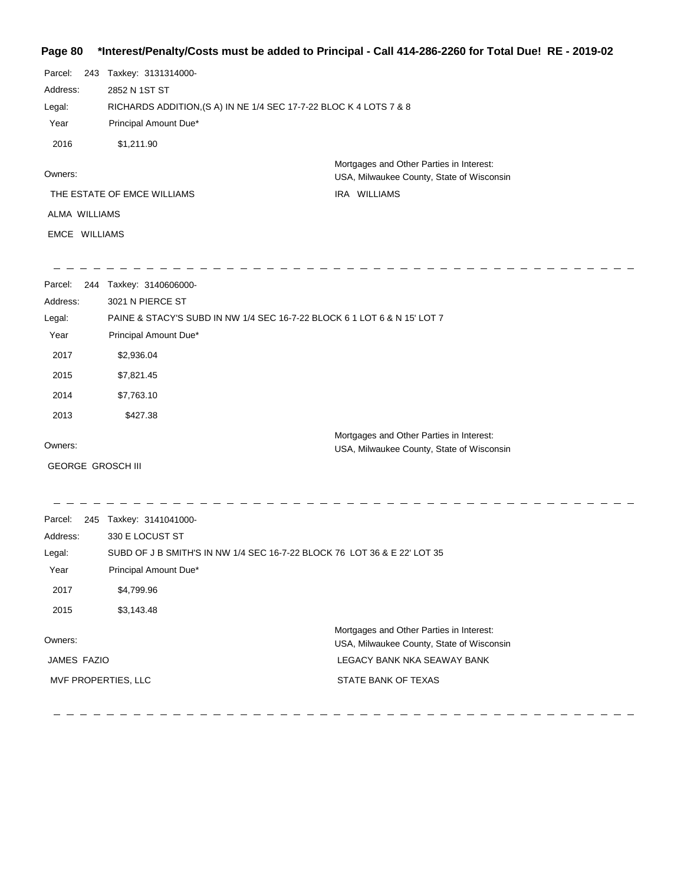**Page 80 \*Interest/Penalty/Costs must be added to Principal - Call 414-286-2260 for Total Due! RE - 2019-02**

Parcel: 243 Taxkey: 3131314000-

Address: 2852 N 1ST ST

Legal: RICHARDS ADDITION,(S A) IN NE 1/4 SEC 17-7-22 BLOC K 4 LOTS 7 & 8

| Year | Principal Amount Due* |
|---|---|
| 2016 | $1,211.90 |

Owners:

THE ESTATE OF EMCE WILLIAMS

ALMA WILLIAMS

EMCE WILLIAMS

Mortgages and Other Parties in Interest:
USA, Milwaukee County, State of Wisconsin

IRA WILLIAMS

---

Parcel: 244 Taxkey: 3140606000-

Address: 3021 N PIERCE ST

Legal: PAINE & STACY'S SUBD IN NW 1/4 SEC 16-7-22 BLOCK 6 1 LOT 6 & N 15' LOT 7

| Year | Principal Amount Due* |
|---|---|
| 2017 | $2,936.04 |
| 2015 | $7,821.45 |
| 2014 | $7,763.10 |
| 2013 | $427.38 |

Owners:

GEORGE GROSCH III

Mortgages and Other Parties in Interest:
USA, Milwaukee County, State of Wisconsin

---

Parcel: 245 Taxkey: 3141041000-

Address: 330 E LOCUST ST

Legal: SUBD OF J B SMITH'S IN NW 1/4 SEC 16-7-22 BLOCK 76 LOT 36 & E 22' LOT 35

| Year | Principal Amount Due* |
|---|---|
| 2017 | $4,799.96 |
| 2015 | $3,143.48 |

Owners:

JAMES FAZIO

MVF PROPERTIES, LLC

Mortgages and Other Parties in Interest:
USA, Milwaukee County, State of Wisconsin

LEGACY BANK NKA SEAWAY BANK

STATE BANK OF TEXAS

---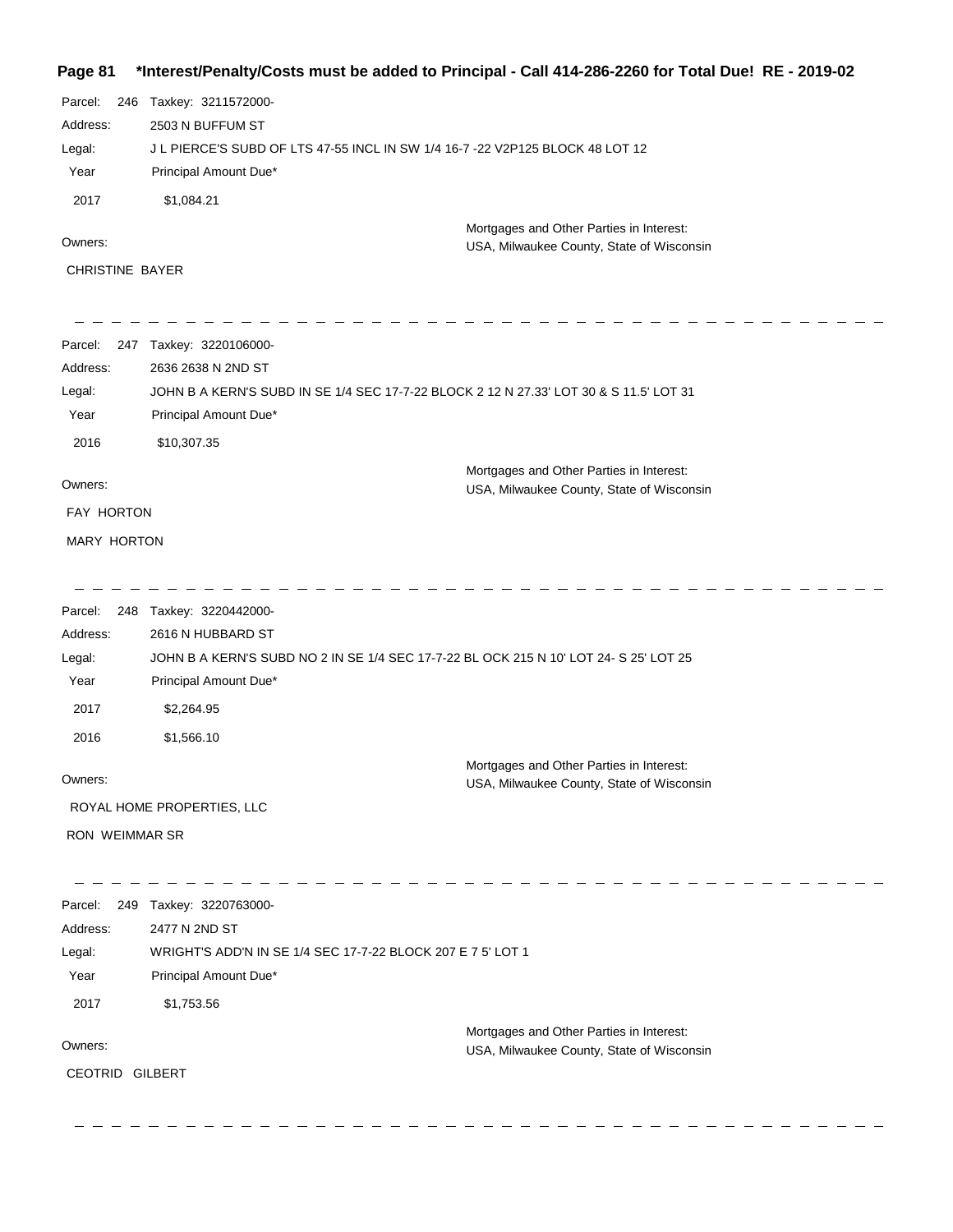**Page 81 \*Interest/Penalty/Costs must be added to Principal - Call 414-286-2260 for Total Due! RE - 2019-02**

Parcel: 246 Taxkey: 3211572000-
Address: 2503 N BUFFUM ST
Legal: J L PIERCE'S SUBD OF LTS 47-55 INCL IN SW 1/4 16-7 -22 V2P125 BLOCK 48 LOT 12

| Year | Principal Amount Due* |
|---|---|
| 2017 | $1,084.21 |

Owners:
CHRISTINE BAYER

Mortgages and Other Parties in Interest:
USA, Milwaukee County, State of Wisconsin

---

Parcel: 247 Taxkey: 3220106000-
Address: 2636 2638 N 2ND ST
Legal: JOHN B A KERN'S SUBD IN SE 1/4 SEC 17-7-22 BLOCK 2 12 N 27.33' LOT 30 & S 11.5' LOT 31

| Year | Principal Amount Due* |
|---|---|
| 2016 | $10,307.35 |

Owners:
FAY HORTON
MARY HORTON

Mortgages and Other Parties in Interest:
USA, Milwaukee County, State of Wisconsin

---

Parcel: 248 Taxkey: 3220442000-
Address: 2616 N HUBBARD ST
Legal: JOHN B A KERN'S SUBD NO 2 IN SE 1/4 SEC 17-7-22 BL OCK 215 N 10' LOT 24- S 25' LOT 25

| Year | Principal Amount Due* |
|---|---|
| 2017 | $2,264.95 |
| 2016 | $1,566.10 |

Owners:
ROYAL HOME PROPERTIES, LLC
RON WEIMMAR SR

Mortgages and Other Parties in Interest:
USA, Milwaukee County, State of Wisconsin

---

Parcel: 249 Taxkey: 3220763000-
Address: 2477 N 2ND ST
Legal: WRIGHT'S ADD'N IN SE 1/4 SEC 17-7-22 BLOCK 207 E 7 5' LOT 1

| Year | Principal Amount Due* |
|---|---|
| 2017 | $1,753.56 |

Owners:
CEOTRID GILBERT

Mortgages and Other Parties in Interest:
USA, Milwaukee County, State of Wisconsin

---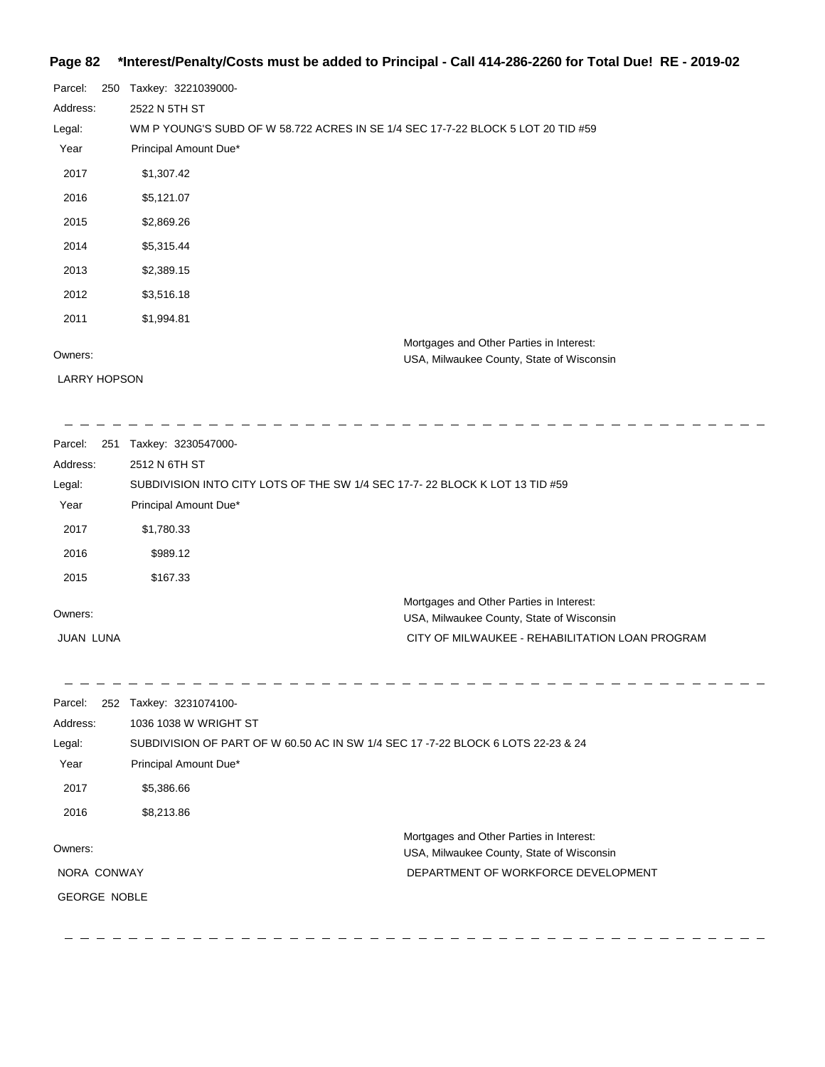**\*Interest/Penalty/Costs must be added to Principal - Call 414-286-2260 for Total Due! RE - 2019-02**

Parcel: 250 Taxkey: 3221039000-

Address: 2522 N 5TH ST

Legal: WM P YOUNG'S SUBD OF W 58.722 ACRES IN SE 1/4 SEC 17-7-22 BLOCK 5 LOT 20 TID #59

| Year | Principal Amount Due* |
|---|---|
| 2017 | $1,307.42 |
| 2016 | $5,121.07 |
| 2015 | $2,869.26 |
| 2014 | $5,315.44 |
| 2013 | $2,389.15 |
| 2012 | $3,516.18 |
| 2011 | $1,994.81 |

Owners:
LARRY HOPSON

Mortgages and Other Parties in Interest:
USA, Milwaukee County, State of Wisconsin

---

Parcel: 251 Taxkey: 3230547000-

Address: 2512 N 6TH ST

Legal: SUBDIVISION INTO CITY LOTS OF THE SW 1/4 SEC 17-7- 22 BLOCK K LOT 13 TID #59

| Year | Principal Amount Due* |
|---|---|
| 2017 | $1,780.33 |
| 2016 | $989.12 |
| 2015 | $167.33 |

Owners:
JUAN LUNA

Mortgages and Other Parties in Interest:
USA, Milwaukee County, State of Wisconsin
CITY OF MILWAUKEE - REHABILITATION LOAN PROGRAM

---

Parcel: 252 Taxkey: 3231074100-

Address: 1036 1038 W WRIGHT ST

Legal: SUBDIVISION OF PART OF W 60.50 AC IN SW 1/4 SEC 17 -7-22 BLOCK 6 LOTS 22-23 & 24

| Year | Principal Amount Due* |
|---|---|
| 2017 | $5,386.66 |
| 2016 | $8,213.86 |

Owners:
NORA CONWAY
GEORGE NOBLE

Mortgages and Other Parties in Interest:
USA, Milwaukee County, State of Wisconsin
DEPARTMENT OF WORKFORCE DEVELOPMENT

---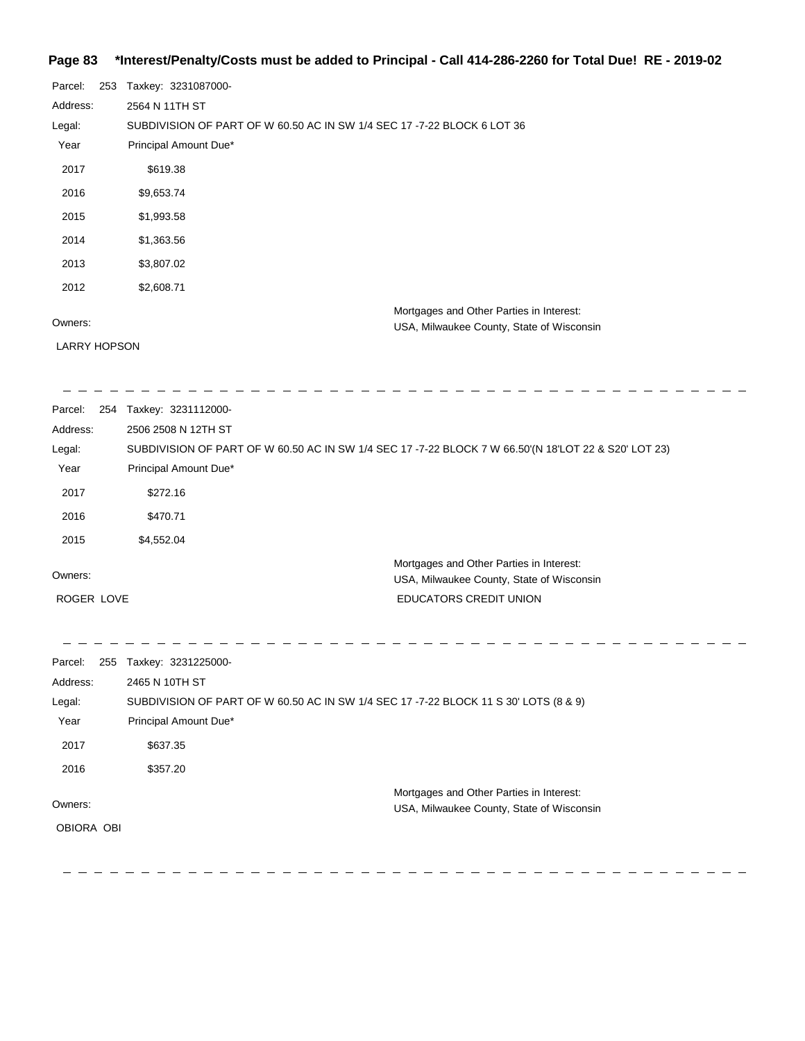**Page 83 \*Interest/Penalty/Costs must be added to Principal - Call 414-286-2260 for Total Due! RE - 2019-02**

Parcel: 253 Taxkey: 3231087000-

Address: 2564 N 11TH ST

Legal: SUBDIVISION OF PART OF W 60.50 AC IN SW 1/4 SEC 17 -7-22 BLOCK 6 LOT 36

| Year | Principal Amount Due* |
|---|---|
| 2017 | $619.38 |
| 2016 | $9,653.74 |
| 2015 | $1,993.58 |
| 2014 | $1,363.56 |
| 2013 | $3,807.02 |
| 2012 | $2,608.71 |

Owners: LARRY HOPSON

Mortgages and Other Parties in Interest: USA, Milwaukee County, State of Wisconsin

---

Parcel: 254 Taxkey: 3231112000-

Address: 2506 2508 N 12TH ST

Legal: SUBDIVISION OF PART OF W 60.50 AC IN SW 1/4 SEC 17 -7-22 BLOCK 7 W 66.50'(N 18'LOT 22 & S20' LOT 23)

| Year | Principal Amount Due* |
|---|---|
| 2017 | $272.16 |
| 2016 | $470.71 |
| 2015 | $4,552.04 |

Owners: ROGER LOVE

Mortgages and Other Parties in Interest: USA, Milwaukee County, State of Wisconsin; EDUCATORS CREDIT UNION

---

Parcel: 255 Taxkey: 3231225000-

Address: 2465 N 10TH ST

Legal: SUBDIVISION OF PART OF W 60.50 AC IN SW 1/4 SEC 17 -7-22 BLOCK 11 S 30' LOTS (8 & 9)

| Year | Principal Amount Due* |
|---|---|
| 2017 | $637.35 |
| 2016 | $357.20 |

Owners: OBIORA OBI

Mortgages and Other Parties in Interest: USA, Milwaukee County, State of Wisconsin

---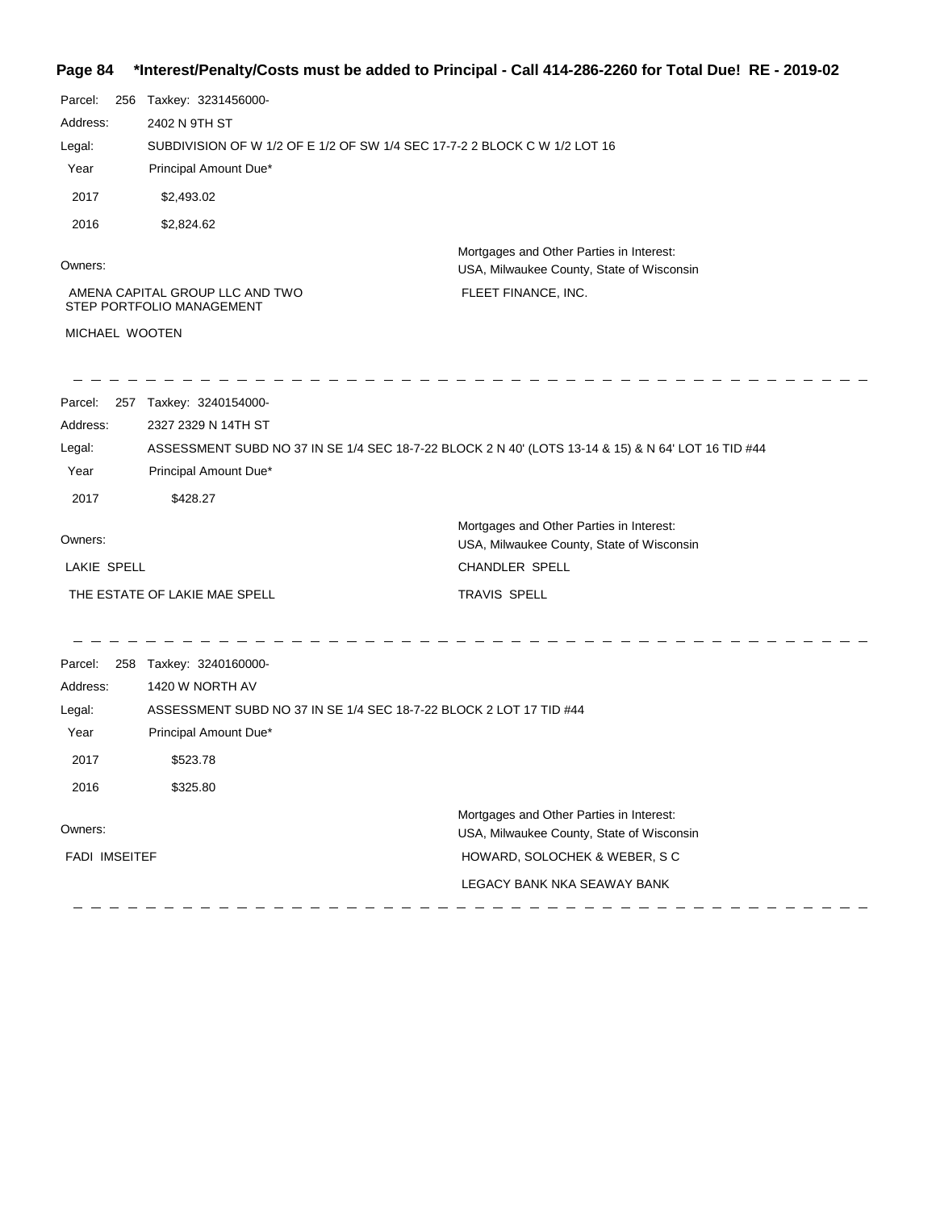**Page 84 \*Interest/Penalty/Costs must be added to Principal - Call 414-286-2260 for Total Due! RE - 2019-02**

Parcel: 256 Taxkey: 3231456000-

Address: 2402 N 9TH ST

Legal: SUBDIVISION OF W 1/2 OF E 1/2 OF SW 1/4 SEC 17-7-2 2 BLOCK C W 1/2 LOT 16

| Year | Principal Amount Due* |
|---|---|
| 2017 | $2,493.02 |
| 2016 | $2,824.62 |

Owners:

AMENA CAPITAL GROUP LLC AND TWO STEP PORTFOLIO MANAGEMENT

MICHAEL WOOTEN

Mortgages and Other Parties in Interest:
USA, Milwaukee County, State of Wisconsin

FLEET FINANCE, INC.

---

Parcel: 257 Taxkey: 3240154000-

Address: 2327 2329 N 14TH ST

Legal: ASSESSMENT SUBD NO 37 IN SE 1/4 SEC 18-7-22 BLOCK 2 N 40' (LOTS 13-14 & 15) & N 64' LOT 16 TID #44

| Year | Principal Amount Due* |
|---|---|
| 2017 | $428.27 |

Owners:

LAKIE SPELL

THE ESTATE OF LAKIE MAE SPELL

Mortgages and Other Parties in Interest:
USA, Milwaukee County, State of Wisconsin

CHANDLER SPELL

TRAVIS SPELL

---

Parcel: 258 Taxkey: 3240160000-

Address: 1420 W NORTH AV

Legal: ASSESSMENT SUBD NO 37 IN SE 1/4 SEC 18-7-22 BLOCK 2 LOT 17 TID #44

| Year | Principal Amount Due* |
|---|---|
| 2017 | $523.78 |
| 2016 | $325.80 |

Owners:

FADI IMSEITEF

Mortgages and Other Parties in Interest:
USA, Milwaukee County, State of Wisconsin

HOWARD, SOLOCHEK & WEBER, S C

LEGACY BANK NKA SEAWAY BANK

---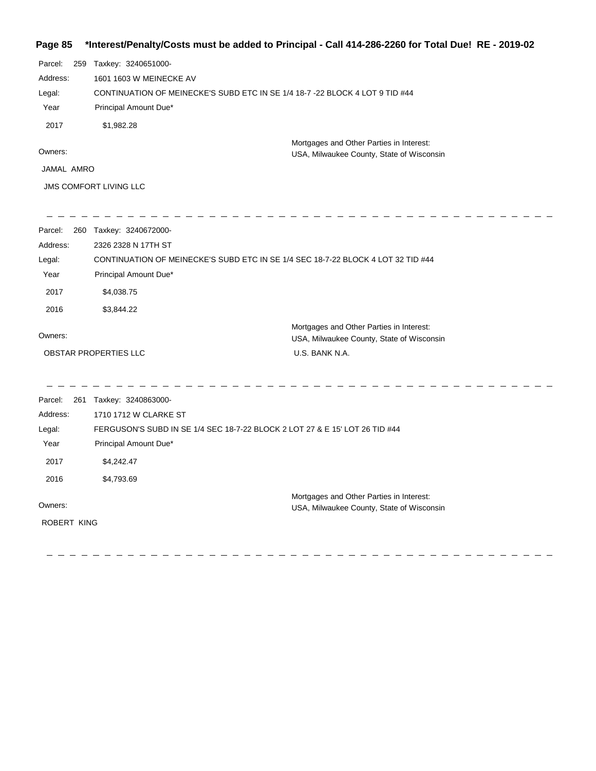**Page 85 \*Interest/Penalty/Costs must be added to Principal - Call 414-286-2260 for Total Due! RE - 2019-02**

Parcel: 259 Taxkey: 3240651000-
Address: 1601 1603 W MEINECKE AV
Legal: CONTINUATION OF MEINECKE'S SUBD ETC IN SE 1/4 18-7 -22 BLOCK 4 LOT 9 TID #44

| Year | Principal Amount Due* |
|---|---|
| 2017 | $1,982.28 |

Owners:
JAMAL AMRO
JMS COMFORT LIVING LLC

Mortgages and Other Parties in Interest:
USA, Milwaukee County, State of Wisconsin

---

Parcel: 260 Taxkey: 3240672000-
Address: 2326 2328 N 17TH ST
Legal: CONTINUATION OF MEINECKE'S SUBD ETC IN SE 1/4 SEC 18-7-22 BLOCK 4 LOT 32 TID #44

| Year | Principal Amount Due* |
|---|---|
| 2017 | $4,038.75 |
| 2016 | $3,844.22 |

Owners:
OBSTAR PROPERTIES LLC

Mortgages and Other Parties in Interest:
USA, Milwaukee County, State of Wisconsin
U.S. BANK N.A.

---

Parcel: 261 Taxkey: 3240863000-
Address: 1710 1712 W CLARKE ST
Legal: FERGUSON'S SUBD IN SE 1/4 SEC 18-7-22 BLOCK 2 LOT 27 & E 15' LOT 26 TID #44

| Year | Principal Amount Due* |
|---|---|
| 2017 | $4,242.47 |
| 2016 | $4,793.69 |

Owners:
ROBERT KING

Mortgages and Other Parties in Interest:
USA, Milwaukee County, State of Wisconsin

---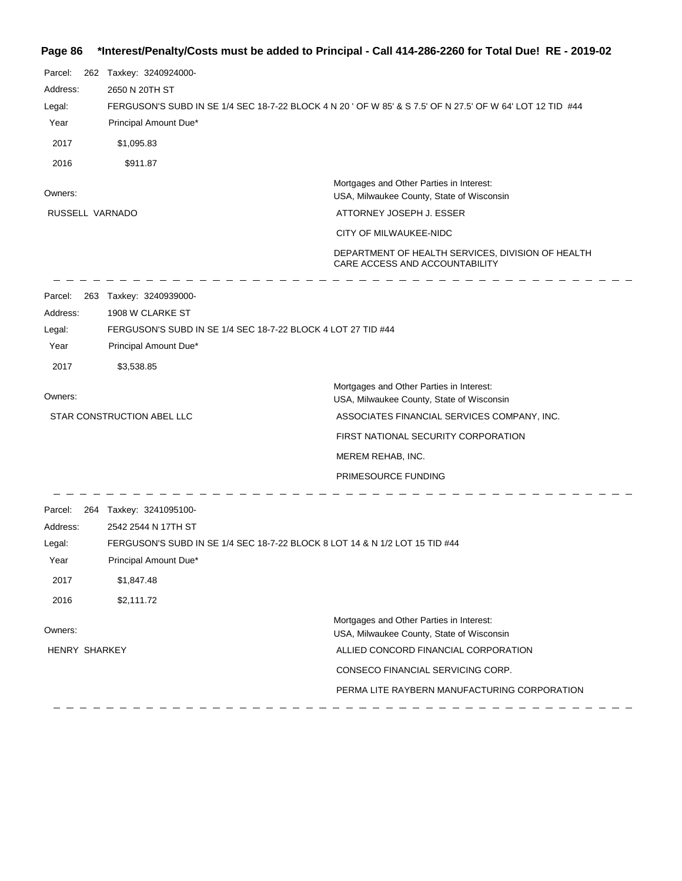**Page 86 \*Interest/Penalty/Costs must be added to Principal - Call 414-286-2260 for Total Due! RE - 2019-02**

Parcel: 262 Taxkey: 3240924000-

Address: 2650 N 20TH ST

Legal: FERGUSON'S SUBD IN SE 1/4 SEC 18-7-22 BLOCK 4 N 20 ' OF W 85' & S 7.5' OF N 27.5' OF W 64' LOT 12 TID #44

| Year | Principal Amount Due* |
|---|---|
| 2017 | $1,095.83 |
| 2016 | $911.87 |

Owners:

RUSSELL VARNADO

Mortgages and Other Parties in Interest:

USA, Milwaukee County, State of Wisconsin

ATTORNEY JOSEPH J. ESSER

CITY OF MILWAUKEE-NIDC

DEPARTMENT OF HEALTH SERVICES, DIVISION OF HEALTH CARE ACCESS AND ACCOUNTABILITY

---

Parcel: 263 Taxkey: 3240939000-

Address: 1908 W CLARKE ST

Legal: FERGUSON'S SUBD IN SE 1/4 SEC 18-7-22 BLOCK 4 LOT 27 TID #44

| Year | Principal Amount Due* |
|---|---|
| 2017 | $3,538.85 |

Owners:

STAR CONSTRUCTION ABEL LLC

Mortgages and Other Parties in Interest:

USA, Milwaukee County, State of Wisconsin

ASSOCIATES FINANCIAL SERVICES COMPANY, INC.

FIRST NATIONAL SECURITY CORPORATION

MEREM REHAB, INC.

PRIMESOURCE FUNDING

---

Parcel: 264 Taxkey: 3241095100-

Address: 2542 2544 N 17TH ST

Legal: FERGUSON'S SUBD IN SE 1/4 SEC 18-7-22 BLOCK 8 LOT 14 & N 1/2 LOT 15 TID #44

| Year | Principal Amount Due* |
|---|---|
| 2017 | $1,847.48 |
| 2016 | $2,111.72 |

Owners:

HENRY SHARKEY

Mortgages and Other Parties in Interest:

USA, Milwaukee County, State of Wisconsin

ALLIED CONCORD FINANCIAL CORPORATION

CONSECO FINANCIAL SERVICING CORP.

PERMA LITE RAYBERN MANUFACTURING CORPORATION

---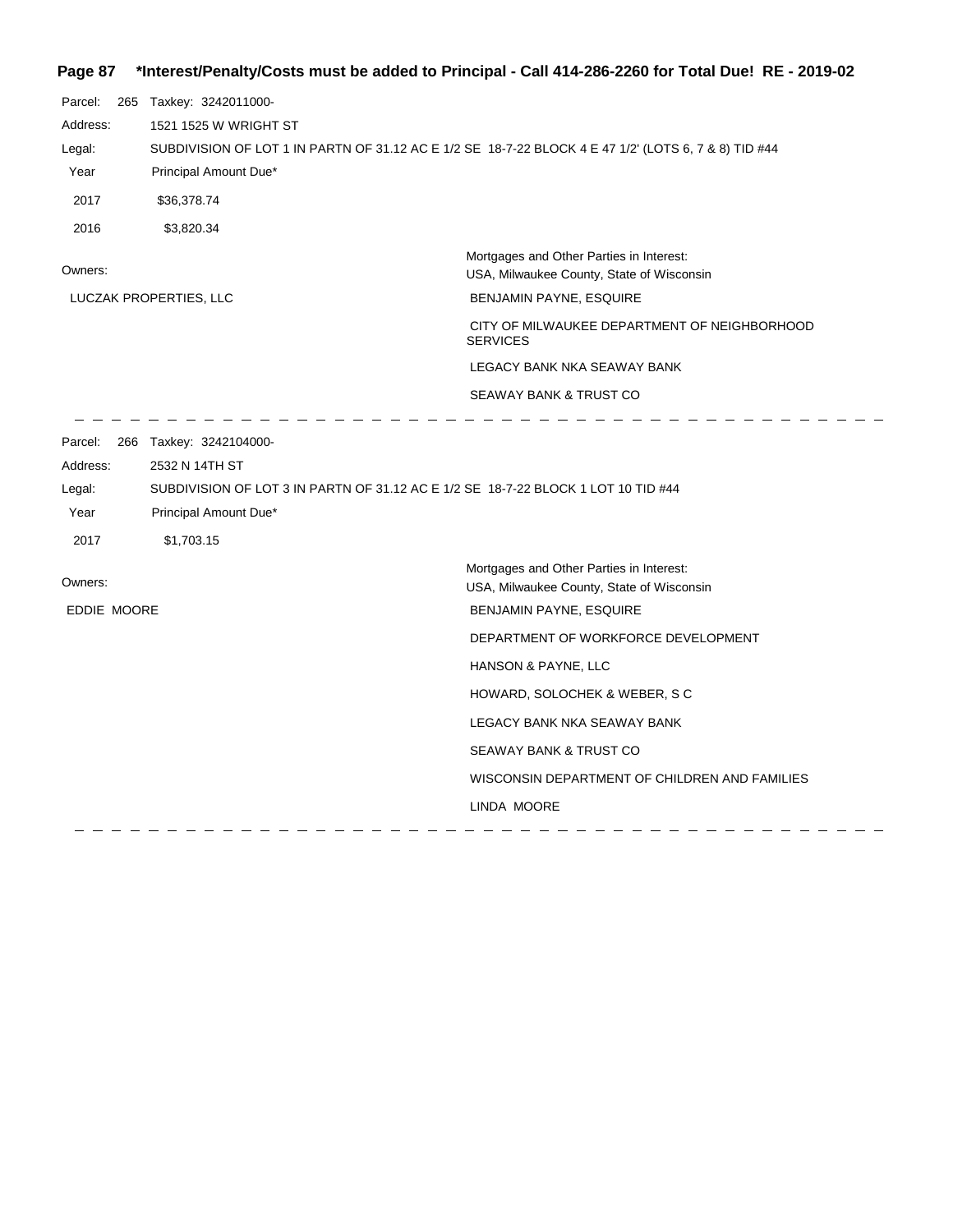**Page 87 \*Interest/Penalty/Costs must be added to Principal - Call 414-286-2260 for Total Due! RE - 2019-02**

Parcel: 265 Taxkey: 3242011000-

Address: 1521 1525 W WRIGHT ST

Legal: SUBDIVISION OF LOT 1 IN PARTN OF 31.12 AC E 1/2 SE 18-7-22 BLOCK 4 E 47 1/2' (LOTS 6, 7 & 8) TID #44

| Year | Principal Amount Due* |
|---|---|
| 2017 | $36,378.74 |
| 2016 | $3,820.34 |

Owners:

LUCZAK PROPERTIES, LLC

Mortgages and Other Parties in Interest:

USA, Milwaukee County, State of Wisconsin

BENJAMIN PAYNE, ESQUIRE

CITY OF MILWAUKEE DEPARTMENT OF NEIGHBORHOOD SERVICES

LEGACY BANK NKA SEAWAY BANK

SEAWAY BANK & TRUST CO

---

Parcel: 266 Taxkey: 3242104000-

Address: 2532 N 14TH ST

Legal: SUBDIVISION OF LOT 3 IN PARTN OF 31.12 AC E 1/2 SE 18-7-22 BLOCK 1 LOT 10 TID #44

| Year | Principal Amount Due* |
|---|---|
| 2017 | $1,703.15 |

Owners:

EDDIE MOORE

Mortgages and Other Parties in Interest:

USA, Milwaukee County, State of Wisconsin

BENJAMIN PAYNE, ESQUIRE

DEPARTMENT OF WORKFORCE DEVELOPMENT

HANSON & PAYNE, LLC

HOWARD, SOLOCHEK & WEBER, S C

LEGACY BANK NKA SEAWAY BANK

SEAWAY BANK & TRUST CO

WISCONSIN DEPARTMENT OF CHILDREN AND FAMILIES

LINDA MOORE

---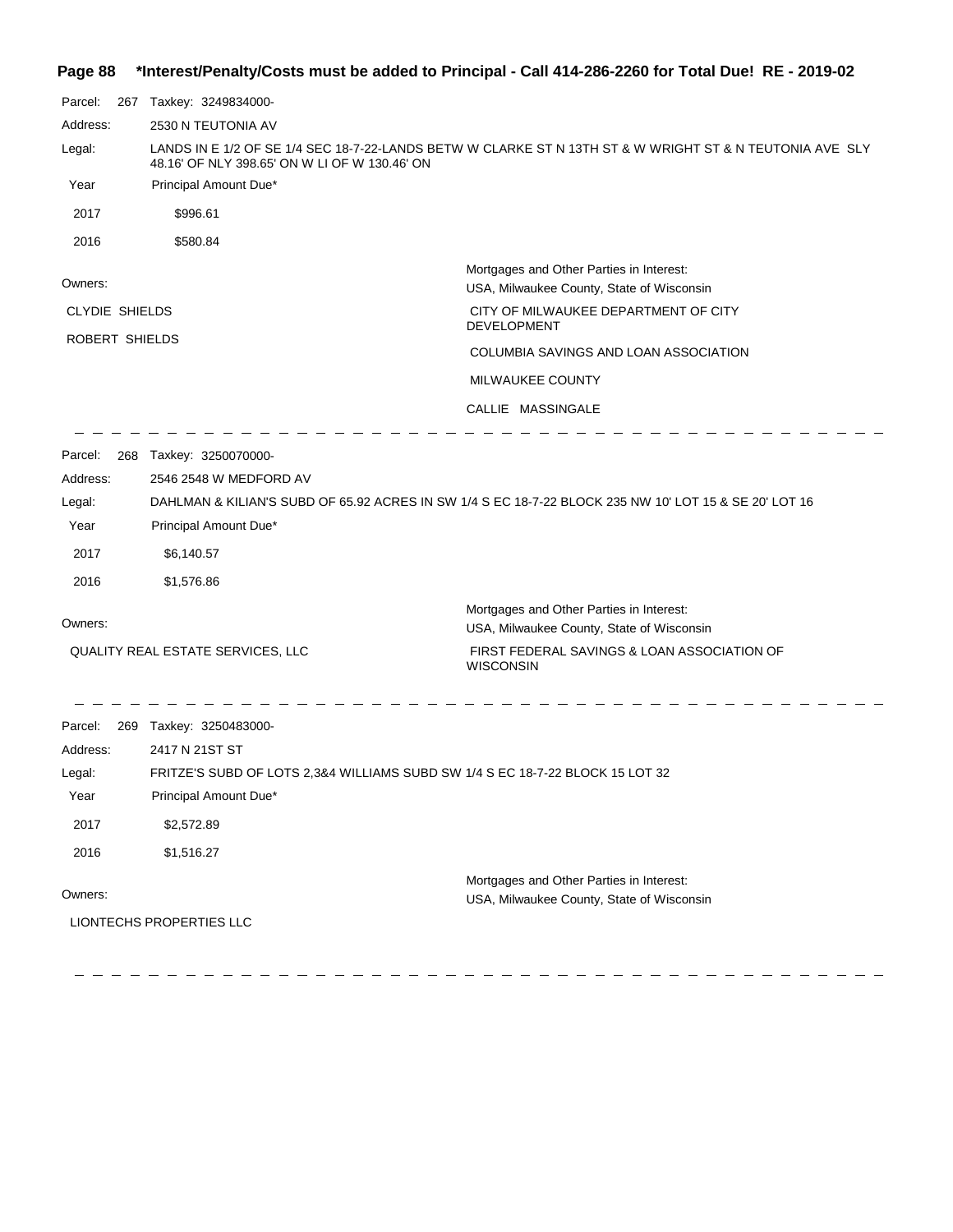**Page 88 \*Interest/Penalty/Costs must be added to Principal - Call 414-286-2260 for Total Due! RE - 2019-02**

Parcel: 267 Taxkey: 3249834000-

Address: 2530 N TEUTONIA AV

Legal: LANDS IN E 1/2 OF SE 1/4 SEC 18-7-22-LANDS BETW W CLARKE ST N 13TH ST & W WRIGHT ST & N TEUTONIA AVE SLY 48.16' OF NLY 398.65' ON W LI OF W 130.46' ON

| Year | Principal Amount Due* |
|---|---|
| 2017 | $996.61 |
| 2016 | $580.84 |

Owners:

CLYDIE SHIELDS

ROBERT SHIELDS

Mortgages and Other Parties in Interest:

USA, Milwaukee County, State of Wisconsin

CITY OF MILWAUKEE DEPARTMENT OF CITY DEVELOPMENT

COLUMBIA SAVINGS AND LOAN ASSOCIATION

MILWAUKEE COUNTY

CALLIE MASSINGALE

---

Parcel: 268 Taxkey: 3250070000-

Address: 2546 2548 W MEDFORD AV

Legal: DAHLMAN & KILIAN'S SUBD OF 65.92 ACRES IN SW 1/4 S EC 18-7-22 BLOCK 235 NW 10' LOT 15 & SE 20' LOT 16

| Year | Principal Amount Due* |
|---|---|
| 2017 | $6,140.57 |
| 2016 | $1,576.86 |

Owners:

QUALITY REAL ESTATE SERVICES, LLC

Mortgages and Other Parties in Interest:

USA, Milwaukee County, State of Wisconsin

FIRST FEDERAL SAVINGS & LOAN ASSOCIATION OF WISCONSIN

---

Parcel: 269 Taxkey: 3250483000-

Address: 2417 N 21ST ST

Legal: FRITZE'S SUBD OF LOTS 2,3&4 WILLIAMS SUBD SW 1/4 S EC 18-7-22 BLOCK 15 LOT 32

| Year | Principal Amount Due* |
|---|---|
| 2017 | $2,572.89 |
| 2016 | $1,516.27 |

Owners:

LIONTECHS PROPERTIES LLC

Mortgages and Other Parties in Interest:

USA, Milwaukee County, State of Wisconsin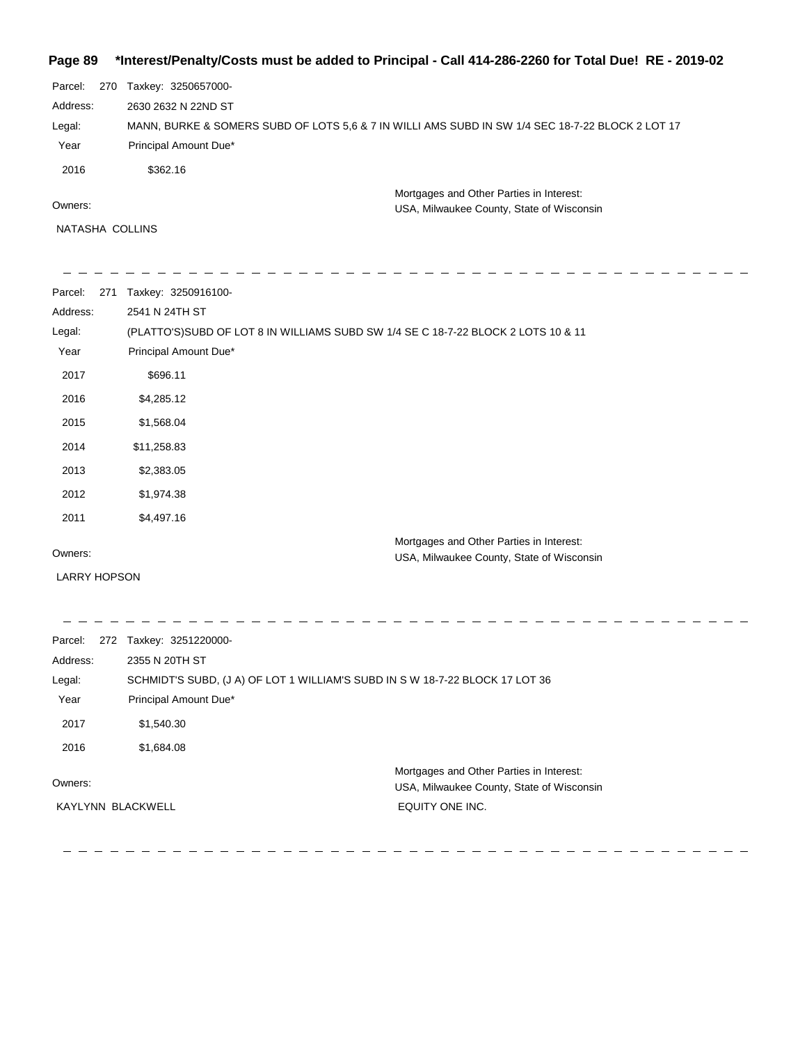**Page 89 \*Interest/Penalty/Costs must be added to Principal - Call 414-286-2260 for Total Due! RE - 2019-02**

Parcel: 270 Taxkey: 3250657000-

Address: 2630 2632 N 22ND ST

Legal: MANN, BURKE & SOMERS SUBD OF LOTS 5,6 & 7 IN WILLI AMS SUBD IN SW 1/4 SEC 18-7-22 BLOCK 2 LOT 17

| Year | Principal Amount Due* |
|---|---|
| 2016 | $362.16 |

Owners:

NATASHA COLLINS

Mortgages and Other Parties in Interest:
USA, Milwaukee County, State of Wisconsin

---

Parcel: 271 Taxkey: 3250916100-

Address: 2541 N 24TH ST

Legal: (PLATTO'S)SUBD OF LOT 8 IN WILLIAMS SUBD SW 1/4 SE C 18-7-22 BLOCK 2 LOTS 10 & 11

| Year | Principal Amount Due* |
|---|---|
| 2017 | $696.11 |
| 2016 | $4,285.12 |
| 2015 | $1,568.04 |
| 2014 | $11,258.83 |
| 2013 | $2,383.05 |
| 2012 | $1,974.38 |
| 2011 | $4,497.16 |

Owners:

LARRY HOPSON

Mortgages and Other Parties in Interest:
USA, Milwaukee County, State of Wisconsin

---

Parcel: 272 Taxkey: 3251220000-

Address: 2355 N 20TH ST

Legal: SCHMIDT'S SUBD, (J A) OF LOT 1 WILLIAM'S SUBD IN S W 18-7-22 BLOCK 17 LOT 36

| Year | Principal Amount Due* |
|---|---|
| 2017 | $1,540.30 |
| 2016 | $1,684.08 |

Owners:

KAYLYNN BLACKWELL

Mortgages and Other Parties in Interest:
USA, Milwaukee County, State of Wisconsin
EQUITY ONE INC.

---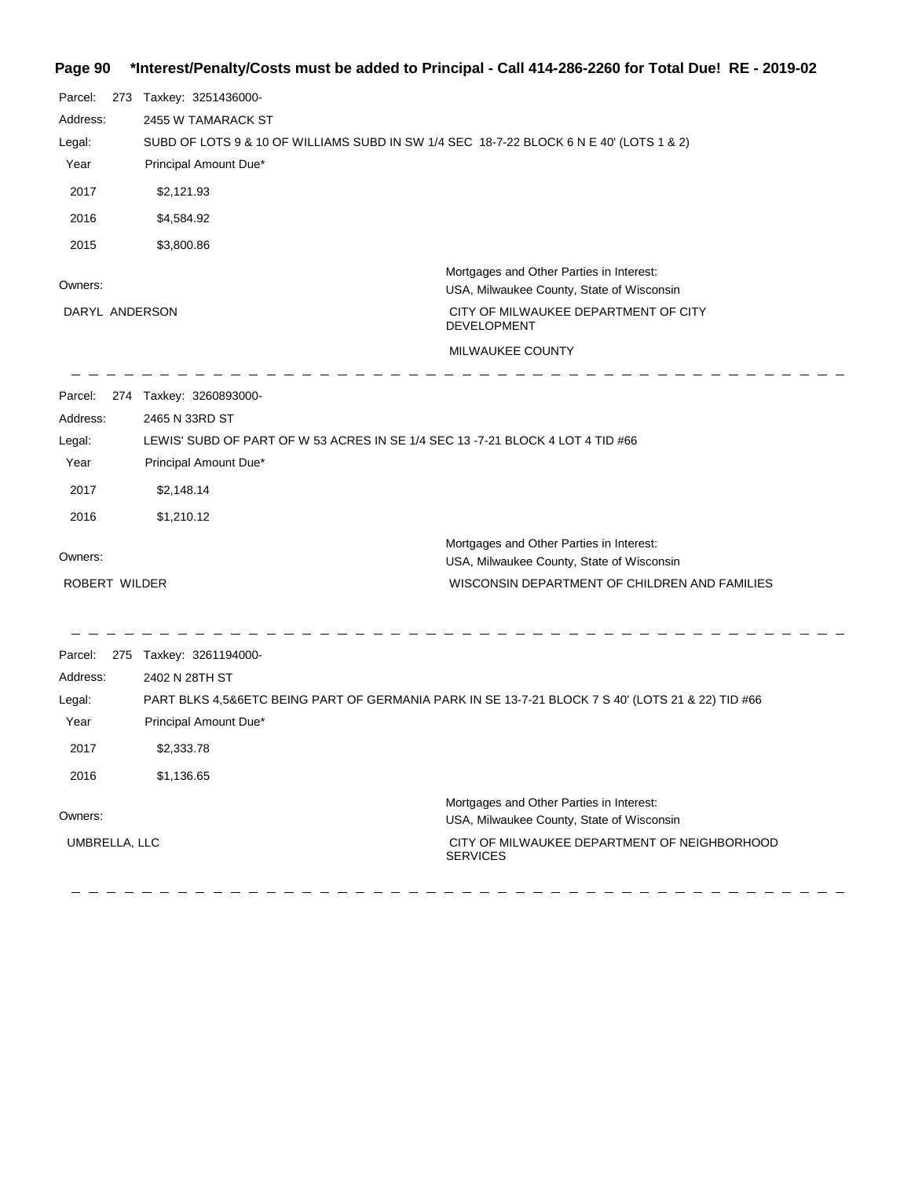**\*Interest/Penalty/Costs must be added to Principal - Call 414-286-2260 for Total Due! RE - 2019-02**

Parcel: 273 Taxkey: 3251436000-

Address: 2455 W TAMARACK ST

Legal: SUBD OF LOTS 9 & 10 OF WILLIAMS SUBD IN SW 1/4 SEC 18-7-22 BLOCK 6 N E 40' (LOTS 1 & 2)

| Year | Principal Amount Due* |
|---|---|
| 2017 | $2,121.93 |
| 2016 | $4,584.92 |
| 2015 | $3,800.86 |

Owners:

DARYL ANDERSON

Mortgages and Other Parties in Interest:

USA, Milwaukee County, State of Wisconsin

CITY OF MILWAUKEE DEPARTMENT OF CITY DEVELOPMENT

MILWAUKEE COUNTY

---

Parcel: 274 Taxkey: 3260893000-

Address: 2465 N 33RD ST

Legal: LEWIS' SUBD OF PART OF W 53 ACRES IN SE 1/4 SEC 13 -7-21 BLOCK 4 LOT 4 TID #66

| Year | Principal Amount Due* |
|---|---|
| 2017 | $2,148.14 |
| 2016 | $1,210.12 |

Owners:

ROBERT WILDER

Mortgages and Other Parties in Interest:

USA, Milwaukee County, State of Wisconsin

WISCONSIN DEPARTMENT OF CHILDREN AND FAMILIES

---

Parcel: 275 Taxkey: 3261194000-

Address: 2402 N 28TH ST

Legal: PART BLKS 4,5&6ETC BEING PART OF GERMANIA PARK IN SE 13-7-21 BLOCK 7 S 40' (LOTS 21 & 22) TID #66

| Year | Principal Amount Due* |
|---|---|
| 2017 | $2,333.78 |
| 2016 | $1,136.65 |

Owners:

UMBRELLA, LLC

Mortgages and Other Parties in Interest:

USA, Milwaukee County, State of Wisconsin

CITY OF MILWAUKEE DEPARTMENT OF NEIGHBORHOOD SERVICES

---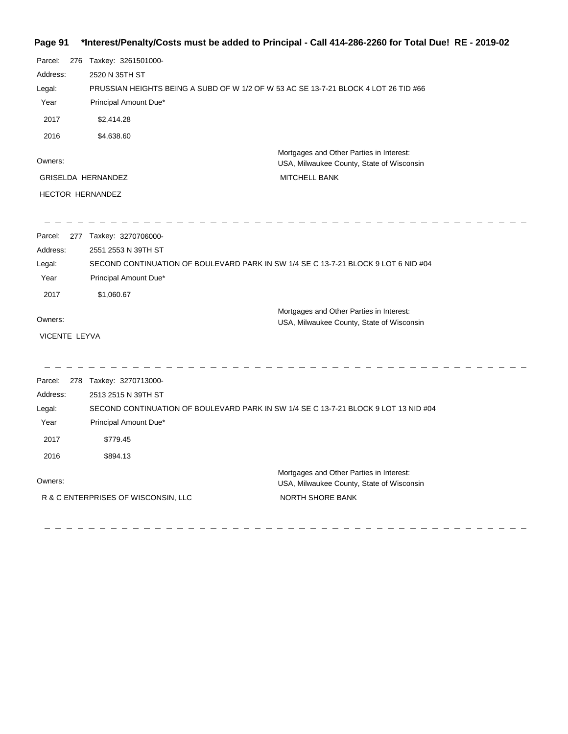**\*Interest/Penalty/Costs must be added to Principal - Call 414-286-2260 for Total Due! RE - 2019-02**

Parcel: 276 Taxkey: 3261501000-

Address: 2520 N 35TH ST

Legal: PRUSSIAN HEIGHTS BEING A SUBD OF W 1/2 OF W 53 AC SE 13-7-21 BLOCK 4 LOT 26 TID #66

| Year | Principal Amount Due* |
|---|---|
| 2017 | $2,414.28 |
| 2016 | $4,638.60 |

Owners:

GRISELDA HERNANDEZ

HECTOR HERNANDEZ

Mortgages and Other Parties in Interest:
USA, Milwaukee County, State of Wisconsin

MITCHELL BANK

---

Parcel: 277 Taxkey: 3270706000-

Address: 2551 2553 N 39TH ST

Legal: SECOND CONTINUATION OF BOULEVARD PARK IN SW 1/4 SE C 13-7-21 BLOCK 9 LOT 6 NID #04

| Year | Principal Amount Due* |
|---|---|
| 2017 | $1,060.67 |

Owners:

VICENTE LEYVA

Mortgages and Other Parties in Interest:
USA, Milwaukee County, State of Wisconsin

---

Parcel: 278 Taxkey: 3270713000-

Address: 2513 2515 N 39TH ST

Legal: SECOND CONTINUATION OF BOULEVARD PARK IN SW 1/4 SE C 13-7-21 BLOCK 9 LOT 13 NID #04

| Year | Principal Amount Due* |
|---|---|
| 2017 | $779.45 |
| 2016 | $894.13 |

Owners:

R & C ENTERPRISES OF WISCONSIN, LLC

Mortgages and Other Parties in Interest:
USA, Milwaukee County, State of Wisconsin

NORTH SHORE BANK

---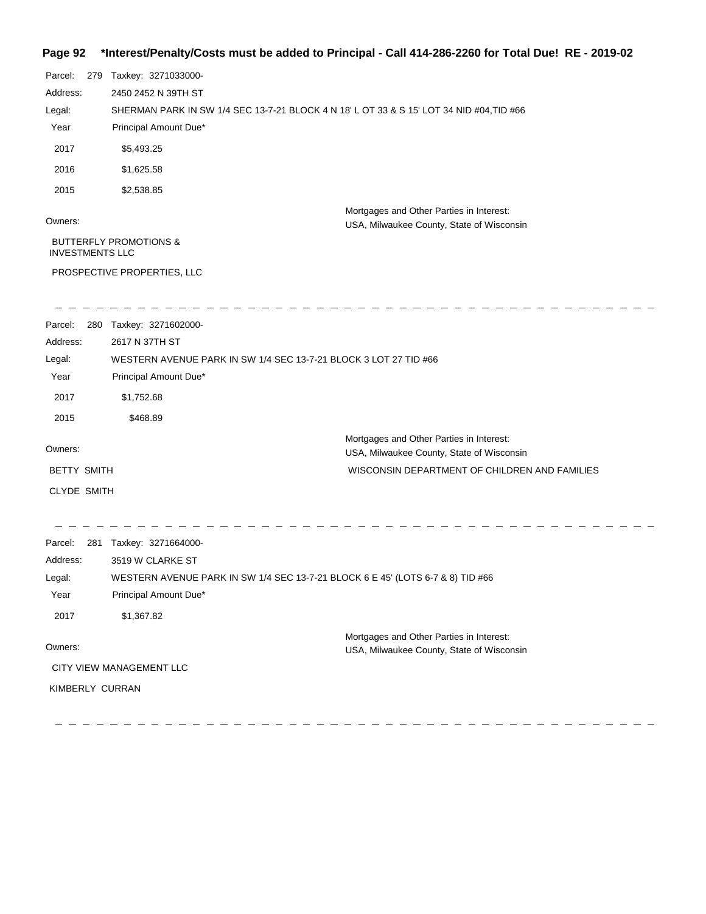**Page 92 \*Interest/Penalty/Costs must be added to Principal - Call 414-286-2260 for Total Due! RE - 2019-02**

Parcel: 279 Taxkey: 3271033000-

Address: 2450 2452 N 39TH ST

Legal: SHERMAN PARK IN SW 1/4 SEC 13-7-21 BLOCK 4 N 18' L OT 33 & S 15' LOT 34 NID #04,TID #66

| Year | Principal Amount Due* |
|---|---|
| 2017 | $5,493.25 |
| 2016 | $1,625.58 |
| 2015 | $2,538.85 |

Owners:

BUTTERFLY PROMOTIONS & INVESTMENTS LLC

PROSPECTIVE PROPERTIES, LLC

Mortgages and Other Parties in Interest:

USA, Milwaukee County, State of Wisconsin

---

Parcel: 280 Taxkey: 3271602000-

Address: 2617 N 37TH ST

Legal: WESTERN AVENUE PARK IN SW 1/4 SEC 13-7-21 BLOCK 3 LOT 27 TID #66

| Year | Principal Amount Due* |
|---|---|
| 2017 | $1,752.68 |
| 2015 | $468.89 |

Owners:

BETTY SMITH

CLYDE SMITH

Mortgages and Other Parties in Interest:

USA, Milwaukee County, State of Wisconsin

WISCONSIN DEPARTMENT OF CHILDREN AND FAMILIES

---

Parcel: 281 Taxkey: 3271664000-

Address: 3519 W CLARKE ST

Legal: WESTERN AVENUE PARK IN SW 1/4 SEC 13-7-21 BLOCK 6 E 45' (LOTS 6-7 & 8) TID #66

| Year | Principal Amount Due* |
|---|---|
| 2017 | $1,367.82 |

Owners:

CITY VIEW MANAGEMENT LLC

KIMBERLY CURRAN

Mortgages and Other Parties in Interest:

USA, Milwaukee County, State of Wisconsin

---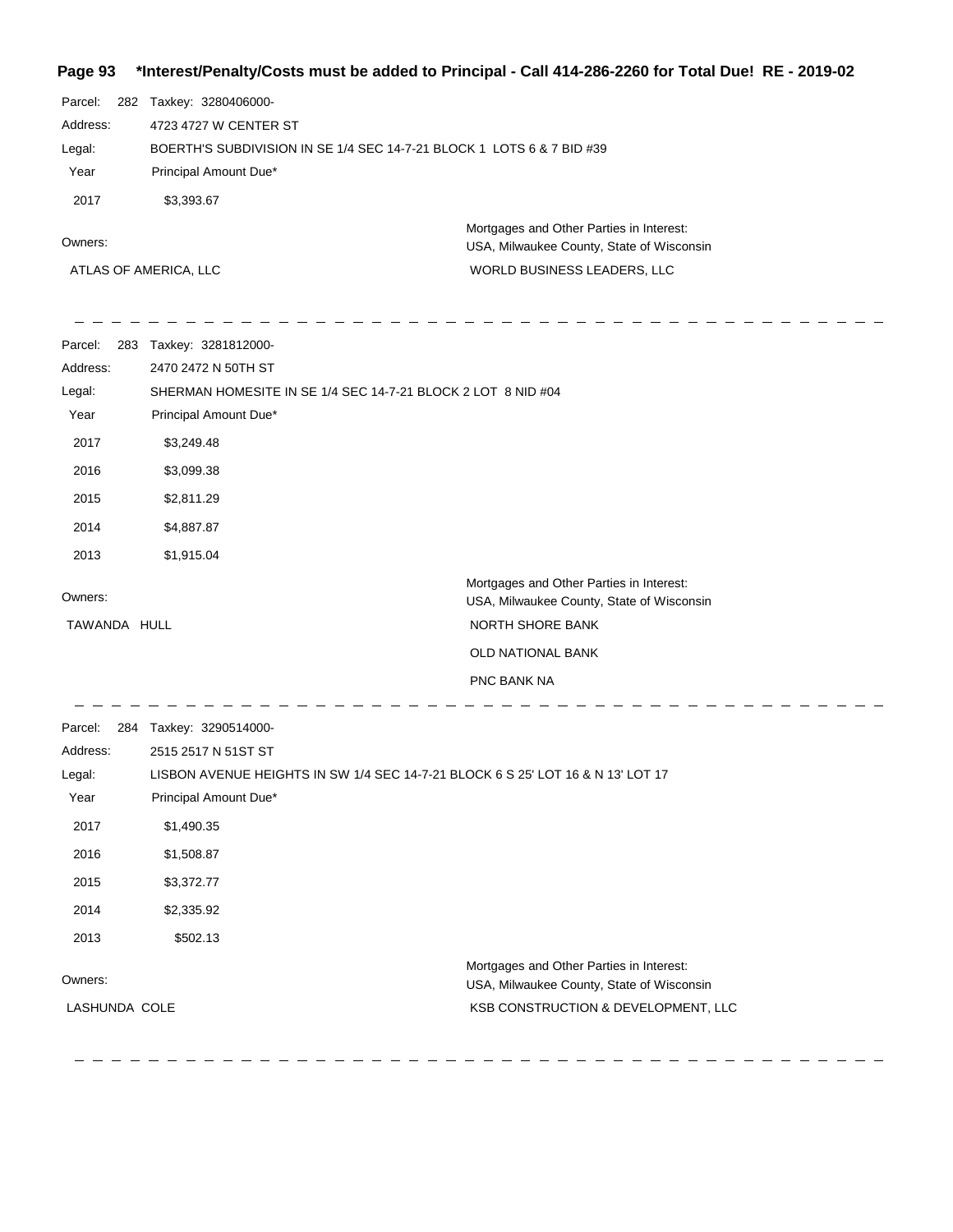**Page 93 *Interest/Penalty/Costs must be added to Principal - Call 414-286-2260 for Total Due! RE - 2019-02**

Parcel: 282 Taxkey: 3280406000-
Address: 4723 4727 W CENTER ST
Legal: BOERTH'S SUBDIVISION IN SE 1/4 SEC 14-7-21 BLOCK 1 LOTS 6 & 7 BID #39

| Year | Principal Amount Due* |
|---|---|
| 2017 | $3,393.67 |

Owners:
ATLAS OF AMERICA, LLC

Mortgages and Other Parties in Interest:
USA, Milwaukee County, State of Wisconsin
WORLD BUSINESS LEADERS, LLC

---

Parcel: 283 Taxkey: 3281812000-
Address: 2470 2472 N 50TH ST
Legal: SHERMAN HOMESITE IN SE 1/4 SEC 14-7-21 BLOCK 2 LOT 8 NID #04

| Year | Principal Amount Due* |
|---|---|
| 2017 | $3,249.48 |
| 2016 | $3,099.38 |
| 2015 | $2,811.29 |
| 2014 | $4,887.87 |
| 2013 | $1,915.04 |

Owners:
TAWANDA HULL

Mortgages and Other Parties in Interest:
USA, Milwaukee County, State of Wisconsin
NORTH SHORE BANK
OLD NATIONAL BANK
PNC BANK NA

---

Parcel: 284 Taxkey: 3290514000-
Address: 2515 2517 N 51ST ST
Legal: LISBON AVENUE HEIGHTS IN SW 1/4 SEC 14-7-21 BLOCK 6 S 25' LOT 16 & N 13' LOT 17

| Year | Principal Amount Due* |
|---|---|
| 2017 | $1,490.35 |
| 2016 | $1,508.87 |
| 2015 | $3,372.77 |
| 2014 | $2,335.92 |
| 2013 | $502.13 |

Owners:
LASHUNDA COLE

Mortgages and Other Parties in Interest:
USA, Milwaukee County, State of Wisconsin
KSB CONSTRUCTION & DEVELOPMENT, LLC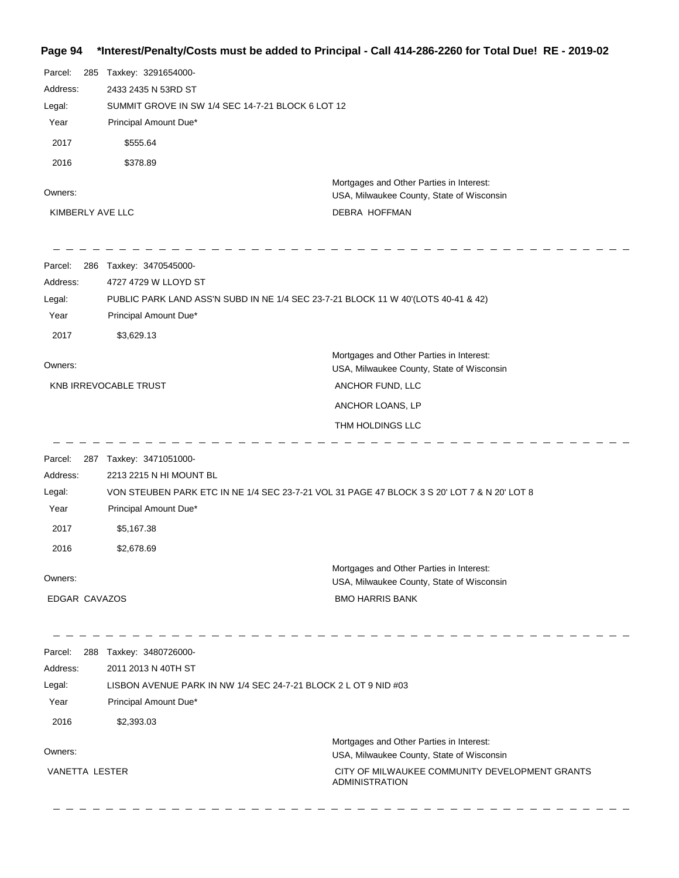Parcel: 285 Taxkey: 3291654000-

Address: 2433 2435 N 53RD ST

Legal: SUMMIT GROVE IN SW 1/4 SEC 14-7-21 BLOCK 6 LOT 12

| Year | Principal Amount Due* |
|---|---|
| 2017 | $555.64 |
| 2016 | $378.89 |

Owners:

KIMBERLY AVE LLC

Mortgages and Other Parties in Interest:
USA, Milwaukee County, State of Wisconsin

DEBRA HOFFMAN

---

Parcel: 286 Taxkey: 3470545000-

Address: 4727 4729 W LLOYD ST

Legal: PUBLIC PARK LAND ASS'N SUBD IN NE 1/4 SEC 23-7-21 BLOCK 11 W 40'(LOTS 40-41 & 42)

| Year | Principal Amount Due* |
|---|---|
| 2017 | $3,629.13 |

Owners:

KNB IRREVOCABLE TRUST

Mortgages and Other Parties in Interest:
USA, Milwaukee County, State of Wisconsin

ANCHOR FUND, LLC

ANCHOR LOANS, LP

THM HOLDINGS LLC

---

Parcel: 287 Taxkey: 3471051000-

Address: 2213 2215 N HI MOUNT BL

Legal: VON STEUBEN PARK ETC IN NE 1/4 SEC 23-7-21 VOL 31 PAGE 47 BLOCK 3 S 20' LOT 7 & N 20' LOT 8

| Year | Principal Amount Due* |
|---|---|
| 2017 | $5,167.38 |
| 2016 | $2,678.69 |

Owners:

EDGAR CAVAZOS

Mortgages and Other Parties in Interest:
USA, Milwaukee County, State of Wisconsin

BMO HARRIS BANK

---

Parcel: 288 Taxkey: 3480726000-

Address: 2011 2013 N 40TH ST

Legal: LISBON AVENUE PARK IN NW 1/4 SEC 24-7-21 BLOCK 2 L OT 9 NID #03

| Year | Principal Amount Due* |
|---|---|
| 2016 | $2,393.03 |

Owners:

VANETTA LESTER

Mortgages and Other Parties in Interest:
USA, Milwaukee County, State of Wisconsin

CITY OF MILWAUKEE COMMUNITY DEVELOPMENT GRANTS ADMINISTRATION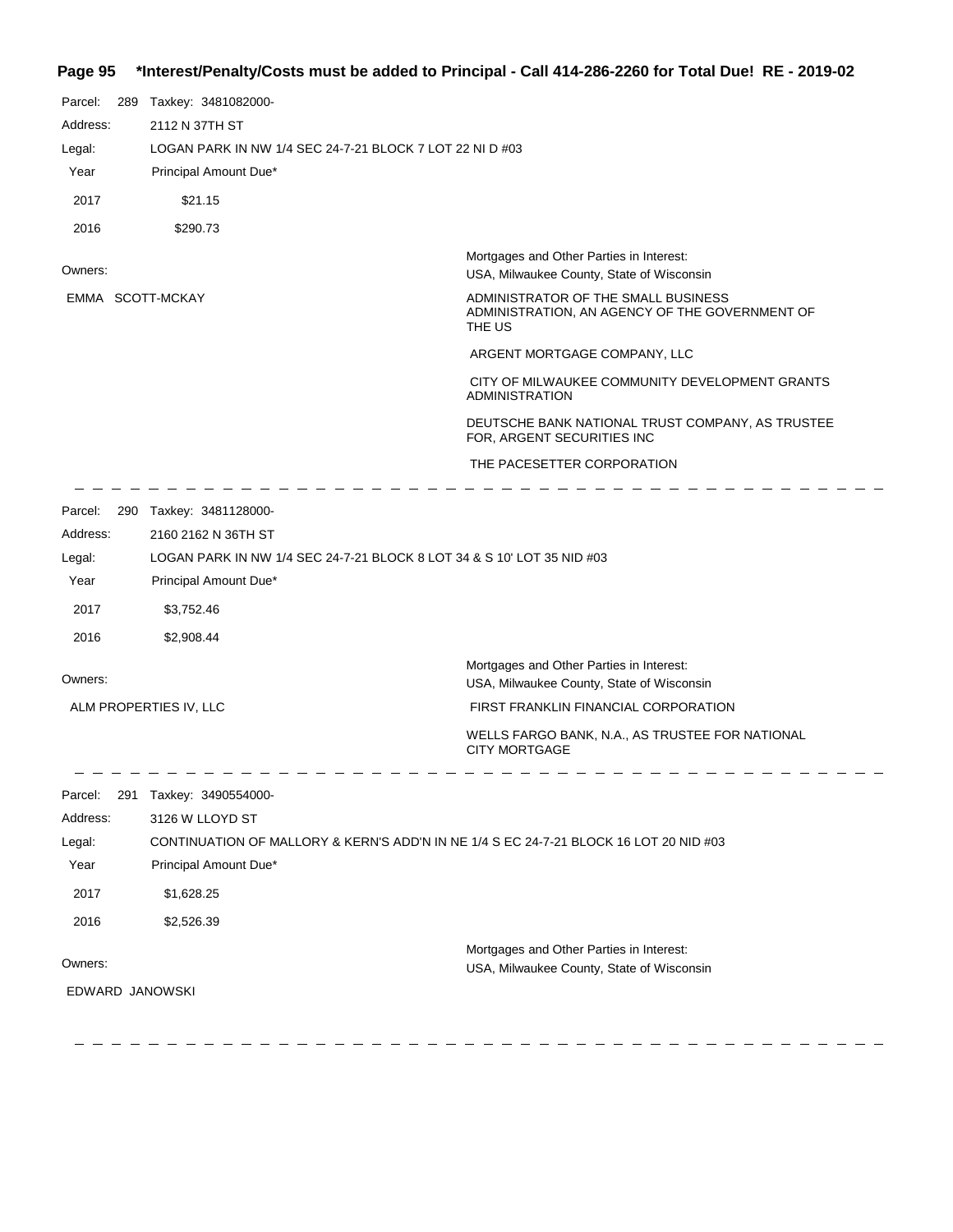**Page 95 \*Interest/Penalty/Costs must be added to Principal - Call 414-286-2260 for Total Due! RE - 2019-02**

Parcel: 289 Taxkey: 3481082000-
Address: 2112 N 37TH ST
Legal: LOGAN PARK IN NW 1/4 SEC 24-7-21 BLOCK 7 LOT 22 NI D #03

| Year | Principal Amount Due* |
|---|---|
| 2017 | $21.15 |
| 2016 | $290.73 |

Owners:
EMMA SCOTT-MCKAY

Mortgages and Other Parties in Interest:
USA, Milwaukee County, State of Wisconsin
ADMINISTRATOR OF THE SMALL BUSINESS ADMINISTRATION, AN AGENCY OF THE GOVERNMENT OF THE US
ARGENT MORTGAGE COMPANY, LLC
CITY OF MILWAUKEE COMMUNITY DEVELOPMENT GRANTS ADMINISTRATION
DEUTSCHE BANK NATIONAL TRUST COMPANY, AS TRUSTEE FOR, ARGENT SECURITIES INC
THE PACESETTER CORPORATION

---

Parcel: 290 Taxkey: 3481128000-
Address: 2160 2162 N 36TH ST
Legal: LOGAN PARK IN NW 1/4 SEC 24-7-21 BLOCK 8 LOT 34 & S 10' LOT 35 NID #03

| Year | Principal Amount Due* |
|---|---|
| 2017 | $3,752.46 |
| 2016 | $2,908.44 |

Owners:
ALM PROPERTIES IV, LLC

Mortgages and Other Parties in Interest:
USA, Milwaukee County, State of Wisconsin
FIRST FRANKLIN FINANCIAL CORPORATION
WELLS FARGO BANK, N.A., AS TRUSTEE FOR NATIONAL CITY MORTGAGE

---

Parcel: 291 Taxkey: 3490554000-
Address: 3126 W LLOYD ST
Legal: CONTINUATION OF MALLORY & KERN'S ADD'N IN NE 1/4 S EC 24-7-21 BLOCK 16 LOT 20 NID #03

| Year | Principal Amount Due* |
|---|---|
| 2017 | $1,628.25 |
| 2016 | $2,526.39 |

Owners:
EDWARD JANOWSKI

Mortgages and Other Parties in Interest:
USA, Milwaukee County, State of Wisconsin

---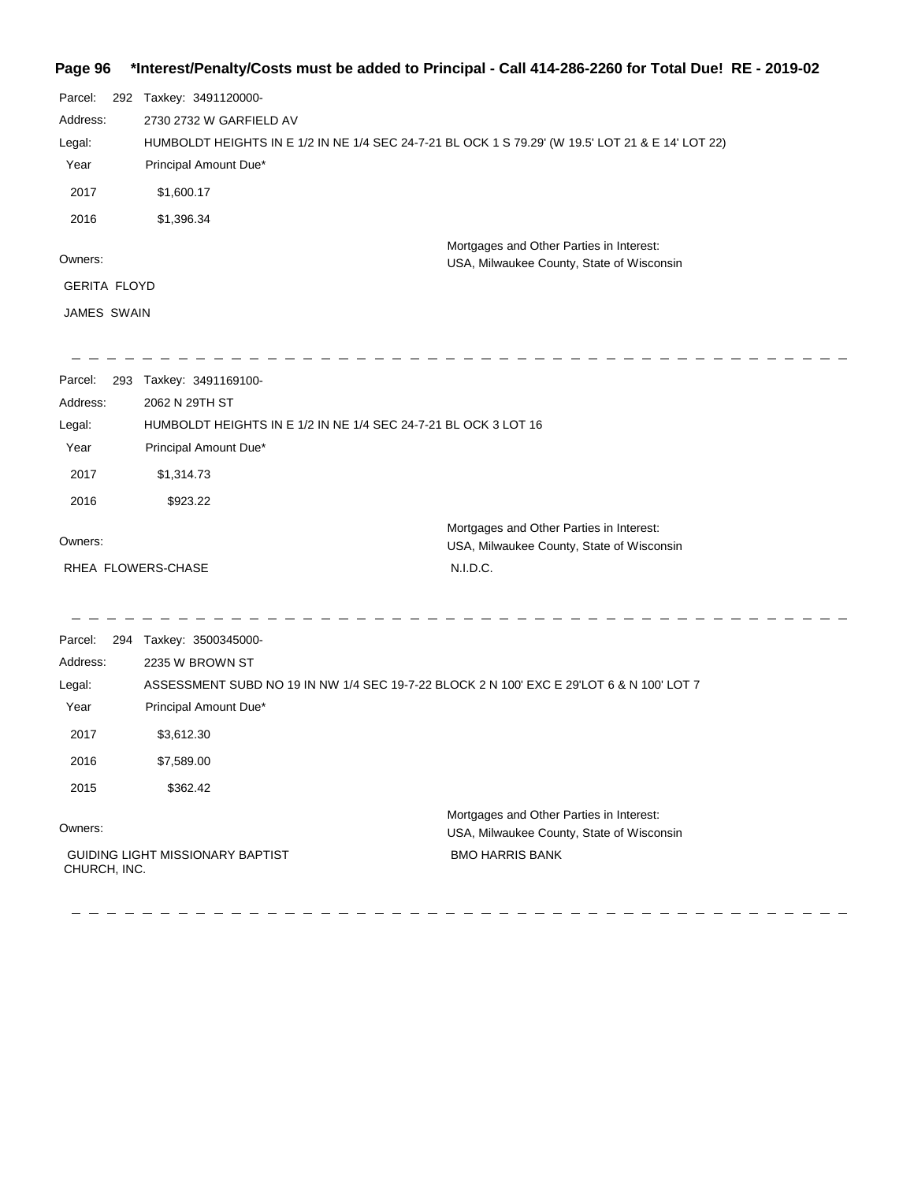**Page 96 \*Interest/Penalty/Costs must be added to Principal - Call 414-286-2260 for Total Due! RE - 2019-02**

Parcel: 292 Taxkey: 3491120000-

Address: 2730 2732 W GARFIELD AV

Legal: HUMBOLDT HEIGHTS IN E 1/2 IN NE 1/4 SEC 24-7-21 BL OCK 1 S 79.29' (W 19.5' LOT 21 & E 14' LOT 22)

| Year | Principal Amount Due* |
| --- | --- |
| 2017 | $1,600.17 |
| 2016 | $1,396.34 |

Owners:

GERITA FLOYD

JAMES SWAIN

Mortgages and Other Parties in Interest:
USA, Milwaukee County, State of Wisconsin

---

Parcel: 293 Taxkey: 3491169100-

Address: 2062 N 29TH ST

Legal: HUMBOLDT HEIGHTS IN E 1/2 IN NE 1/4 SEC 24-7-21 BL OCK 3 LOT 16

| Year | Principal Amount Due* |
| --- | --- |
| 2017 | $1,314.73 |
| 2016 | $923.22 |

Owners:

RHEA FLOWERS-CHASE

Mortgages and Other Parties in Interest:
USA, Milwaukee County, State of Wisconsin
N.I.D.C.

---

Parcel: 294 Taxkey: 3500345000-

Address: 2235 W BROWN ST

Legal: ASSESSMENT SUBD NO 19 IN NW 1/4 SEC 19-7-22 BLOCK 2 N 100' EXC E 29'LOT 6 & N 100' LOT 7

| Year | Principal Amount Due* |
| --- | --- |
| 2017 | $3,612.30 |
| 2016 | $7,589.00 |
| 2015 | $362.42 |

Owners:

GUIDING LIGHT MISSIONARY BAPTIST CHURCH, INC.

Mortgages and Other Parties in Interest:
USA, Milwaukee County, State of Wisconsin
BMO HARRIS BANK

---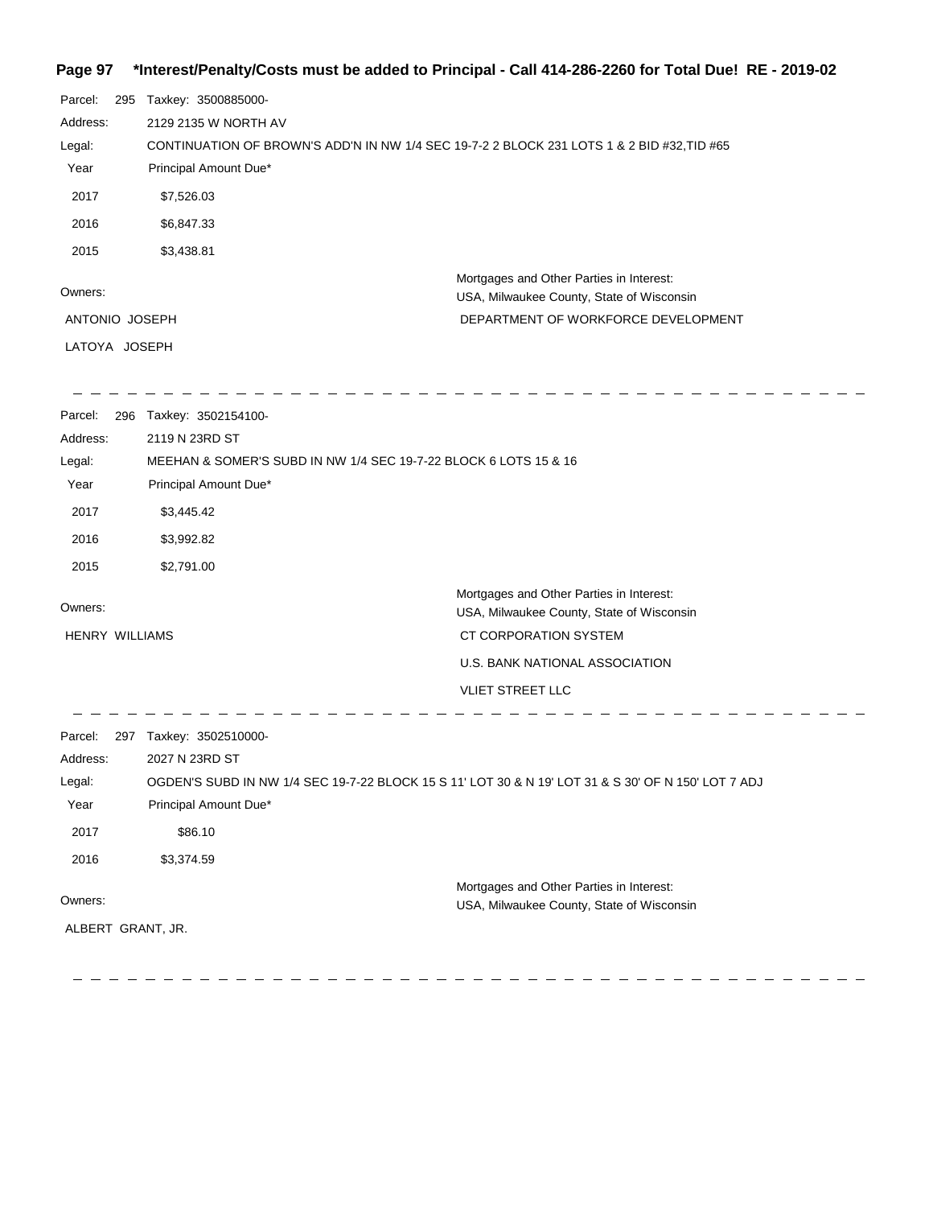**\*Interest/Penalty/Costs must be added to Principal - Call 414-286-2260 for Total Due! RE - 2019-02**

Parcel: 295 Taxkey: 3500885000-

Address: 2129 2135 W NORTH AV

Legal: CONTINUATION OF BROWN'S ADD'N IN NW 1/4 SEC 19-7-2 2 BLOCK 231 LOTS 1 & 2 BID #32,TID #65

| Year | Principal Amount Due* |
|---|---|
| 2017 | $7,526.03 |
| 2016 | $6,847.33 |
| 2015 | $3,438.81 |

Owners:

ANTONIO JOSEPH

LATOYA JOSEPH

Mortgages and Other Parties in Interest:

USA, Milwaukee County, State of Wisconsin

DEPARTMENT OF WORKFORCE DEVELOPMENT

---

Parcel: 296 Taxkey: 3502154100-

Address: 2119 N 23RD ST

Legal: MEEHAN & SOMER'S SUBD IN NW 1/4 SEC 19-7-22 BLOCK 6 LOTS 15 & 16

| Year | Principal Amount Due* |
|---|---|
| 2017 | $3,445.42 |
| 2016 | $3,992.82 |
| 2015 | $2,791.00 |

Owners:

HENRY WILLIAMS

Mortgages and Other Parties in Interest:

USA, Milwaukee County, State of Wisconsin

CT CORPORATION SYSTEM

U.S. BANK NATIONAL ASSOCIATION

VLIET STREET LLC

---

Parcel: 297 Taxkey: 3502510000-

Address: 2027 N 23RD ST

Legal: OGDEN'S SUBD IN NW 1/4 SEC 19-7-22 BLOCK 15 S 11' LOT 30 & N 19' LOT 31 & S 30' OF N 150' LOT 7 ADJ

| Year | Principal Amount Due* |
|---|---|
| 2017 | $86.10 |
| 2016 | $3,374.59 |

Owners:

ALBERT GRANT, JR.

Mortgages and Other Parties in Interest:

USA, Milwaukee County, State of Wisconsin

---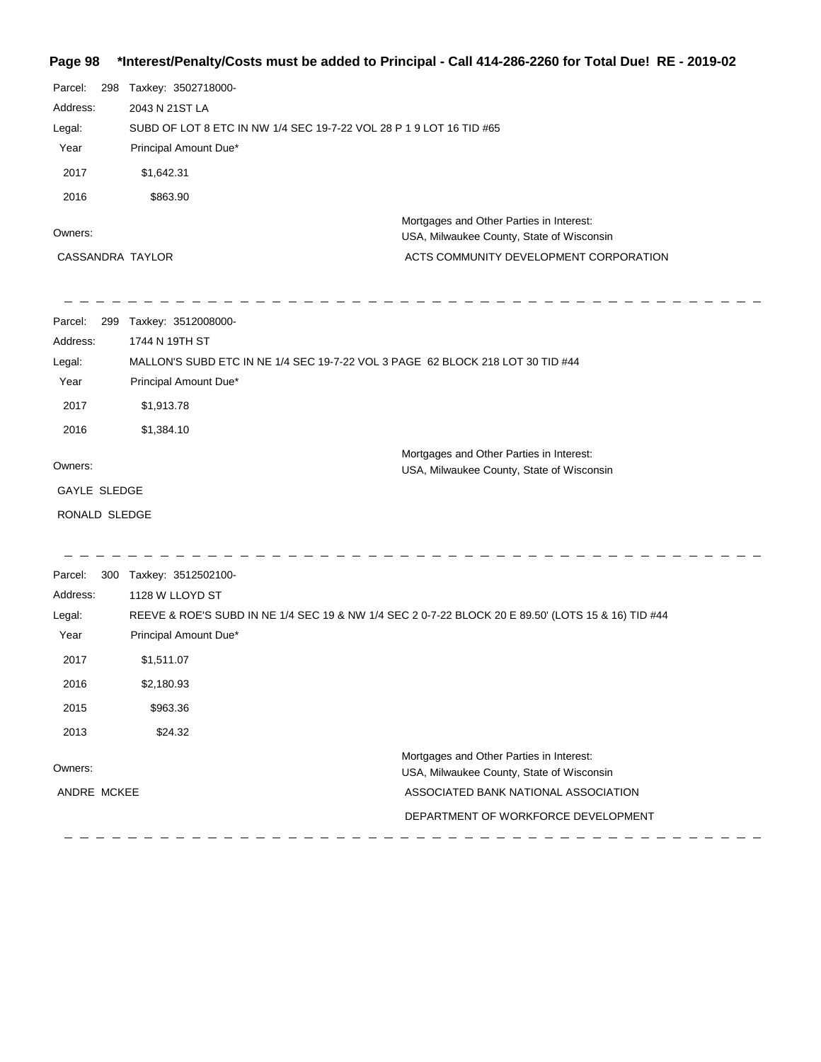**Page 98 \*Interest/Penalty/Costs must be added to Principal - Call 414-286-2260 for Total Due! RE - 2019-02**

Parcel: 298 Taxkey: 3502718000-

Address: 2043 N 21ST LA

Legal: SUBD OF LOT 8 ETC IN NW 1/4 SEC 19-7-22 VOL 28 P 1 9 LOT 16 TID #65

| Year | Principal Amount Due* |
|---|---|
| 2017 | $1,642.31 |
| 2016 | $863.90 |

Owners:

CASSANDRA TAYLOR

Mortgages and Other Parties in Interest:

USA, Milwaukee County, State of Wisconsin

ACTS COMMUNITY DEVELOPMENT CORPORATION

---

Parcel: 299 Taxkey: 3512008000-

Address: 1744 N 19TH ST

Legal: MALLON'S SUBD ETC IN NE 1/4 SEC 19-7-22 VOL 3 PAGE 62 BLOCK 218 LOT 30 TID #44

| Year | Principal Amount Due* |
|---|---|
| 2017 | $1,913.78 |
| 2016 | $1,384.10 |

Owners:

GAYLE SLEDGE

RONALD SLEDGE

Mortgages and Other Parties in Interest:

USA, Milwaukee County, State of Wisconsin

---

Parcel: 300 Taxkey: 3512502100-

Address: 1128 W LLOYD ST

Legal: REEVE & ROE'S SUBD IN NE 1/4 SEC 19 & NW 1/4 SEC 2 0-7-22 BLOCK 20 E 89.50' (LOTS 15 & 16) TID #44

| Year | Principal Amount Due* |
|---|---|
| 2017 | $1,511.07 |
| 2016 | $2,180.93 |
| 2015 | $963.36 |
| 2013 | $24.32 |

Owners:

ANDRE MCKEE

Mortgages and Other Parties in Interest:

USA, Milwaukee County, State of Wisconsin

ASSOCIATED BANK NATIONAL ASSOCIATION

DEPARTMENT OF WORKFORCE DEVELOPMENT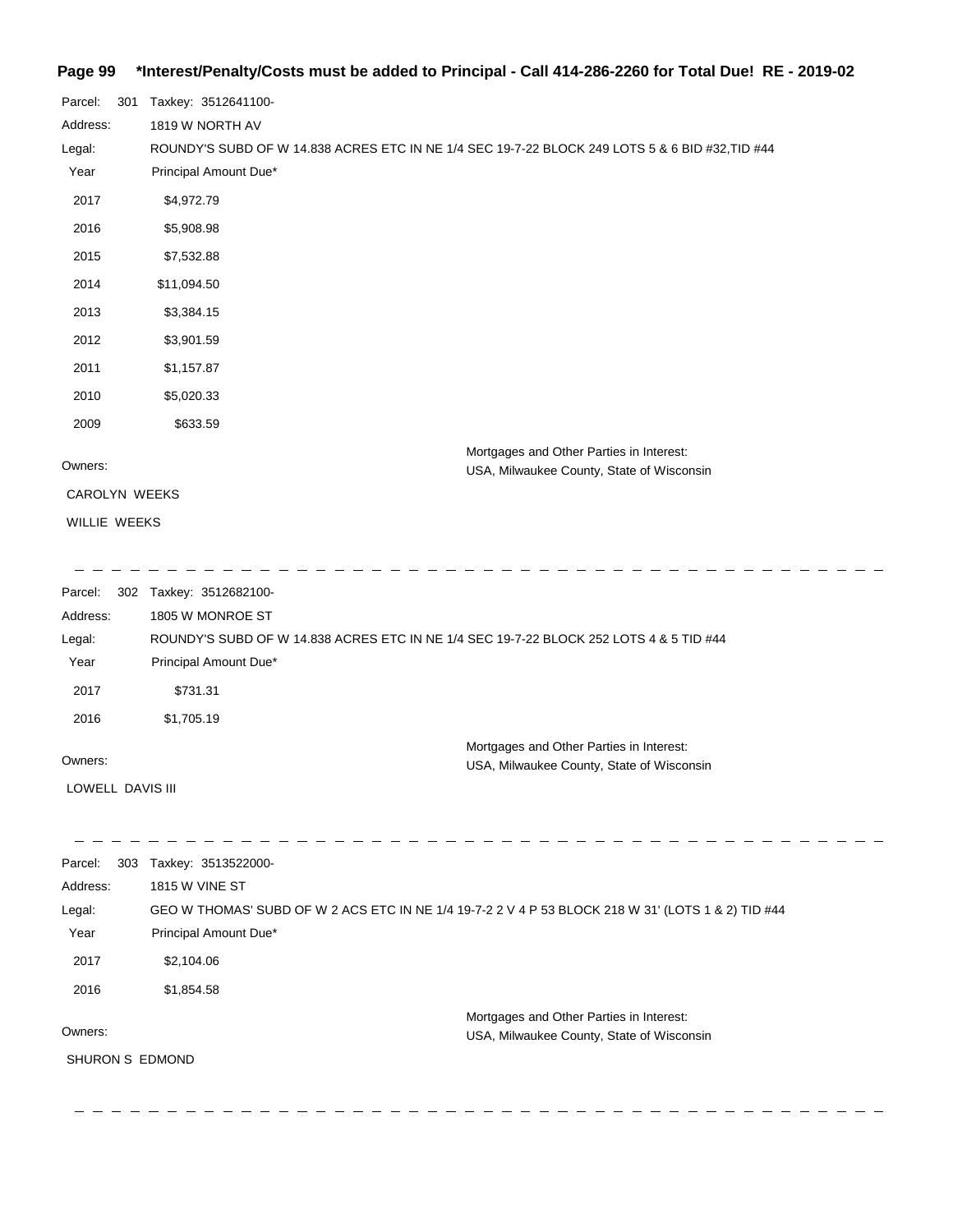Parcel: 301 Taxkey: 3512641100-

Address: 1819 W NORTH AV

Legal: ROUNDY'S SUBD OF W 14.838 ACRES ETC IN NE 1/4 SEC 19-7-22 BLOCK 249 LOTS 5 & 6 BID #32,TID #44

| Year | Principal Amount Due* |
|---|---|
| 2017 | $4,972.79 |
| 2016 | $5,908.98 |
| 2015 | $7,532.88 |
| 2014 | $11,094.50 |
| 2013 | $3,384.15 |
| 2012 | $3,901.59 |
| 2011 | $1,157.87 |
| 2010 | $5,020.33 |
| 2009 | $633.59 |

Owners:

CAROLYN WEEKS

WILLIE WEEKS

Mortgages and Other Parties in Interest:
USA, Milwaukee County, State of Wisconsin

---

Parcel: 302 Taxkey: 3512682100-

Address: 1805 W MONROE ST

Legal: ROUNDY'S SUBD OF W 14.838 ACRES ETC IN NE 1/4 SEC 19-7-22 BLOCK 252 LOTS 4 & 5 TID #44

| Year | Principal Amount Due* |
|---|---|
| 2017 | $731.31 |
| 2016 | $1,705.19 |

Owners:

LOWELL DAVIS III

Mortgages and Other Parties in Interest:
USA, Milwaukee County, State of Wisconsin

---

Parcel: 303 Taxkey: 3513522000-

Address: 1815 W VINE ST

Legal: GEO W THOMAS' SUBD OF W 2 ACS ETC IN NE 1/4 19-7-2 2 V 4 P 53 BLOCK 218 W 31' (LOTS 1 & 2) TID #44

| Year | Principal Amount Due* |
|---|---|
| 2017 | $2,104.06 |
| 2016 | $1,854.58 |

Owners:

SHURON S EDMOND

Mortgages and Other Parties in Interest:
USA, Milwaukee County, State of Wisconsin

---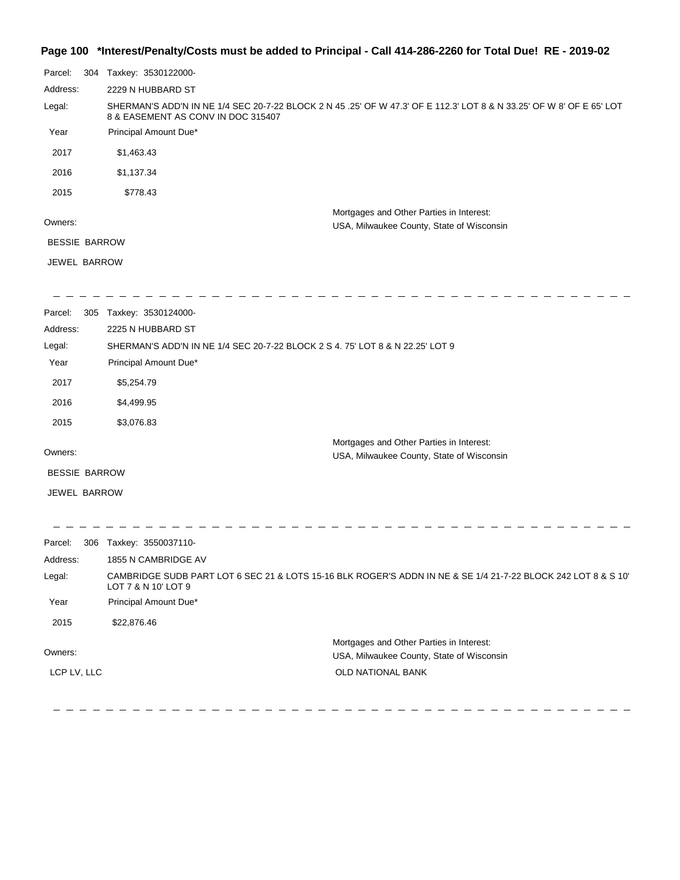**Page 100 \*Interest/Penalty/Costs must be added to Principal - Call 414-286-2260 for Total Due! RE - 2019-02**

Parcel: 304 Taxkey: 3530122000-

Address: 2229 N HUBBARD ST

Legal: SHERMAN'S ADD'N IN NE 1/4 SEC 20-7-22 BLOCK 2 N 45 .25' OF W 47.3' OF E 112.3' LOT 8 & N 33.25' OF W 8' OF E 65' LOT 8 & EASEMENT AS CONV IN DOC 315407

| Year | Principal Amount Due* |
|---|---|
| 2017 | $1,463.43 |
| 2016 | $1,137.34 |
| 2015 | $778.43 |

Owners:

BESSIE BARROW

JEWEL BARROW

Mortgages and Other Parties in Interest:

USA, Milwaukee County, State of Wisconsin

---

Parcel: 305 Taxkey: 3530124000-

Address: 2225 N HUBBARD ST

Legal: SHERMAN'S ADD'N IN NE 1/4 SEC 20-7-22 BLOCK 2 S 4. 75' LOT 8 & N 22.25' LOT 9

| Year | Principal Amount Due* |
|---|---|
| 2017 | $5,254.79 |
| 2016 | $4,499.95 |
| 2015 | $3,076.83 |

Owners:

BESSIE BARROW

JEWEL BARROW

Mortgages and Other Parties in Interest:

USA, Milwaukee County, State of Wisconsin

---

Parcel: 306 Taxkey: 3550037110-

Address: 1855 N CAMBRIDGE AV

Legal: CAMBRIDGE SUDB PART LOT 6 SEC 21 & LOTS 15-16 BLK ROGER'S ADDN IN NE & SE 1/4 21-7-22 BLOCK 242 LOT 8 & S 10' LOT 7 & N 10' LOT 9

| Year | Principal Amount Due* |
|---|---|
| 2015 | $22,876.46 |

Owners:

LCP LV, LLC

Mortgages and Other Parties in Interest:

USA, Milwaukee County, State of Wisconsin

OLD NATIONAL BANK

---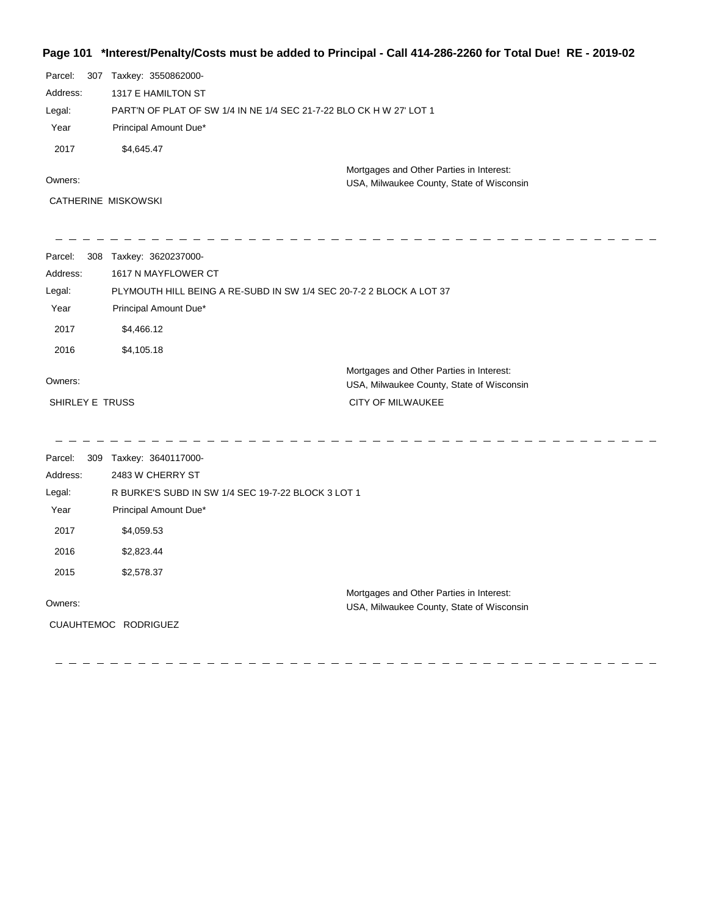## Page 101 *Interest/Penalty/Costs must be added to Principal - Call 414-286-2260 for Total Due! RE - 2019-02

Parcel: 307 Taxkey: 3550862000-

Address: 1317 E HAMILTON ST

Legal: PART'N OF PLAT OF SW 1/4 IN NE 1/4 SEC 21-7-22 BLO CK H W 27' LOT 1

| Year | Principal Amount Due* |
|---|---|
| 2017 | $4,645.47 |

Owners:

CATHERINE MISKOWSKI

Mortgages and Other Parties in Interest:
USA, Milwaukee County, State of Wisconsin

---

Parcel: 308 Taxkey: 3620237000-

Address: 1617 N MAYFLOWER CT

Legal: PLYMOUTH HILL BEING A RE-SUBD IN SW 1/4 SEC 20-7-2 2 BLOCK A LOT 37

| Year | Principal Amount Due* |
|---|---|
| 2017 | $4,466.12 |
| 2016 | $4,105.18 |

Owners:

SHIRLEY E TRUSS

Mortgages and Other Parties in Interest:
USA, Milwaukee County, State of Wisconsin
CITY OF MILWAUKEE

---

Parcel: 309 Taxkey: 3640117000-

Address: 2483 W CHERRY ST

Legal: R BURKE'S SUBD IN SW 1/4 SEC 19-7-22 BLOCK 3 LOT 1

| Year | Principal Amount Due* |
|---|---|
| 2017 | $4,059.53 |
| 2016 | $2,823.44 |
| 2015 | $2,578.37 |

Owners:

CUAUHTEMOC RODRIGUEZ

Mortgages and Other Parties in Interest:
USA, Milwaukee County, State of Wisconsin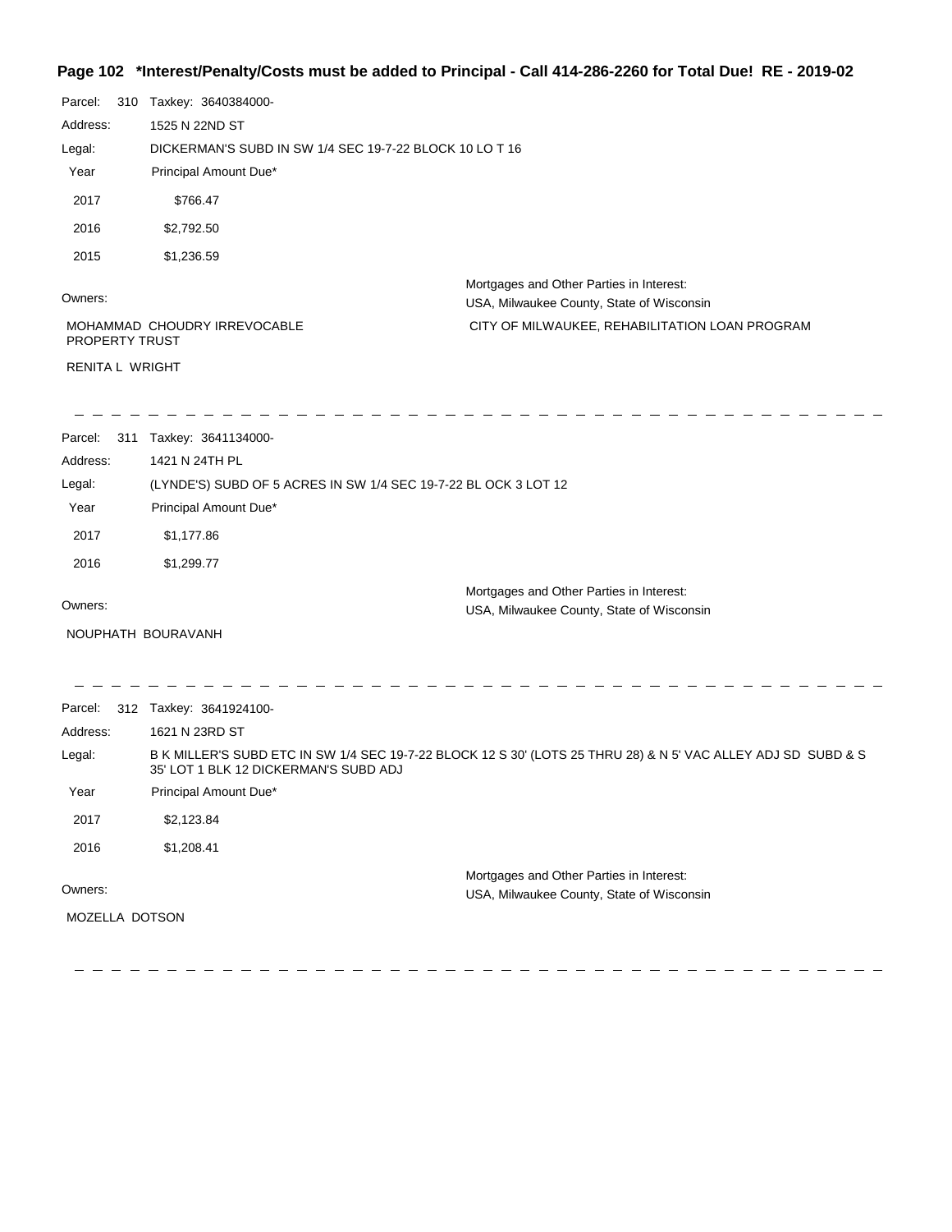**Page 102 \*Interest/Penalty/Costs must be added to Principal - Call 414-286-2260 for Total Due! RE - 2019-02**

Parcel: 310 Taxkey: 3640384000-

Address: 1525 N 22ND ST

Legal: DICKERMAN'S SUBD IN SW 1/4 SEC 19-7-22 BLOCK 10 LO T 16

| Year | Principal Amount Due* |
|---|---|
| 2017 | $766.47 |
| 2016 | $2,792.50 |
| 2015 | $1,236.59 |

Owners:

MOHAMMAD CHOUDRY IRREVOCABLE PROPERTY TRUST

RENITA L WRIGHT

Mortgages and Other Parties in Interest:

USA, Milwaukee County, State of Wisconsin

CITY OF MILWAUKEE, REHABILITATION LOAN PROGRAM

---

Parcel: 311 Taxkey: 3641134000-

Address: 1421 N 24TH PL

Legal: (LYNDE'S) SUBD OF 5 ACRES IN SW 1/4 SEC 19-7-22 BL OCK 3 LOT 12

| Year | Principal Amount Due* |
|---|---|
| 2017 | $1,177.86 |
| 2016 | $1,299.77 |

Owners:

NOUPHATH BOURAVANH

Mortgages and Other Parties in Interest:

USA, Milwaukee County, State of Wisconsin

---

Parcel: 312 Taxkey: 3641924100-

Address: 1621 N 23RD ST

Legal: B K MILLER'S SUBD ETC IN SW 1/4 SEC 19-7-22 BLOCK 12 S 30' (LOTS 25 THRU 28) & N 5' VAC ALLEY ADJ SD SUBD & S 35' LOT 1 BLK 12 DICKERMAN'S SUBD ADJ

| Year | Principal Amount Due* |
|---|---|
| 2017 | $2,123.84 |
| 2016 | $1,208.41 |

Owners:

MOZELLA DOTSON

Mortgages and Other Parties in Interest:

USA, Milwaukee County, State of Wisconsin

---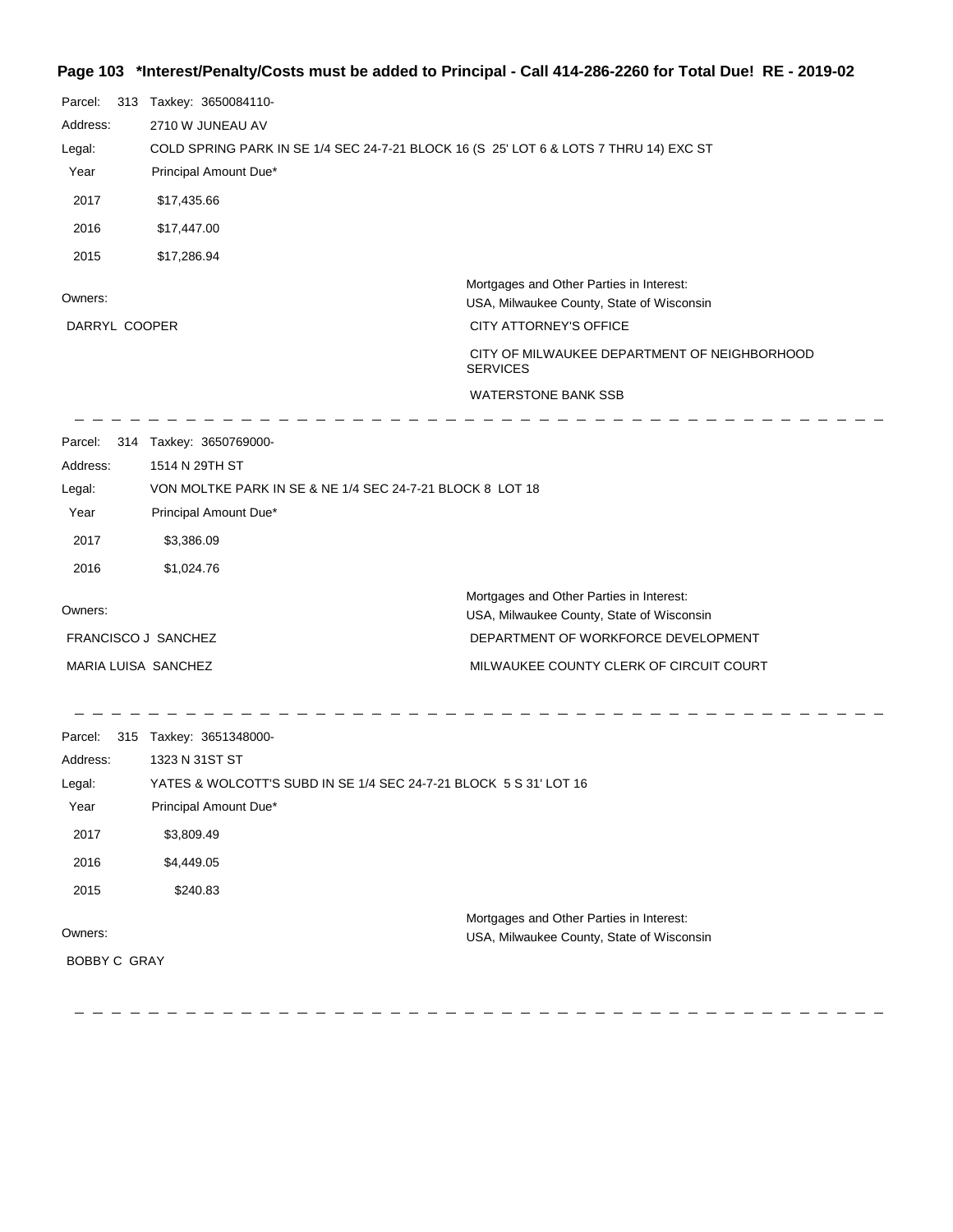## Page 103 *Interest/Penalty/Costs must be added to Principal - Call 414-286-2260 for Total Due! RE - 2019-02

Parcel: 313 Taxkey: 3650084110-

Address: 2710 W JUNEAU AV

Legal: COLD SPRING PARK IN SE 1/4 SEC 24-7-21 BLOCK 16 (S 25' LOT 6 & LOTS 7 THRU 14) EXC ST

| Year | Principal Amount Due* |
|---|---|
| 2017 | $17,435.66 |
| 2016 | $17,447.00 |
| 2015 | $17,286.94 |

Owners:
DARRYL COOPER

Mortgages and Other Parties in Interest:
USA, Milwaukee County, State of Wisconsin
CITY ATTORNEY'S OFFICE
CITY OF MILWAUKEE DEPARTMENT OF NEIGHBORHOOD SERVICES
WATERSTONE BANK SSB

---

Parcel: 314 Taxkey: 3650769000-

Address: 1514 N 29TH ST

Legal: VON MOLTKE PARK IN SE & NE 1/4 SEC 24-7-21 BLOCK 8 LOT 18

| Year | Principal Amount Due* |
|---|---|
| 2017 | $3,386.09 |
| 2016 | $1,024.76 |

Owners:
FRANCISCO J SANCHEZ
MARIA LUISA SANCHEZ

Mortgages and Other Parties in Interest:
USA, Milwaukee County, State of Wisconsin
DEPARTMENT OF WORKFORCE DEVELOPMENT
MILWAUKEE COUNTY CLERK OF CIRCUIT COURT

---

Parcel: 315 Taxkey: 3651348000-

Address: 1323 N 31ST ST

Legal: YATES & WOLCOTT'S SUBD IN SE 1/4 SEC 24-7-21 BLOCK 5 S 31' LOT 16

| Year | Principal Amount Due* |
|---|---|
| 2017 | $3,809.49 |
| 2016 | $4,449.05 |
| 2015 | $240.83 |

Owners:
BOBBY C GRAY

Mortgages and Other Parties in Interest:
USA, Milwaukee County, State of Wisconsin

---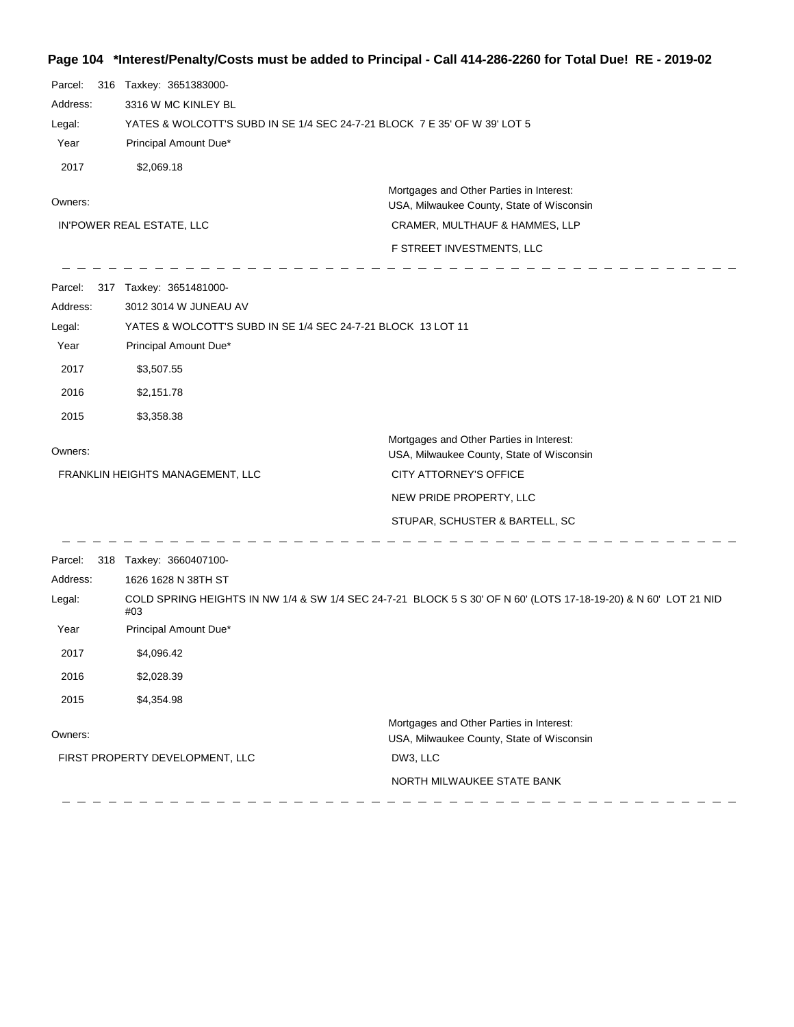## Page 104 *Interest/Penalty/Costs must be added to Principal - Call 414-286-2260 for Total Due! RE - 2019-02

Parcel: 316 Taxkey: 3651383000-

Address: 3316 W MC KINLEY BL

Legal: YATES & WOLCOTT'S SUBD IN SE 1/4 SEC 24-7-21 BLOCK 7 E 35' OF W 39' LOT 5

| Year | Principal Amount Due* |
|---|---|
| 2017 | $2,069.18 |

Owners:

IN'POWER REAL ESTATE, LLC

Mortgages and Other Parties in Interest:

USA, Milwaukee County, State of Wisconsin

CRAMER, MULTHAUF & HAMMES, LLP

F STREET INVESTMENTS, LLC

---

Parcel: 317 Taxkey: 3651481000-

Address: 3012 3014 W JUNEAU AV

Legal: YATES & WOLCOTT'S SUBD IN SE 1/4 SEC 24-7-21 BLOCK 13 LOT 11

| Year | Principal Amount Due* |
|---|---|
| 2017 | $3,507.55 |
| 2016 | $2,151.78 |
| 2015 | $3,358.38 |

Owners:

FRANKLIN HEIGHTS MANAGEMENT, LLC

Mortgages and Other Parties in Interest:

USA, Milwaukee County, State of Wisconsin

CITY ATTORNEY'S OFFICE

NEW PRIDE PROPERTY, LLC

STUPAR, SCHUSTER & BARTELL, SC

---

Parcel: 318 Taxkey: 3660407100-

Address: 1626 1628 N 38TH ST

Legal: COLD SPRING HEIGHTS IN NW 1/4 & SW 1/4 SEC 24-7-21 BLOCK 5 S 30' OF N 60' (LOTS 17-18-19-20) & N 60' LOT 21 NID #03

| Year | Principal Amount Due* |
|---|---|
| 2017 | $4,096.42 |
| 2016 | $2,028.39 |
| 2015 | $4,354.98 |

Owners:

FIRST PROPERTY DEVELOPMENT, LLC

Mortgages and Other Parties in Interest:

USA, Milwaukee County, State of Wisconsin

DW3, LLC

NORTH MILWAUKEE STATE BANK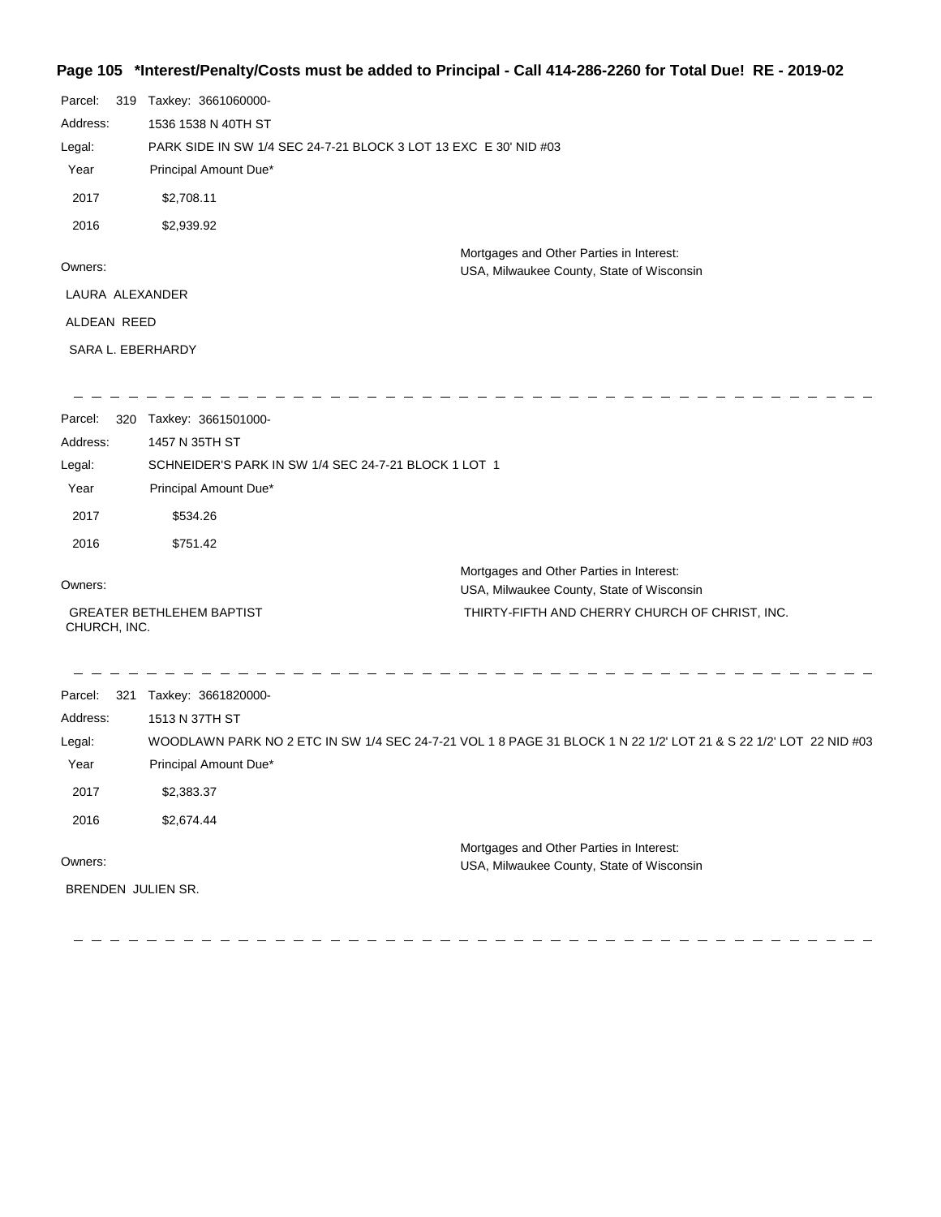**Page 105 \*Interest/Penalty/Costs must be added to Principal - Call 414-286-2260 for Total Due! RE - 2019-02**

Parcel: 319 Taxkey: 3661060000-

Address: 1536 1538 N 40TH ST

Legal: PARK SIDE IN SW 1/4 SEC 24-7-21 BLOCK 3 LOT 13 EXC E 30' NID #03

| Year | Principal Amount Due* |
|---|---|
| 2017 | $2,708.11 |
| 2016 | $2,939.92 |

Owners:

LAURA ALEXANDER

ALDEAN REED

SARA L. EBERHARDY

Mortgages and Other Parties in Interest:

USA, Milwaukee County, State of Wisconsin

---

Parcel: 320 Taxkey: 3661501000-

Address: 1457 N 35TH ST

Legal: SCHNEIDER'S PARK IN SW 1/4 SEC 24-7-21 BLOCK 1 LOT 1

| Year | Principal Amount Due* |
|---|---|
| 2017 | $534.26 |
| 2016 | $751.42 |

Owners:

GREATER BETHLEHEM BAPTIST CHURCH, INC.

Mortgages and Other Parties in Interest:

USA, Milwaukee County, State of Wisconsin

THIRTY-FIFTH AND CHERRY CHURCH OF CHRIST, INC.

---

Parcel: 321 Taxkey: 3661820000-

Address: 1513 N 37TH ST

Legal: WOODLAWN PARK NO 2 ETC IN SW 1/4 SEC 24-7-21 VOL 1 8 PAGE 31 BLOCK 1 N 22 1/2' LOT 21 & S 22 1/2' LOT 22 NID #03

| Year | Principal Amount Due* |
|---|---|
| 2017 | $2,383.37 |
| 2016 | $2,674.44 |

Owners:

BRENDEN JULIEN SR.

Mortgages and Other Parties in Interest:

USA, Milwaukee County, State of Wisconsin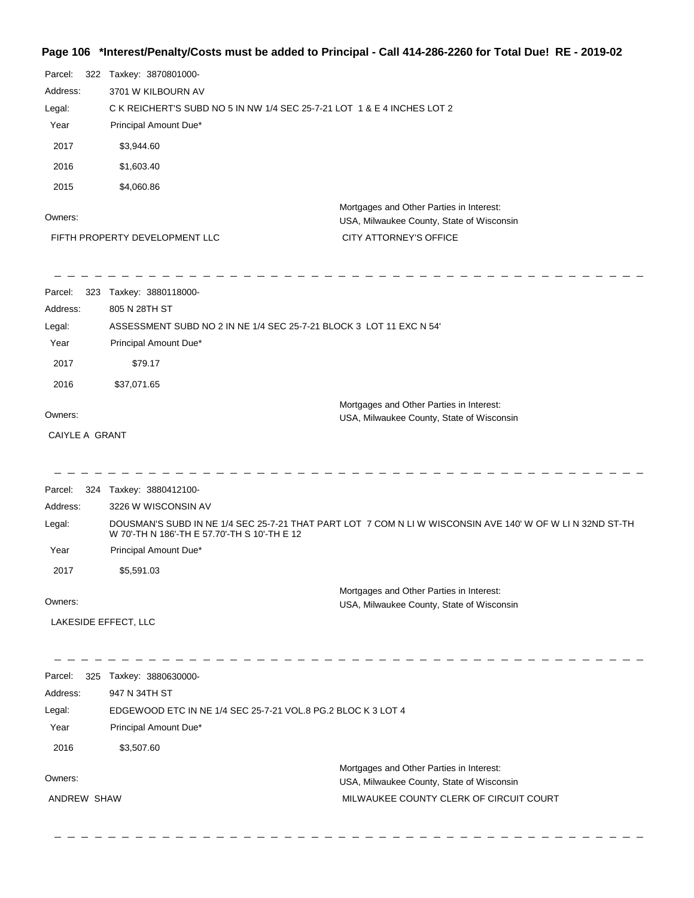## Page 106 *Interest/Penalty/Costs must be added to Principal - Call 414-286-2260 for Total Due! RE - 2019-02

Parcel: 322 Taxkey: 3870801000-

Address: 3701 W KILBOURN AV

Legal: C K REICHERT'S SUBD NO 5 IN NW 1/4 SEC 25-7-21 LOT 1 & E 4 INCHES LOT 2

| Year | Principal Amount Due* |
|---|---|
| 2017 | $3,944.60 |
| 2016 | $1,603.40 |
| 2015 | $4,060.86 |

Owners:

FIFTH PROPERTY DEVELOPMENT LLC

Mortgages and Other Parties in Interest:
USA, Milwaukee County, State of Wisconsin
CITY ATTORNEY'S OFFICE

---

Parcel: 323 Taxkey: 3880118000-

Address: 805 N 28TH ST

Legal: ASSESSMENT SUBD NO 2 IN NE 1/4 SEC 25-7-21 BLOCK 3 LOT 11 EXC N 54'

| Year | Principal Amount Due* |
|---|---|
| 2017 | $79.17 |
| 2016 | $37,071.65 |

Owners:

CAIYLE A GRANT

Mortgages and Other Parties in Interest:
USA, Milwaukee County, State of Wisconsin

---

Parcel: 324 Taxkey: 3880412100-

Address: 3226 W WISCONSIN AV

Legal: DOUSMAN'S SUBD IN NE 1/4 SEC 25-7-21 THAT PART LOT 7 COM N LI W WISCONSIN AVE 140' W OF W LI N 32ND ST-TH W 70'-TH N 186'-TH E 57.70'-TH S 10'-TH E 12

| Year | Principal Amount Due* |
|---|---|
| 2017 | $5,591.03 |

Owners:

LAKESIDE EFFECT, LLC

Mortgages and Other Parties in Interest:
USA, Milwaukee County, State of Wisconsin

---

Parcel: 325 Taxkey: 3880630000-

Address: 947 N 34TH ST

Legal: EDGEWOOD ETC IN NE 1/4 SEC 25-7-21 VOL.8 PG.2 BLOC K 3 LOT 4

| Year | Principal Amount Due* |
|---|---|
| 2016 | $3,507.60 |

Owners:

ANDREW SHAW

Mortgages and Other Parties in Interest:
USA, Milwaukee County, State of Wisconsin
MILWAUKEE COUNTY CLERK OF CIRCUIT COURT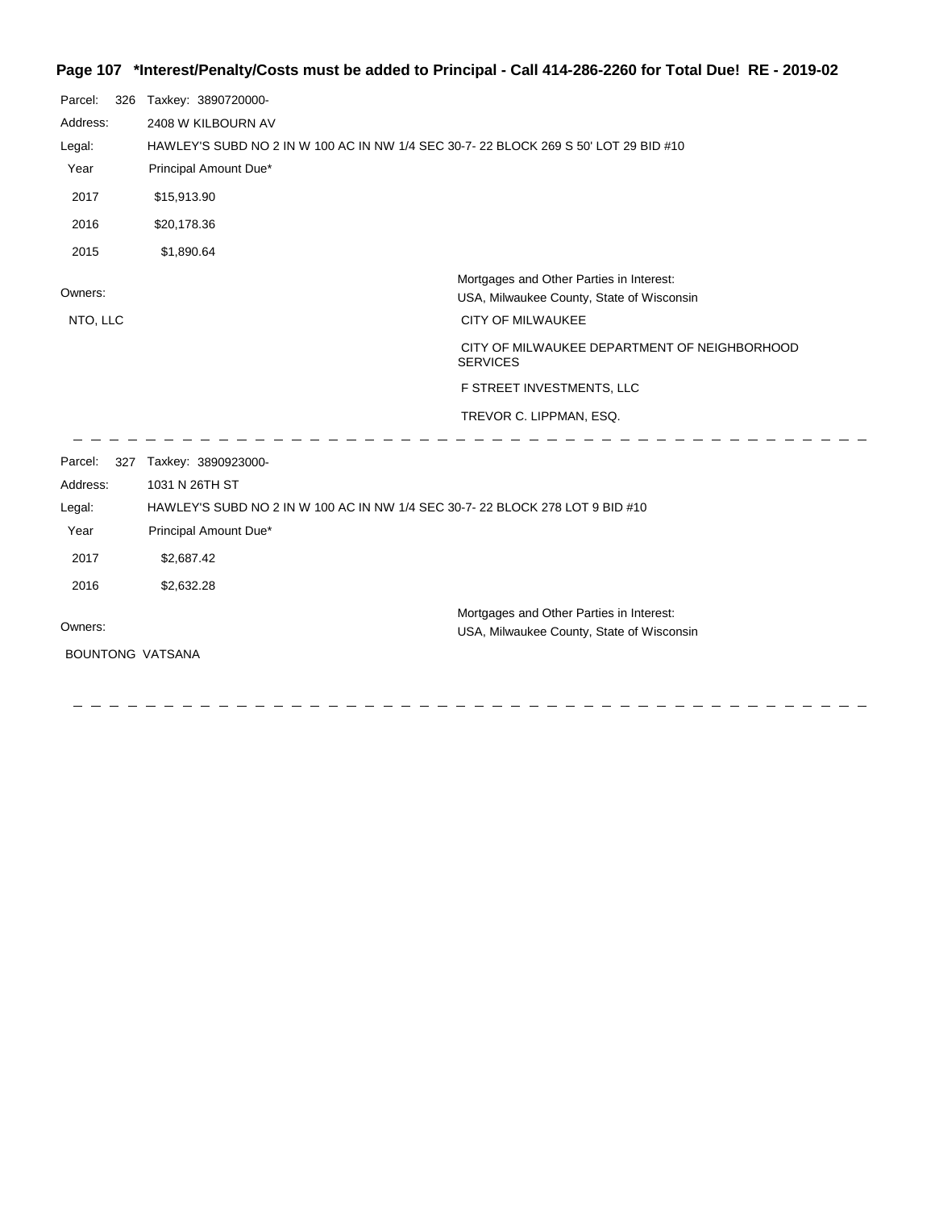## Page 107 *Interest/Penalty/Costs must be added to Principal - Call 414-286-2260 for Total Due! RE - 2019-02

Parcel: 326 Taxkey: 3890720000-

Address: 2408 W KILBOURN AV

Legal: HAWLEY'S SUBD NO 2 IN W 100 AC IN NW 1/4 SEC 30-7- 22 BLOCK 269 S 50' LOT 29 BID #10

| Year | Principal Amount Due* |
| --- | --- |
| 2017 | $15,913.90 |
| 2016 | $20,178.36 |
| 2015 | $1,890.64 |

Owners:

NTO, LLC

Mortgages and Other Parties in Interest:

USA, Milwaukee County, State of Wisconsin

CITY OF MILWAUKEE

CITY OF MILWAUKEE DEPARTMENT OF NEIGHBORHOOD SERVICES

F STREET INVESTMENTS, LLC

TREVOR C. LIPPMAN, ESQ.

---

Parcel: 327 Taxkey: 3890923000-

Address: 1031 N 26TH ST

Legal: HAWLEY'S SUBD NO 2 IN W 100 AC IN NW 1/4 SEC 30-7- 22 BLOCK 278 LOT 9 BID #10

| Year | Principal Amount Due* |
| --- | --- |
| 2017 | $2,687.42 |
| 2016 | $2,632.28 |

Owners:

BOUNTONG VATSANA

Mortgages and Other Parties in Interest:

USA, Milwaukee County, State of Wisconsin

---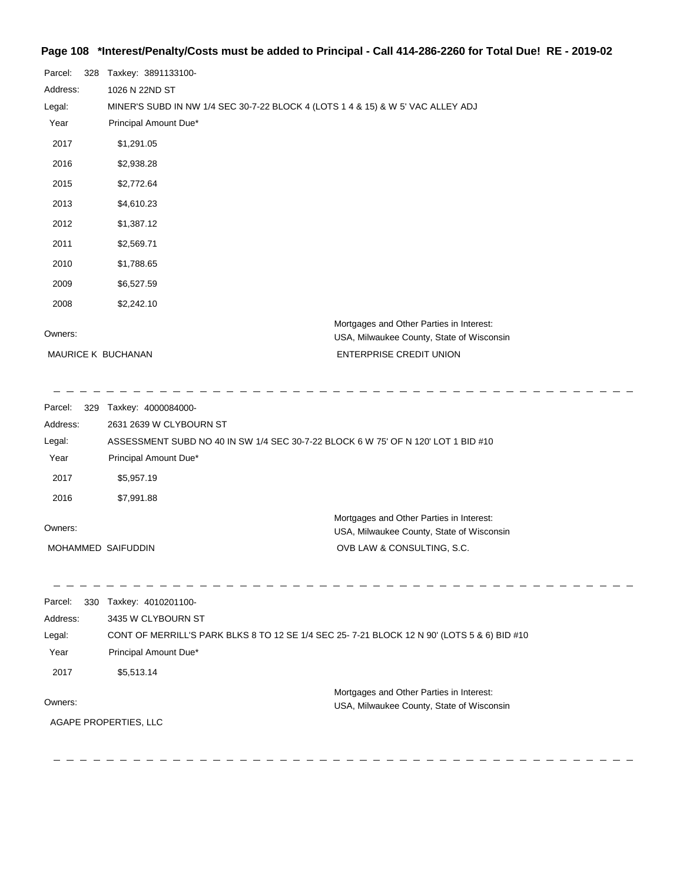**Page 108 \*Interest/Penalty/Costs must be added to Principal - Call 414-286-2260 for Total Due! RE - 2019-02**

Parcel: 328 Taxkey: 3891133100-

Address: 1026 N 22ND ST

Legal: MINER'S SUBD IN NW 1/4 SEC 30-7-22 BLOCK 4 (LOTS 1 4 & 15) & W 5' VAC ALLEY ADJ

| Year | Principal Amount Due* |
|---|---|
| 2017 | $1,291.05 |
| 2016 | $2,938.28 |
| 2015 | $2,772.64 |
| 2013 | $4,610.23 |
| 2012 | $1,387.12 |
| 2011 | $2,569.71 |
| 2010 | $1,788.65 |
| 2009 | $6,527.59 |
| 2008 | $2,242.10 |

Owners:

MAURICE K BUCHANAN

Mortgages and Other Parties in Interest:

USA, Milwaukee County, State of Wisconsin

ENTERPRISE CREDIT UNION

---

Parcel: 329 Taxkey: 4000084000-

Address: 2631 2639 W CLYBOURN ST

Legal: ASSESSMENT SUBD NO 40 IN SW 1/4 SEC 30-7-22 BLOCK 6 W 75' OF N 120' LOT 1 BID #10

| Year | Principal Amount Due* |
|---|---|
| 2017 | $5,957.19 |
| 2016 | $7,991.88 |

Owners:

MOHAMMED SAIFUDDIN

Mortgages and Other Parties in Interest:

USA, Milwaukee County, State of Wisconsin

OVB LAW & CONSULTING, S.C.

---

Parcel: 330 Taxkey: 4010201100-

Address: 3435 W CLYBOURN ST

Legal: CONT OF MERRILL'S PARK BLKS 8 TO 12 SE 1/4 SEC 25- 7-21 BLOCK 12 N 90' (LOTS 5 & 6) BID #10

| Year | Principal Amount Due* |
|---|---|
| 2017 | $5,513.14 |

Owners:

AGAPE PROPERTIES, LLC

Mortgages and Other Parties in Interest:

USA, Milwaukee County, State of Wisconsin

---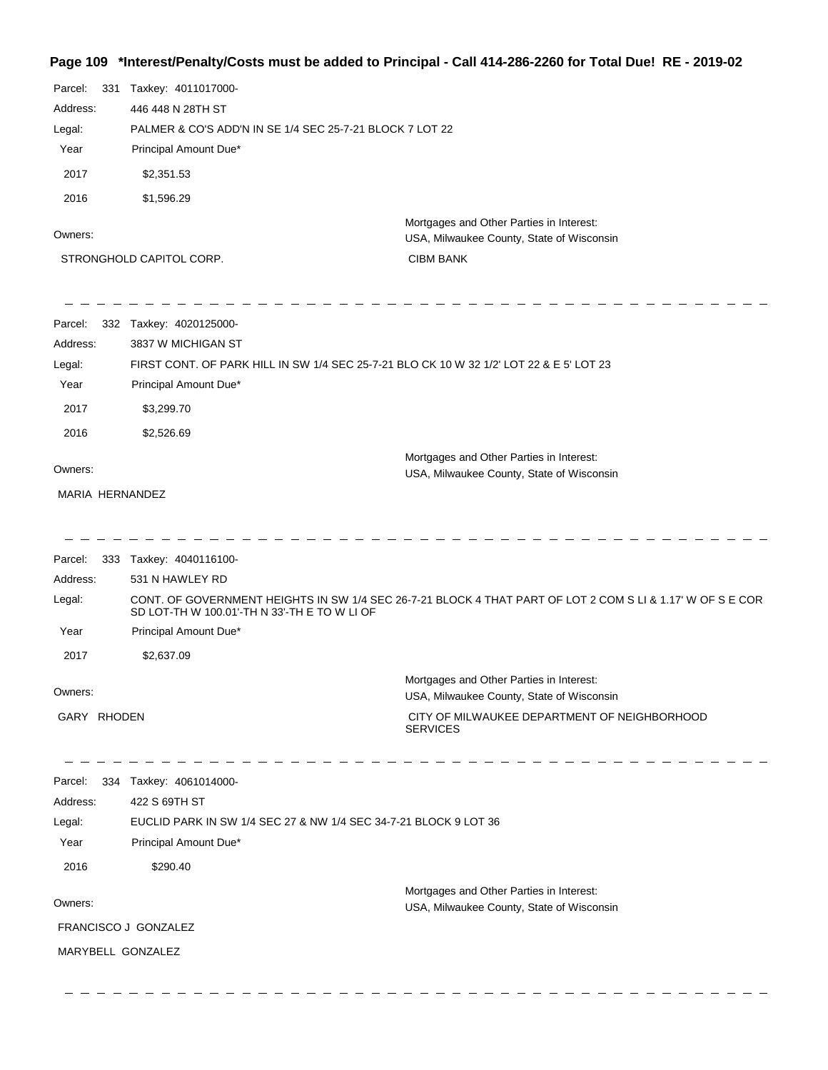**Page 109 \*Interest/Penalty/Costs must be added to Principal - Call 414-286-2260 for Total Due! RE - 2019-02**

Parcel: 331 Taxkey: 4011017000-

Address: 446 448 N 28TH ST

Legal: PALMER & CO'S ADD'N IN SE 1/4 SEC 25-7-21 BLOCK 7 LOT 22

| Year | Principal Amount Due* |
|---|---|
| 2017 | $2,351.53 |
| 2016 | $1,596.29 |

Owners:

STRONGHOLD CAPITOL CORP.

Mortgages and Other Parties in Interest:
USA, Milwaukee County, State of Wisconsin
CIBM BANK

---

Parcel: 332 Taxkey: 4020125000-

Address: 3837 W MICHIGAN ST

Legal: FIRST CONT. OF PARK HILL IN SW 1/4 SEC 25-7-21 BLO CK 10 W 32 1/2' LOT 22 & E 5' LOT 23

| Year | Principal Amount Due* |
|---|---|
| 2017 | $3,299.70 |
| 2016 | $2,526.69 |

Owners:

MARIA HERNANDEZ

Mortgages and Other Parties in Interest:
USA, Milwaukee County, State of Wisconsin

---

Parcel: 333 Taxkey: 4040116100-

Address: 531 N HAWLEY RD

Legal: CONT. OF GOVERNMENT HEIGHTS IN SW 1/4 SEC 26-7-21 BLOCK 4 THAT PART OF LOT 2 COM S LI & 1.17' W OF S E COR SD LOT-TH W 100.01'-TH N 33'-TH E TO W LI OF

| Year | Principal Amount Due* |
|---|---|
| 2017 | $2,637.09 |

Owners:

GARY RHODEN

Mortgages and Other Parties in Interest:
USA, Milwaukee County, State of Wisconsin
CITY OF MILWAUKEE DEPARTMENT OF NEIGHBORHOOD SERVICES

---

Parcel: 334 Taxkey: 4061014000-

Address: 422 S 69TH ST

Legal: EUCLID PARK IN SW 1/4 SEC 27 & NW 1/4 SEC 34-7-21 BLOCK 9 LOT 36

| Year | Principal Amount Due* |
|---|---|
| 2016 | $290.40 |

Owners:

FRANCISCO J GONZALEZ

MARYBELL GONZALEZ

Mortgages and Other Parties in Interest:
USA, Milwaukee County, State of Wisconsin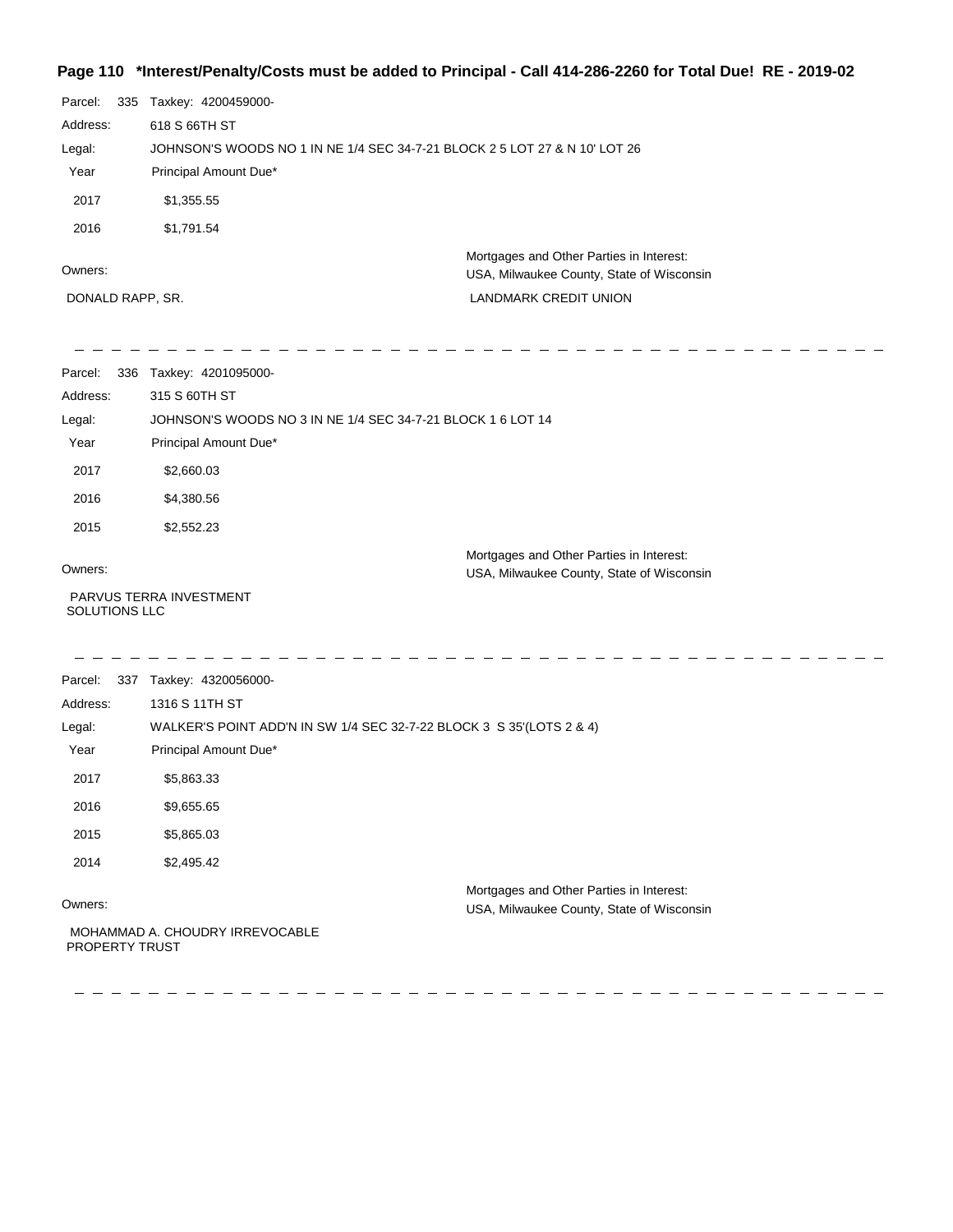**Page 110 \*Interest/Penalty/Costs must be added to Principal - Call 414-286-2260 for Total Due! RE - 2019-02**

Parcel: 335 Taxkey: 4200459000-

Address: 618 S 66TH ST

Legal: JOHNSON'S WOODS NO 1 IN NE 1/4 SEC 34-7-21 BLOCK 2 5 LOT 27 & N 10' LOT 26

| Year | Principal Amount Due* |
|---|---|
| 2017 | $1,355.55 |
| 2016 | $1,791.54 |

Owners:

DONALD RAPP, SR.

Mortgages and Other Parties in Interest:
USA, Milwaukee County, State of Wisconsin
LANDMARK CREDIT UNION

---

Parcel: 336 Taxkey: 4201095000-

Address: 315 S 60TH ST

Legal: JOHNSON'S WOODS NO 3 IN NE 1/4 SEC 34-7-21 BLOCK 1 6 LOT 14

| Year | Principal Amount Due* |
|---|---|
| 2017 | $2,660.03 |
| 2016 | $4,380.56 |
| 2015 | $2,552.23 |

Owners:

PARVUS TERRA INVESTMENT SOLUTIONS LLC

Mortgages and Other Parties in Interest:
USA, Milwaukee County, State of Wisconsin

---

Parcel: 337 Taxkey: 4320056000-

Address: 1316 S 11TH ST

Legal: WALKER'S POINT ADD'N IN SW 1/4 SEC 32-7-22 BLOCK 3 S 35'(LOTS 2 & 4)

| Year | Principal Amount Due* |
|---|---|
| 2017 | $5,863.33 |
| 2016 | $9,655.65 |
| 2015 | $5,865.03 |
| 2014 | $2,495.42 |

Owners:

MOHAMMAD A. CHOUDRY IRREVOCABLE PROPERTY TRUST

Mortgages and Other Parties in Interest:
USA, Milwaukee County, State of Wisconsin

---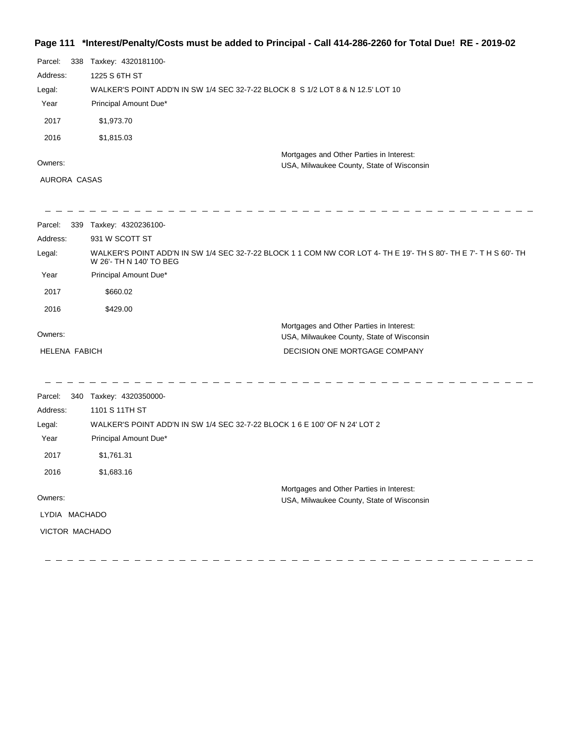**Page 111 \*Interest/Penalty/Costs must be added to Principal - Call 414-286-2260 for Total Due! RE - 2019-02**

Parcel: 338 Taxkey: 4320181100-

Address: 1225 S 6TH ST

Legal: WALKER'S POINT ADD'N IN SW 1/4 SEC 32-7-22 BLOCK 8 S 1/2 LOT 8 & N 12.5' LOT 10

| Year | Principal Amount Due* |
|---|---|
| 2017 | $1,973.70 |
| 2016 | $1,815.03 |

Owners:

AURORA CASAS

Mortgages and Other Parties in Interest:
USA, Milwaukee County, State of Wisconsin

---

Parcel: 339 Taxkey: 4320236100-

Address: 931 W SCOTT ST

Legal: WALKER'S POINT ADD'N IN SW 1/4 SEC 32-7-22 BLOCK 1 1 COM NW COR LOT 4- TH E 19'- TH S 80'- TH E 7'- T H S 60'- TH W 26'- TH N 140' TO BEG

| Year | Principal Amount Due* |
|---|---|
| 2017 | $660.02 |
| 2016 | $429.00 |

Owners:

HELENA FABICH

Mortgages and Other Parties in Interest:
USA, Milwaukee County, State of Wisconsin
DECISION ONE MORTGAGE COMPANY

---

Parcel: 340 Taxkey: 4320350000-

Address: 1101 S 11TH ST

Legal: WALKER'S POINT ADD'N IN SW 1/4 SEC 32-7-22 BLOCK 1 6 E 100' OF N 24' LOT 2

| Year | Principal Amount Due* |
|---|---|
| 2017 | $1,761.31 |
| 2016 | $1,683.16 |

Owners:

LYDIA MACHADO

VICTOR MACHADO

Mortgages and Other Parties in Interest:
USA, Milwaukee County, State of Wisconsin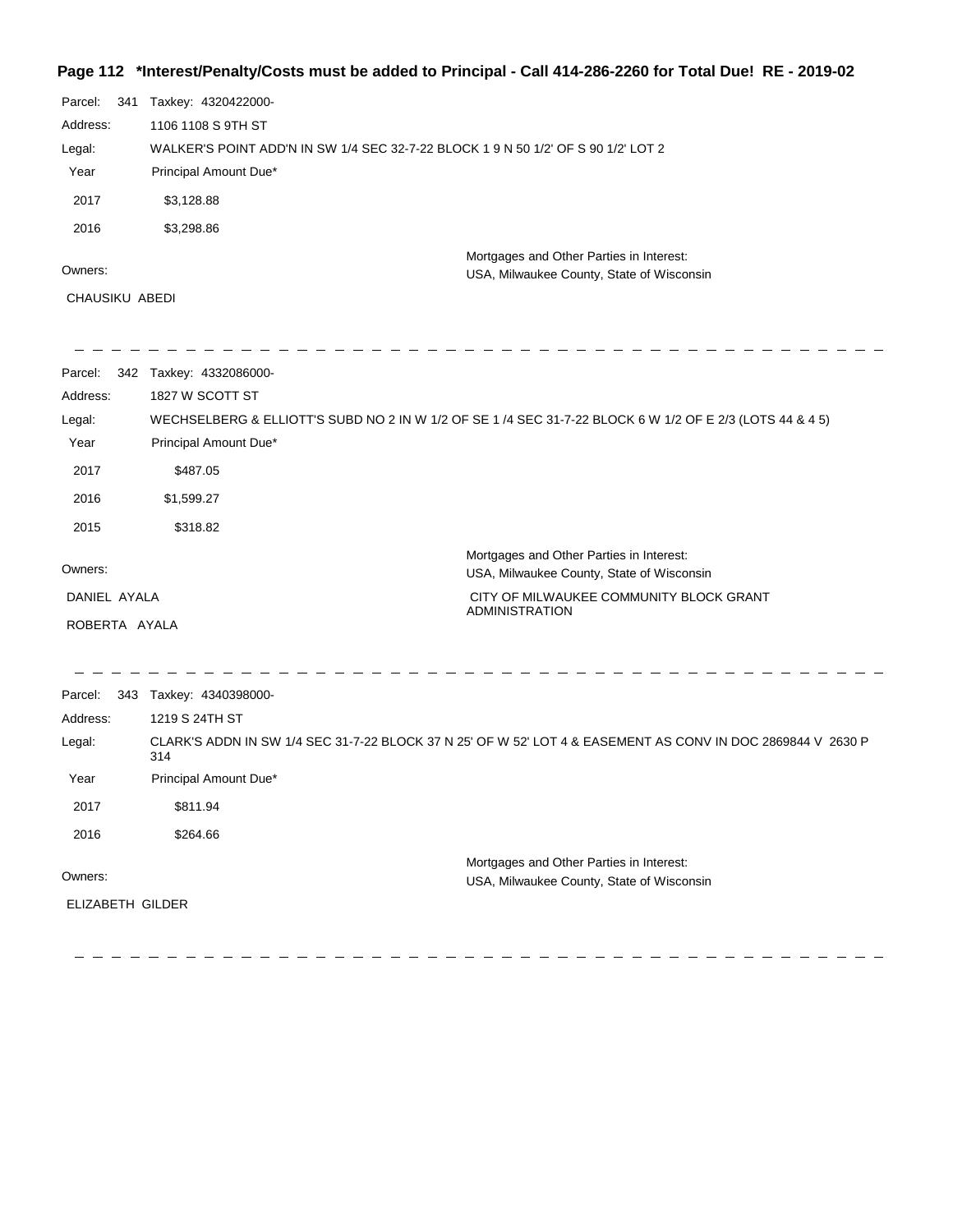**Page 112 \*Interest/Penalty/Costs must be added to Principal - Call 414-286-2260 for Total Due! RE - 2019-02**

Parcel: 341 Taxkey: 4320422000-

Address: 1106 1108 S 9TH ST

Legal: WALKER'S POINT ADD'N IN SW 1/4 SEC 32-7-22 BLOCK 1 9 N 50 1/2' OF S 90 1/2' LOT 2

| Year | Principal Amount Due* |
|---|---|
| 2017 | $3,128.88 |
| 2016 | $3,298.86 |

Owners:

CHAUSIKU ABEDI

Mortgages and Other Parties in Interest:
USA, Milwaukee County, State of Wisconsin

---

Parcel: 342 Taxkey: 4332086000-

Address: 1827 W SCOTT ST

Legal: WECHSELBERG & ELLIOTT'S SUBD NO 2 IN W 1/2 OF SE 1 /4 SEC 31-7-22 BLOCK 6 W 1/2 OF E 2/3 (LOTS 44 & 4 5)

| Year | Principal Amount Due* |
|---|---|
| 2017 | $487.05 |
| 2016 | $1,599.27 |
| 2015 | $318.82 |

Owners:

DANIEL AYALA

ROBERTA AYALA

Mortgages and Other Parties in Interest:
USA, Milwaukee County, State of Wisconsin
CITY OF MILWAUKEE COMMUNITY BLOCK GRANT ADMINISTRATION

---

Parcel: 343 Taxkey: 4340398000-

Address: 1219 S 24TH ST

Legal: CLARK'S ADDN IN SW 1/4 SEC 31-7-22 BLOCK 37 N 25' OF W 52' LOT 4 & EASEMENT AS CONV IN DOC 2869844 V 2630 P 314

| Year | Principal Amount Due* |
|---|---|
| 2017 | $811.94 |
| 2016 | $264.66 |

Owners:

ELIZABETH GILDER

Mortgages and Other Parties in Interest:
USA, Milwaukee County, State of Wisconsin

---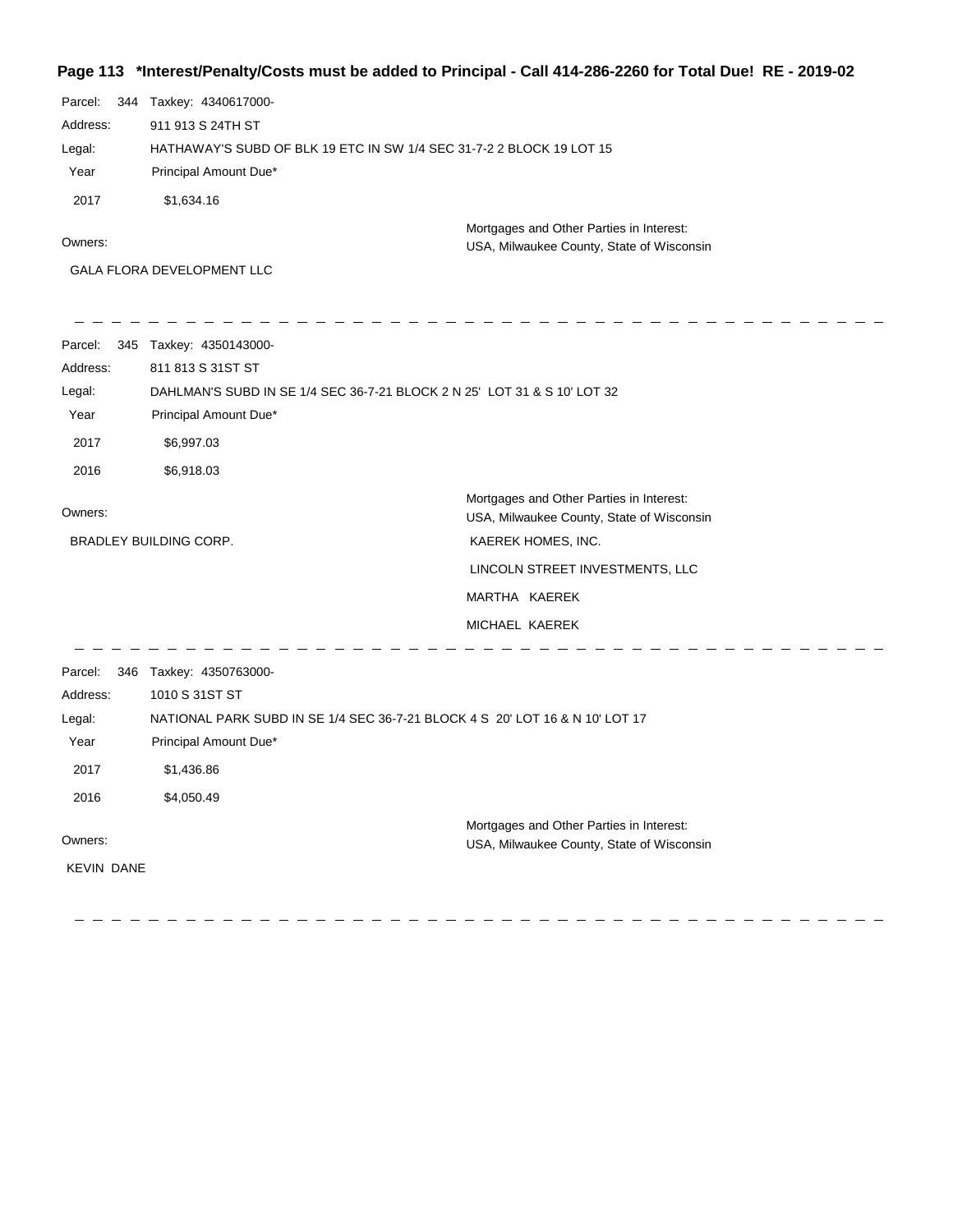**Page 113 \*Interest/Penalty/Costs must be added to Principal - Call 414-286-2260 for Total Due! RE - 2019-02**

Parcel: 344 Taxkey: 4340617000-

Address: 911 913 S 24TH ST

Legal: HATHAWAY'S SUBD OF BLK 19 ETC IN SW 1/4 SEC 31-7-2 2 BLOCK 19 LOT 15

| Year | Principal Amount Due* |
|---|---|
| 2017 | $1,634.16 |

Owners:

GALA FLORA DEVELOPMENT LLC

Mortgages and Other Parties in Interest:
USA, Milwaukee County, State of Wisconsin

---

Parcel: 345 Taxkey: 4350143000-

Address: 811 813 S 31ST ST

Legal: DAHLMAN'S SUBD IN SE 1/4 SEC 36-7-21 BLOCK 2 N 25' LOT 31 & S 10' LOT 32

| Year | Principal Amount Due* |
|---|---|
| 2017 | $6,997.03 |
| 2016 | $6,918.03 |

Owners:

BRADLEY BUILDING CORP.

Mortgages and Other Parties in Interest:
USA, Milwaukee County, State of Wisconsin
KAEREK HOMES, INC.
LINCOLN STREET INVESTMENTS, LLC
MARTHA KAEREK
MICHAEL KAEREK

---

Parcel: 346 Taxkey: 4350763000-

Address: 1010 S 31ST ST

Legal: NATIONAL PARK SUBD IN SE 1/4 SEC 36-7-21 BLOCK 4 S 20' LOT 16 & N 10' LOT 17

| Year | Principal Amount Due* |
|---|---|
| 2017 | $1,436.86 |
| 2016 | $4,050.49 |

Owners:

KEVIN DANE

Mortgages and Other Parties in Interest:
USA, Milwaukee County, State of Wisconsin

---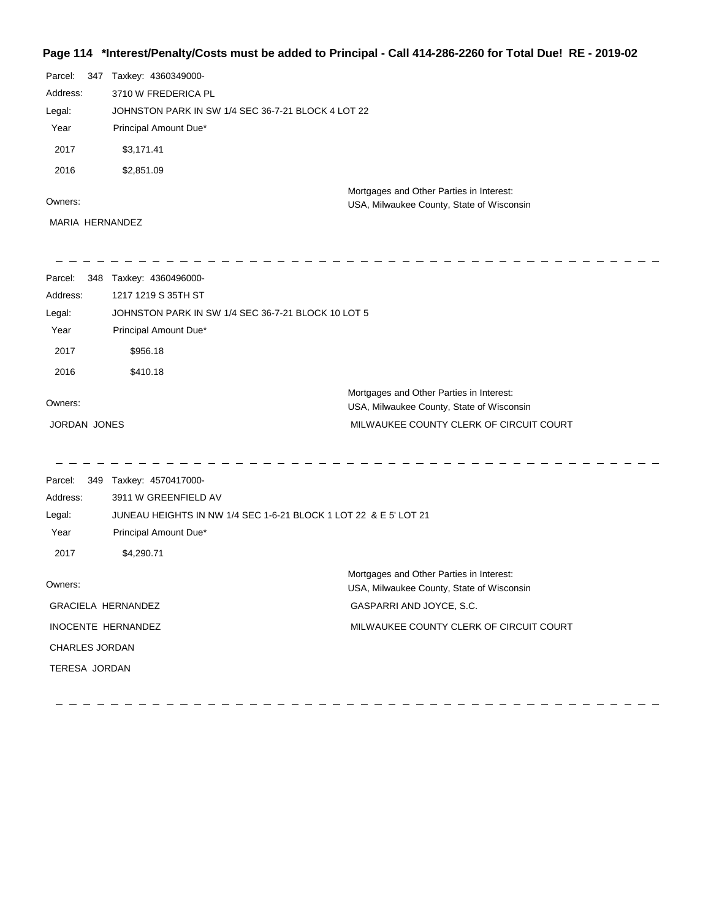## Page 114 *Interest/Penalty/Costs must be added to Principal - Call 414-286-2260 for Total Due! RE - 2019-02

Parcel: 347 Taxkey: 4360349000-
Address: 3710 W FREDERICA PL
Legal: JOHNSTON PARK IN SW 1/4 SEC 36-7-21 BLOCK 4 LOT 22

| Year | Principal Amount Due* |
|---|---|
| 2017 | $3,171.41 |
| 2016 | $2,851.09 |

Owners:
MARIA HERNANDEZ

Mortgages and Other Parties in Interest:
USA, Milwaukee County, State of Wisconsin

---

Parcel: 348 Taxkey: 4360496000-
Address: 1217 1219 S 35TH ST
Legal: JOHNSTON PARK IN SW 1/4 SEC 36-7-21 BLOCK 10 LOT 5

| Year | Principal Amount Due* |
|---|---|
| 2017 | $956.18 |
| 2016 | $410.18 |

Owners:
JORDAN JONES

Mortgages and Other Parties in Interest:
USA, Milwaukee County, State of Wisconsin
MILWAUKEE COUNTY CLERK OF CIRCUIT COURT

---

Parcel: 349 Taxkey: 4570417000-
Address: 3911 W GREENFIELD AV
Legal: JUNEAU HEIGHTS IN NW 1/4 SEC 1-6-21 BLOCK 1 LOT 22 & E 5' LOT 21

| Year | Principal Amount Due* |
|---|---|
| 2017 | $4,290.71 |

Owners:
GRACIELA HERNANDEZ
INOCENTE HERNANDEZ
CHARLES JORDAN
TERESA JORDAN

Mortgages and Other Parties in Interest:
USA, Milwaukee County, State of Wisconsin
GASPARRI AND JOYCE, S.C.
MILWAUKEE COUNTY CLERK OF CIRCUIT COURT

---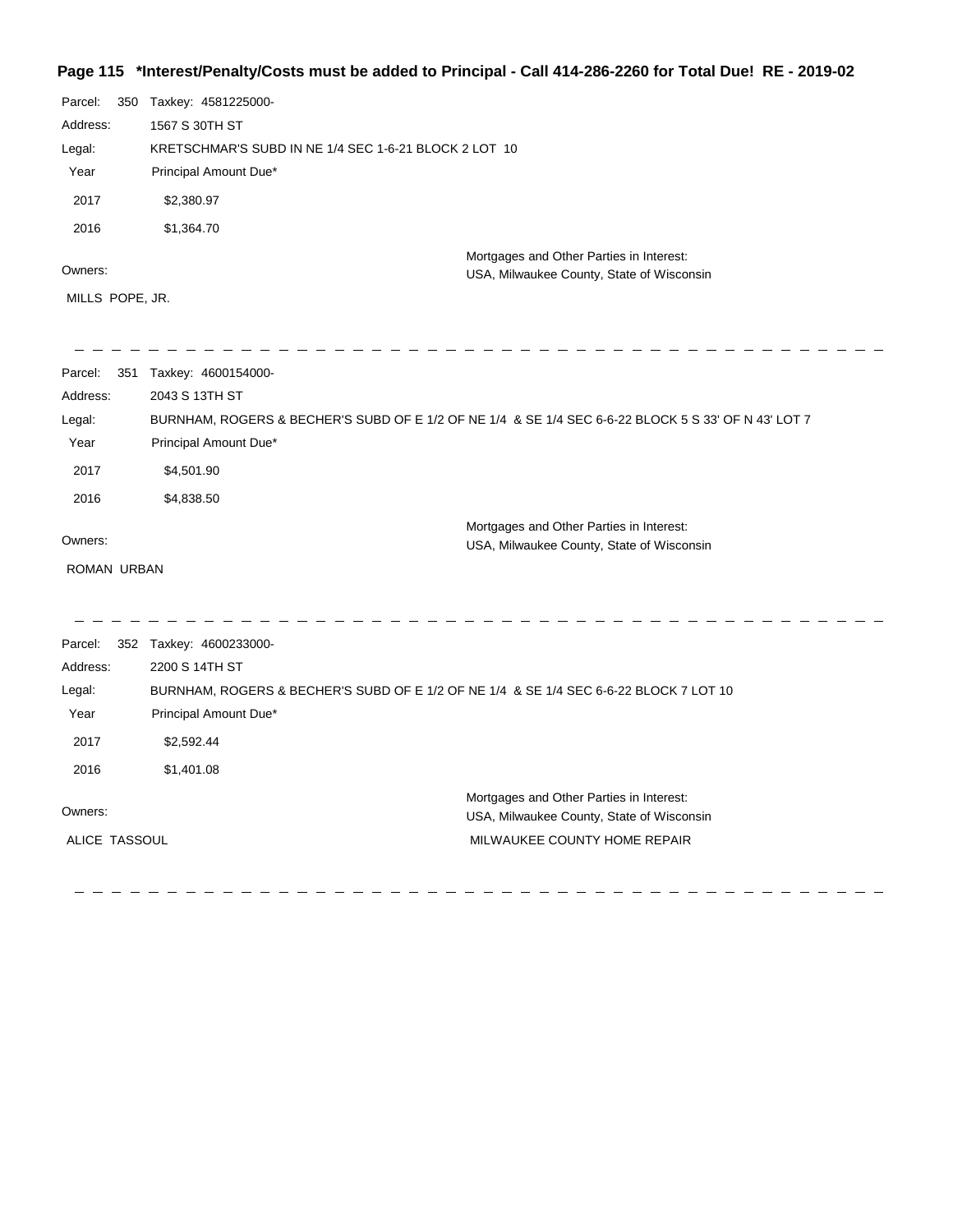**Page 115 *Interest/Penalty/Costs must be added to Principal - Call 414-286-2260 for Total Due! RE - 2019-02**

Parcel: 350 Taxkey: 4581225000-
Address: 1567 S 30TH ST
Legal: KRETSCHMAR'S SUBD IN NE 1/4 SEC 1-6-21 BLOCK 2 LOT 10

| Year | Principal Amount Due* |
|---|---|
| 2017 | $2,380.97 |
| 2016 | $1,364.70 |

Owners:
MILLS POPE, JR.

Mortgages and Other Parties in Interest:
USA, Milwaukee County, State of Wisconsin

---

Parcel: 351 Taxkey: 4600154000-
Address: 2043 S 13TH ST
Legal: BURNHAM, ROGERS & BECHER'S SUBD OF E 1/2 OF NE 1/4 & SE 1/4 SEC 6-6-22 BLOCK 5 S 33' OF N 43' LOT 7

| Year | Principal Amount Due* |
|---|---|
| 2017 | $4,501.90 |
| 2016 | $4,838.50 |

Owners:
ROMAN URBAN

Mortgages and Other Parties in Interest:
USA, Milwaukee County, State of Wisconsin

---

Parcel: 352 Taxkey: 4600233000-
Address: 2200 S 14TH ST
Legal: BURNHAM, ROGERS & BECHER'S SUBD OF E 1/2 OF NE 1/4 & SE 1/4 SEC 6-6-22 BLOCK 7 LOT 10

| Year | Principal Amount Due* |
|---|---|
| 2017 | $2,592.44 |
| 2016 | $1,401.08 |

Owners:
ALICE TASSOUL

Mortgages and Other Parties in Interest:
USA, Milwaukee County, State of Wisconsin
MILWAUKEE COUNTY HOME REPAIR

---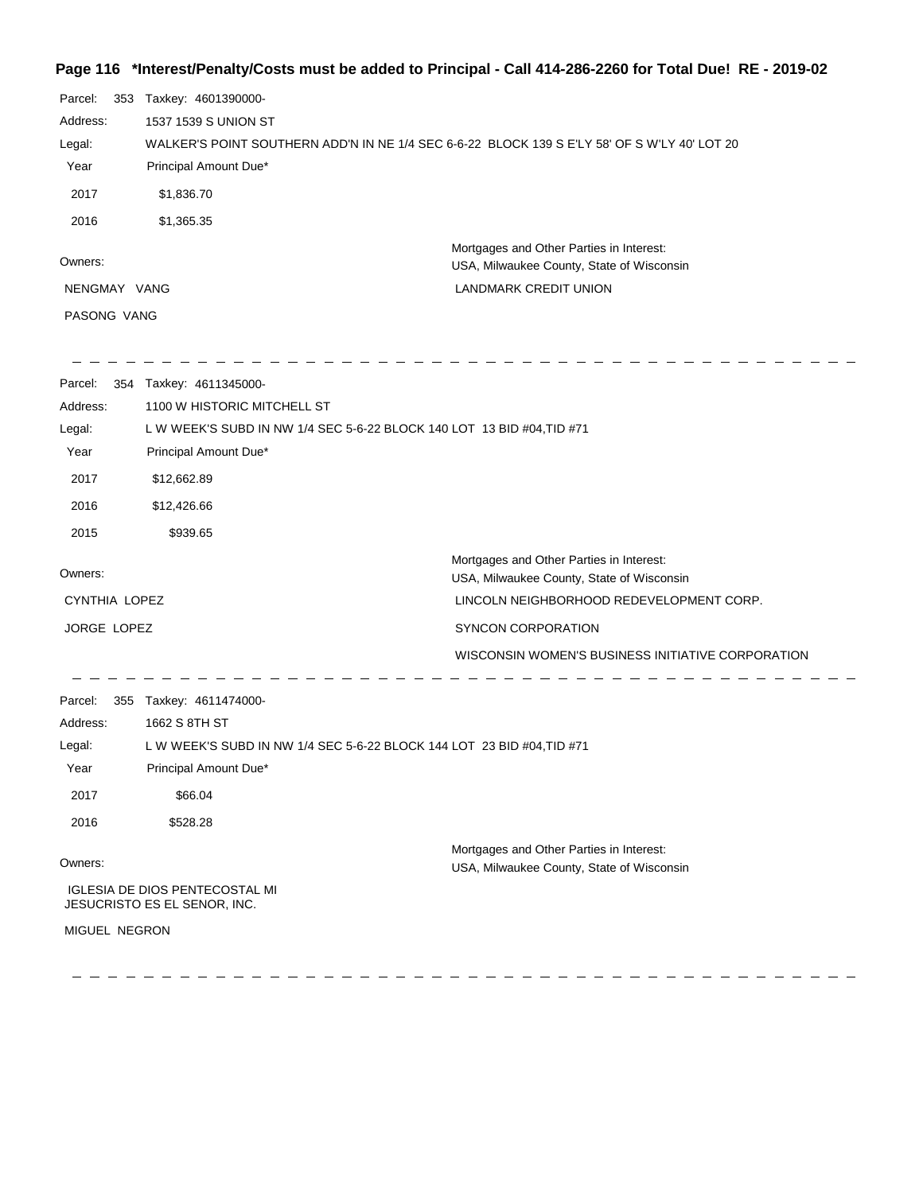**Page 116 \*Interest/Penalty/Costs must be added to Principal - Call 414-286-2260 for Total Due! RE - 2019-02**

Parcel: 353 Taxkey: 4601390000-

Address: 1537 1539 S UNION ST

Legal: WALKER'S POINT SOUTHERN ADD'N IN NE 1/4 SEC 6-6-22 BLOCK 139 S E'LY 58' OF S W'LY 40' LOT 20

| Year | Principal Amount Due* |
|---|---|
| 2017 | $1,836.70 |
| 2016 | $1,365.35 |

Owners:

NENGMAY VANG

PASONG VANG

Mortgages and Other Parties in Interest:

USA, Milwaukee County, State of Wisconsin

LANDMARK CREDIT UNION

---

Parcel: 354 Taxkey: 4611345000-

Address: 1100 W HISTORIC MITCHELL ST

Legal: L W WEEK'S SUBD IN NW 1/4 SEC 5-6-22 BLOCK 140 LOT 13 BID #04,TID #71

| Year | Principal Amount Due* |
|---|---|
| 2017 | $12,662.89 |
| 2016 | $12,426.66 |
| 2015 | $939.65 |

Owners:

CYNTHIA LOPEZ

JORGE LOPEZ

Mortgages and Other Parties in Interest:

USA, Milwaukee County, State of Wisconsin

LINCOLN NEIGHBORHOOD REDEVELOPMENT CORP.

SYNCON CORPORATION

WISCONSIN WOMEN'S BUSINESS INITIATIVE CORPORATION

---

Parcel: 355 Taxkey: 4611474000-

Address: 1662 S 8TH ST

Legal: L W WEEK'S SUBD IN NW 1/4 SEC 5-6-22 BLOCK 144 LOT 23 BID #04,TID #71

| Year | Principal Amount Due* |
|---|---|
| 2017 | $66.04 |
| 2016 | $528.28 |

Owners:

IGLESIA DE DIOS PENTECOSTAL MI JESUCRISTO ES EL SENOR, INC.

MIGUEL NEGRON

Mortgages and Other Parties in Interest:

USA, Milwaukee County, State of Wisconsin

---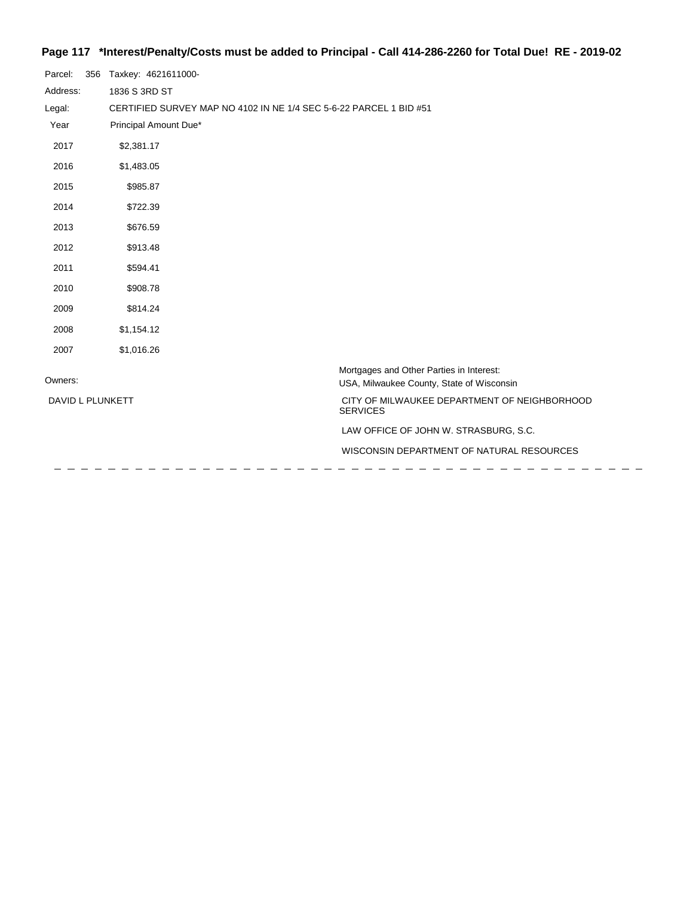**Page 117 \*Interest/Penalty/Costs must be added to Principal - Call 414-286-2260 for Total Due! RE - 2019-02**

Parcel: 356 Taxkey: 4621611000-

Address: 1836 S 3RD ST

Legal: CERTIFIED SURVEY MAP NO 4102 IN NE 1/4 SEC 5-6-22 PARCEL 1 BID #51

| Year | Principal Amount Due* |
|---|---|
| 2017 | $2,381.17 |
| 2016 | $1,483.05 |
| 2015 | $985.87 |
| 2014 | $722.39 |
| 2013 | $676.59 |
| 2012 | $913.48 |
| 2011 | $594.41 |
| 2010 | $908.78 |
| 2009 | $814.24 |
| 2008 | $1,154.12 |
| 2007 | $1,016.26 |

Owners:

DAVID L PLUNKETT

Mortgages and Other Parties in Interest:

USA, Milwaukee County, State of Wisconsin

CITY OF MILWAUKEE DEPARTMENT OF NEIGHBORHOOD SERVICES

LAW OFFICE OF JOHN W. STRASBURG, S.C.

WISCONSIN DEPARTMENT OF NATURAL RESOURCES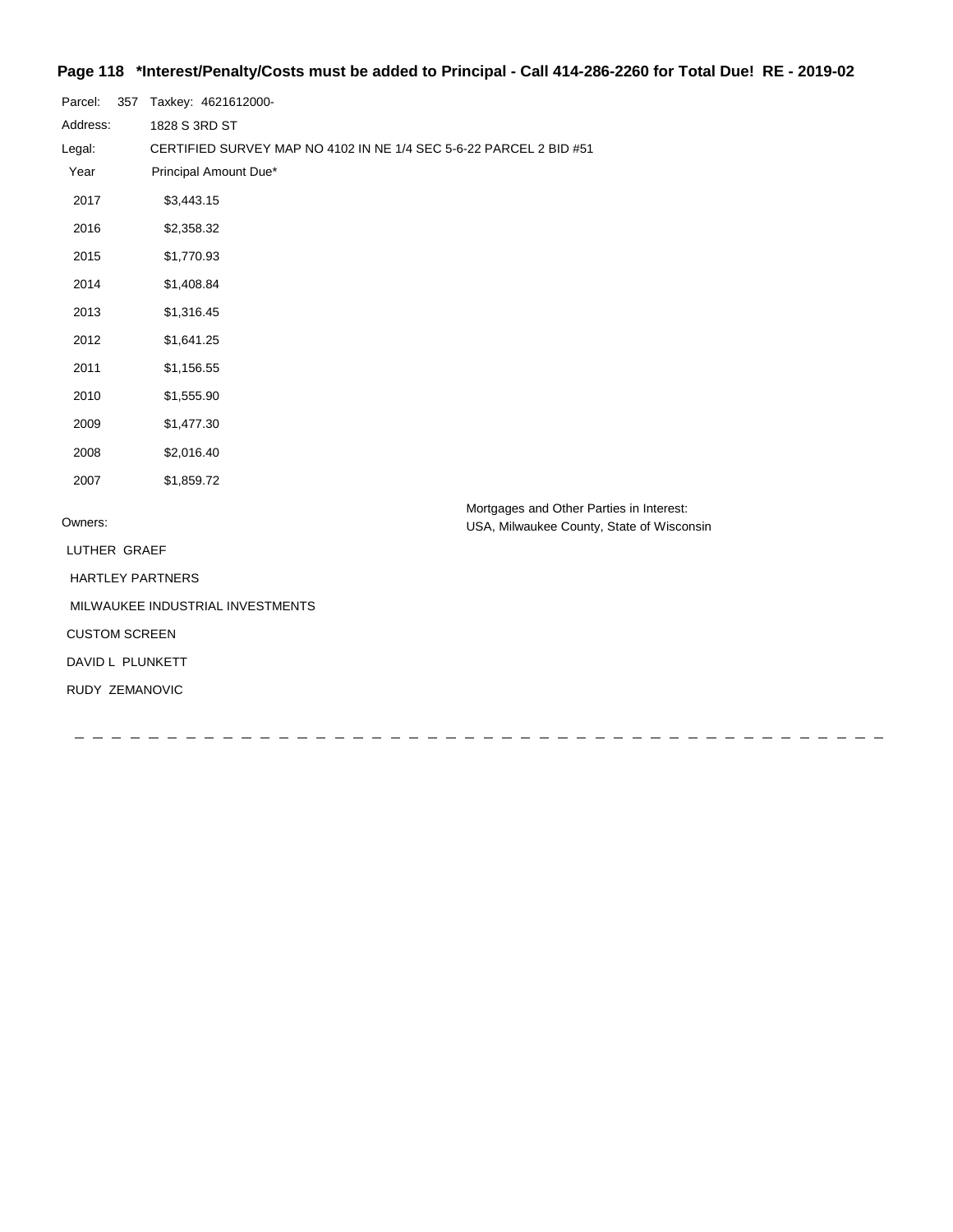**Page 118 \*Interest/Penalty/Costs must be added to Principal - Call 414-286-2260 for Total Due! RE - 2019-02**

Parcel: 357 Taxkey: 4621612000-

Address: 1828 S 3RD ST

Legal: CERTIFIED SURVEY MAP NO 4102 IN NE 1/4 SEC 5-6-22 PARCEL 2 BID #51

| Year | Principal Amount Due* |
|---|---|
| 2017 | $3,443.15 |
| 2016 | $2,358.32 |
| 2015 | $1,770.93 |
| 2014 | $1,408.84 |
| 2013 | $1,316.45 |
| 2012 | $1,641.25 |
| 2011 | $1,156.55 |
| 2010 | $1,555.90 |
| 2009 | $1,477.30 |
| 2008 | $2,016.40 |
| 2007 | $1,859.72 |

Owners:

LUTHER GRAEF

HARTLEY PARTNERS

MILWAUKEE INDUSTRIAL INVESTMENTS

CUSTOM SCREEN

DAVID L PLUNKETT

RUDY ZEMANOVIC

Mortgages and Other Parties in Interest:
USA, Milwaukee County, State of Wisconsin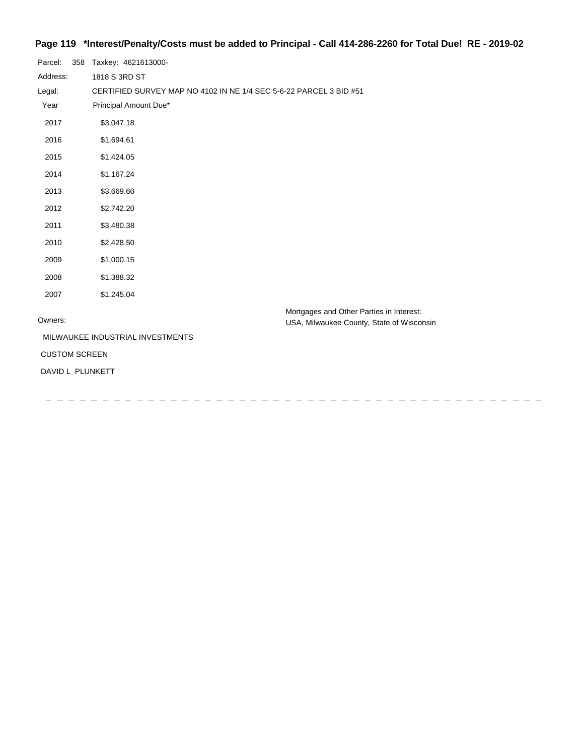**Page 119 \*Interest/Penalty/Costs must be added to Principal - Call 414-286-2260 for Total Due! RE - 2019-02**

Parcel: 358 Taxkey: 4621613000-

Address: 1818 S 3RD ST

Legal: CERTIFIED SURVEY MAP NO 4102 IN NE 1/4 SEC 5-6-22 PARCEL 3 BID #51

| Year | Principal Amount Due* |
|---|---|
| 2017 | $3,047.18 |
| 2016 | $1,694.61 |
| 2015 | $1,424.05 |
| 2014 | $1,167.24 |
| 2013 | $3,669.60 |
| 2012 | $2,742.20 |
| 2011 | $3,480.38 |
| 2010 | $2,428.50 |
| 2009 | $1,000.15 |
| 2008 | $1,388.32 |
| 2007 | $1,245.04 |

Owners:

MILWAUKEE INDUSTRIAL INVESTMENTS

CUSTOM SCREEN

DAVID L PLUNKETT

Mortgages and Other Parties in Interest:
USA, Milwaukee County, State of Wisconsin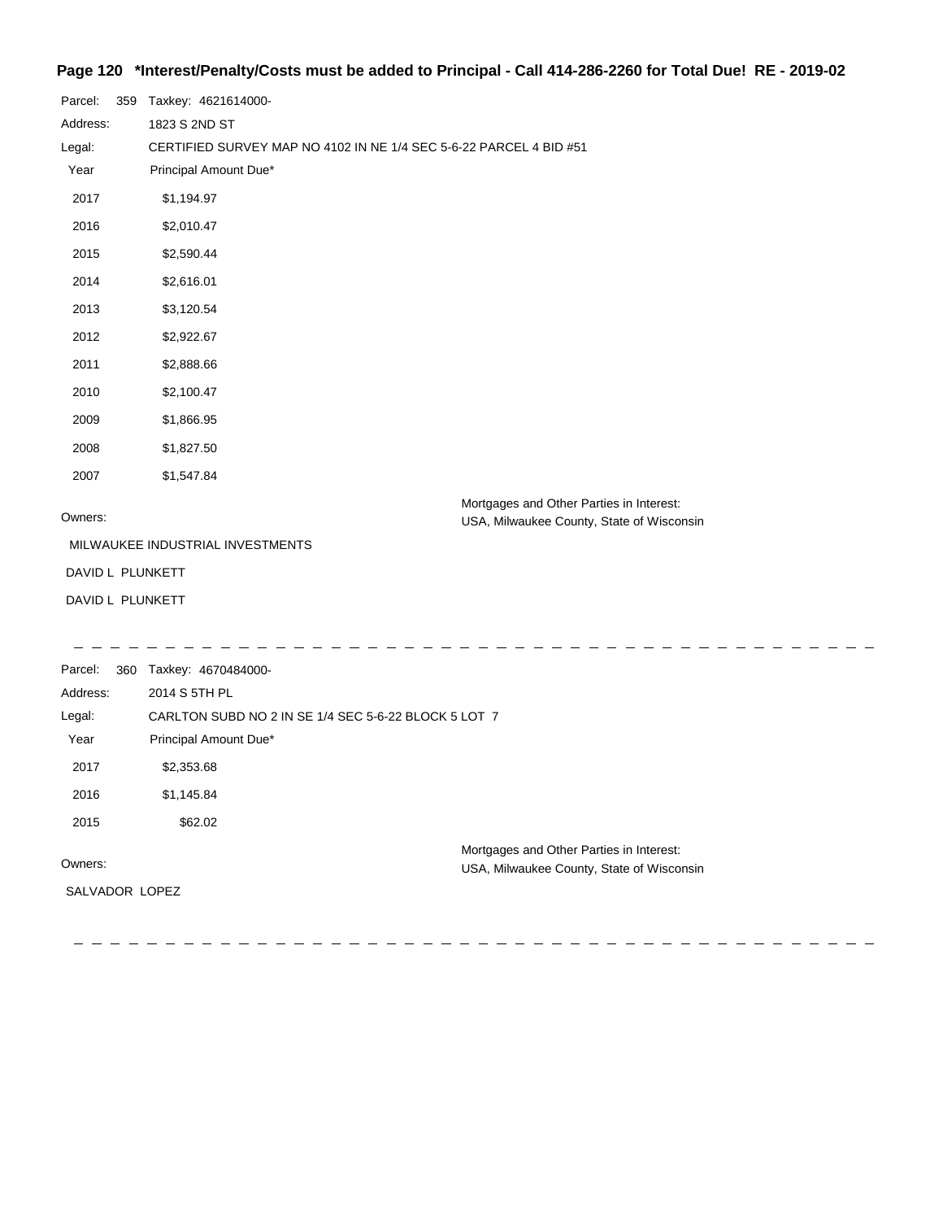**Page 120 \*Interest/Penalty/Costs must be added to Principal - Call 414-286-2260 for Total Due! RE - 2019-02**

Parcel: 359 Taxkey: 4621614000-

Address: 1823 S 2ND ST

Legal: CERTIFIED SURVEY MAP NO 4102 IN NE 1/4 SEC 5-6-22 PARCEL 4 BID #51

| Year | Principal Amount Due* |
|---|---|
| 2017 | $1,194.97 |
| 2016 | $2,010.47 |
| 2015 | $2,590.44 |
| 2014 | $2,616.01 |
| 2013 | $3,120.54 |
| 2012 | $2,922.67 |
| 2011 | $2,888.66 |
| 2010 | $2,100.47 |
| 2009 | $1,866.95 |
| 2008 | $1,827.50 |
| 2007 | $1,547.84 |

Owners:

MILWAUKEE INDUSTRIAL INVESTMENTS

DAVID L PLUNKETT

DAVID L PLUNKETT

Mortgages and Other Parties in Interest:
USA, Milwaukee County, State of Wisconsin

---

Parcel: 360 Taxkey: 4670484000-

Address: 2014 S 5TH PL

Legal: CARLTON SUBD NO 2 IN SE 1/4 SEC 5-6-22 BLOCK 5 LOT 7

| Year | Principal Amount Due* |
|---|---|
| 2017 | $2,353.68 |
| 2016 | $1,145.84 |
| 2015 | $62.02 |

Owners:

SALVADOR LOPEZ

Mortgages and Other Parties in Interest:
USA, Milwaukee County, State of Wisconsin

---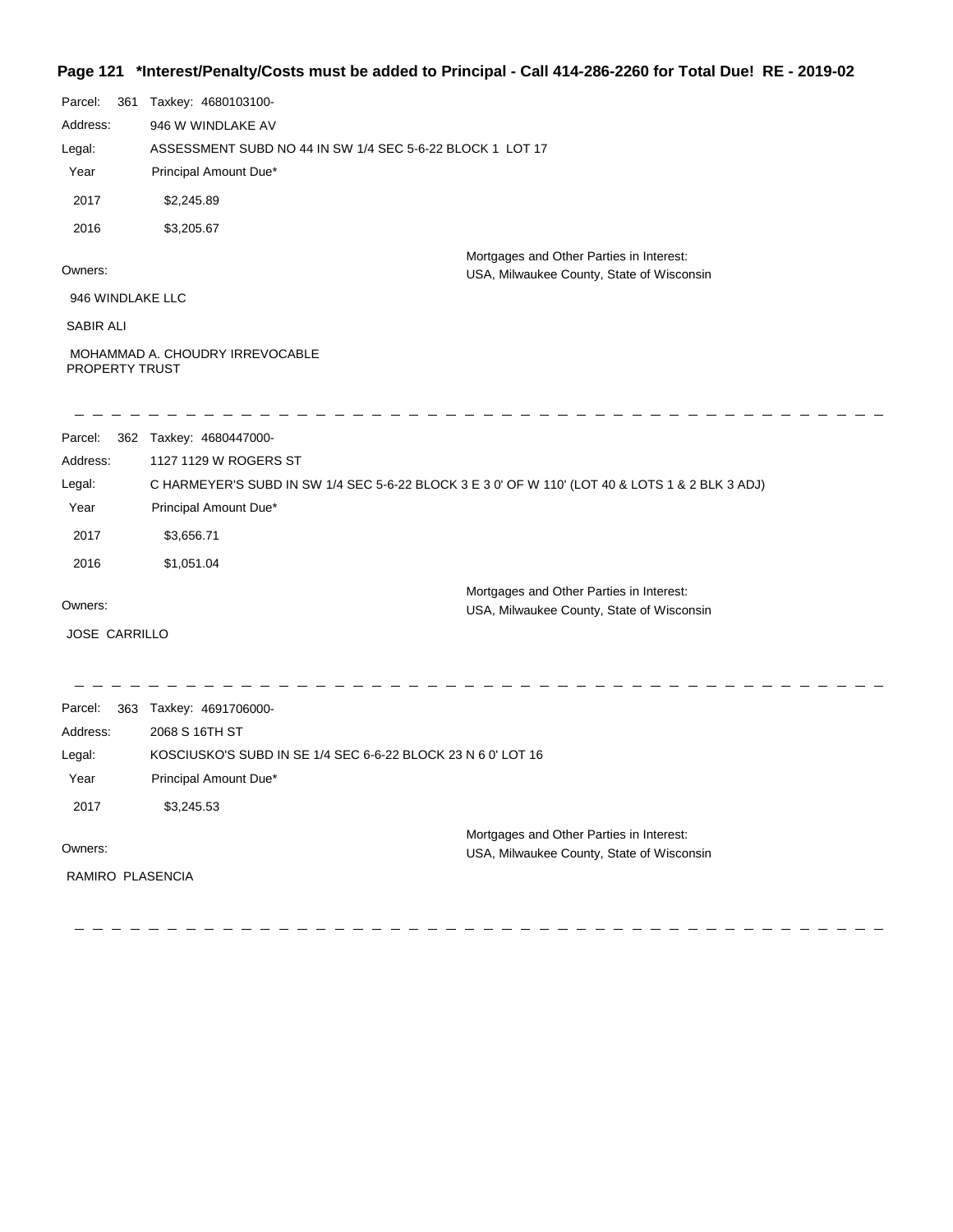**Page 121 \*Interest/Penalty/Costs must be added to Principal - Call 414-286-2260 for Total Due! RE - 2019-02**

Parcel: 361 Taxkey: 4680103100-

Address: 946 W WINDLAKE AV

Legal: ASSESSMENT SUBD NO 44 IN SW 1/4 SEC 5-6-22 BLOCK 1 LOT 17

| Year | Principal Amount Due* |
|---|---|
| 2017 | $2,245.89 |
| 2016 | $3,205.67 |

Owners:

946 WINDLAKE LLC

SABIR ALI

MOHAMMAD A. CHOUDRY IRREVOCABLE PROPERTY TRUST

Mortgages and Other Parties in Interest:
USA, Milwaukee County, State of Wisconsin

---

Parcel: 362 Taxkey: 4680447000-

Address: 1127 1129 W ROGERS ST

Legal: C HARMEYER'S SUBD IN SW 1/4 SEC 5-6-22 BLOCK 3 E 3 0' OF W 110' (LOT 40 & LOTS 1 & 2 BLK 3 ADJ)

| Year | Principal Amount Due* |
|---|---|
| 2017 | $3,656.71 |
| 2016 | $1,051.04 |

Owners:

JOSE CARRILLO

Mortgages and Other Parties in Interest:
USA, Milwaukee County, State of Wisconsin

---

Parcel: 363 Taxkey: 4691706000-

Address: 2068 S 16TH ST

Legal: KOSCIUSKO'S SUBD IN SE 1/4 SEC 6-6-22 BLOCK 23 N 6 0' LOT 16

| Year | Principal Amount Due* |
|---|---|
| 2017 | $3,245.53 |

Owners:

RAMIRO PLASENCIA

Mortgages and Other Parties in Interest:
USA, Milwaukee County, State of Wisconsin

---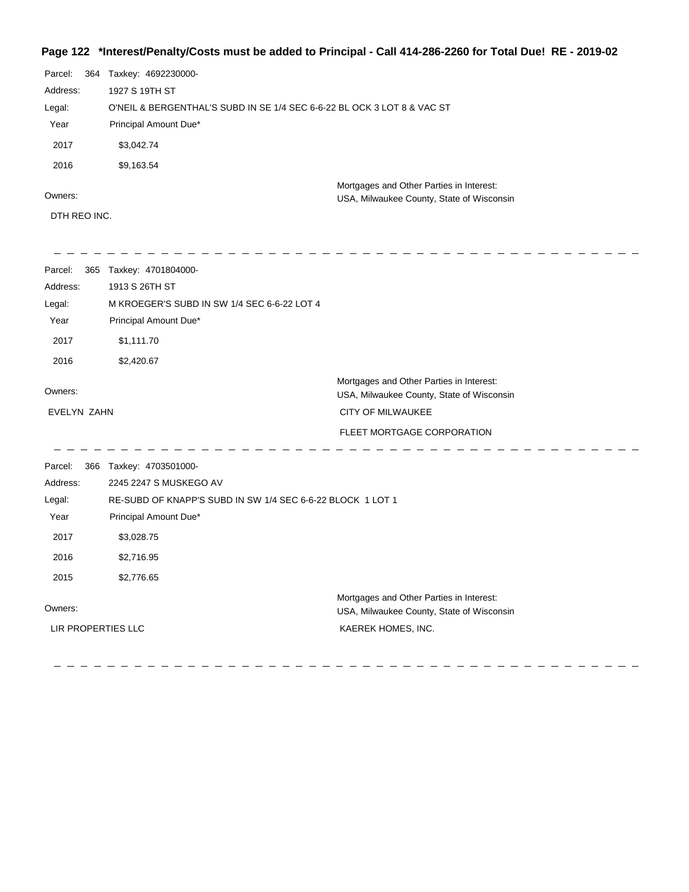**Page 122 *Interest/Penalty/Costs must be added to Principal - Call 414-286-2260 for Total Due! RE - 2019-02**

Parcel: 364 Taxkey: 4692230000-

Address: 1927 S 19TH ST

Legal: O'NEIL & BERGENTHAL'S SUBD IN SE 1/4 SEC 6-6-22 BL OCK 3 LOT 8 & VAC ST

| Year | Principal Amount Due* |
|---|---|
| 2017 | $3,042.74 |
| 2016 | $9,163.54 |

Owners:

DTH REO INC.

Mortgages and Other Parties in Interest:

USA, Milwaukee County, State of Wisconsin

---

Parcel: 365 Taxkey: 4701804000-

Address: 1913 S 26TH ST

Legal: M KROEGER'S SUBD IN SW 1/4 SEC 6-6-22 LOT 4

| Year | Principal Amount Due* |
|---|---|
| 2017 | $1,111.70 |
| 2016 | $2,420.67 |

Owners:

EVELYN ZAHN

Mortgages and Other Parties in Interest:

USA, Milwaukee County, State of Wisconsin

CITY OF MILWAUKEE

FLEET MORTGAGE CORPORATION

---

Parcel: 366 Taxkey: 4703501000-

Address: 2245 2247 S MUSKEGO AV

Legal: RE-SUBD OF KNAPP'S SUBD IN SW 1/4 SEC 6-6-22 BLOCK 1 LOT 1

| Year | Principal Amount Due* |
|---|---|
| 2017 | $3,028.75 |
| 2016 | $2,716.95 |
| 2015 | $2,776.65 |

Owners:

LIR PROPERTIES LLC

Mortgages and Other Parties in Interest:

USA, Milwaukee County, State of Wisconsin

KAEREK HOMES, INC.

---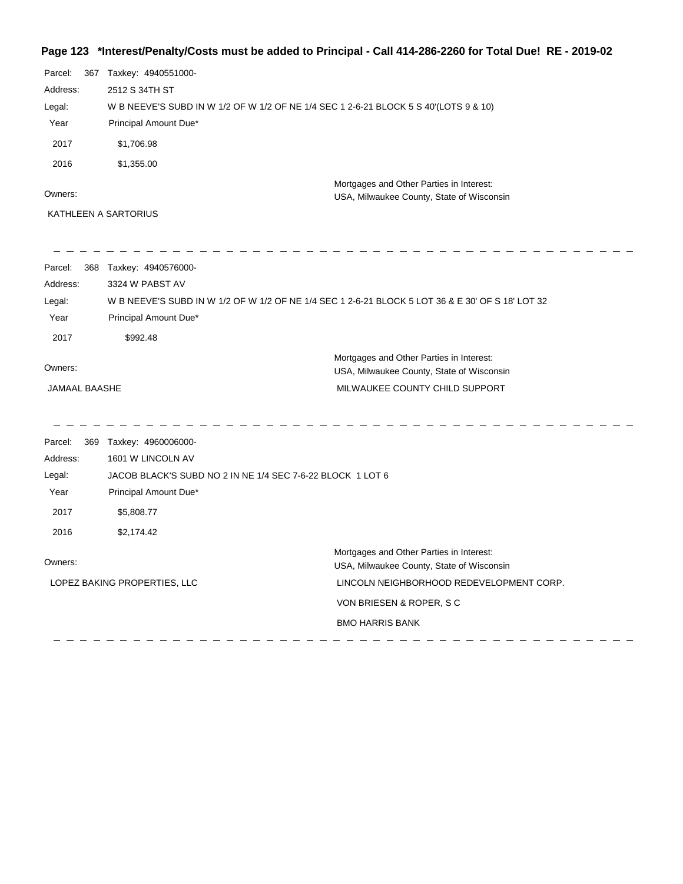**Page 123 \*Interest/Penalty/Costs must be added to Principal - Call 414-286-2260 for Total Due! RE - 2019-02**

Parcel: 367 Taxkey: 4940551000-

Address: 2512 S 34TH ST

Legal: W B NEEVE'S SUBD IN W 1/2 OF W 1/2 OF NE 1/4 SEC 1 2-6-21 BLOCK 5 S 40'(LOTS 9 & 10)

| Year | Principal Amount Due* |
|---|---|
| 2017 | $1,706.98 |
| 2016 | $1,355.00 |

Owners:

KATHLEEN A SARTORIUS

Mortgages and Other Parties in Interest:
USA, Milwaukee County, State of Wisconsin

---

Parcel: 368 Taxkey: 4940576000-

Address: 3324 W PABST AV

Legal: W B NEEVE'S SUBD IN W 1/2 OF W 1/2 OF NE 1/4 SEC 1 2-6-21 BLOCK 5 LOT 36 & E 30' OF S 18' LOT 32

| Year | Principal Amount Due* |
|---|---|
| 2017 | $992.48 |

Owners:

JAMAAL BAASHE

Mortgages and Other Parties in Interest:
USA, Milwaukee County, State of Wisconsin
MILWAUKEE COUNTY CHILD SUPPORT

---

Parcel: 369 Taxkey: 4960006000-

Address: 1601 W LINCOLN AV

Legal: JACOB BLACK'S SUBD NO 2 IN NE 1/4 SEC 7-6-22 BLOCK 1 LOT 6

| Year | Principal Amount Due* |
|---|---|
| 2017 | $5,808.77 |
| 2016 | $2,174.42 |

Owners:

LOPEZ BAKING PROPERTIES, LLC

Mortgages and Other Parties in Interest:
USA, Milwaukee County, State of Wisconsin
LINCOLN NEIGHBORHOOD REDEVELOPMENT CORP.
VON BRIESEN & ROPER, S C
BMO HARRIS BANK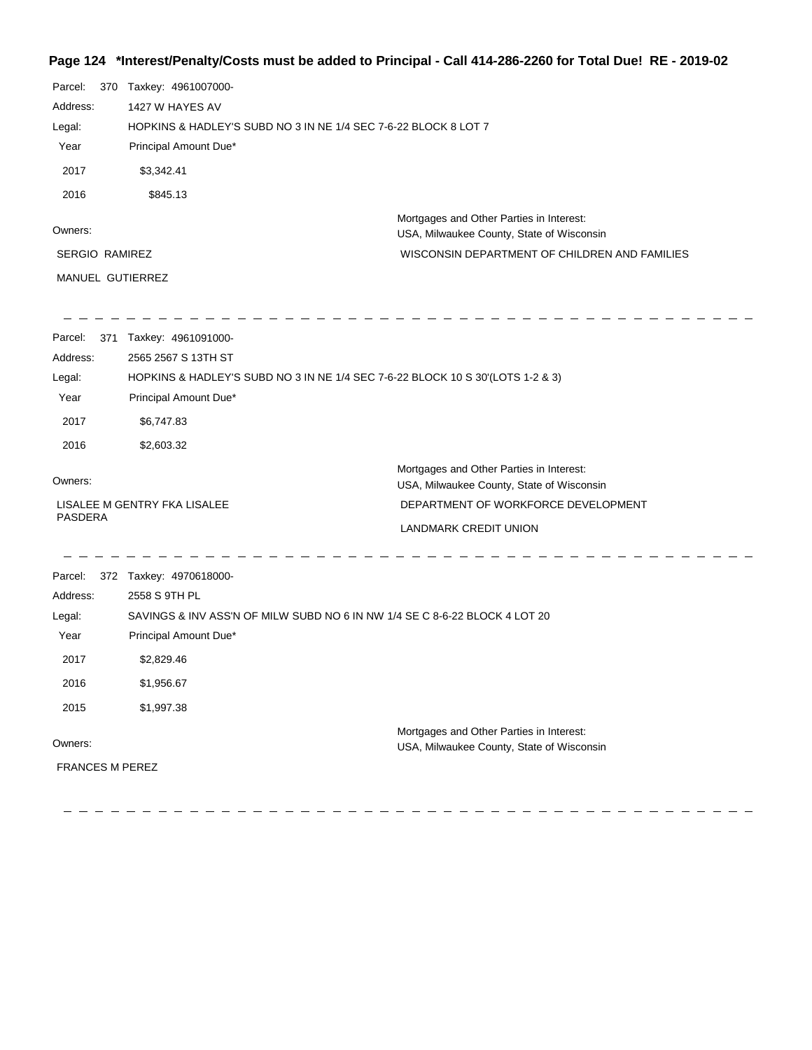**Page 124 \*Interest/Penalty/Costs must be added to Principal - Call 414-286-2260 for Total Due! RE - 2019-02**

Parcel: 370 Taxkey: 4961007000-

Address: 1427 W HAYES AV

Legal: HOPKINS & HADLEY'S SUBD NO 3 IN NE 1/4 SEC 7-6-22 BLOCK 8 LOT 7

| Year | Principal Amount Due* |
|---|---|
| 2017 | $3,342.41 |
| 2016 | $845.13 |

Owners:

SERGIO RAMIREZ

MANUEL GUTIERREZ

Mortgages and Other Parties in Interest:

USA, Milwaukee County, State of Wisconsin

WISCONSIN DEPARTMENT OF CHILDREN AND FAMILIES

---

Parcel: 371 Taxkey: 4961091000-

Address: 2565 2567 S 13TH ST

Legal: HOPKINS & HADLEY'S SUBD NO 3 IN NE 1/4 SEC 7-6-22 BLOCK 10 S 30'(LOTS 1-2 & 3)

| Year | Principal Amount Due* |
|---|---|
| 2017 | $6,747.83 |
| 2016 | $2,603.32 |

Owners:

LISALEE M GENTRY FKA LISALEE PASDERA

Mortgages and Other Parties in Interest:

USA, Milwaukee County, State of Wisconsin

DEPARTMENT OF WORKFORCE DEVELOPMENT

LANDMARK CREDIT UNION

---

Parcel: 372 Taxkey: 4970618000-

Address: 2558 S 9TH PL

Legal: SAVINGS & INV ASS'N OF MILW SUBD NO 6 IN NW 1/4 SE C 8-6-22 BLOCK 4 LOT 20

| Year | Principal Amount Due* |
|---|---|
| 2017 | $2,829.46 |
| 2016 | $1,956.67 |
| 2015 | $1,997.38 |

Owners:

FRANCES M PEREZ

Mortgages and Other Parties in Interest:

USA, Milwaukee County, State of Wisconsin

---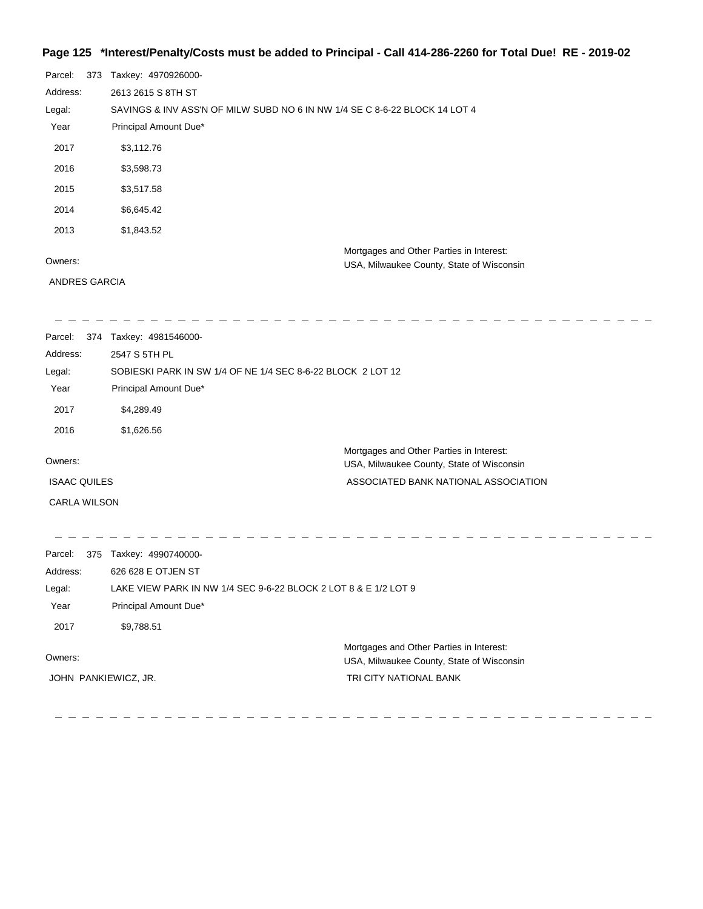**Page 125 *Interest/Penalty/Costs must be added to Principal - Call 414-286-2260 for Total Due! RE - 2019-02**

Parcel: 373 Taxkey: 4970926000-

Address: 2613 2615 S 8TH ST

Legal: SAVINGS & INV ASS'N OF MILW SUBD NO 6 IN NW 1/4 SE C 8-6-22 BLOCK 14 LOT 4

| Year | Principal Amount Due* |
| --- | --- |
| 2017 | $3,112.76 |
| 2016 | $3,598.73 |
| 2015 | $3,517.58 |
| 2014 | $6,645.42 |
| 2013 | $1,843.52 |

Owners:

ANDRES GARCIA

Mortgages and Other Parties in Interest:

USA, Milwaukee County, State of Wisconsin

---

Parcel: 374 Taxkey: 4981546000-

Address: 2547 S 5TH PL

Legal: SOBIESKI PARK IN SW 1/4 OF NE 1/4 SEC 8-6-22 BLOCK 2 LOT 12

| Year | Principal Amount Due* |
| --- | --- |
| 2017 | $4,289.49 |
| 2016 | $1,626.56 |

Owners:

ISAAC QUILES

CARLA WILSON

Mortgages and Other Parties in Interest:

USA, Milwaukee County, State of Wisconsin

ASSOCIATED BANK NATIONAL ASSOCIATION

---

Parcel: 375 Taxkey: 4990740000-

Address: 626 628 E OTJEN ST

Legal: LAKE VIEW PARK IN NW 1/4 SEC 9-6-22 BLOCK 2 LOT 8 & E 1/2 LOT 9

| Year | Principal Amount Due* |
| --- | --- |
| 2017 | $9,788.51 |

Owners:

JOHN PANKIEWICZ, JR.

Mortgages and Other Parties in Interest:

USA, Milwaukee County, State of Wisconsin

TRI CITY NATIONAL BANK

---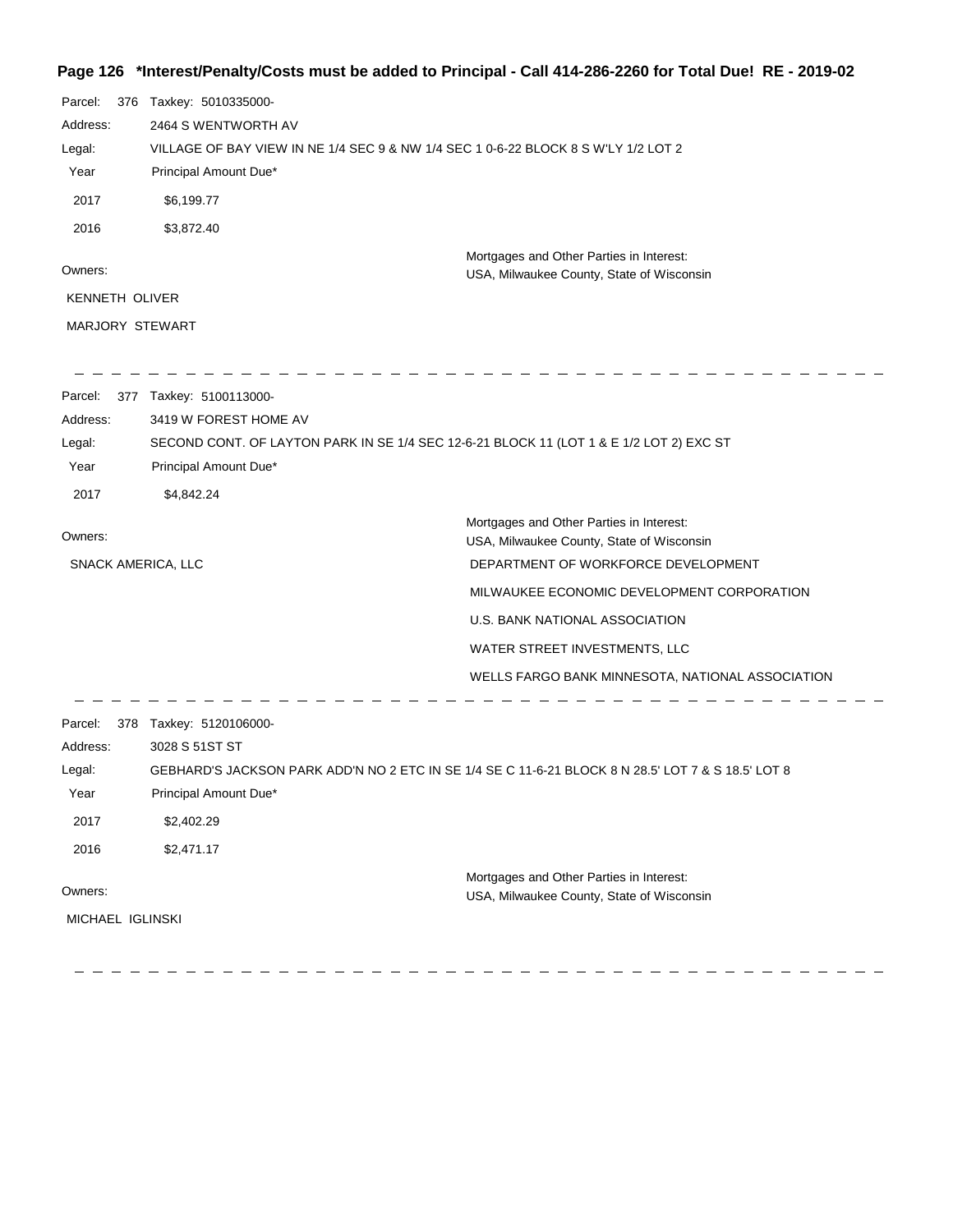**Page 126 \*Interest/Penalty/Costs must be added to Principal - Call 414-286-2260 for Total Due! RE - 2019-02**

Parcel: 376 Taxkey: 5010335000-

Address: 2464 S WENTWORTH AV

Legal: VILLAGE OF BAY VIEW IN NE 1/4 SEC 9 & NW 1/4 SEC 1 0-6-22 BLOCK 8 S W'LY 1/2 LOT 2

| Year | Principal Amount Due* |
|---|---|
| 2017 | $6,199.77 |
| 2016 | $3,872.40 |

Owners:

KENNETH OLIVER

MARJORY STEWART

Mortgages and Other Parties in Interest:

USA, Milwaukee County, State of Wisconsin

---

Parcel: 377 Taxkey: 5100113000-

Address: 3419 W FOREST HOME AV

Legal: SECOND CONT. OF LAYTON PARK IN SE 1/4 SEC 12-6-21 BLOCK 11 (LOT 1 & E 1/2 LOT 2) EXC ST

| Year | Principal Amount Due* |
|---|---|
| 2017 | $4,842.24 |

Owners:

SNACK AMERICA, LLC

Mortgages and Other Parties in Interest:

USA, Milwaukee County, State of Wisconsin

DEPARTMENT OF WORKFORCE DEVELOPMENT

MILWAUKEE ECONOMIC DEVELOPMENT CORPORATION

U.S. BANK NATIONAL ASSOCIATION

WATER STREET INVESTMENTS, LLC

WELLS FARGO BANK MINNESOTA, NATIONAL ASSOCIATION

---

Parcel: 378 Taxkey: 5120106000-

Address: 3028 S 51ST ST

Legal: GEBHARD'S JACKSON PARK ADD'N NO 2 ETC IN SE 1/4 SE C 11-6-21 BLOCK 8 N 28.5' LOT 7 & S 18.5' LOT 8

| Year | Principal Amount Due* |
|---|---|
| 2017 | $2,402.29 |
| 2016 | $2,471.17 |

Owners:

MICHAEL IGLINSKI

Mortgages and Other Parties in Interest:

USA, Milwaukee County, State of Wisconsin

---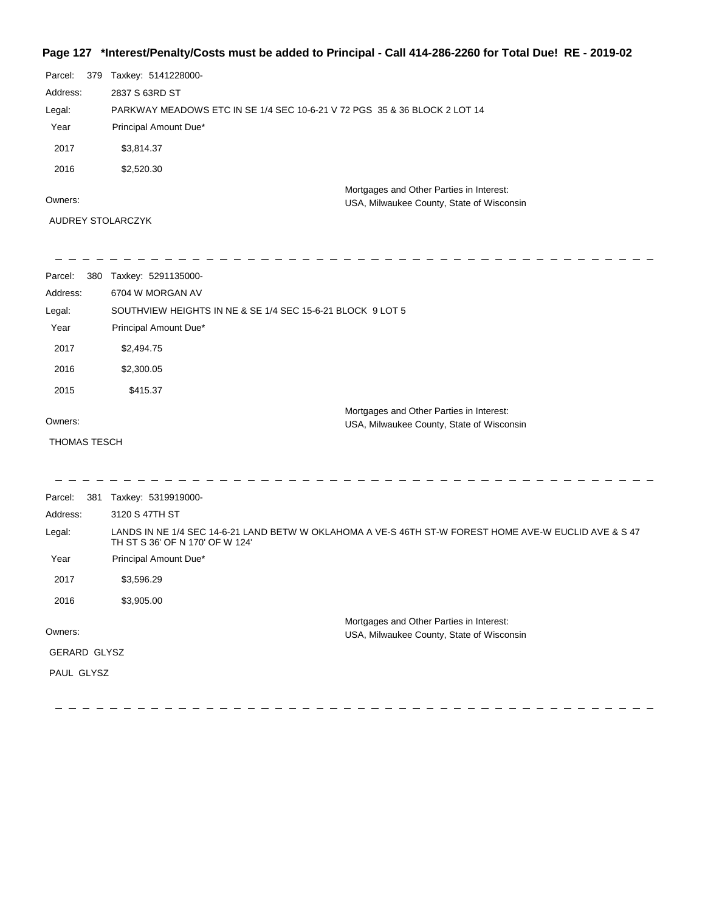**Page 127 \*Interest/Penalty/Costs must be added to Principal - Call 414-286-2260 for Total Due! RE - 2019-02**

Parcel: 379 Taxkey: 5141228000-

Address: 2837 S 63RD ST

Legal: PARKWAY MEADOWS ETC IN SE 1/4 SEC 10-6-21 V 72 PGS 35 & 36 BLOCK 2 LOT 14

| Year | Principal Amount Due* |
|---|---|
| 2017 | $3,814.37 |
| 2016 | $2,520.30 |

Owners:

AUDREY STOLARCZYK

Mortgages and Other Parties in Interest:
USA, Milwaukee County, State of Wisconsin

---

Parcel: 380 Taxkey: 5291135000-

Address: 6704 W MORGAN AV

Legal: SOUTHVIEW HEIGHTS IN NE & SE 1/4 SEC 15-6-21 BLOCK 9 LOT 5

| Year | Principal Amount Due* |
|---|---|
| 2017 | $2,494.75 |
| 2016 | $2,300.05 |
| 2015 | $415.37 |

Owners:

THOMAS TESCH

Mortgages and Other Parties in Interest:
USA, Milwaukee County, State of Wisconsin

---

Parcel: 381 Taxkey: 5319919000-

Address: 3120 S 47TH ST

Legal: LANDS IN NE 1/4 SEC 14-6-21 LAND BETW W OKLAHOMA A VE-S 46TH ST-W FOREST HOME AVE-W EUCLID AVE & S 47 TH ST S 36' OF N 170' OF W 124'

| Year | Principal Amount Due* |
|---|---|
| 2017 | $3,596.29 |
| 2016 | $3,905.00 |

Owners:

GERARD GLYSZ

PAUL GLYSZ

Mortgages and Other Parties in Interest:
USA, Milwaukee County, State of Wisconsin

---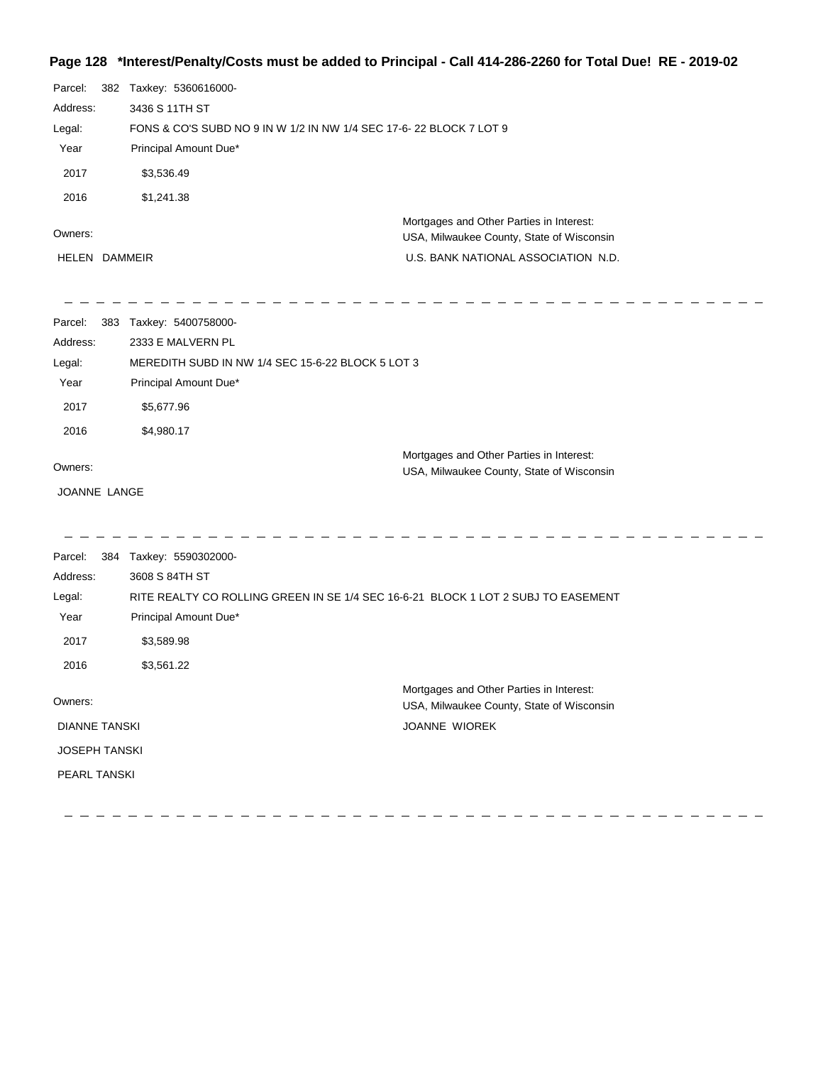**Page 128 \*Interest/Penalty/Costs must be added to Principal - Call 414-286-2260 for Total Due! RE - 2019-02**

Parcel: 382 Taxkey: 5360616000-

Address: 3436 S 11TH ST

Legal: FONS & CO'S SUBD NO 9 IN W 1/2 IN NW 1/4 SEC 17-6- 22 BLOCK 7 LOT 9

| Year | Principal Amount Due* |
|---|---|
| 2017 | $3,536.49 |
| 2016 | $1,241.38 |

Owners:

HELEN DAMMEIR

Mortgages and Other Parties in Interest:
USA, Milwaukee County, State of Wisconsin
U.S. BANK NATIONAL ASSOCIATION N.D.

---

Parcel: 383 Taxkey: 5400758000-

Address: 2333 E MALVERN PL

Legal: MEREDITH SUBD IN NW 1/4 SEC 15-6-22 BLOCK 5 LOT 3

| Year | Principal Amount Due* |
|---|---|
| 2017 | $5,677.96 |
| 2016 | $4,980.17 |

Owners:

JOANNE LANGE

Mortgages and Other Parties in Interest:
USA, Milwaukee County, State of Wisconsin

---

Parcel: 384 Taxkey: 5590302000-

Address: 3608 S 84TH ST

Legal: RITE REALTY CO ROLLING GREEN IN SE 1/4 SEC 16-6-21 BLOCK 1 LOT 2 SUBJ TO EASEMENT

| Year | Principal Amount Due* |
|---|---|
| 2017 | $3,589.98 |
| 2016 | $3,561.22 |

Owners:

DIANNE TANSKI

JOSEPH TANSKI

PEARL TANSKI

Mortgages and Other Parties in Interest:
USA, Milwaukee County, State of Wisconsin
JOANNE WIOREK

---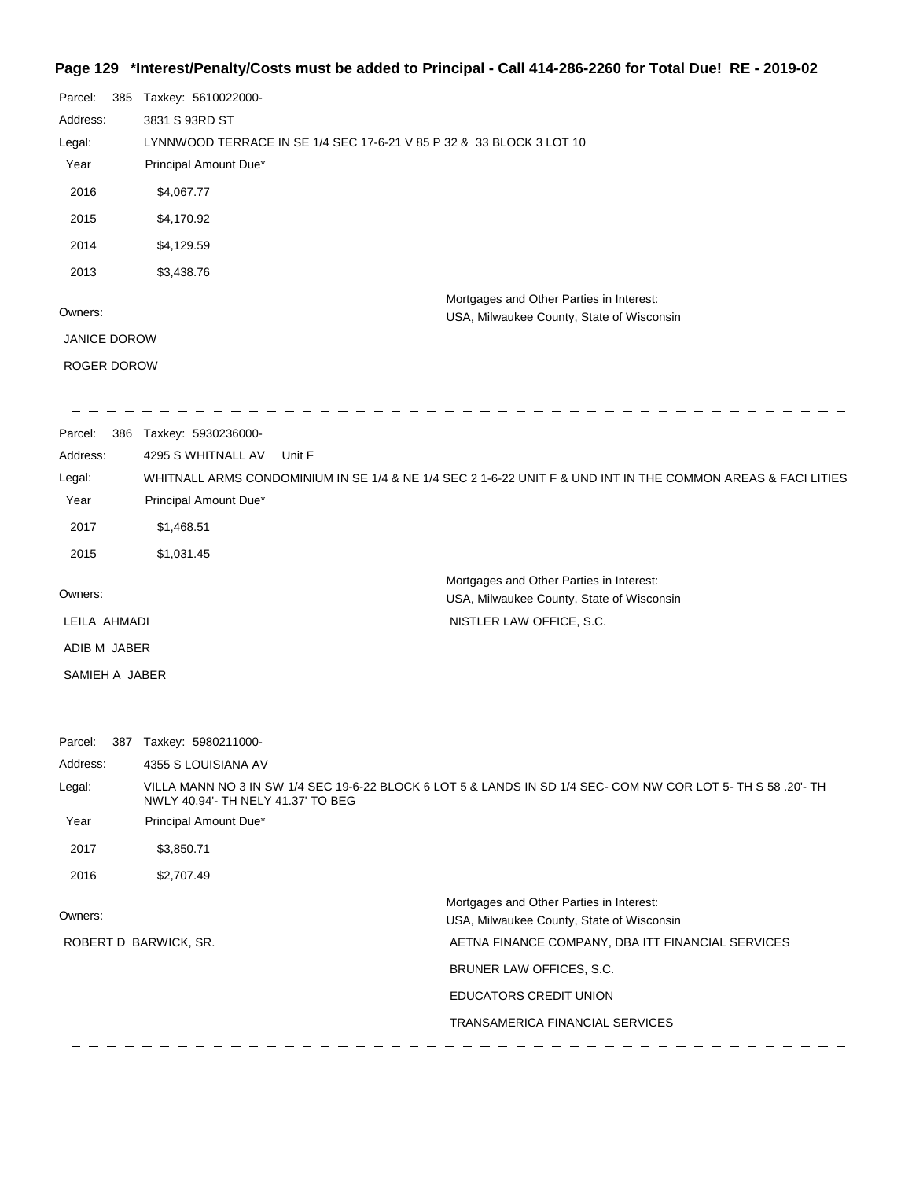**\*Interest/Penalty/Costs must be added to Principal - Call 414-286-2260 for Total Due! RE - 2019-02**

Parcel: 385 Taxkey: 5610022000-

Address: 3831 S 93RD ST

Legal: LYNNWOOD TERRACE IN SE 1/4 SEC 17-6-21 V 85 P 32 & 33 BLOCK 3 LOT 10

| Year | Principal Amount Due* |
|---|---|
| 2016 | $4,067.77 |
| 2015 | $4,170.92 |
| 2014 | $4,129.59 |
| 2013 | $3,438.76 |

Owners:
- JANICE DOROW
- ROGER DOROW

Mortgages and Other Parties in Interest:
- USA, Milwaukee County, State of Wisconsin

---

Parcel: 386 Taxkey: 5930236000-

Address: 4295 S WHITNALL AV Unit F

Legal: WHITNALL ARMS CONDOMINIUM IN SE 1/4 & NE 1/4 SEC 2 1-6-22 UNIT F & UND INT IN THE COMMON AREAS & FACI LITIES

| Year | Principal Amount Due* |
|---|---|
| 2017 | $1,468.51 |
| 2015 | $1,031.45 |

Owners:
- LEILA AHMADI
- ADIB M JABER
- SAMIEH A JABER

Mortgages and Other Parties in Interest:
- USA, Milwaukee County, State of Wisconsin
- NISTLER LAW OFFICE, S.C.

---

Parcel: 387 Taxkey: 5980211000-

Address: 4355 S LOUISIANA AV

Legal: VILLA MANN NO 3 IN SW 1/4 SEC 19-6-22 BLOCK 6 LOT 5 & LANDS IN SD 1/4 SEC- COM NW COR LOT 5- TH S 58 .20'- TH NWLY 40.94'- TH NELY 41.37' TO BEG

| Year | Principal Amount Due* |
|---|---|
| 2017 | $3,850.71 |
| 2016 | $2,707.49 |

Owners:
- ROBERT D BARWICK, SR.

Mortgages and Other Parties in Interest:
- USA, Milwaukee County, State of Wisconsin
- AETNA FINANCE COMPANY, DBA ITT FINANCIAL SERVICES
- BRUNER LAW OFFICES, S.C.
- EDUCATORS CREDIT UNION
- TRANSAMERICA FINANCIAL SERVICES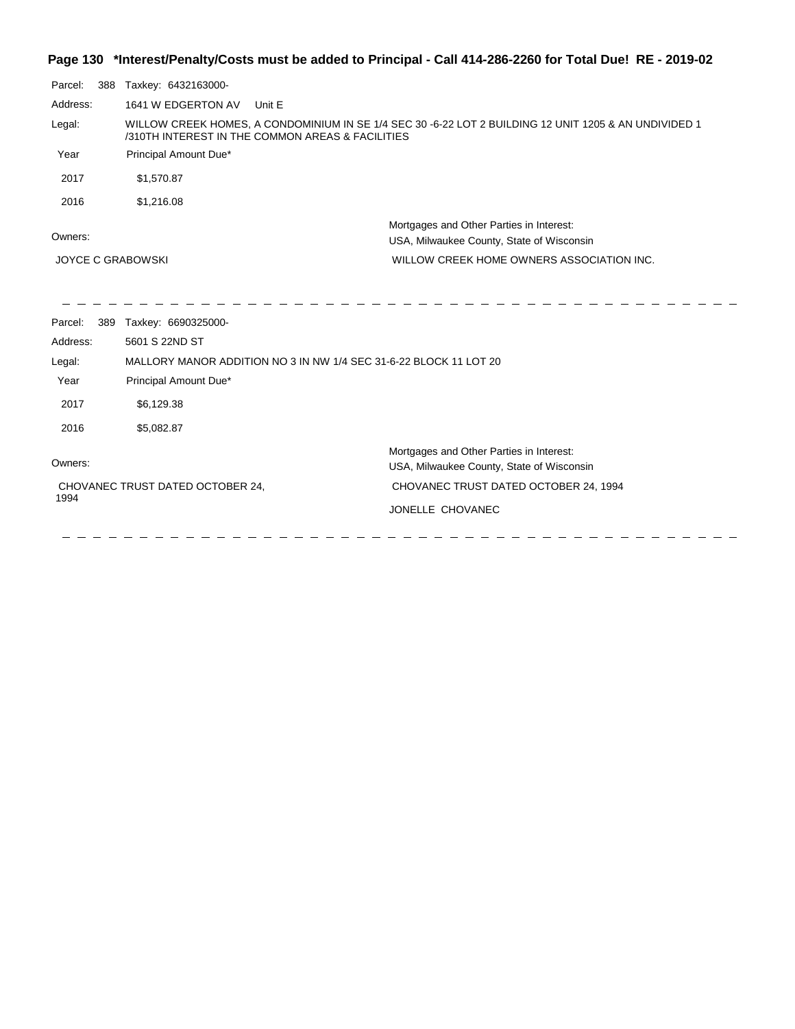**Page 130 \*Interest/Penalty/Costs must be added to Principal - Call 414-286-2260 for Total Due! RE - 2019-02**

Parcel: 388 Taxkey: 6432163000-

Address: 1641 W EDGERTON AV Unit E

Legal: WILLOW CREEK HOMES, A CONDOMINIUM IN SE 1/4 SEC 30 -6-22 LOT 2 BUILDING 12 UNIT 1205 & AN UNDIVIDED 1 /310TH INTEREST IN THE COMMON AREAS & FACILITIES

| Year | Principal Amount Due* |
| --- | --- |
| 2017 | $1,570.87 |
| 2016 | $1,216.08 |

Owners:

JOYCE C GRABOWSKI

Mortgages and Other Parties in Interest:

USA, Milwaukee County, State of Wisconsin

WILLOW CREEK HOME OWNERS ASSOCIATION INC.

---

Parcel: 389 Taxkey: 6690325000-

Address: 5601 S 22ND ST

Legal: MALLORY MANOR ADDITION NO 3 IN NW 1/4 SEC 31-6-22 BLOCK 11 LOT 20

| Year | Principal Amount Due* |
| --- | --- |
| 2017 | $6,129.38 |
| 2016 | $5,082.87 |

Owners:

CHOVANEC TRUST DATED OCTOBER 24, 1994

Mortgages and Other Parties in Interest:

USA, Milwaukee County, State of Wisconsin

CHOVANEC TRUST DATED OCTOBER 24, 1994

JONELLE CHOVANEC